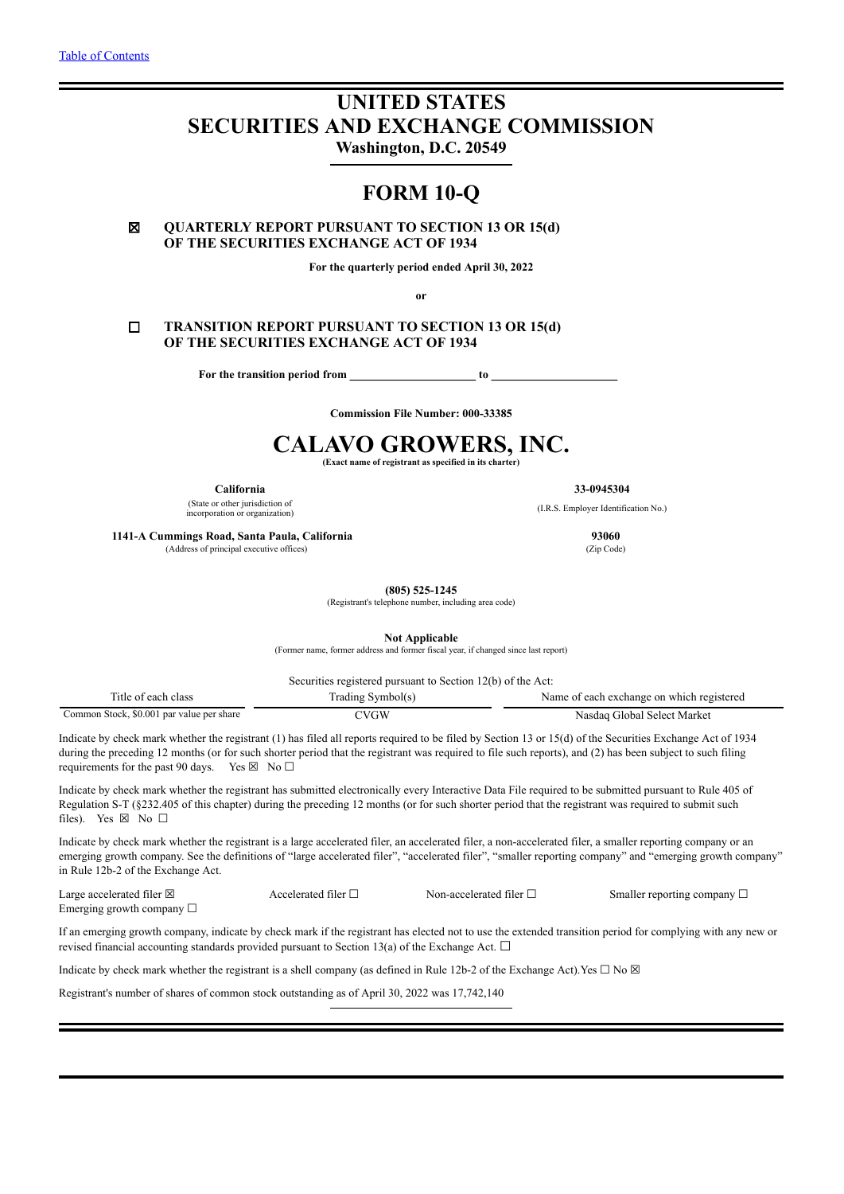[Table of Contents](#)

# UNITED STATES
# SECURITIES AND EXCHANGE COMMISSION
**Washington, D.C. 20549**

# FORM 10-Q

☒ **QUARTERLY REPORT PURSUANT TO SECTION 13 OR 15(d) OF THE SECURITIES EXCHANGE ACT OF 1934**

**For the quarterly period ended April 30, 2022**

**or**

☐ **TRANSITION REPORT PURSUANT TO SECTION 13 OR 15(d) OF THE SECURITIES EXCHANGE ACT OF 1934**

**For the transition period from \_\_\_\_\_\_\_\_\_\_\_\_\_\_\_\_\_\_\_\_ to \_\_\_\_\_\_\_\_\_\_\_\_\_\_\_\_\_\_\_\_**

**Commission File Number: 000-33385**

# CALAVO GROWERS, INC.
**(Exact name of registrant as specified in its charter)**

| | |
|---|---|
| **California** | **33-0945304** |
| (State or other jurisdiction of incorporation or organization) | (I.R.S. Employer Identification No.) |
| **1141-A Cummings Road, Santa Paula, California** | **93060** |
| (Address of principal executive offices) | (Zip Code) |

**(805) 525-1245**
(Registrant's telephone number, including area code)

**Not Applicable**
(Former name, former address and former fiscal year, if changed since last report)

Securities registered pursuant to Section 12(b) of the Act:

| Title of each class | Trading Symbol(s) | Name of each exchange on which registered |
|---|---|---|
| Common Stock, $0.001 par value per share | CVGW | Nasdaq Global Select Market |

Indicate by check mark whether the registrant (1) has filed all reports required to be filed by Section 13 or 15(d) of the Securities Exchange Act of 1934 during the preceding 12 months (or for such shorter period that the registrant was required to file such reports), and (2) has been subject to such filing requirements for the past 90 days. Yes ☒ No ☐

Indicate by check mark whether the registrant has submitted electronically every Interactive Data File required to be submitted pursuant to Rule 405 of Regulation S-T (§232.405 of this chapter) during the preceding 12 months (or for such shorter period that the registrant was required to submit such files). Yes ☒ No ☐

Indicate by check mark whether the registrant is a large accelerated filer, an accelerated filer, a non-accelerated filer, a smaller reporting company or an emerging growth company. See the definitions of "large accelerated filer", "accelerated filer", "smaller reporting company" and "emerging growth company" in Rule 12b-2 of the Exchange Act.

| | | | |
|---|---|---|---|
| Large accelerated filer ☒ | Accelerated filer ☐ | Non-accelerated filer ☐ | Smaller reporting company ☐ |
| Emerging growth company ☐ | | | |

If an emerging growth company, indicate by check mark if the registrant has elected not to use the extended transition period for complying with any new or revised financial accounting standards provided pursuant to Section 13(a) of the Exchange Act. ☐

Indicate by check mark whether the registrant is a shell company (as defined in Rule 12b-2 of the Exchange Act).Yes ☐ No ☒

Registrant's number of shares of common stock outstanding as of April 30, 2022 was 17,742,140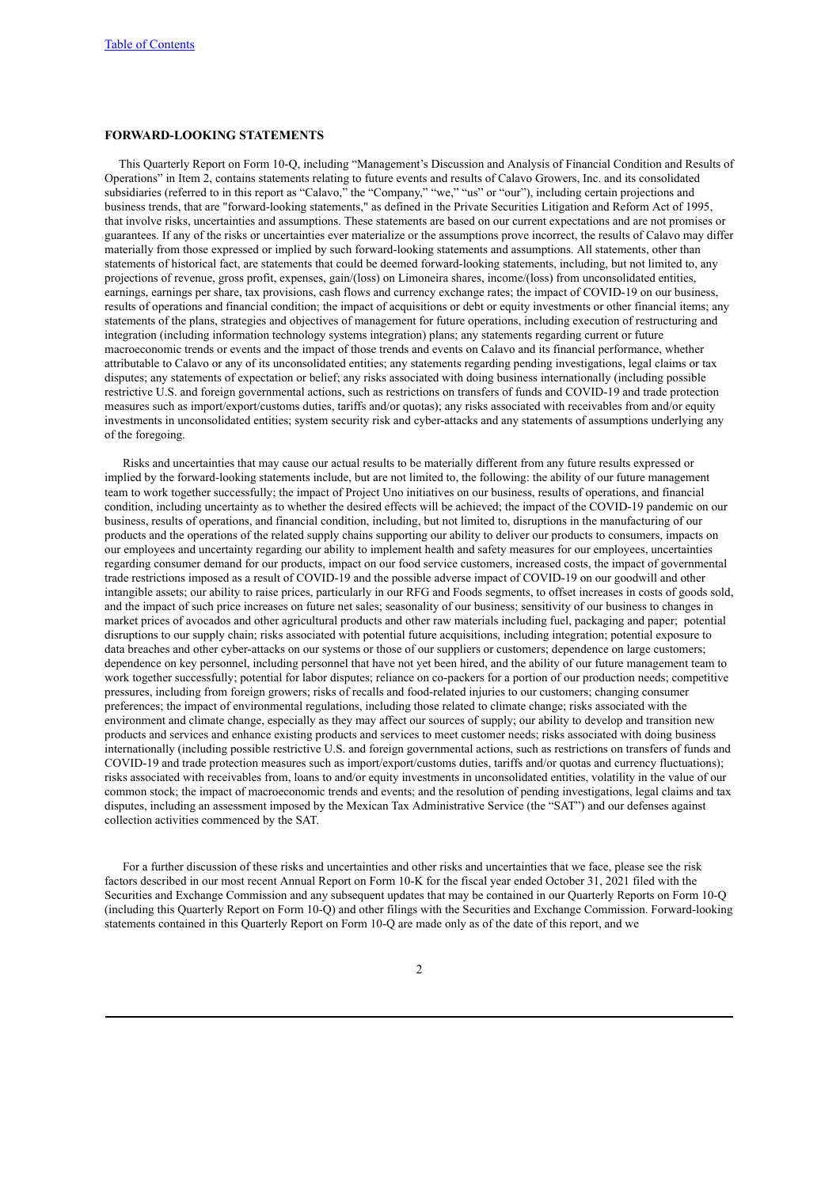## FORWARD-LOOKING STATEMENTS

This Quarterly Report on Form 10-Q, including "Management's Discussion and Analysis of Financial Condition and Results of Operations" in Item 2, contains statements relating to future events and results of Calavo Growers, Inc. and its consolidated subsidiaries (referred to in this report as "Calavo," the "Company," "we," "us" or "our"), including certain projections and business trends, that are "forward-looking statements," as defined in the Private Securities Litigation and Reform Act of 1995, that involve risks, uncertainties and assumptions. These statements are based on our current expectations and are not promises or guarantees. If any of the risks or uncertainties ever materialize or the assumptions prove incorrect, the results of Calavo may differ materially from those expressed or implied by such forward-looking statements and assumptions. All statements, other than statements of historical fact, are statements that could be deemed forward-looking statements, including, but not limited to, any projections of revenue, gross profit, expenses, gain/(loss) on Limoneira shares, income/(loss) from unconsolidated entities, earnings, earnings per share, tax provisions, cash flows and currency exchange rates; the impact of COVID-19 on our business, results of operations and financial condition; the impact of acquisitions or debt or equity investments or other financial items; any statements of the plans, strategies and objectives of management for future operations, including execution of restructuring and integration (including information technology systems integration) plans; any statements regarding current or future macroeconomic trends or events and the impact of those trends and events on Calavo and its financial performance, whether attributable to Calavo or any of its unconsolidated entities; any statements regarding pending investigations, legal claims or tax disputes; any statements of expectation or belief; any risks associated with doing business internationally (including possible restrictive U.S. and foreign governmental actions, such as restrictions on transfers of funds and COVID-19 and trade protection measures such as import/export/customs duties, tariffs and/or quotas); any risks associated with receivables from and/or equity investments in unconsolidated entities; system security risk and cyber-attacks and any statements of assumptions underlying any of the foregoing.

Risks and uncertainties that may cause our actual results to be materially different from any future results expressed or implied by the forward-looking statements include, but are not limited to, the following: the ability of our future management team to work together successfully; the impact of Project Uno initiatives on our business, results of operations, and financial condition, including uncertainty as to whether the desired effects will be achieved; the impact of the COVID-19 pandemic on our business, results of operations, and financial condition, including, but not limited to, disruptions in the manufacturing of our products and the operations of the related supply chains supporting our ability to deliver our products to consumers, impacts on our employees and uncertainty regarding our ability to implement health and safety measures for our employees, uncertainties regarding consumer demand for our products, impact on our food service customers, increased costs, the impact of governmental trade restrictions imposed as a result of COVID-19 and the possible adverse impact of COVID-19 on our goodwill and other intangible assets; our ability to raise prices, particularly in our RFG and Foods segments, to offset increases in costs of goods sold, and the impact of such price increases on future net sales; seasonality of our business; sensitivity of our business to changes in market prices of avocados and other agricultural products and other raw materials including fuel, packaging and paper; potential disruptions to our supply chain; risks associated with potential future acquisitions, including integration; potential exposure to data breaches and other cyber-attacks on our systems or those of our suppliers or customers; dependence on large customers; dependence on key personnel, including personnel that have not yet been hired, and the ability of our future management team to work together successfully; potential for labor disputes; reliance on co-packers for a portion of our production needs; competitive pressures, including from foreign growers; risks of recalls and food-related injuries to our customers; changing consumer preferences; the impact of environmental regulations, including those related to climate change; risks associated with the environment and climate change, especially as they may affect our sources of supply; our ability to develop and transition new products and services and enhance existing products and services to meet customer needs; risks associated with doing business internationally (including possible restrictive U.S. and foreign governmental actions, such as restrictions on transfers of funds and COVID-19 and trade protection measures such as import/export/customs duties, tariffs and/or quotas and currency fluctuations); risks associated with receivables from, loans to and/or equity investments in unconsolidated entities, volatility in the value of our common stock; the impact of macroeconomic trends and events; and the resolution of pending investigations, legal claims and tax disputes, including an assessment imposed by the Mexican Tax Administrative Service (the "SAT") and our defenses against collection activities commenced by the SAT.

For a further discussion of these risks and uncertainties and other risks and uncertainties that we face, please see the risk factors described in our most recent Annual Report on Form 10-K for the fiscal year ended October 31, 2021 filed with the Securities and Exchange Commission and any subsequent updates that may be contained in our Quarterly Reports on Form 10-Q (including this Quarterly Report on Form 10-Q) and other filings with the Securities and Exchange Commission. Forward-looking statements contained in this Quarterly Report on Form 10-Q are made only as of the date of this report, and we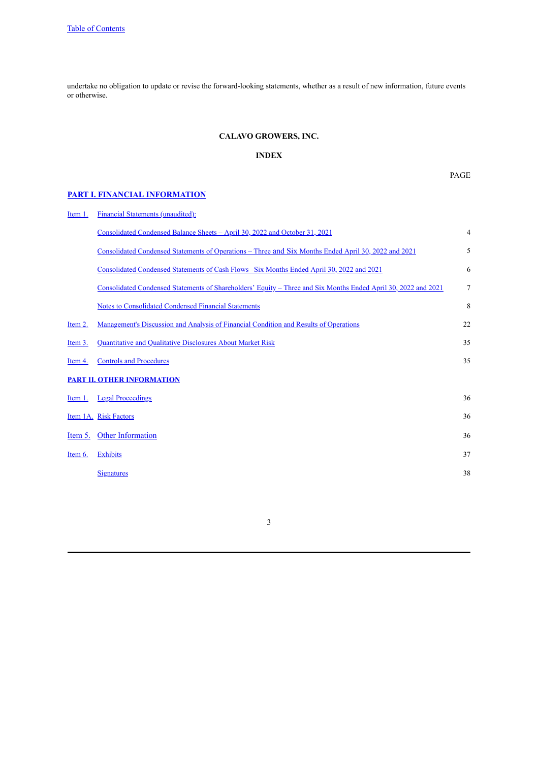undertake no obligation to update or revise the forward-looking statements, whether as a result of new information, future events or otherwise.

**CALAVO GROWERS, INC.**

**INDEX**

| | | PAGE |
|---|---|---|
| **PART I. FINANCIAL INFORMATION** | | |
| Item 1. | Financial Statements (unaudited): | |
| | Consolidated Condensed Balance Sheets – April 30, 2022 and October 31, 2021 | 4 |
| | Consolidated Condensed Statements of Operations – Three and Six Months Ended April 30, 2022 and 2021 | 5 |
| | Consolidated Condensed Statements of Cash Flows –Six Months Ended April 30, 2022 and 2021 | 6 |
| | Consolidated Condensed Statements of Shareholders' Equity – Three and Six Months Ended April 30, 2022 and 2021 | 7 |
| | Notes to Consolidated Condensed Financial Statements | 8 |
| Item 2. | Management's Discussion and Analysis of Financial Condition and Results of Operations | 22 |
| Item 3. | Quantitative and Qualitative Disclosures About Market Risk | 35 |
| Item 4. | Controls and Procedures | 35 |
| **PART II. OTHER INFORMATION** | | |
| Item 1. | Legal Proceedings | 36 |
| Item 1A. | Risk Factors | 36 |
| Item 5. | Other Information | 36 |
| Item 6. | Exhibits | 37 |
| | Signatures | 38 |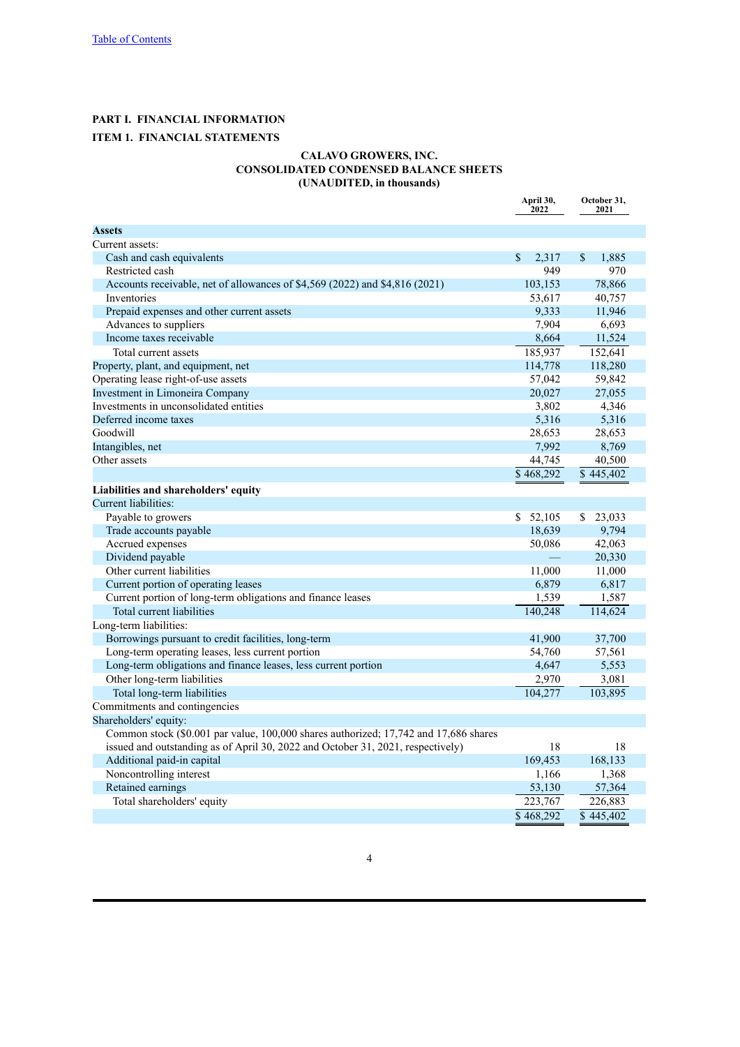[Table of Contents](#)

# PART I. FINANCIAL INFORMATION

## ITEM 1. FINANCIAL STATEMENTS

### CALAVO GROWERS, INC.
### CONSOLIDATED CONDENSED BALANCE SHEETS
### (UNAUDITED, in thousands)

| | April 30, 2022 | October 31, 2021 |
|---|---|---|
| **Assets** | | |
| Current assets: | | |
| Cash and cash equivalents | $ 2,317 | $ 1,885 |
| Restricted cash | 949 | 970 |
| Accounts receivable, net of allowances of $4,569 (2022) and $4,816 (2021) | 103,153 | 78,866 |
| Inventories | 53,617 | 40,757 |
| Prepaid expenses and other current assets | 9,333 | 11,946 |
| Advances to suppliers | 7,904 | 6,693 |
| Income taxes receivable | 8,664 | 11,524 |
| Total current assets | 185,937 | 152,641 |
| Property, plant, and equipment, net | 114,778 | 118,280 |
| Operating lease right-of-use assets | 57,042 | 59,842 |
| Investment in Limoneira Company | 20,027 | 27,055 |
| Investments in unconsolidated entities | 3,802 | 4,346 |
| Deferred income taxes | 5,316 | 5,316 |
| Goodwill | 28,653 | 28,653 |
| Intangibles, net | 7,992 | 8,769 |
| Other assets | 44,745 | 40,500 |
| | $ 468,292 | $ 445,402 |
| **Liabilities and shareholders' equity** | | |
| Current liabilities: | | |
| Payable to growers | $ 52,105 | $ 23,033 |
| Trade accounts payable | 18,639 | 9,794 |
| Accrued expenses | 50,086 | 42,063 |
| Dividend payable | — | 20,330 |
| Other current liabilities | 11,000 | 11,000 |
| Current portion of operating leases | 6,879 | 6,817 |
| Current portion of long-term obligations and finance leases | 1,539 | 1,587 |
| Total current liabilities | 140,248 | 114,624 |
| Long-term liabilities: | | |
| Borrowings pursuant to credit facilities, long-term | 41,900 | 37,700 |
| Long-term operating leases, less current portion | 54,760 | 57,561 |
| Long-term obligations and finance leases, less current portion | 4,647 | 5,553 |
| Other long-term liabilities | 2,970 | 3,081 |
| Total long-term liabilities | 104,277 | 103,895 |
| Commitments and contingencies | | |
| Shareholders' equity: | | |
| Common stock ($0.001 par value, 100,000 shares authorized; 17,742 and 17,686 shares issued and outstanding as of April 30, 2022 and October 31, 2021, respectively) | 18 | 18 |
| Additional paid-in capital | 169,453 | 168,133 |
| Noncontrolling interest | 1,166 | 1,368 |
| Retained earnings | 53,130 | 57,364 |
| Total shareholders' equity | 223,767 | 226,883 |
| | $ 468,292 | $ 445,402 |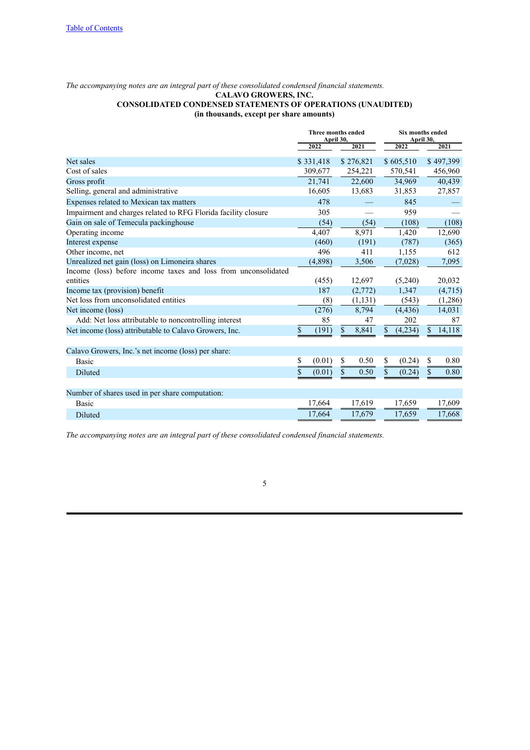*The accompanying notes are an integral part of these consolidated condensed financial statements.*

**CALAVO GROWERS, INC.**
**CONSOLIDATED CONDENSED STATEMENTS OF OPERATIONS (UNAUDITED)**
**(in thousands, except per share amounts)**

| | Three months ended April 30, | | Six months ended April 30, | |
|---|---|---|---|---|
| | 2022 | 2021 | 2022 | 2021 |
| Net sales | $ 331,418 | $ 276,821 | $ 605,510 | $ 497,399 |
| Cost of sales | 309,677 | 254,221 | 570,541 | 456,960 |
| Gross profit | 21,741 | 22,600 | 34,969 | 40,439 |
| Selling, general and administrative | 16,605 | 13,683 | 31,853 | 27,857 |
| Expenses related to Mexican tax matters | 478 | — | 845 | — |
| Impairment and charges related to RFG Florida facility closure | 305 | — | 959 | — |
| Gain on sale of Temecula packinghouse | (54) | (54) | (108) | (108) |
| Operating income | 4,407 | 8,971 | 1,420 | 12,690 |
| Interest expense | (460) | (191) | (787) | (365) |
| Other income, net | 496 | 411 | 1,155 | 612 |
| Unrealized net gain (loss) on Limoneira shares | (4,898) | 3,506 | (7,028) | 7,095 |
| Income (loss) before income taxes and loss from unconsolidated entities | (455) | 12,697 | (5,240) | 20,032 |
| Income tax (provision) benefit | 187 | (2,772) | 1,347 | (4,715) |
| Net loss from unconsolidated entities | (8) | (1,131) | (543) | (1,286) |
| Net income (loss) | (276) | 8,794 | (4,436) | 14,031 |
| Add: Net loss attributable to noncontrolling interest | 85 | 47 | 202 | 87 |
| Net income (loss) attributable to Calavo Growers, Inc. | $ (191) | $ 8,841 | $ (4,234) | $ 14,118 |
| | | | | |
| Calavo Growers, Inc.'s net income (loss) per share: | | | | |
| Basic | $ (0.01) | $ 0.50 | $ (0.24) | $ 0.80 |
| Diluted | $ (0.01) | $ 0.50 | $ (0.24) | $ 0.80 |
| | | | | |
| Number of shares used in per share computation: | | | | |
| Basic | 17,664 | 17,619 | 17,659 | 17,609 |
| Diluted | 17,664 | 17,679 | 17,659 | 17,668 |

*The accompanying notes are an integral part of these consolidated condensed financial statements.*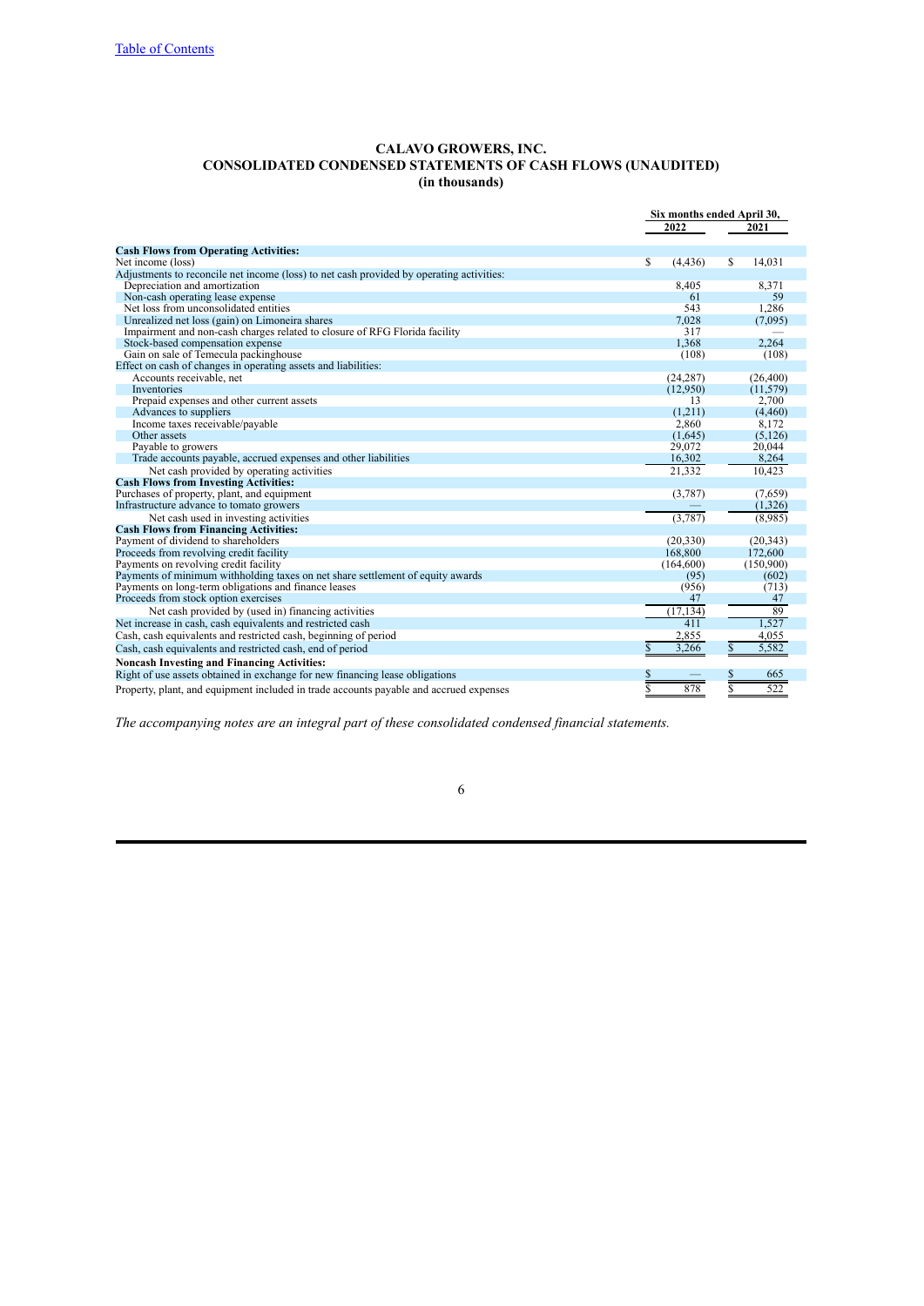[Table of Contents](#)

**CALAVO GROWERS, INC.**
**CONSOLIDATED CONDENSED STATEMENTS OF CASH FLOWS (UNAUDITED)**
**(in thousands)**

| | Six months ended April 30, | |
|---|---|---|
| | 2022 | 2021 |
| **Cash Flows from Operating Activities:** | | |
| Net income (loss) | $ (4,436) | $ 14,031 |
| Adjustments to reconcile net income (loss) to net cash provided by operating activities: | | |
| Depreciation and amortization | 8,405 | 8,371 |
| Non-cash operating lease expense | 61 | 59 |
| Net loss from unconsolidated entities | 543 | 1,286 |
| Unrealized net loss (gain) on Limoneira shares | 7,028 | (7,095) |
| Impairment and non-cash charges related to closure of RFG Florida facility | 317 | — |
| Stock-based compensation expense | 1,368 | 2,264 |
| Gain on sale of Temecula packinghouse | (108) | (108) |
| Effect on cash of changes in operating assets and liabilities: | | |
| Accounts receivable, net | (24,287) | (26,400) |
| Inventories | (12,950) | (11,579) |
| Prepaid expenses and other current assets | 13 | 2,700 |
| Advances to suppliers | (1,211) | (4,460) |
| Income taxes receivable/payable | 2,860 | 8,172 |
| Other assets | (1,645) | (5,126) |
| Payable to growers | 29,072 | 20,044 |
| Trade accounts payable, accrued expenses and other liabilities | 16,302 | 8,264 |
| Net cash provided by operating activities | 21,332 | 10,423 |
| **Cash Flows from Investing Activities:** | | |
| Purchases of property, plant, and equipment | (3,787) | (7,659) |
| Infrastructure advance to tomato growers | — | (1,326) |
| Net cash used in investing activities | (3,787) | (8,985) |
| **Cash Flows from Financing Activities:** | | |
| Payment of dividend to shareholders | (20,330) | (20,343) |
| Proceeds from revolving credit facility | 168,800 | 172,600 |
| Payments on revolving credit facility | (164,600) | (150,900) |
| Payments of minimum withholding taxes on net share settlement of equity awards | (95) | (602) |
| Payments on long-term obligations and finance leases | (956) | (713) |
| Proceeds from stock option exercises | 47 | 47 |
| Net cash provided by (used in) financing activities | (17,134) | 89 |
| Net increase in cash, cash equivalents and restricted cash | 411 | 1,527 |
| Cash, cash equivalents and restricted cash, beginning of period | 2,855 | 4,055 |
| Cash, cash equivalents and restricted cash, end of period | $ 3,266 | $ 5,582 |
| **Noncash Investing and Financing Activities:** | | |
| Right of use assets obtained in exchange for new financing lease obligations | $ — | $ 665 |
| Property, plant, and equipment included in trade accounts payable and accrued expenses | $ 878 | $ 522 |

*The accompanying notes are an integral part of these consolidated condensed financial statements.*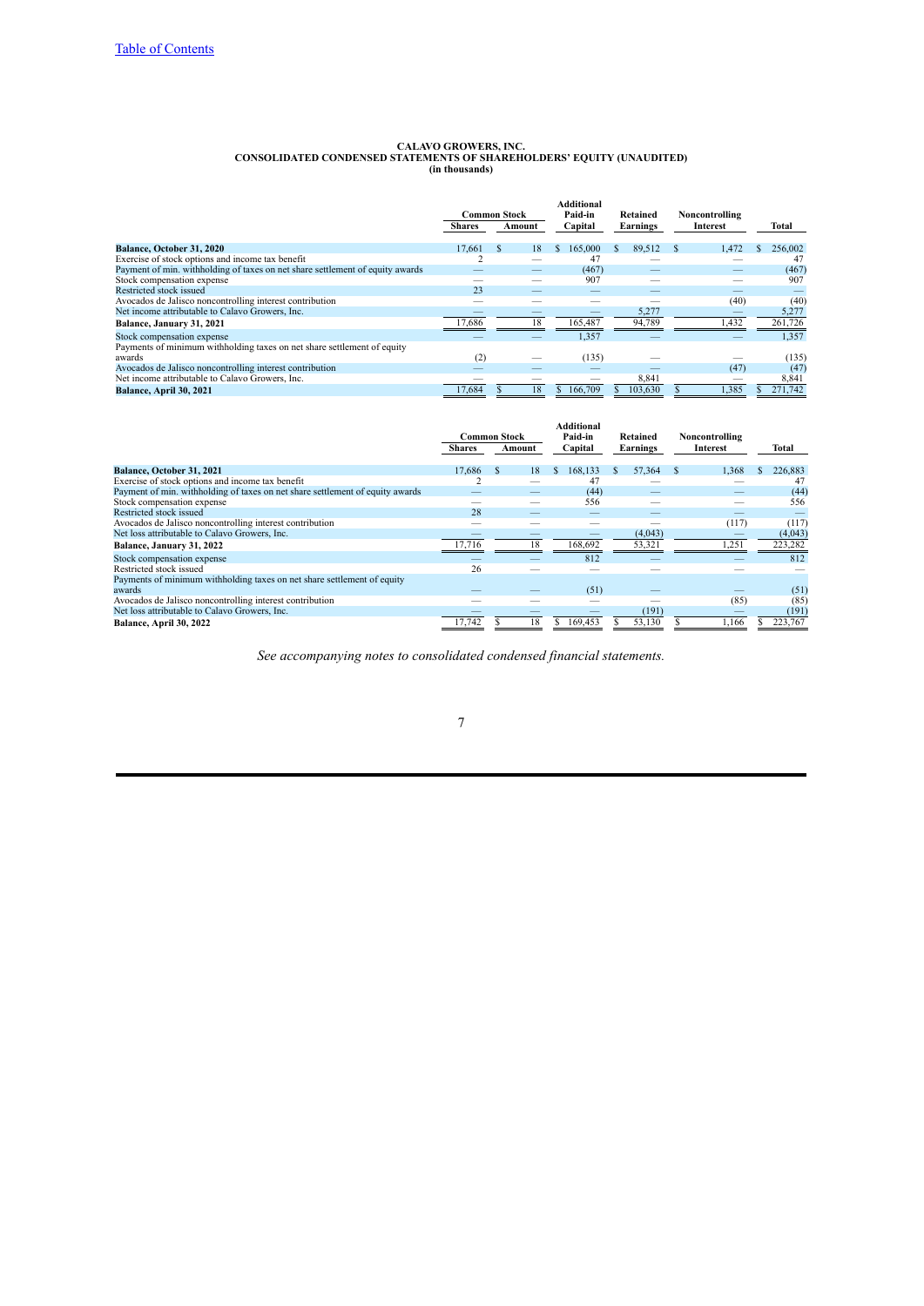# CALAVO GROWERS, INC.
## CONSOLIDATED CONDENSED STATEMENTS OF SHAREHOLDERS' EQUITY (UNAUDITED)
### (in thousands)

| | Common Stock | | Additional Paid-in | Retained | Noncontrolling | |
|---|---|---|---|---|---|---|
| | Shares | Amount | Capital | Earnings | Interest | Total |
| **Balance, October 31, 2020** | 17,661 | $ 18 | $ 165,000 | $ 89,512 | $ 1,472 | $ 256,002 |
| Exercise of stock options and income tax benefit | 2 | — | 47 | — | — | 47 |
| Payment of min. withholding of taxes on net share settlement of equity awards | — | — | (467) | — | — | (467) |
| Stock compensation expense | — | — | 907 | — | — | 907 |
| Restricted stock issued | 23 | — | — | — | — | — |
| Avocados de Jalisco noncontrolling interest contribution | — | — | — | — | (40) | (40) |
| Net income attributable to Calavo Growers, Inc. | — | — | — | 5,277 | — | 5,277 |
| **Balance, January 31, 2021** | 17,686 | 18 | 165,487 | 94,789 | 1,432 | 261,726 |
| Stock compensation expense | — | — | 1,357 | — | — | 1,357 |
| Payments of minimum withholding taxes on net share settlement of equity awards | (2) | — | (135) | — | — | (135) |
| Avocados de Jalisco noncontrolling interest contribution | — | — | — | — | (47) | (47) |
| Net income attributable to Calavo Growers, Inc. | — | — | — | 8,841 | — | 8,841 |
| **Balance, April 30, 2021** | 17,684 | $ 18 | $ 166,709 | $ 103,630 | $ 1,385 | $ 271,742 |

| | Common Stock | | Additional Paid-in | Retained | Noncontrolling | |
|---|---|---|---|---|---|---|
| | Shares | Amount | Capital | Earnings | Interest | Total |
| **Balance, October 31, 2021** | 17,686 | $ 18 | $ 168,133 | $ 57,364 | $ 1,368 | $ 226,883 |
| Exercise of stock options and income tax benefit | 2 | — | 47 | — | — | 47 |
| Payment of min. withholding of taxes on net share settlement of equity awards | — | — | (44) | — | — | (44) |
| Stock compensation expense | — | — | 556 | — | — | 556 |
| Restricted stock issued | 28 | — | — | — | — | — |
| Avocados de Jalisco noncontrolling interest contribution | — | — | — | — | (117) | (117) |
| Net loss attributable to Calavo Growers, Inc. | — | — | — | (4,043) | — | (4,043) |
| **Balance, January 31, 2022** | 17,716 | 18 | 168,692 | 53,321 | 1,251 | 223,282 |
| Stock compensation expense | — | — | 812 | — | — | 812 |
| Restricted stock issued | 26 | — | — | — | — | — |
| Payments of minimum withholding taxes on net share settlement of equity awards | — | — | (51) | — | — | (51) |
| Avocados de Jalisco noncontrolling interest contribution | — | — | — | — | (85) | (85) |
| Net loss attributable to Calavo Growers, Inc. | — | — | — | (191) | — | (191) |
| **Balance, April 30, 2022** | 17,742 | $ 18 | $ 169,453 | $ 53,130 | $ 1,166 | $ 223,767 |

*See accompanying notes to consolidated condensed financial statements.*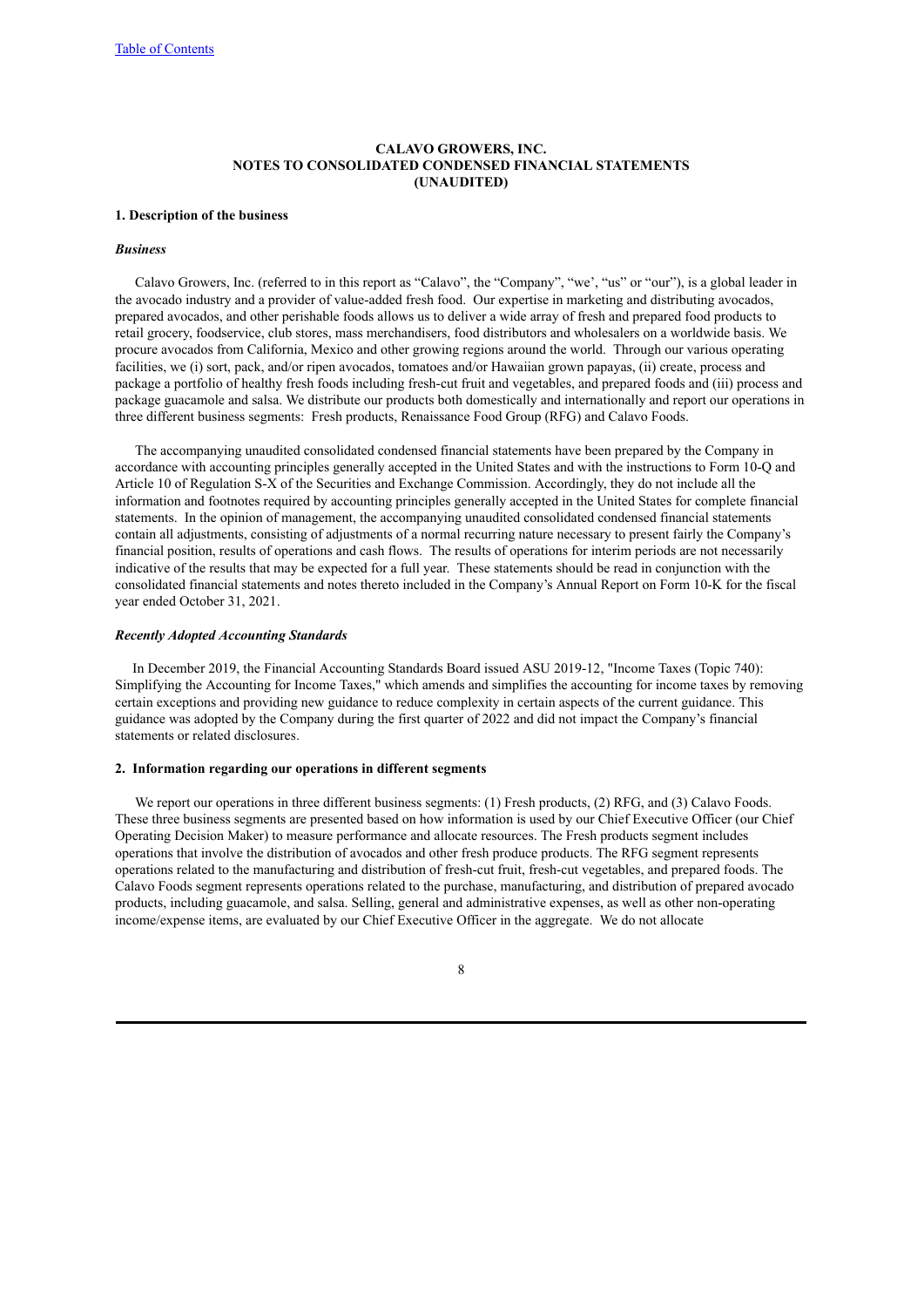**CALAVO GROWERS, INC.**
**NOTES TO CONSOLIDATED CONDENSED FINANCIAL STATEMENTS**
**(UNAUDITED)**

**1. Description of the business**

***Business***

Calavo Growers, Inc. (referred to in this report as "Calavo", the "Company", "we', "us" or "our"), is a global leader in the avocado industry and a provider of value-added fresh food. Our expertise in marketing and distributing avocados, prepared avocados, and other perishable foods allows us to deliver a wide array of fresh and prepared food products to retail grocery, foodservice, club stores, mass merchandisers, food distributors and wholesalers on a worldwide basis. We procure avocados from California, Mexico and other growing regions around the world. Through our various operating facilities, we (i) sort, pack, and/or ripen avocados, tomatoes and/or Hawaiian grown papayas, (ii) create, process and package a portfolio of healthy fresh foods including fresh-cut fruit and vegetables, and prepared foods and (iii) process and package guacamole and salsa. We distribute our products both domestically and internationally and report our operations in three different business segments: Fresh products, Renaissance Food Group (RFG) and Calavo Foods.

The accompanying unaudited consolidated condensed financial statements have been prepared by the Company in accordance with accounting principles generally accepted in the United States and with the instructions to Form 10-Q and Article 10 of Regulation S-X of the Securities and Exchange Commission. Accordingly, they do not include all the information and footnotes required by accounting principles generally accepted in the United States for complete financial statements. In the opinion of management, the accompanying unaudited consolidated condensed financial statements contain all adjustments, consisting of adjustments of a normal recurring nature necessary to present fairly the Company's financial position, results of operations and cash flows. The results of operations for interim periods are not necessarily indicative of the results that may be expected for a full year. These statements should be read in conjunction with the consolidated financial statements and notes thereto included in the Company's Annual Report on Form 10-K for the fiscal year ended October 31, 2021.

***Recently Adopted Accounting Standards***

In December 2019, the Financial Accounting Standards Board issued ASU 2019-12, "Income Taxes (Topic 740): Simplifying the Accounting for Income Taxes," which amends and simplifies the accounting for income taxes by removing certain exceptions and providing new guidance to reduce complexity in certain aspects of the current guidance. This guidance was adopted by the Company during the first quarter of 2022 and did not impact the Company's financial statements or related disclosures.

**2. Information regarding our operations in different segments**

We report our operations in three different business segments: (1) Fresh products, (2) RFG, and (3) Calavo Foods. These three business segments are presented based on how information is used by our Chief Executive Officer (our Chief Operating Decision Maker) to measure performance and allocate resources. The Fresh products segment includes operations that involve the distribution of avocados and other fresh produce products. The RFG segment represents operations related to the manufacturing and distribution of fresh-cut fruit, fresh-cut vegetables, and prepared foods. The Calavo Foods segment represents operations related to the purchase, manufacturing, and distribution of prepared avocado products, including guacamole, and salsa. Selling, general and administrative expenses, as well as other non-operating income/expense items, are evaluated by our Chief Executive Officer in the aggregate. We do not allocate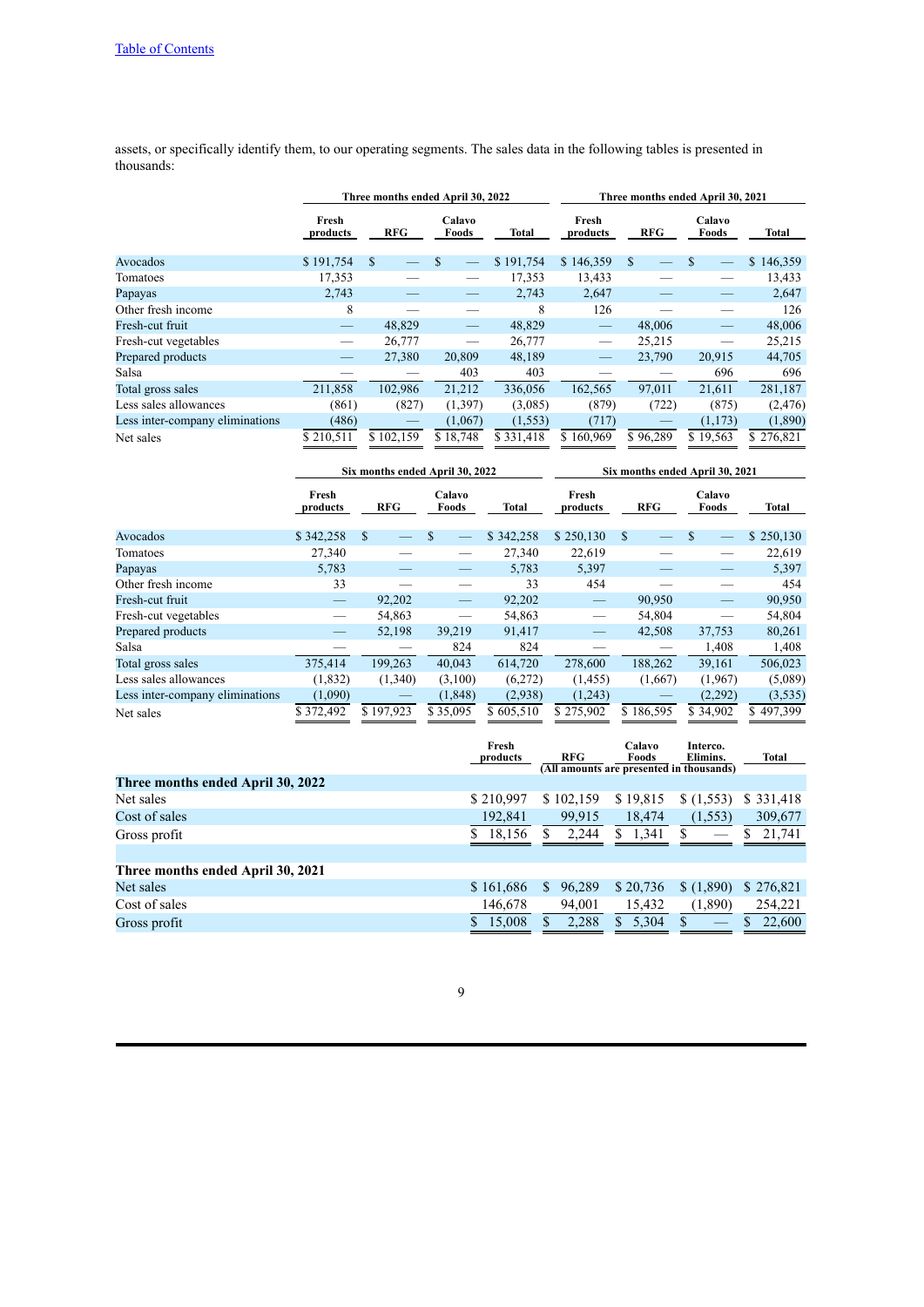assets, or specifically identify them, to our operating segments. The sales data in the following tables is presented in thousands:

| | Three months ended April 30, 2022 | | | | Three months ended April 30, 2021 | | | |
|---|---|---|---|---|---|---|---|---|
| | Fresh products | RFG | Calavo Foods | Total | Fresh products | RFG | Calavo Foods | Total |
| Avocados | $ 191,754 | $ — | $ — | $ 191,754 | $ 146,359 | $ — | $ — | $ 146,359 |
| Tomatoes | 17,353 | — | — | 17,353 | 13,433 | — | — | 13,433 |
| Papayas | 2,743 | — | — | 2,743 | 2,647 | — | — | 2,647 |
| Other fresh income | 8 | — | — | 8 | 126 | — | — | 126 |
| Fresh-cut fruit | — | 48,829 | — | 48,829 | — | 48,006 | — | 48,006 |
| Fresh-cut vegetables | — | 26,777 | — | 26,777 | — | 25,215 | — | 25,215 |
| Prepared products | — | 27,380 | 20,809 | 48,189 | — | 23,790 | 20,915 | 44,705 |
| Salsa | — | — | 403 | 403 | — | — | 696 | 696 |
| Total gross sales | 211,858 | 102,986 | 21,212 | 336,056 | 162,565 | 97,011 | 21,611 | 281,187 |
| Less sales allowances | (861) | (827) | (1,397) | (3,085) | (879) | (722) | (875) | (2,476) |
| Less inter-company eliminations | (486) | — | (1,067) | (1,553) | (717) | — | (1,173) | (1,890) |
| Net sales | $ 210,511 | $ 102,159 | $ 18,748 | $ 331,418 | $ 160,969 | $ 96,289 | $ 19,563 | $ 276,821 |

| | Six months ended April 30, 2022 | | | | Six months ended April 30, 2021 | | | |
|---|---|---|---|---|---|---|---|---|
| | Fresh products | RFG | Calavo Foods | Total | Fresh products | RFG | Calavo Foods | Total |
| Avocados | $ 342,258 | $ — | $ — | $ 342,258 | $ 250,130 | $ — | $ — | $ 250,130 |
| Tomatoes | 27,340 | — | — | 27,340 | 22,619 | — | — | 22,619 |
| Papayas | 5,783 | — | — | 5,783 | 5,397 | — | — | 5,397 |
| Other fresh income | 33 | — | — | 33 | 454 | — | — | 454 |
| Fresh-cut fruit | — | 92,202 | — | 92,202 | — | 90,950 | — | 90,950 |
| Fresh-cut vegetables | — | 54,863 | — | 54,863 | — | 54,804 | — | 54,804 |
| Prepared products | — | 52,198 | 39,219 | 91,417 | — | 42,508 | 37,753 | 80,261 |
| Salsa | — | — | 824 | 824 | — | — | 1,408 | 1,408 |
| Total gross sales | 375,414 | 199,263 | 40,043 | 614,720 | 278,600 | 188,262 | 39,161 | 506,023 |
| Less sales allowances | (1,832) | (1,340) | (3,100) | (6,272) | (1,455) | (1,667) | (1,967) | (5,089) |
| Less inter-company eliminations | (1,090) | — | (1,848) | (2,938) | (1,243) | — | (2,292) | (3,535) |
| Net sales | $ 372,492 | $ 197,923 | $ 35,095 | $ 605,510 | $ 275,902 | $ 186,595 | $ 34,902 | $ 497,399 |

| | Fresh products | RFG | Calavo Foods | Interco. Elimins. | Total |
|---|---|---|---|---|---|
| | (All amounts are presented in thousands) | | | | |
| **Three months ended April 30, 2022** | | | | | |
| Net sales | $ 210,997 | $ 102,159 | $ 19,815 | $ (1,553) | $ 331,418 |
| Cost of sales | 192,841 | 99,915 | 18,474 | (1,553) | 309,677 |
| Gross profit | $ 18,156 | $ 2,244 | $ 1,341 | $ — | $ 21,741 |
| | | | | | |
| **Three months ended April 30, 2021** | | | | | |
| Net sales | $ 161,686 | $ 96,289 | $ 20,736 | $ (1,890) | $ 276,821 |
| Cost of sales | 146,678 | 94,001 | 15,432 | (1,890) | 254,221 |
| Gross profit | $ 15,008 | $ 2,288 | $ 5,304 | $ — | $ 22,600 |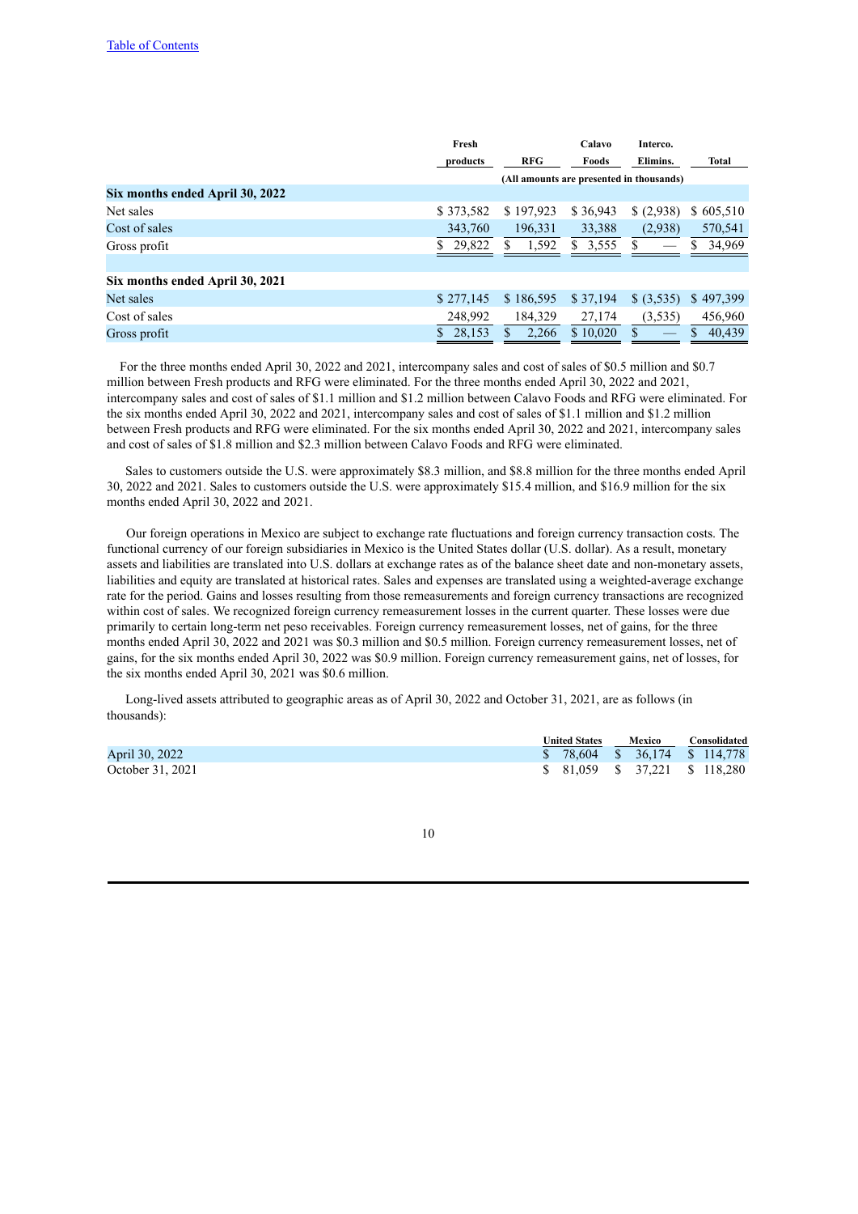| | Fresh products | RFG | Calavo Foods | Interco. Elimins. | Total |
|---|---|---|---|---|---|
| | (All amounts are presented in thousands) | | | | |
| **Six months ended April 30, 2022** | | | | | |
| Net sales | $ 373,582 | $ 197,923 | $ 36,943 | $ (2,938) | $ 605,510 |
| Cost of sales | 343,760 | 196,331 | 33,388 | (2,938) | 570,541 |
| Gross profit | $ 29,822 | $ 1,592 | $ 3,555 | $ — | $ 34,969 |
| | | | | | |
| **Six months ended April 30, 2021** | | | | | |
| Net sales | $ 277,145 | $ 186,595 | $ 37,194 | $ (3,535) | $ 497,399 |
| Cost of sales | 248,992 | 184,329 | 27,174 | (3,535) | 456,960 |
| Gross profit | $ 28,153 | $ 2,266 | $ 10,020 | $ — | $ 40,439 |

For the three months ended April 30, 2022 and 2021, intercompany sales and cost of sales of $0.5 million and $0.7 million between Fresh products and RFG were eliminated. For the three months ended April 30, 2022 and 2021, intercompany sales and cost of sales of $1.1 million and $1.2 million between Calavo Foods and RFG were eliminated. For the six months ended April 30, 2022 and 2021, intercompany sales and cost of sales of $1.1 million and $1.2 million between Fresh products and RFG were eliminated. For the six months ended April 30, 2022 and 2021, intercompany sales and cost of sales of $1.8 million and $2.3 million between Calavo Foods and RFG were eliminated.

Sales to customers outside the U.S. were approximately $8.3 million, and $8.8 million for the three months ended April 30, 2022 and 2021. Sales to customers outside the U.S. were approximately $15.4 million, and $16.9 million for the six months ended April 30, 2022 and 2021.

Our foreign operations in Mexico are subject to exchange rate fluctuations and foreign currency transaction costs. The functional currency of our foreign subsidiaries in Mexico is the United States dollar (U.S. dollar). As a result, monetary assets and liabilities are translated into U.S. dollars at exchange rates as of the balance sheet date and non-monetary assets, liabilities and equity are translated at historical rates. Sales and expenses are translated using a weighted-average exchange rate for the period. Gains and losses resulting from those remeasurements and foreign currency transactions are recognized within cost of sales. We recognized foreign currency remeasurement losses in the current quarter. These losses were due primarily to certain long-term net peso receivables. Foreign currency remeasurement losses, net of gains, for the three months ended April 30, 2022 and 2021 was $0.3 million and $0.5 million. Foreign currency remeasurement losses, net of gains, for the six months ended April 30, 2022 was $0.9 million. Foreign currency remeasurement gains, net of losses, for the six months ended April 30, 2021 was $0.6 million.

Long-lived assets attributed to geographic areas as of April 30, 2022 and October 31, 2021, are as follows (in thousands):

| | United States | Mexico | Consolidated |
|---|---|---|---|
| April 30, 2022 | $ 78,604 | $ 36,174 | $ 114,778 |
| October 31, 2021 | $ 81,059 | $ 37,221 | $ 118,280 |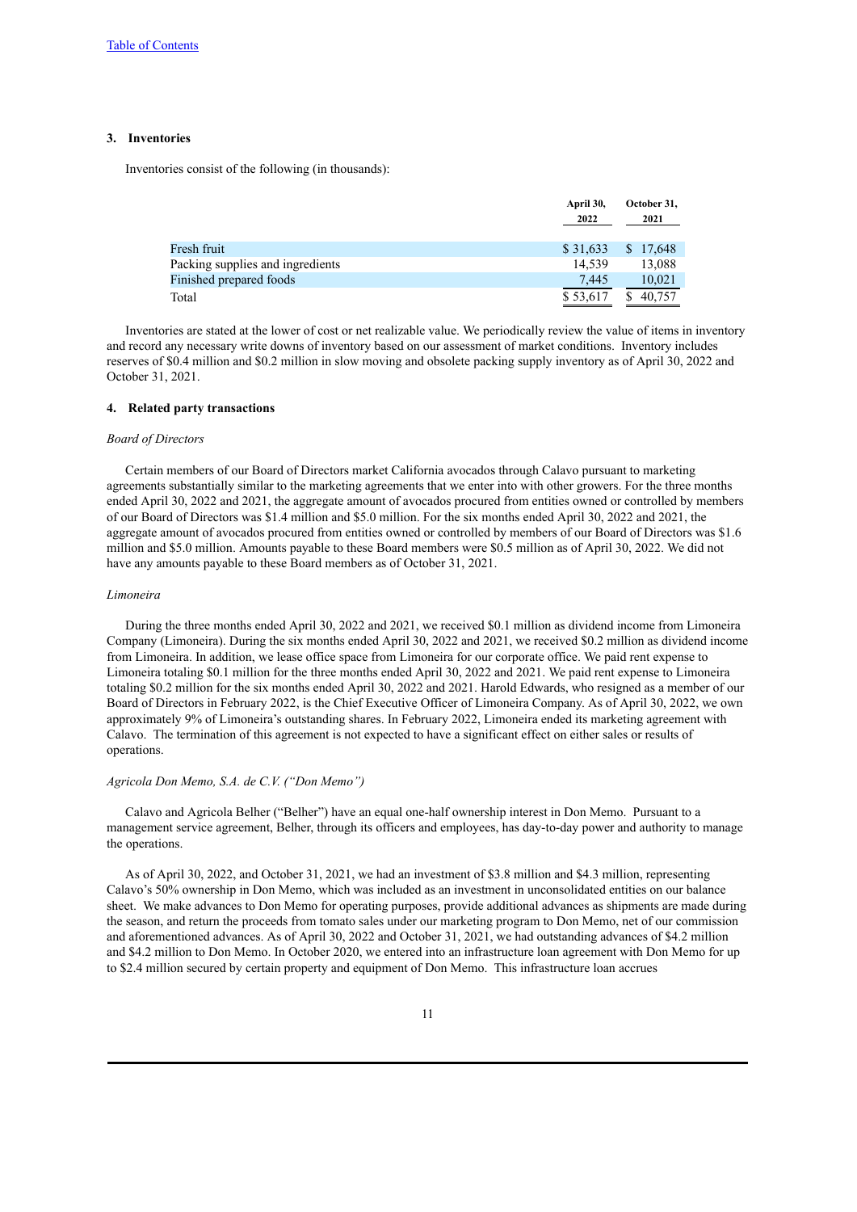### 3. Inventories

Inventories consist of the following (in thousands):

| | April 30, 2022 | October 31, 2021 |
|---|---|---|
| Fresh fruit | $ 31,633 | $ 17,648 |
| Packing supplies and ingredients | 14,539 | 13,088 |
| Finished prepared foods | 7,445 | 10,021 |
| Total | $ 53,617 | $ 40,757 |

Inventories are stated at the lower of cost or net realizable value. We periodically review the value of items in inventory and record any necessary write downs of inventory based on our assessment of market conditions. Inventory includes reserves of $0.4 million and $0.2 million in slow moving and obsolete packing supply inventory as of April 30, 2022 and October 31, 2021.

### 4. Related party transactions

*Board of Directors*

Certain members of our Board of Directors market California avocados through Calavo pursuant to marketing agreements substantially similar to the marketing agreements that we enter into with other growers. For the three months ended April 30, 2022 and 2021, the aggregate amount of avocados procured from entities owned or controlled by members of our Board of Directors was $1.4 million and $5.0 million. For the six months ended April 30, 2022 and 2021, the aggregate amount of avocados procured from entities owned or controlled by members of our Board of Directors was $1.6 million and $5.0 million. Amounts payable to these Board members were $0.5 million as of April 30, 2022. We did not have any amounts payable to these Board members as of October 31, 2021.

*Limoneira*

During the three months ended April 30, 2022 and 2021, we received $0.1 million as dividend income from Limoneira Company (Limoneira). During the six months ended April 30, 2022 and 2021, we received $0.2 million as dividend income from Limoneira. In addition, we lease office space from Limoneira for our corporate office. We paid rent expense to Limoneira totaling $0.1 million for the three months ended April 30, 2022 and 2021. We paid rent expense to Limoneira totaling $0.2 million for the six months ended April 30, 2022 and 2021. Harold Edwards, who resigned as a member of our Board of Directors in February 2022, is the Chief Executive Officer of Limoneira Company. As of April 30, 2022, we own approximately 9% of Limoneira's outstanding shares. In February 2022, Limoneira ended its marketing agreement with Calavo. The termination of this agreement is not expected to have a significant effect on either sales or results of operations.

*Agricola Don Memo, S.A. de C.V. ("Don Memo")*

Calavo and Agricola Belher ("Belher") have an equal one-half ownership interest in Don Memo. Pursuant to a management service agreement, Belher, through its officers and employees, has day-to-day power and authority to manage the operations.

As of April 30, 2022, and October 31, 2021, we had an investment of $3.8 million and $4.3 million, representing Calavo's 50% ownership in Don Memo, which was included as an investment in unconsolidated entities on our balance sheet. We make advances to Don Memo for operating purposes, provide additional advances as shipments are made during the season, and return the proceeds from tomato sales under our marketing program to Don Memo, net of our commission and aforementioned advances. As of April 30, 2022 and October 31, 2021, we had outstanding advances of $4.2 million and $4.2 million to Don Memo. In October 2020, we entered into an infrastructure loan agreement with Don Memo for up to $2.4 million secured by certain property and equipment of Don Memo. This infrastructure loan accrues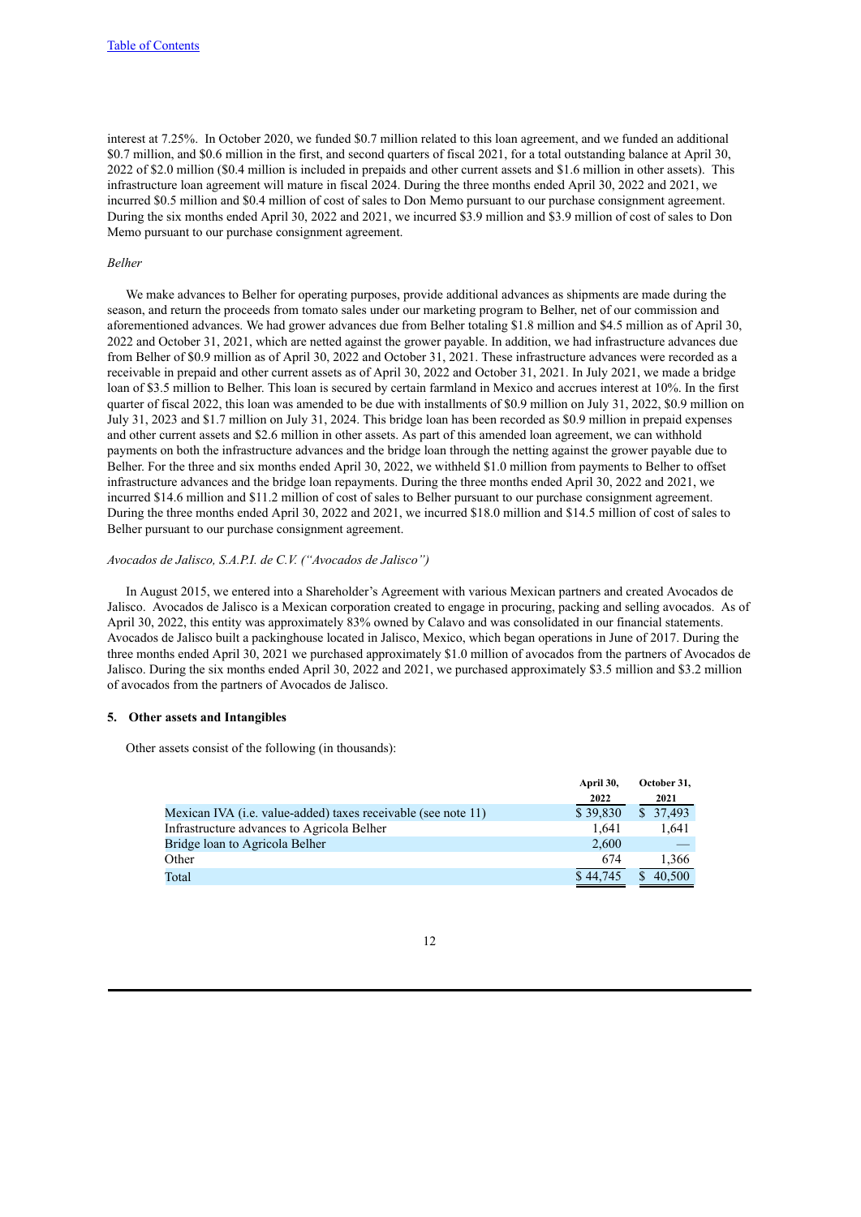interest at 7.25%. In October 2020, we funded $0.7 million related to this loan agreement, and we funded an additional $0.7 million, and $0.6 million in the first, and second quarters of fiscal 2021, for a total outstanding balance at April 30, 2022 of $2.0 million ($0.4 million is included in prepaids and other current assets and $1.6 million in other assets). This infrastructure loan agreement will mature in fiscal 2024. During the three months ended April 30, 2022 and 2021, we incurred $0.5 million and $0.4 million of cost of sales to Don Memo pursuant to our purchase consignment agreement. During the six months ended April 30, 2022 and 2021, we incurred $3.9 million and $3.9 million of cost of sales to Don Memo pursuant to our purchase consignment agreement.

*Belher*

We make advances to Belher for operating purposes, provide additional advances as shipments are made during the season, and return the proceeds from tomato sales under our marketing program to Belher, net of our commission and aforementioned advances. We had grower advances due from Belher totaling $1.8 million and $4.5 million as of April 30, 2022 and October 31, 2021, which are netted against the grower payable. In addition, we had infrastructure advances due from Belher of $0.9 million as of April 30, 2022 and October 31, 2021. These infrastructure advances were recorded as a receivable in prepaid and other current assets as of April 30, 2022 and October 31, 2021. In July 2021, we made a bridge loan of $3.5 million to Belher. This loan is secured by certain farmland in Mexico and accrues interest at 10%. In the first quarter of fiscal 2022, this loan was amended to be due with installments of $0.9 million on July 31, 2022, $0.9 million on July 31, 2023 and $1.7 million on July 31, 2024. This bridge loan has been recorded as $0.9 million in prepaid expenses and other current assets and $2.6 million in other assets. As part of this amended loan agreement, we can withhold payments on both the infrastructure advances and the bridge loan through the netting against the grower payable due to Belher. For the three and six months ended April 30, 2022, we withheld $1.0 million from payments to Belher to offset infrastructure advances and the bridge loan repayments. During the three months ended April 30, 2022 and 2021, we incurred $14.6 million and $11.2 million of cost of sales to Belher pursuant to our purchase consignment agreement. During the three months ended April 30, 2022 and 2021, we incurred $18.0 million and $14.5 million of cost of sales to Belher pursuant to our purchase consignment agreement.

*Avocados de Jalisco, S.A.P.I. de C.V. ("Avocados de Jalisco")*

In August 2015, we entered into a Shareholder's Agreement with various Mexican partners and created Avocados de Jalisco. Avocados de Jalisco is a Mexican corporation created to engage in procuring, packing and selling avocados. As of April 30, 2022, this entity was approximately 83% owned by Calavo and was consolidated in our financial statements. Avocados de Jalisco built a packinghouse located in Jalisco, Mexico, which began operations in June of 2017. During the three months ended April 30, 2021 we purchased approximately $1.0 million of avocados from the partners of Avocados de Jalisco. During the six months ended April 30, 2022 and 2021, we purchased approximately $3.5 million and $3.2 million of avocados from the partners of Avocados de Jalisco.

## 5. Other assets and Intangibles

Other assets consist of the following (in thousands):

| | April 30, 2022 | October 31, 2021 |
|---|---|---|
| Mexican IVA (i.e. value-added) taxes receivable (see note 11) | $ 39,830 | $ 37,493 |
| Infrastructure advances to Agricola Belher | 1,641 | 1,641 |
| Bridge loan to Agricola Belher | 2,600 | — |
| Other | 674 | 1,366 |
| Total | $ 44,745 | $ 40,500 |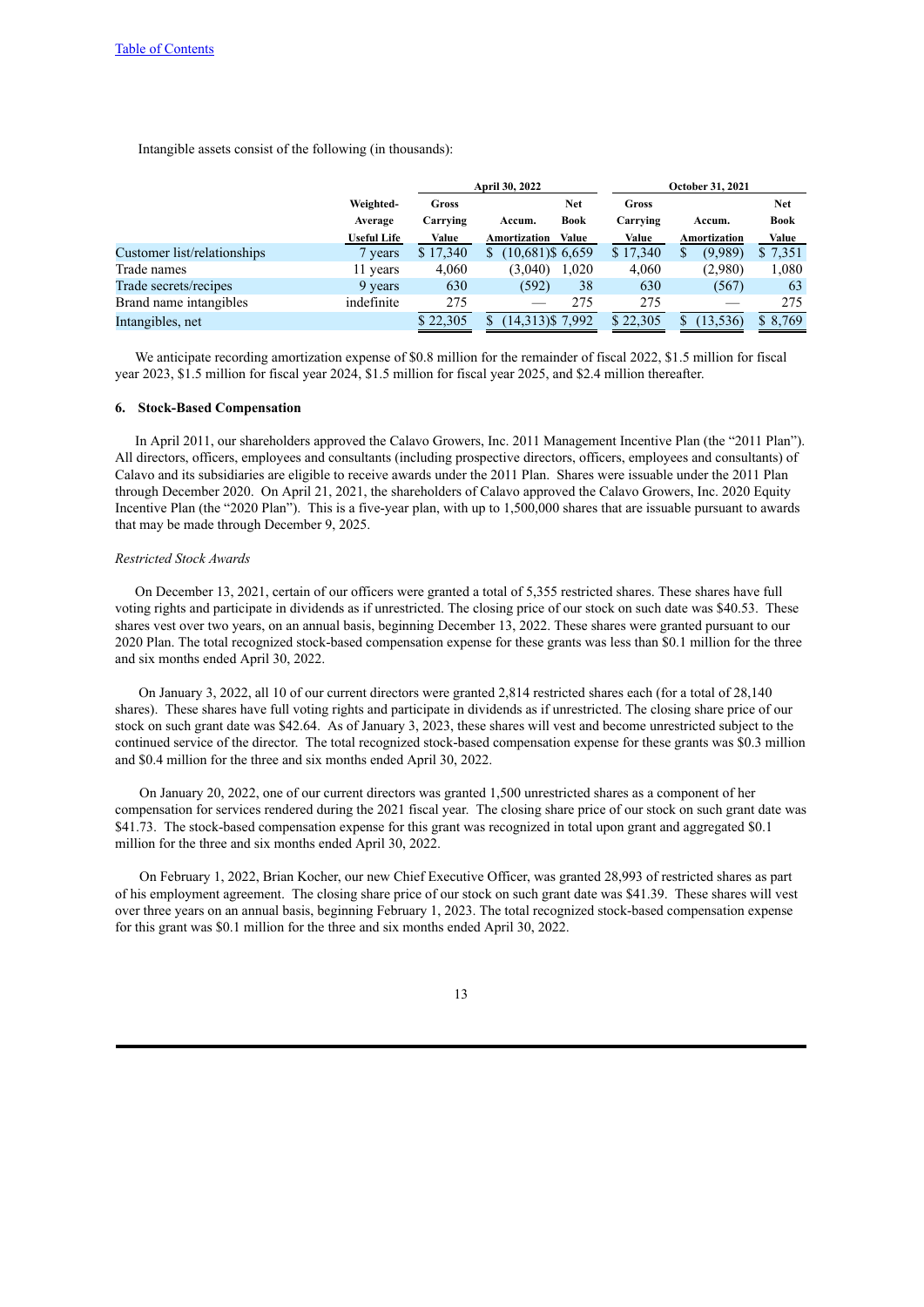Intangible assets consist of the following (in thousands):

| | | April 30, 2022 | | | October 31, 2021 | | |
|---|---|---|---|---|---|---|---|
| | Weighted-Average Useful Life | Gross Carrying Value | Accum. Amortization | Net Book Value | Gross Carrying Value | Accum. Amortization | Net Book Value |
| Customer list/relationships | 7 years | $ 17,340 | $ (10,681) | $ 6,659 | $ 17,340 | $ (9,989) | $ 7,351 |
| Trade names | 11 years | 4,060 | (3,040) | 1,020 | 4,060 | (2,980) | 1,080 |
| Trade secrets/recipes | 9 years | 630 | (592) | 38 | 630 | (567) | 63 |
| Brand name intangibles | indefinite | 275 | — | 275 | 275 | — | 275 |
| Intangibles, net | | $ 22,305 | $ (14,313) | $ 7,992 | $ 22,305 | $ (13,536) | $ 8,769 |

We anticipate recording amortization expense of $0.8 million for the remainder of fiscal 2022, $1.5 million for fiscal year 2023, $1.5 million for fiscal year 2024, $1.5 million for fiscal year 2025, and $2.4 million thereafter.

## 6. Stock-Based Compensation

In April 2011, our shareholders approved the Calavo Growers, Inc. 2011 Management Incentive Plan (the "2011 Plan"). All directors, officers, employees and consultants (including prospective directors, officers, employees and consultants) of Calavo and its subsidiaries are eligible to receive awards under the 2011 Plan. Shares were issuable under the 2011 Plan through December 2020. On April 21, 2021, the shareholders of Calavo approved the Calavo Growers, Inc. 2020 Equity Incentive Plan (the "2020 Plan"). This is a five-year plan, with up to 1,500,000 shares that are issuable pursuant to awards that may be made through December 9, 2025.

*Restricted Stock Awards*

On December 13, 2021, certain of our officers were granted a total of 5,355 restricted shares. These shares have full voting rights and participate in dividends as if unrestricted. The closing price of our stock on such date was $40.53. These shares vest over two years, on an annual basis, beginning December 13, 2022. These shares were granted pursuant to our 2020 Plan. The total recognized stock-based compensation expense for these grants was less than $0.1 million for the three and six months ended April 30, 2022.

On January 3, 2022, all 10 of our current directors were granted 2,814 restricted shares each (for a total of 28,140 shares). These shares have full voting rights and participate in dividends as if unrestricted. The closing share price of our stock on such grant date was $42.64. As of January 3, 2023, these shares will vest and become unrestricted subject to the continued service of the director. The total recognized stock-based compensation expense for these grants was $0.3 million and $0.4 million for the three and six months ended April 30, 2022.

On January 20, 2022, one of our current directors was granted 1,500 unrestricted shares as a component of her compensation for services rendered during the 2021 fiscal year. The closing share price of our stock on such grant date was $41.73. The stock-based compensation expense for this grant was recognized in total upon grant and aggregated $0.1 million for the three and six months ended April 30, 2022.

On February 1, 2022, Brian Kocher, our new Chief Executive Officer, was granted 28,993 of restricted shares as part of his employment agreement. The closing share price of our stock on such grant date was $41.39. These shares will vest over three years on an annual basis, beginning February 1, 2023. The total recognized stock-based compensation expense for this grant was $0.1 million for the three and six months ended April 30, 2022.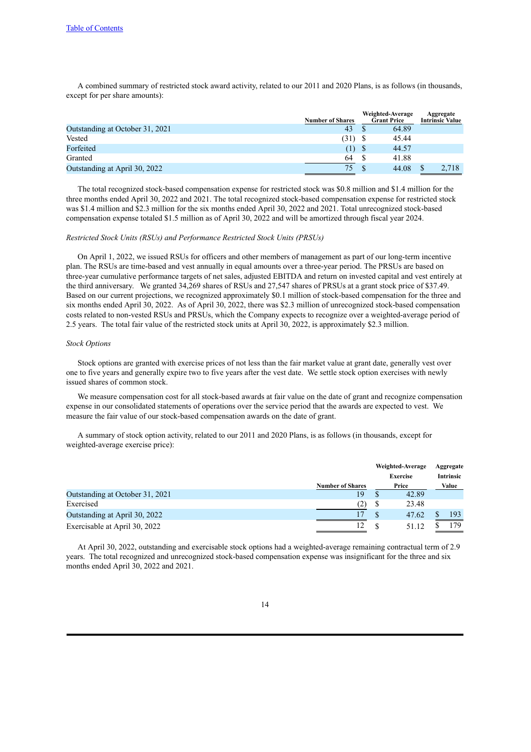A combined summary of restricted stock award activity, related to our 2011 and 2020 Plans, is as follows (in thousands, except for per share amounts):

| | Number of Shares | Weighted-Average Grant Price | Aggregate Intrinsic Value |
|---|---|---|---|
| Outstanding at October 31, 2021 | 43 | $ 64.89 | |
| Vested | (31) | $ 45.44 | |
| Forfeited | (1) | $ 44.57 | |
| Granted | 64 | $ 41.88 | |
| Outstanding at April 30, 2022 | 75 | $ 44.08 | $ 2,718 |

The total recognized stock-based compensation expense for restricted stock was $0.8 million and $1.4 million for the three months ended April 30, 2022 and 2021. The total recognized stock-based compensation expense for restricted stock was $1.4 million and $2.3 million for the six months ended April 30, 2022 and 2021. Total unrecognized stock-based compensation expense totaled $1.5 million as of April 30, 2022 and will be amortized through fiscal year 2024.

*Restricted Stock Units (RSUs) and Performance Restricted Stock Units (PRSUs)*

On April 1, 2022, we issued RSUs for officers and other members of management as part of our long-term incentive plan. The RSUs are time-based and vest annually in equal amounts over a three-year period. The PRSUs are based on three-year cumulative performance targets of net sales, adjusted EBITDA and return on invested capital and vest entirely at the third anniversary. We granted 34,269 shares of RSUs and 27,547 shares of PRSUs at a grant stock price of $37.49. Based on our current projections, we recognized approximately $0.1 million of stock-based compensation for the three and six months ended April 30, 2022. As of April 30, 2022, there was $2.3 million of unrecognized stock-based compensation costs related to non-vested RSUs and PRSUs, which the Company expects to recognize over a weighted-average period of 2.5 years. The total fair value of the restricted stock units at April 30, 2022, is approximately $2.3 million.

*Stock Options*

Stock options are granted with exercise prices of not less than the fair market value at grant date, generally vest over one to five years and generally expire two to five years after the vest date. We settle stock option exercises with newly issued shares of common stock.

We measure compensation cost for all stock-based awards at fair value on the date of grant and recognize compensation expense in our consolidated statements of operations over the service period that the awards are expected to vest. We measure the fair value of our stock-based compensation awards on the date of grant.

A summary of stock option activity, related to our 2011 and 2020 Plans, is as follows (in thousands, except for weighted-average exercise price):

| | Number of Shares | Weighted-Average Exercise Price | Aggregate Intrinsic Value |
|---|---|---|---|
| Outstanding at October 31, 2021 | 19 | $ 42.89 | |
| Exercised | (2) | $ 23.48 | |
| Outstanding at April 30, 2022 | 17 | $ 47.62 | $ 193 |
| Exercisable at April 30, 2022 | 12 | $ 51.12 | $ 179 |

At April 30, 2022, outstanding and exercisable stock options had a weighted-average remaining contractual term of 2.9 years. The total recognized and unrecognized stock-based compensation expense was insignificant for the three and six months ended April 30, 2022 and 2021.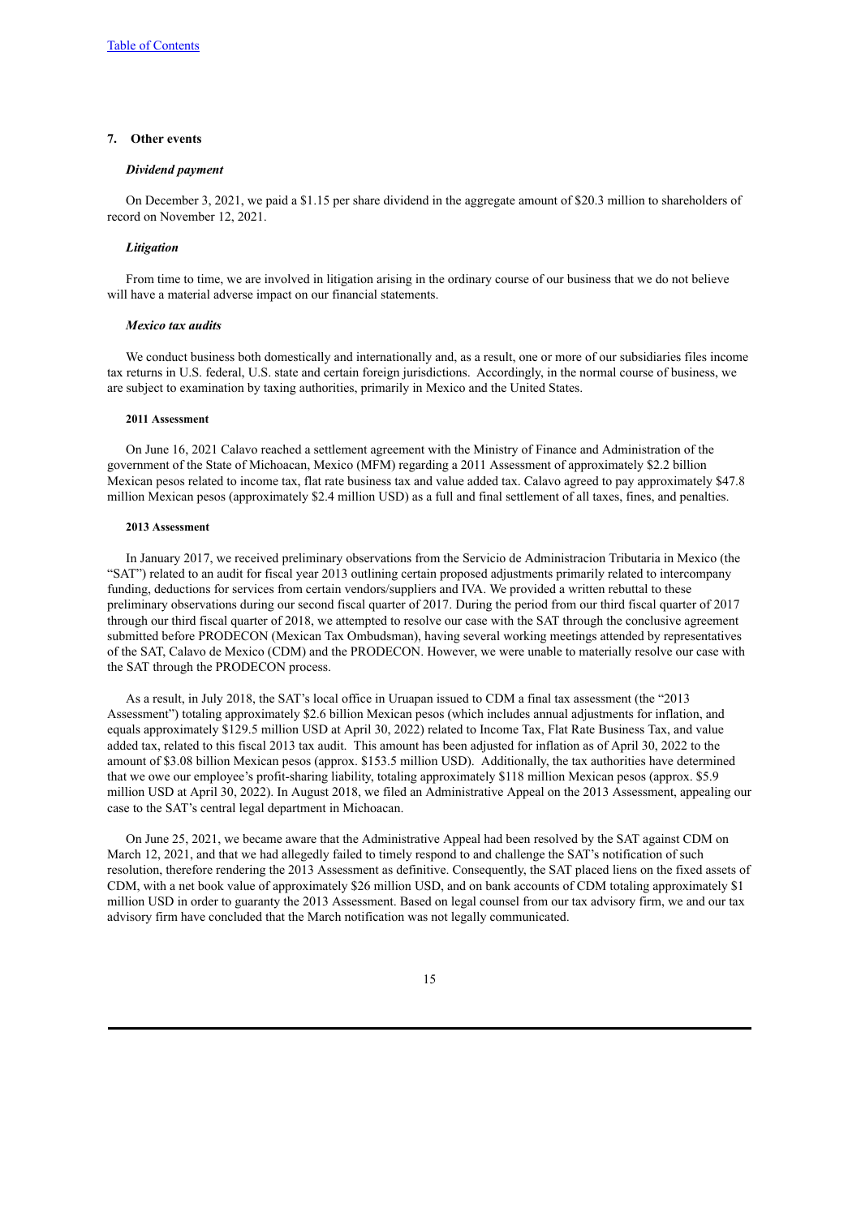## 7. Other events

### *Dividend payment*

On December 3, 2021, we paid a $1.15 per share dividend in the aggregate amount of $20.3 million to shareholders of record on November 12, 2021.

### *Litigation*

From time to time, we are involved in litigation arising in the ordinary course of our business that we do not believe will have a material adverse impact on our financial statements.

### *Mexico tax audits*

We conduct business both domestically and internationally and, as a result, one or more of our subsidiaries files income tax returns in U.S. federal, U.S. state and certain foreign jurisdictions. Accordingly, in the normal course of business, we are subject to examination by taxing authorities, primarily in Mexico and the United States.

#### 2011 Assessment

On June 16, 2021 Calavo reached a settlement agreement with the Ministry of Finance and Administration of the government of the State of Michoacan, Mexico (MFM) regarding a 2011 Assessment of approximately $2.2 billion Mexican pesos related to income tax, flat rate business tax and value added tax. Calavo agreed to pay approximately $47.8 million Mexican pesos (approximately $2.4 million USD) as a full and final settlement of all taxes, fines, and penalties.

#### 2013 Assessment

In January 2017, we received preliminary observations from the Servicio de Administracion Tributaria in Mexico (the "SAT") related to an audit for fiscal year 2013 outlining certain proposed adjustments primarily related to intercompany funding, deductions for services from certain vendors/suppliers and IVA. We provided a written rebuttal to these preliminary observations during our second fiscal quarter of 2017. During the period from our third fiscal quarter of 2017 through our third fiscal quarter of 2018, we attempted to resolve our case with the SAT through the conclusive agreement submitted before PRODECON (Mexican Tax Ombudsman), having several working meetings attended by representatives of the SAT, Calavo de Mexico (CDM) and the PRODECON. However, we were unable to materially resolve our case with the SAT through the PRODECON process.

As a result, in July 2018, the SAT's local office in Uruapan issued to CDM a final tax assessment (the "2013 Assessment") totaling approximately $2.6 billion Mexican pesos (which includes annual adjustments for inflation, and equals approximately $129.5 million USD at April 30, 2022) related to Income Tax, Flat Rate Business Tax, and value added tax, related to this fiscal 2013 tax audit. This amount has been adjusted for inflation as of April 30, 2022 to the amount of $3.08 billion Mexican pesos (approx. $153.5 million USD). Additionally, the tax authorities have determined that we owe our employee's profit-sharing liability, totaling approximately $118 million Mexican pesos (approx. $5.9 million USD at April 30, 2022). In August 2018, we filed an Administrative Appeal on the 2013 Assessment, appealing our case to the SAT's central legal department in Michoacan.

On June 25, 2021, we became aware that the Administrative Appeal had been resolved by the SAT against CDM on March 12, 2021, and that we had allegedly failed to timely respond to and challenge the SAT's notification of such resolution, therefore rendering the 2013 Assessment as definitive. Consequently, the SAT placed liens on the fixed assets of CDM, with a net book value of approximately $26 million USD, and on bank accounts of CDM totaling approximately $1 million USD in order to guaranty the 2013 Assessment. Based on legal counsel from our tax advisory firm, we and our tax advisory firm have concluded that the March notification was not legally communicated.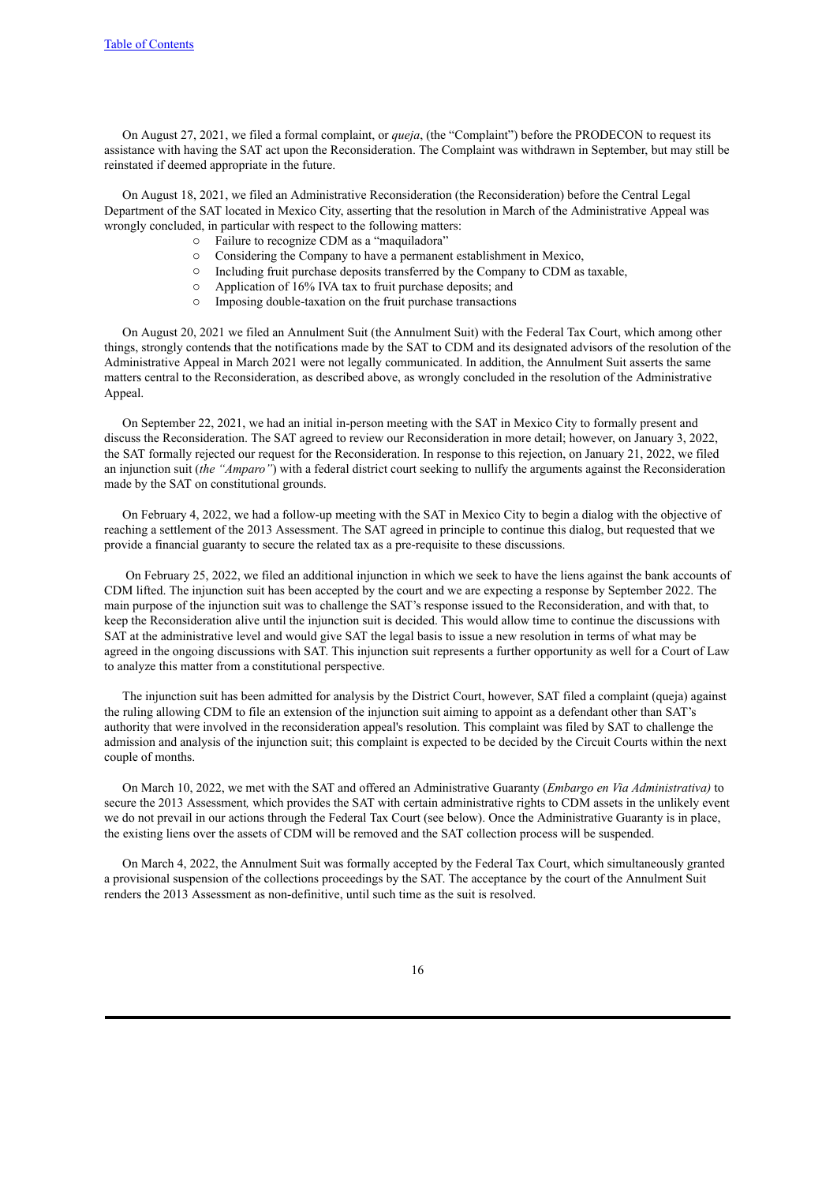On August 27, 2021, we filed a formal complaint, or *queja*, (the "Complaint") before the PRODECON to request its assistance with having the SAT act upon the Reconsideration. The Complaint was withdrawn in September, but may still be reinstated if deemed appropriate in the future.

On August 18, 2021, we filed an Administrative Reconsideration (the Reconsideration) before the Central Legal Department of the SAT located in Mexico City, asserting that the resolution in March of the Administrative Appeal was wrongly concluded, in particular with respect to the following matters:

- Failure to recognize CDM as a "maquiladora"
- Considering the Company to have a permanent establishment in Mexico,
- Including fruit purchase deposits transferred by the Company to CDM as taxable,
- Application of 16% IVA tax to fruit purchase deposits; and
- Imposing double-taxation on the fruit purchase transactions

On August 20, 2021 we filed an Annulment Suit (the Annulment Suit) with the Federal Tax Court, which among other things, strongly contends that the notifications made by the SAT to CDM and its designated advisors of the resolution of the Administrative Appeal in March 2021 were not legally communicated. In addition, the Annulment Suit asserts the same matters central to the Reconsideration, as described above, as wrongly concluded in the resolution of the Administrative Appeal.

On September 22, 2021, we had an initial in-person meeting with the SAT in Mexico City to formally present and discuss the Reconsideration. The SAT agreed to review our Reconsideration in more detail; however, on January 3, 2022, the SAT formally rejected our request for the Reconsideration. In response to this rejection, on January 21, 2022, we filed an injunction suit (*the "Amparo"*) with a federal district court seeking to nullify the arguments against the Reconsideration made by the SAT on constitutional grounds.

On February 4, 2022, we had a follow-up meeting with the SAT in Mexico City to begin a dialog with the objective of reaching a settlement of the 2013 Assessment. The SAT agreed in principle to continue this dialog, but requested that we provide a financial guaranty to secure the related tax as a pre-requisite to these discussions.

On February 25, 2022, we filed an additional injunction in which we seek to have the liens against the bank accounts of CDM lifted. The injunction suit has been accepted by the court and we are expecting a response by September 2022. The main purpose of the injunction suit was to challenge the SAT's response issued to the Reconsideration, and with that, to keep the Reconsideration alive until the injunction suit is decided. This would allow time to continue the discussions with SAT at the administrative level and would give SAT the legal basis to issue a new resolution in terms of what may be agreed in the ongoing discussions with SAT. This injunction suit represents a further opportunity as well for a Court of Law to analyze this matter from a constitutional perspective.

The injunction suit has been admitted for analysis by the District Court, however, SAT filed a complaint (queja) against the ruling allowing CDM to file an extension of the injunction suit aiming to appoint as a defendant other than SAT's authority that were involved in the reconsideration appeal's resolution. This complaint was filed by SAT to challenge the admission and analysis of the injunction suit; this complaint is expected to be decided by the Circuit Courts within the next couple of months.

On March 10, 2022, we met with the SAT and offered an Administrative Guaranty (*Embargo en Via Administrativa)* to secure the 2013 Assessment*,* which provides the SAT with certain administrative rights to CDM assets in the unlikely event we do not prevail in our actions through the Federal Tax Court (see below). Once the Administrative Guaranty is in place, the existing liens over the assets of CDM will be removed and the SAT collection process will be suspended.

On March 4, 2022, the Annulment Suit was formally accepted by the Federal Tax Court, which simultaneously granted a provisional suspension of the collections proceedings by the SAT. The acceptance by the court of the Annulment Suit renders the 2013 Assessment as non-definitive, until such time as the suit is resolved.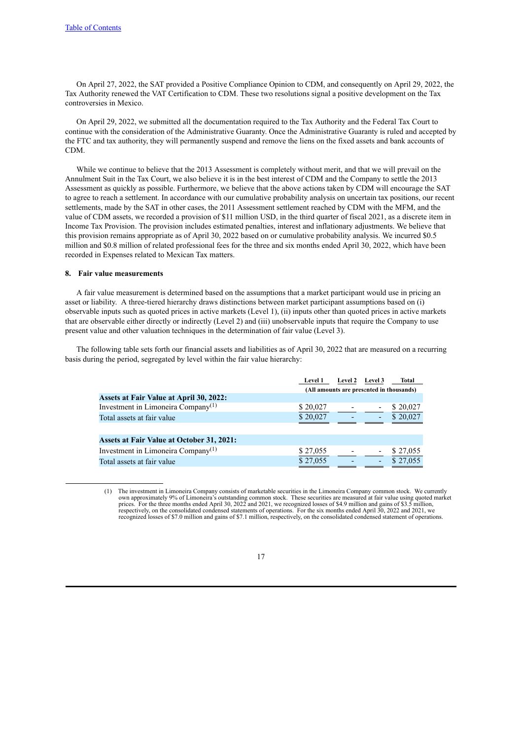On April 27, 2022, the SAT provided a Positive Compliance Opinion to CDM, and consequently on April 29, 2022, the Tax Authority renewed the VAT Certification to CDM. These two resolutions signal a positive development on the Tax controversies in Mexico.

On April 29, 2022, we submitted all the documentation required to the Tax Authority and the Federal Tax Court to continue with the consideration of the Administrative Guaranty. Once the Administrative Guaranty is ruled and accepted by the FTC and tax authority, they will permanently suspend and remove the liens on the fixed assets and bank accounts of CDM.

While we continue to believe that the 2013 Assessment is completely without merit, and that we will prevail on the Annulment Suit in the Tax Court, we also believe it is in the best interest of CDM and the Company to settle the 2013 Assessment as quickly as possible. Furthermore, we believe that the above actions taken by CDM will encourage the SAT to agree to reach a settlement. In accordance with our cumulative probability analysis on uncertain tax positions, our recent settlements, made by the SAT in other cases, the 2011 Assessment settlement reached by CDM with the MFM, and the value of CDM assets, we recorded a provision of $11 million USD, in the third quarter of fiscal 2021, as a discrete item in Income Tax Provision. The provision includes estimated penalties, interest and inflationary adjustments. We believe that this provision remains appropriate as of April 30, 2022 based on or cumulative probability analysis. We incurred $0.5 million and $0.8 million of related professional fees for the three and six months ended April 30, 2022, which have been recorded in Expenses related to Mexican Tax matters.

## 8. Fair value measurements

A fair value measurement is determined based on the assumptions that a market participant would use in pricing an asset or liability. A three-tiered hierarchy draws distinctions between market participant assumptions based on (i) observable inputs such as quoted prices in active markets (Level 1), (ii) inputs other than quoted prices in active markets that are observable either directly or indirectly (Level 2) and (iii) unobservable inputs that require the Company to use present value and other valuation techniques in the determination of fair value (Level 3).

The following table sets forth our financial assets and liabilities as of April 30, 2022 that are measured on a recurring basis during the period, segregated by level within the fair value hierarchy:

| | Level 1 | Level 2 | Level 3 | Total |
|---|---|---|---|---|
| | (All amounts are presented in thousands) | | | |
| **Assets at Fair Value at April 30, 2022:** | | | | |
| Investment in Limoneira Company[1] | $ 20,027 | - | - | $ 20,027 |
| Total assets at fair value | $ 20,027 | - | - | $ 20,027 |
| | | | | |
| **Assets at Fair Value at October 31, 2021:** | | | | |
| Investment in Limoneira Company[1] | $ 27,055 | - | - | $ 27,055 |
| Total assets at fair value | $ 27,055 | - | - | $ 27,055 |

(1) The investment in Limoneira Company consists of marketable securities in the Limoneira Company common stock. We currently own approximately 9% of Limoneira's outstanding common stock. These securities are measured at fair value using quoted market prices. For the three months ended April 30, 2022 and 2021, we recognized losses of $4.9 million and gains of $3.5 million, respectively, on the consolidated condensed statements of operations. For the six months ended April 30, 2022 and 2021, we recognized losses of $7.0 million and gains of $7.1 million, respectively, on the consolidated condensed statement of operations.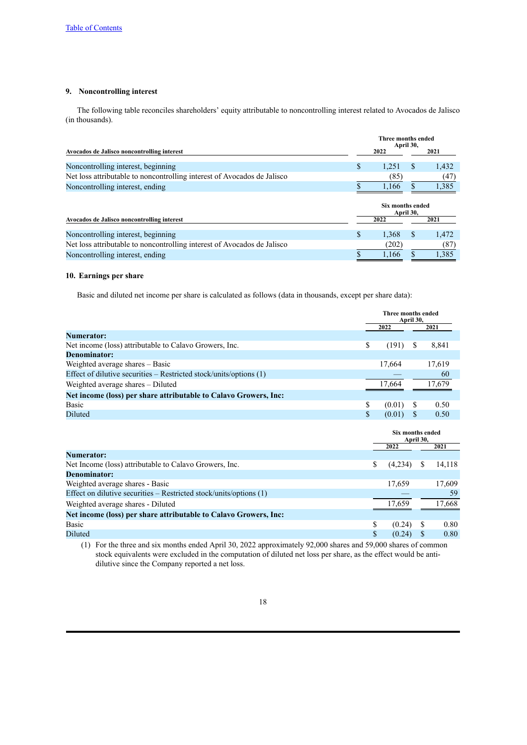## 9. Noncontrolling interest

The following table reconciles shareholders' equity attributable to noncontrolling interest related to Avocados de Jalisco (in thousands).

| Avocados de Jalisco noncontrolling interest | Three months ended April 30, 2022 | Three months ended April 30, 2021 |
|---|---|---|
| Noncontrolling interest, beginning | $ 1,251 | $ 1,432 |
| Net loss attributable to noncontrolling interest of Avocados de Jalisco | (85) | (47) |
| Noncontrolling interest, ending | $ 1,166 | $ 1,385 |

| Avocados de Jalisco noncontrolling interest | Six months ended April 30, 2022 | Six months ended April 30, 2021 |
|---|---|---|
| Noncontrolling interest, beginning | $ 1,368 | $ 1,472 |
| Net loss attributable to noncontrolling interest of Avocados de Jalisco | (202) | (87) |
| Noncontrolling interest, ending | $ 1,166 | $ 1,385 |

## 10. Earnings per share

Basic and diluted net income per share is calculated as follows (data in thousands, except per share data):

| | Three months ended April 30, 2022 | Three months ended April 30, 2021 |
|---|---|---|
| **Numerator:** | | |
| Net income (loss) attributable to Calavo Growers, Inc. | $ (191) | $ 8,841 |
| **Denominator:** | | |
| Weighted average shares – Basic | 17,664 | 17,619 |
| Effect of dilutive securities – Restricted stock/units/options (1) | — | 60 |
| Weighted average shares – Diluted | 17,664 | 17,679 |
| **Net income (loss) per share attributable to Calavo Growers, Inc:** | | |
| Basic | $ (0.01) | $ 0.50 |
| Diluted | $ (0.01) | $ 0.50 |

| | Six months ended April 30, 2022 | Six months ended April 30, 2021 |
|---|---|---|
| **Numerator:** | | |
| Net Income (loss) attributable to Calavo Growers, Inc. | $ (4,234) | $ 14,118 |
| **Denominator:** | | |
| Weighted average shares - Basic | 17,659 | 17,609 |
| Effect on dilutive securities – Restricted stock/units/options (1) | — | 59 |
| Weighted average shares - Diluted | 17,659 | 17,668 |
| **Net income (loss) per share attributable to Calavo Growers, Inc:** | | |
| Basic | $ (0.24) | $ 0.80 |
| Diluted | $ (0.24) | $ 0.80 |

(1) For the three and six months ended April 30, 2022 approximately 92,000 shares and 59,000 shares of common stock equivalents were excluded in the computation of diluted net loss per share, as the effect would be anti-dilutive since the Company reported a net loss.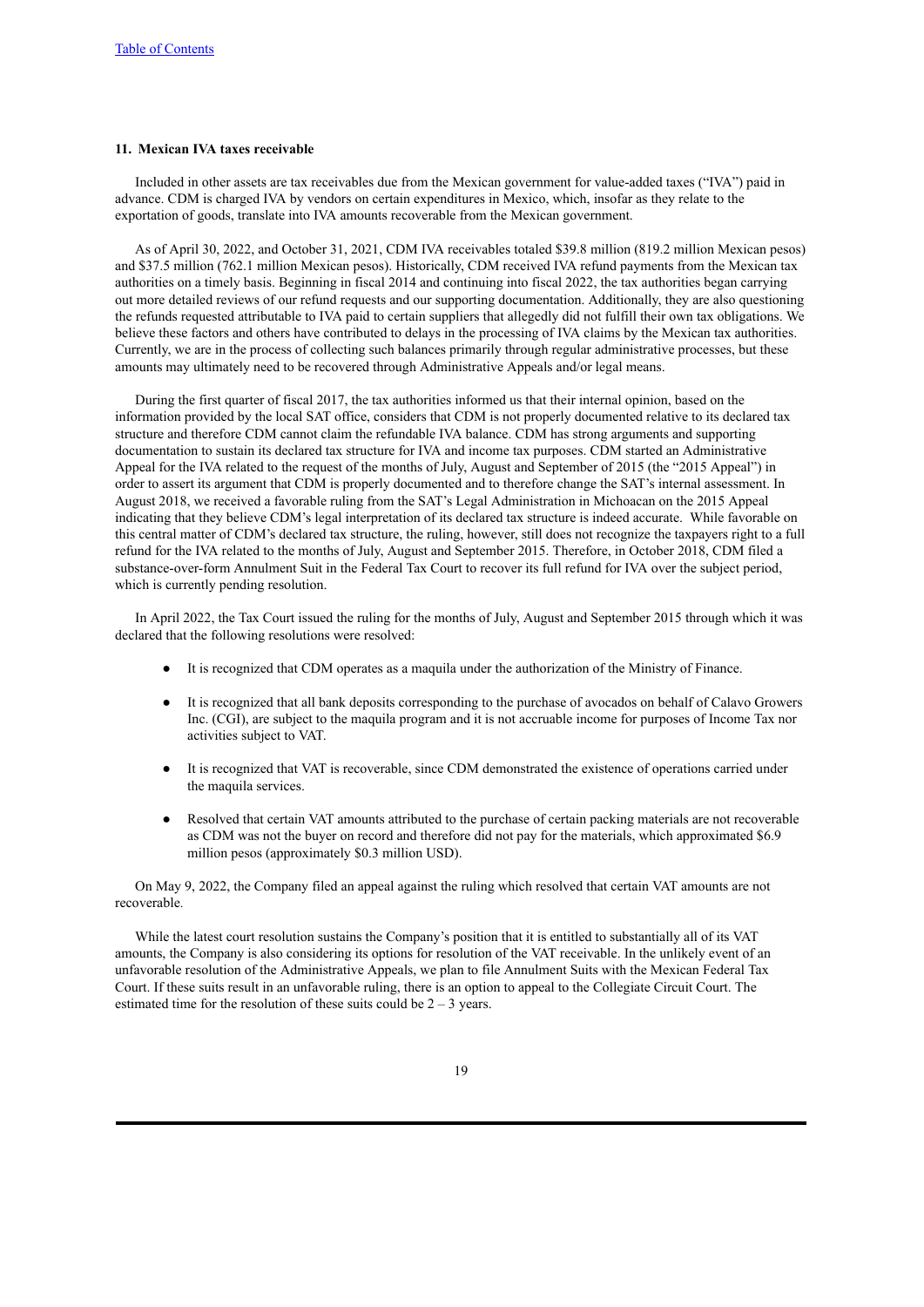**11. Mexican IVA taxes receivable**

Included in other assets are tax receivables due from the Mexican government for value-added taxes ("IVA") paid in advance. CDM is charged IVA by vendors on certain expenditures in Mexico, which, insofar as they relate to the exportation of goods, translate into IVA amounts recoverable from the Mexican government.

As of April 30, 2022, and October 31, 2021, CDM IVA receivables totaled $39.8 million (819.2 million Mexican pesos) and $37.5 million (762.1 million Mexican pesos). Historically, CDM received IVA refund payments from the Mexican tax authorities on a timely basis. Beginning in fiscal 2014 and continuing into fiscal 2022, the tax authorities began carrying out more detailed reviews of our refund requests and our supporting documentation. Additionally, they are also questioning the refunds requested attributable to IVA paid to certain suppliers that allegedly did not fulfill their own tax obligations. We believe these factors and others have contributed to delays in the processing of IVA claims by the Mexican tax authorities. Currently, we are in the process of collecting such balances primarily through regular administrative processes, but these amounts may ultimately need to be recovered through Administrative Appeals and/or legal means.

During the first quarter of fiscal 2017, the tax authorities informed us that their internal opinion, based on the information provided by the local SAT office, considers that CDM is not properly documented relative to its declared tax structure and therefore CDM cannot claim the refundable IVA balance. CDM has strong arguments and supporting documentation to sustain its declared tax structure for IVA and income tax purposes. CDM started an Administrative Appeal for the IVA related to the request of the months of July, August and September of 2015 (the "2015 Appeal") in order to assert its argument that CDM is properly documented and to therefore change the SAT's internal assessment. In August 2018, we received a favorable ruling from the SAT's Legal Administration in Michoacan on the 2015 Appeal indicating that they believe CDM's legal interpretation of its declared tax structure is indeed accurate. While favorable on this central matter of CDM's declared tax structure, the ruling, however, still does not recognize the taxpayers right to a full refund for the IVA related to the months of July, August and September 2015. Therefore, in October 2018, CDM filed a substance-over-form Annulment Suit in the Federal Tax Court to recover its full refund for IVA over the subject period, which is currently pending resolution.

In April 2022, the Tax Court issued the ruling for the months of July, August and September 2015 through which it was declared that the following resolutions were resolved:

- It is recognized that CDM operates as a maquila under the authorization of the Ministry of Finance.
- It is recognized that all bank deposits corresponding to the purchase of avocados on behalf of Calavo Growers Inc. (CGI), are subject to the maquila program and it is not accruable income for purposes of Income Tax nor activities subject to VAT.
- It is recognized that VAT is recoverable, since CDM demonstrated the existence of operations carried under the maquila services.
- Resolved that certain VAT amounts attributed to the purchase of certain packing materials are not recoverable as CDM was not the buyer on record and therefore did not pay for the materials, which approximated $6.9 million pesos (approximately $0.3 million USD).

On May 9, 2022, the Company filed an appeal against the ruling which resolved that certain VAT amounts are not recoverable.

While the latest court resolution sustains the Company's position that it is entitled to substantially all of its VAT amounts, the Company is also considering its options for resolution of the VAT receivable. In the unlikely event of an unfavorable resolution of the Administrative Appeals, we plan to file Annulment Suits with the Mexican Federal Tax Court. If these suits result in an unfavorable ruling, there is an option to appeal to the Collegiate Circuit Court. The estimated time for the resolution of these suits could be 2 – 3 years.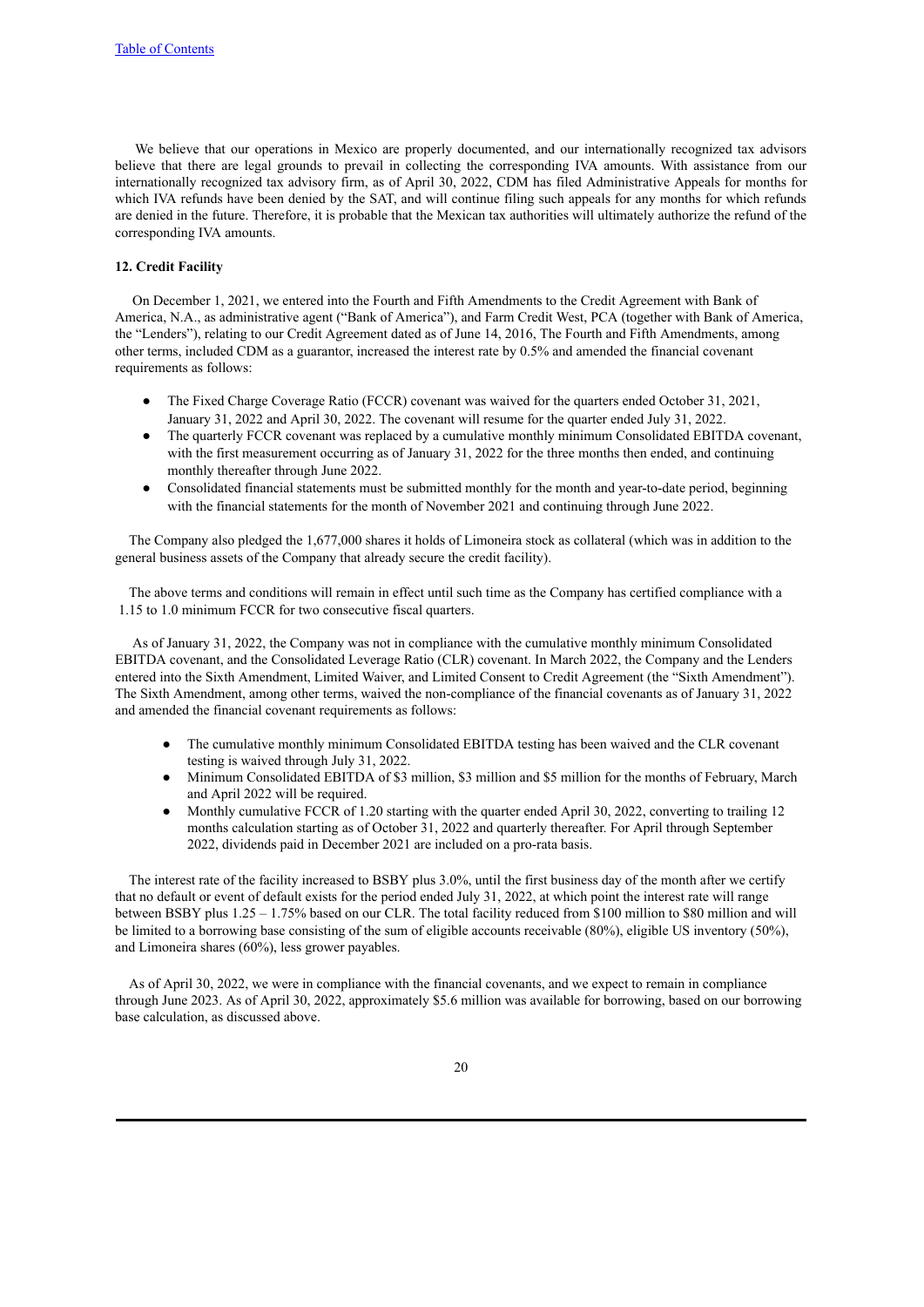We believe that our operations in Mexico are properly documented, and our internationally recognized tax advisors believe that there are legal grounds to prevail in collecting the corresponding IVA amounts. With assistance from our internationally recognized tax advisory firm, as of April 30, 2022, CDM has filed Administrative Appeals for months for which IVA refunds have been denied by the SAT, and will continue filing such appeals for any months for which refunds are denied in the future. Therefore, it is probable that the Mexican tax authorities will ultimately authorize the refund of the corresponding IVA amounts.

**12. Credit Facility**

On December 1, 2021, we entered into the Fourth and Fifth Amendments to the Credit Agreement with Bank of America, N.A., as administrative agent ("Bank of America"), and Farm Credit West, PCA (together with Bank of America, the "Lenders"), relating to our Credit Agreement dated as of June 14, 2016, The Fourth and Fifth Amendments, among other terms, included CDM as a guarantor, increased the interest rate by 0.5% and amended the financial covenant requirements as follows:

- The Fixed Charge Coverage Ratio (FCCR) covenant was waived for the quarters ended October 31, 2021, January 31, 2022 and April 30, 2022. The covenant will resume for the quarter ended July 31, 2022.
- The quarterly FCCR covenant was replaced by a cumulative monthly minimum Consolidated EBITDA covenant, with the first measurement occurring as of January 31, 2022 for the three months then ended, and continuing monthly thereafter through June 2022.
- Consolidated financial statements must be submitted monthly for the month and year-to-date period, beginning with the financial statements for the month of November 2021 and continuing through June 2022.

The Company also pledged the 1,677,000 shares it holds of Limoneira stock as collateral (which was in addition to the general business assets of the Company that already secure the credit facility).

The above terms and conditions will remain in effect until such time as the Company has certified compliance with a 1.15 to 1.0 minimum FCCR for two consecutive fiscal quarters.

As of January 31, 2022, the Company was not in compliance with the cumulative monthly minimum Consolidated EBITDA covenant, and the Consolidated Leverage Ratio (CLR) covenant. In March 2022, the Company and the Lenders entered into the Sixth Amendment, Limited Waiver, and Limited Consent to Credit Agreement (the "Sixth Amendment"). The Sixth Amendment, among other terms, waived the non-compliance of the financial covenants as of January 31, 2022 and amended the financial covenant requirements as follows:

- The cumulative monthly minimum Consolidated EBITDA testing has been waived and the CLR covenant testing is waived through July 31, 2022.
- Minimum Consolidated EBITDA of $3 million, $3 million and $5 million for the months of February, March and April 2022 will be required.
- Monthly cumulative FCCR of 1.20 starting with the quarter ended April 30, 2022, converting to trailing 12 months calculation starting as of October 31, 2022 and quarterly thereafter. For April through September 2022, dividends paid in December 2021 are included on a pro-rata basis.

The interest rate of the facility increased to BSBY plus 3.0%, until the first business day of the month after we certify that no default or event of default exists for the period ended July 31, 2022, at which point the interest rate will range between BSBY plus 1.25 – 1.75% based on our CLR. The total facility reduced from $100 million to $80 million and will be limited to a borrowing base consisting of the sum of eligible accounts receivable (80%), eligible US inventory (50%), and Limoneira shares (60%), less grower payables.

As of April 30, 2022, we were in compliance with the financial covenants, and we expect to remain in compliance through June 2023. As of April 30, 2022, approximately $5.6 million was available for borrowing, based on our borrowing base calculation, as discussed above.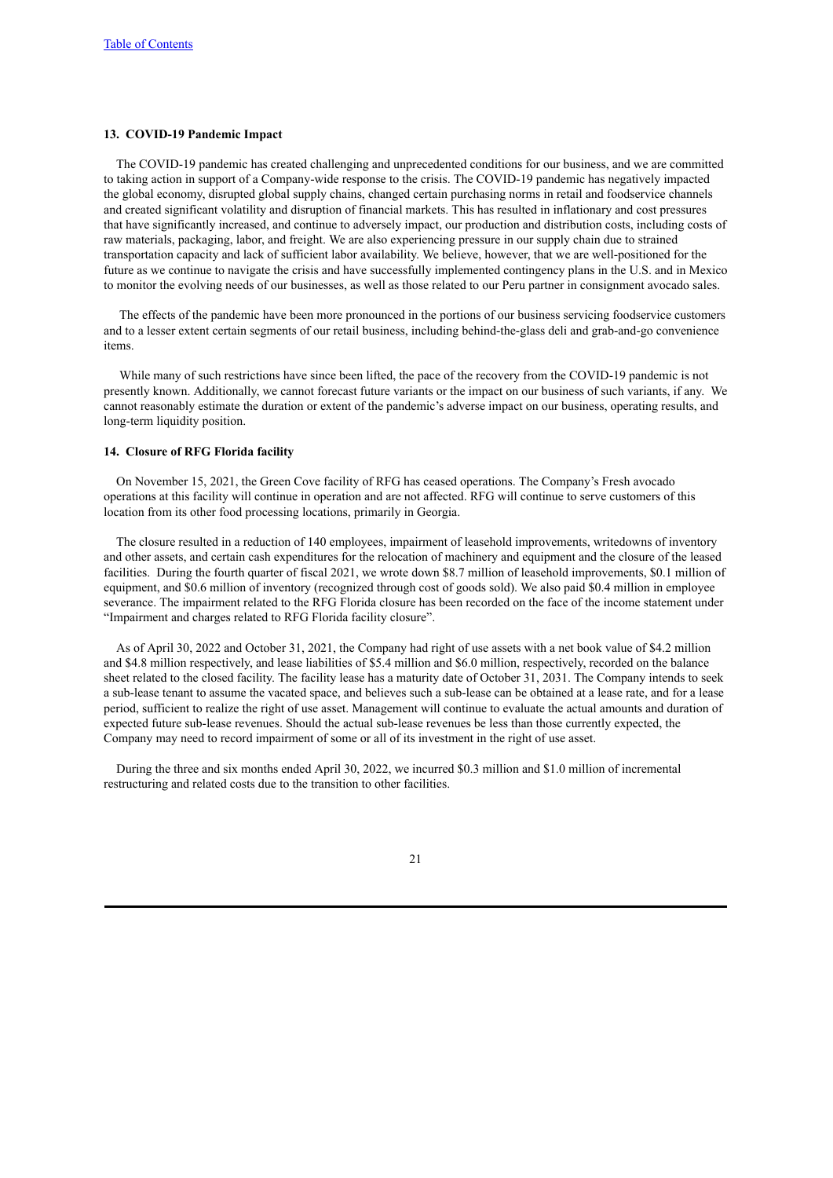### 13. COVID-19 Pandemic Impact

The COVID-19 pandemic has created challenging and unprecedented conditions for our business, and we are committed to taking action in support of a Company-wide response to the crisis. The COVID-19 pandemic has negatively impacted the global economy, disrupted global supply chains, changed certain purchasing norms in retail and foodservice channels and created significant volatility and disruption of financial markets. This has resulted in inflationary and cost pressures that have significantly increased, and continue to adversely impact, our production and distribution costs, including costs of raw materials, packaging, labor, and freight. We are also experiencing pressure in our supply chain due to strained transportation capacity and lack of sufficient labor availability. We believe, however, that we are well-positioned for the future as we continue to navigate the crisis and have successfully implemented contingency plans in the U.S. and in Mexico to monitor the evolving needs of our businesses, as well as those related to our Peru partner in consignment avocado sales.

The effects of the pandemic have been more pronounced in the portions of our business servicing foodservice customers and to a lesser extent certain segments of our retail business, including behind-the-glass deli and grab-and-go convenience items.

While many of such restrictions have since been lifted, the pace of the recovery from the COVID-19 pandemic is not presently known. Additionally, we cannot forecast future variants or the impact on our business of such variants, if any. We cannot reasonably estimate the duration or extent of the pandemic's adverse impact on our business, operating results, and long-term liquidity position.

### 14. Closure of RFG Florida facility

On November 15, 2021, the Green Cove facility of RFG has ceased operations. The Company's Fresh avocado operations at this facility will continue in operation and are not affected. RFG will continue to serve customers of this location from its other food processing locations, primarily in Georgia.

The closure resulted in a reduction of 140 employees, impairment of leasehold improvements, writedowns of inventory and other assets, and certain cash expenditures for the relocation of machinery and equipment and the closure of the leased facilities. During the fourth quarter of fiscal 2021, we wrote down $8.7 million of leasehold improvements, $0.1 million of equipment, and $0.6 million of inventory (recognized through cost of goods sold). We also paid $0.4 million in employee severance. The impairment related to the RFG Florida closure has been recorded on the face of the income statement under "Impairment and charges related to RFG Florida facility closure".

As of April 30, 2022 and October 31, 2021, the Company had right of use assets with a net book value of $4.2 million and $4.8 million respectively, and lease liabilities of $5.4 million and $6.0 million, respectively, recorded on the balance sheet related to the closed facility. The facility lease has a maturity date of October 31, 2031. The Company intends to seek a sub-lease tenant to assume the vacated space, and believes such a sub-lease can be obtained at a lease rate, and for a lease period, sufficient to realize the right of use asset. Management will continue to evaluate the actual amounts and duration of expected future sub-lease revenues. Should the actual sub-lease revenues be less than those currently expected, the Company may need to record impairment of some or all of its investment in the right of use asset.

During the three and six months ended April 30, 2022, we incurred $0.3 million and $1.0 million of incremental restructuring and related costs due to the transition to other facilities.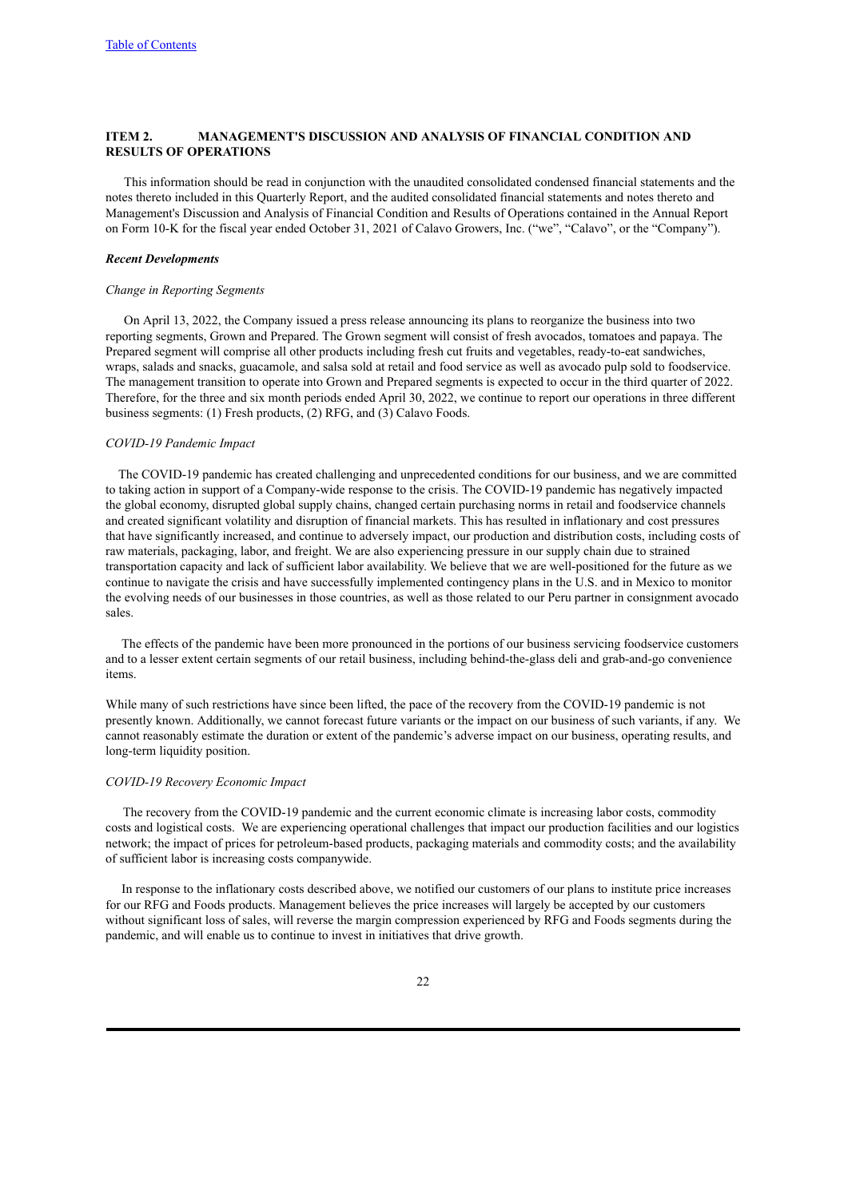[Table of Contents](#)

## ITEM 2. MANAGEMENT'S DISCUSSION AND ANALYSIS OF FINANCIAL CONDITION AND RESULTS OF OPERATIONS

This information should be read in conjunction with the unaudited consolidated condensed financial statements and the notes thereto included in this Quarterly Report, and the audited consolidated financial statements and notes thereto and Management's Discussion and Analysis of Financial Condition and Results of Operations contained in the Annual Report on Form 10-K for the fiscal year ended October 31, 2021 of Calavo Growers, Inc. ("we", "Calavo", or the "Company").

### *Recent Developments*

*Change in Reporting Segments*

On April 13, 2022, the Company issued a press release announcing its plans to reorganize the business into two reporting segments, Grown and Prepared. The Grown segment will consist of fresh avocados, tomatoes and papaya. The Prepared segment will comprise all other products including fresh cut fruits and vegetables, ready-to-eat sandwiches, wraps, salads and snacks, guacamole, and salsa sold at retail and food service as well as avocado pulp sold to foodservice. The management transition to operate into Grown and Prepared segments is expected to occur in the third quarter of 2022. Therefore, for the three and six month periods ended April 30, 2022, we continue to report our operations in three different business segments: (1) Fresh products, (2) RFG, and (3) Calavo Foods.

*COVID-19 Pandemic Impact*

The COVID-19 pandemic has created challenging and unprecedented conditions for our business, and we are committed to taking action in support of a Company-wide response to the crisis. The COVID-19 pandemic has negatively impacted the global economy, disrupted global supply chains, changed certain purchasing norms in retail and foodservice channels and created significant volatility and disruption of financial markets. This has resulted in inflationary and cost pressures that have significantly increased, and continue to adversely impact, our production and distribution costs, including costs of raw materials, packaging, labor, and freight. We are also experiencing pressure in our supply chain due to strained transportation capacity and lack of sufficient labor availability. We believe that we are well-positioned for the future as we continue to navigate the crisis and have successfully implemented contingency plans in the U.S. and in Mexico to monitor the evolving needs of our businesses in those countries, as well as those related to our Peru partner in consignment avocado sales.

The effects of the pandemic have been more pronounced in the portions of our business servicing foodservice customers and to a lesser extent certain segments of our retail business, including behind-the-glass deli and grab-and-go convenience items.

While many of such restrictions have since been lifted, the pace of the recovery from the COVID-19 pandemic is not presently known. Additionally, we cannot forecast future variants or the impact on our business of such variants, if any. We cannot reasonably estimate the duration or extent of the pandemic's adverse impact on our business, operating results, and long-term liquidity position.

*COVID-19 Recovery Economic Impact*

The recovery from the COVID-19 pandemic and the current economic climate is increasing labor costs, commodity costs and logistical costs. We are experiencing operational challenges that impact our production facilities and our logistics network; the impact of prices for petroleum-based products, packaging materials and commodity costs; and the availability of sufficient labor is increasing costs companywide.

In response to the inflationary costs described above, we notified our customers of our plans to institute price increases for our RFG and Foods products. Management believes the price increases will largely be accepted by our customers without significant loss of sales, will reverse the margin compression experienced by RFG and Foods segments during the pandemic, and will enable us to continue to invest in initiatives that drive growth.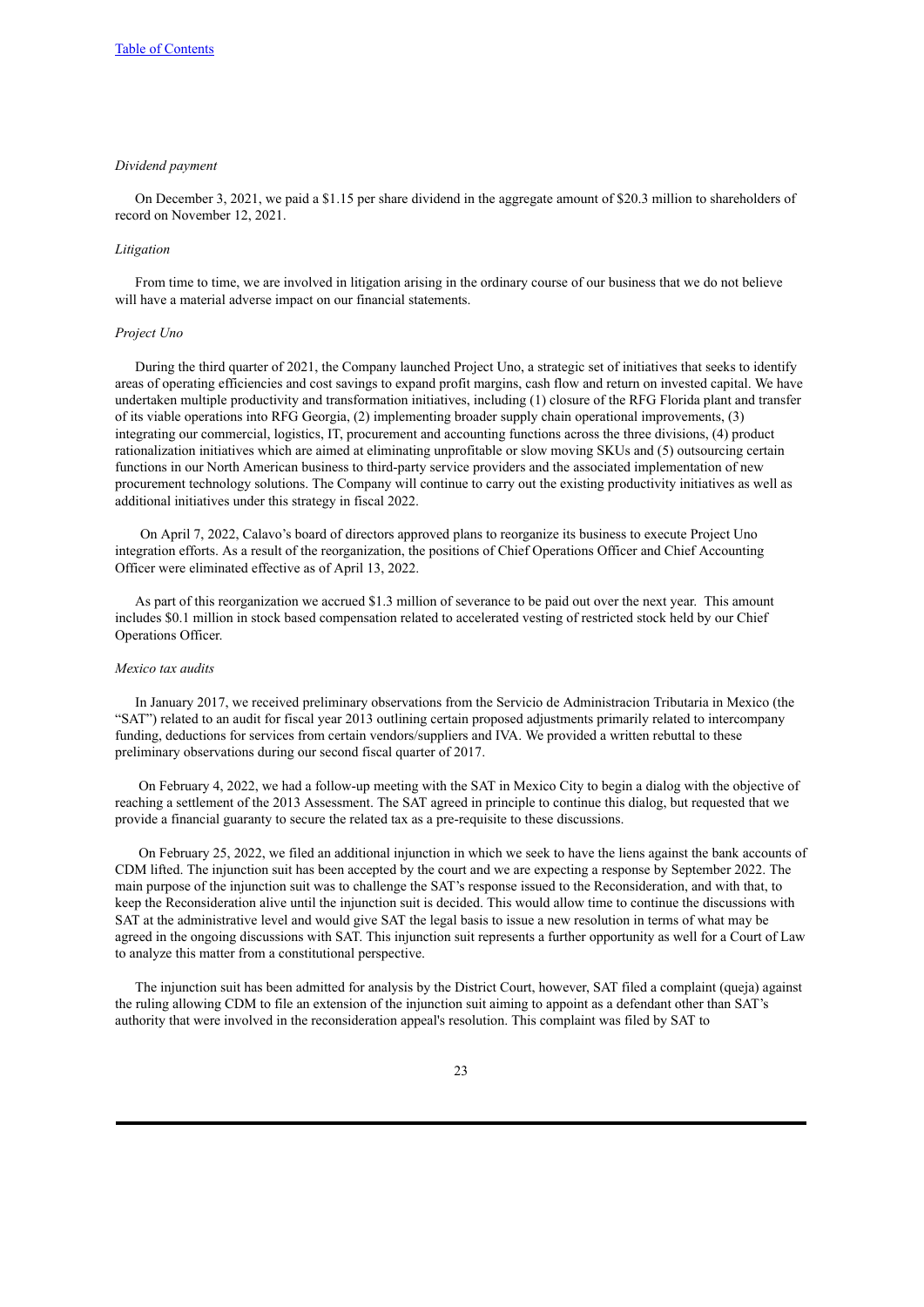*Dividend payment*

On December 3, 2021, we paid a $1.15 per share dividend in the aggregate amount of $20.3 million to shareholders of record on November 12, 2021.

*Litigation*

From time to time, we are involved in litigation arising in the ordinary course of our business that we do not believe will have a material adverse impact on our financial statements.

*Project Uno*

During the third quarter of 2021, the Company launched Project Uno, a strategic set of initiatives that seeks to identify areas of operating efficiencies and cost savings to expand profit margins, cash flow and return on invested capital. We have undertaken multiple productivity and transformation initiatives, including (1) closure of the RFG Florida plant and transfer of its viable operations into RFG Georgia, (2) implementing broader supply chain operational improvements, (3) integrating our commercial, logistics, IT, procurement and accounting functions across the three divisions, (4) product rationalization initiatives which are aimed at eliminating unprofitable or slow moving SKUs and (5) outsourcing certain functions in our North American business to third-party service providers and the associated implementation of new procurement technology solutions. The Company will continue to carry out the existing productivity initiatives as well as additional initiatives under this strategy in fiscal 2022.

On April 7, 2022, Calavo's board of directors approved plans to reorganize its business to execute Project Uno integration efforts. As a result of the reorganization, the positions of Chief Operations Officer and Chief Accounting Officer were eliminated effective as of April 13, 2022.

As part of this reorganization we accrued $1.3 million of severance to be paid out over the next year. This amount includes $0.1 million in stock based compensation related to accelerated vesting of restricted stock held by our Chief Operations Officer.

*Mexico tax audits*

In January 2017, we received preliminary observations from the Servicio de Administracion Tributaria in Mexico (the "SAT") related to an audit for fiscal year 2013 outlining certain proposed adjustments primarily related to intercompany funding, deductions for services from certain vendors/suppliers and IVA. We provided a written rebuttal to these preliminary observations during our second fiscal quarter of 2017.

On February 4, 2022, we had a follow-up meeting with the SAT in Mexico City to begin a dialog with the objective of reaching a settlement of the 2013 Assessment. The SAT agreed in principle to continue this dialog, but requested that we provide a financial guaranty to secure the related tax as a pre-requisite to these discussions.

On February 25, 2022, we filed an additional injunction in which we seek to have the liens against the bank accounts of CDM lifted. The injunction suit has been accepted by the court and we are expecting a response by September 2022. The main purpose of the injunction suit was to challenge the SAT's response issued to the Reconsideration, and with that, to keep the Reconsideration alive until the injunction suit is decided. This would allow time to continue the discussions with SAT at the administrative level and would give SAT the legal basis to issue a new resolution in terms of what may be agreed in the ongoing discussions with SAT. This injunction suit represents a further opportunity as well for a Court of Law to analyze this matter from a constitutional perspective.

The injunction suit has been admitted for analysis by the District Court, however, SAT filed a complaint (queja) against the ruling allowing CDM to file an extension of the injunction suit aiming to appoint as a defendant other than SAT's authority that were involved in the reconsideration appeal's resolution. This complaint was filed by SAT to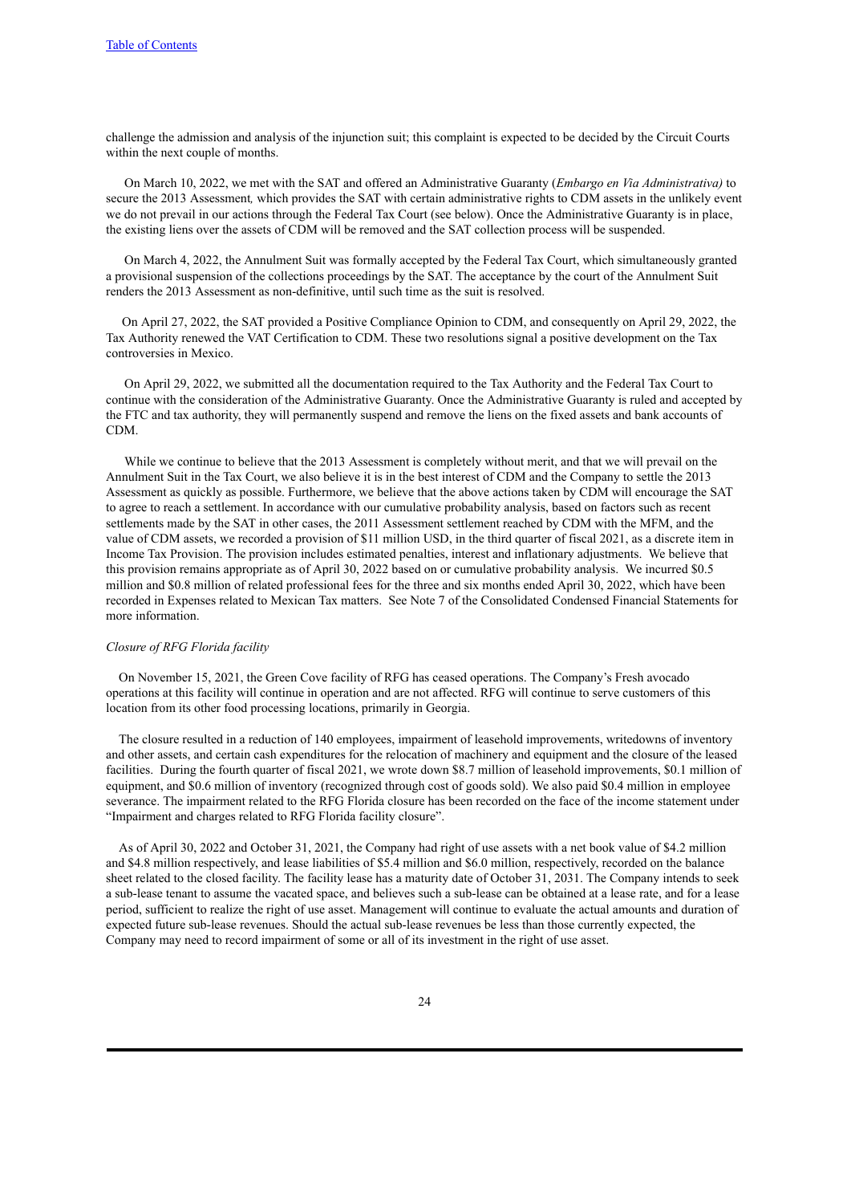challenge the admission and analysis of the injunction suit; this complaint is expected to be decided by the Circuit Courts within the next couple of months.

On March 10, 2022, we met with the SAT and offered an Administrative Guaranty (*Embargo en Via Administrativa)* to secure the 2013 Assessment*,* which provides the SAT with certain administrative rights to CDM assets in the unlikely event we do not prevail in our actions through the Federal Tax Court (see below). Once the Administrative Guaranty is in place, the existing liens over the assets of CDM will be removed and the SAT collection process will be suspended.

On March 4, 2022, the Annulment Suit was formally accepted by the Federal Tax Court, which simultaneously granted a provisional suspension of the collections proceedings by the SAT. The acceptance by the court of the Annulment Suit renders the 2013 Assessment as non-definitive, until such time as the suit is resolved.

On April 27, 2022, the SAT provided a Positive Compliance Opinion to CDM, and consequently on April 29, 2022, the Tax Authority renewed the VAT Certification to CDM. These two resolutions signal a positive development on the Tax controversies in Mexico.

On April 29, 2022, we submitted all the documentation required to the Tax Authority and the Federal Tax Court to continue with the consideration of the Administrative Guaranty. Once the Administrative Guaranty is ruled and accepted by the FTC and tax authority, they will permanently suspend and remove the liens on the fixed assets and bank accounts of CDM.

While we continue to believe that the 2013 Assessment is completely without merit, and that we will prevail on the Annulment Suit in the Tax Court, we also believe it is in the best interest of CDM and the Company to settle the 2013 Assessment as quickly as possible. Furthermore, we believe that the above actions taken by CDM will encourage the SAT to agree to reach a settlement. In accordance with our cumulative probability analysis, based on factors such as recent settlements made by the SAT in other cases, the 2011 Assessment settlement reached by CDM with the MFM, and the value of CDM assets, we recorded a provision of $11 million USD, in the third quarter of fiscal 2021, as a discrete item in Income Tax Provision. The provision includes estimated penalties, interest and inflationary adjustments. We believe that this provision remains appropriate as of April 30, 2022 based on or cumulative probability analysis. We incurred $0.5 million and $0.8 million of related professional fees for the three and six months ended April 30, 2022, which have been recorded in Expenses related to Mexican Tax matters. See Note 7 of the Consolidated Condensed Financial Statements for more information.

*Closure of RFG Florida facility*

On November 15, 2021, the Green Cove facility of RFG has ceased operations. The Company's Fresh avocado operations at this facility will continue in operation and are not affected. RFG will continue to serve customers of this location from its other food processing locations, primarily in Georgia.

The closure resulted in a reduction of 140 employees, impairment of leasehold improvements, writedowns of inventory and other assets, and certain cash expenditures for the relocation of machinery and equipment and the closure of the leased facilities. During the fourth quarter of fiscal 2021, we wrote down $8.7 million of leasehold improvements, $0.1 million of equipment, and $0.6 million of inventory (recognized through cost of goods sold). We also paid $0.4 million in employee severance. The impairment related to the RFG Florida closure has been recorded on the face of the income statement under "Impairment and charges related to RFG Florida facility closure".

As of April 30, 2022 and October 31, 2021, the Company had right of use assets with a net book value of $4.2 million and $4.8 million respectively, and lease liabilities of $5.4 million and $6.0 million, respectively, recorded on the balance sheet related to the closed facility. The facility lease has a maturity date of October 31, 2031. The Company intends to seek a sub-lease tenant to assume the vacated space, and believes such a sub-lease can be obtained at a lease rate, and for a lease period, sufficient to realize the right of use asset. Management will continue to evaluate the actual amounts and duration of expected future sub-lease revenues. Should the actual sub-lease revenues be less than those currently expected, the Company may need to record impairment of some or all of its investment in the right of use asset.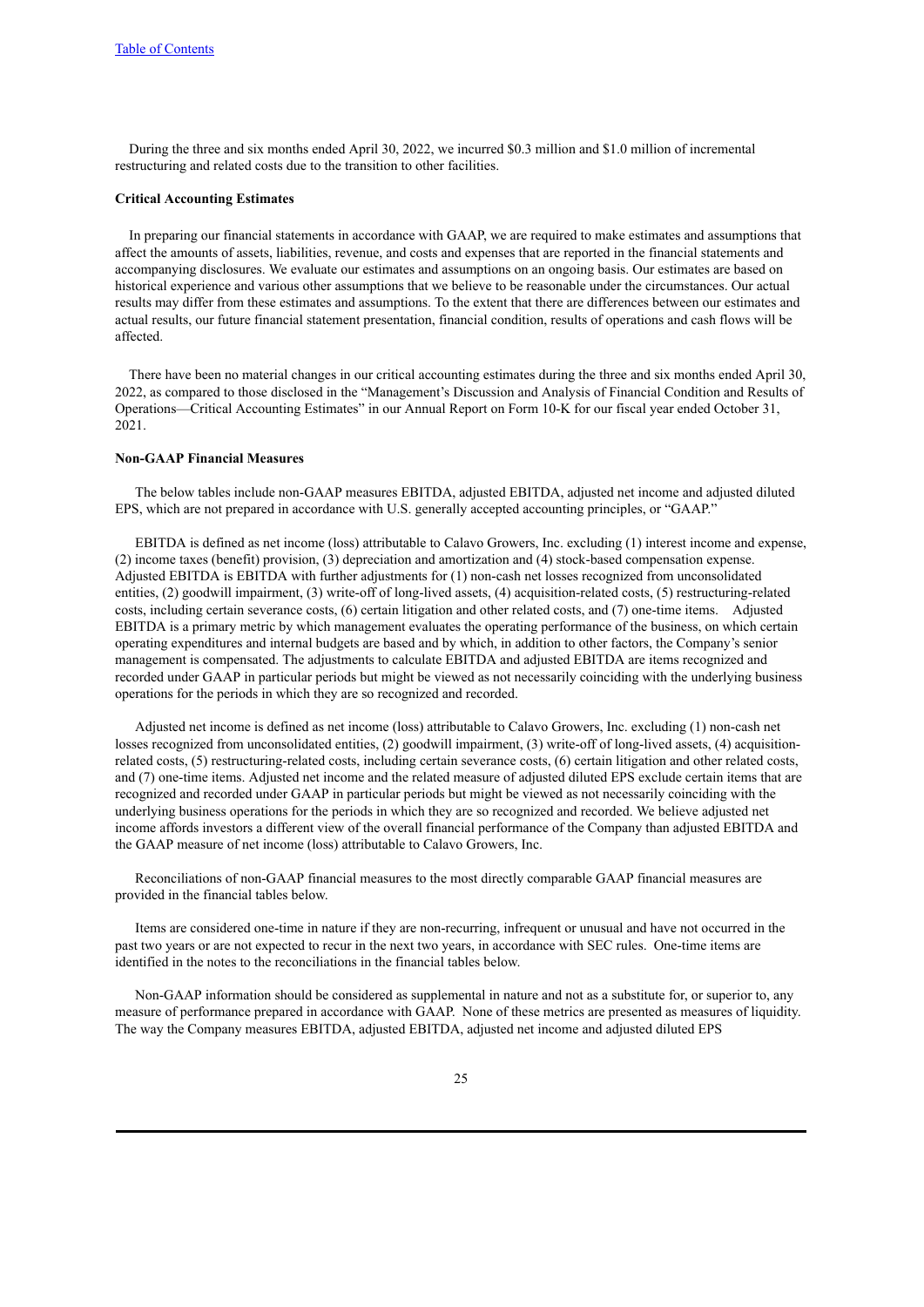During the three and six months ended April 30, 2022, we incurred $0.3 million and $1.0 million of incremental restructuring and related costs due to the transition to other facilities.

**Critical Accounting Estimates**

In preparing our financial statements in accordance with GAAP, we are required to make estimates and assumptions that affect the amounts of assets, liabilities, revenue, and costs and expenses that are reported in the financial statements and accompanying disclosures. We evaluate our estimates and assumptions on an ongoing basis. Our estimates are based on historical experience and various other assumptions that we believe to be reasonable under the circumstances. Our actual results may differ from these estimates and assumptions. To the extent that there are differences between our estimates and actual results, our future financial statement presentation, financial condition, results of operations and cash flows will be affected.

There have been no material changes in our critical accounting estimates during the three and six months ended April 30, 2022, as compared to those disclosed in the "Management's Discussion and Analysis of Financial Condition and Results of Operations—Critical Accounting Estimates" in our Annual Report on Form 10-K for our fiscal year ended October 31, 2021.

**Non-GAAP Financial Measures**

The below tables include non-GAAP measures EBITDA, adjusted EBITDA, adjusted net income and adjusted diluted EPS, which are not prepared in accordance with U.S. generally accepted accounting principles, or "GAAP."

EBITDA is defined as net income (loss) attributable to Calavo Growers, Inc. excluding (1) interest income and expense, (2) income taxes (benefit) provision, (3) depreciation and amortization and (4) stock-based compensation expense. Adjusted EBITDA is EBITDA with further adjustments for (1) non-cash net losses recognized from unconsolidated entities, (2) goodwill impairment, (3) write-off of long-lived assets, (4) acquisition-related costs, (5) restructuring-related costs, including certain severance costs, (6) certain litigation and other related costs, and (7) one-time items. Adjusted EBITDA is a primary metric by which management evaluates the operating performance of the business, on which certain operating expenditures and internal budgets are based and by which, in addition to other factors, the Company's senior management is compensated. The adjustments to calculate EBITDA and adjusted EBITDA are items recognized and recorded under GAAP in particular periods but might be viewed as not necessarily coinciding with the underlying business operations for the periods in which they are so recognized and recorded.

Adjusted net income is defined as net income (loss) attributable to Calavo Growers, Inc. excluding (1) non-cash net losses recognized from unconsolidated entities, (2) goodwill impairment, (3) write-off of long-lived assets, (4) acquisition-related costs, (5) restructuring-related costs, including certain severance costs, (6) certain litigation and other related costs, and (7) one-time items. Adjusted net income and the related measure of adjusted diluted EPS exclude certain items that are recognized and recorded under GAAP in particular periods but might be viewed as not necessarily coinciding with the underlying business operations for the periods in which they are so recognized and recorded. We believe adjusted net income affords investors a different view of the overall financial performance of the Company than adjusted EBITDA and the GAAP measure of net income (loss) attributable to Calavo Growers, Inc.

Reconciliations of non-GAAP financial measures to the most directly comparable GAAP financial measures are provided in the financial tables below.

Items are considered one-time in nature if they are non-recurring, infrequent or unusual and have not occurred in the past two years or are not expected to recur in the next two years, in accordance with SEC rules. One-time items are identified in the notes to the reconciliations in the financial tables below.

Non-GAAP information should be considered as supplemental in nature and not as a substitute for, or superior to, any measure of performance prepared in accordance with GAAP. None of these metrics are presented as measures of liquidity. The way the Company measures EBITDA, adjusted EBITDA, adjusted net income and adjusted diluted EPS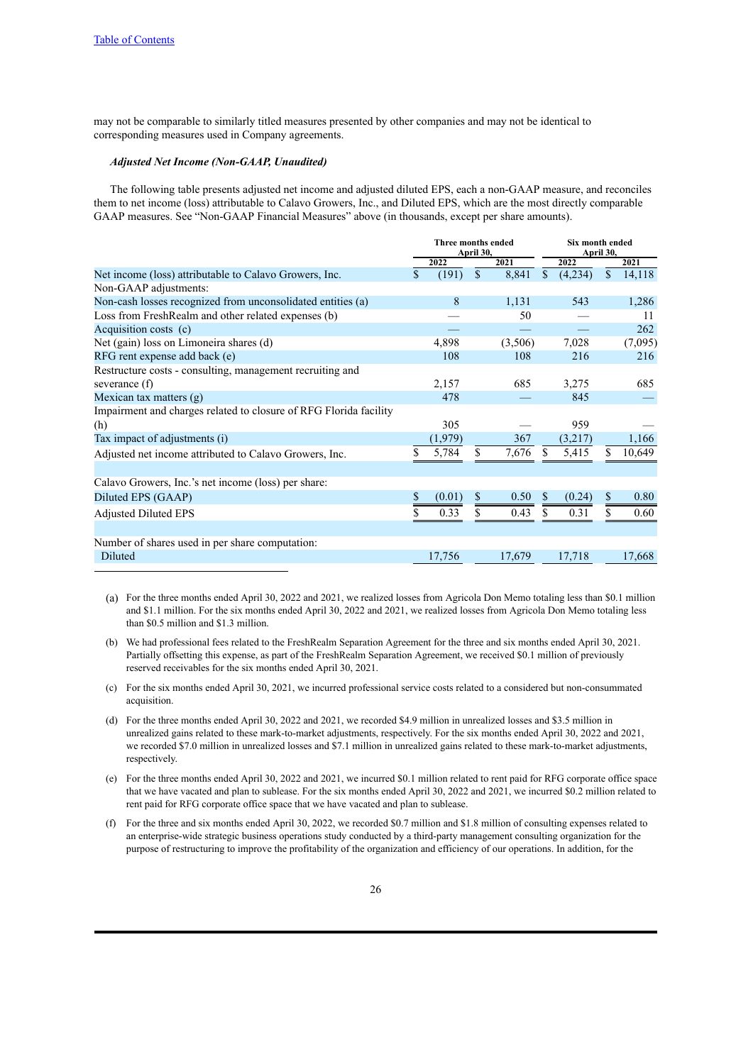may not be comparable to similarly titled measures presented by other companies and may not be identical to corresponding measures used in Company agreements.

***Adjusted Net Income (Non-GAAP, Unaudited)***

The following table presents adjusted net income and adjusted diluted EPS, each a non-GAAP measure, and reconciles them to net income (loss) attributable to Calavo Growers, Inc., and Diluted EPS, which are the most directly comparable GAAP measures. See "Non-GAAP Financial Measures" above (in thousands, except per share amounts).

| | Three months ended April 30, | | Six month ended April 30, | |
|---|---|---|---|---|
| | 2022 | 2021 | 2022 | 2021 |
| Net income (loss) attributable to Calavo Growers, Inc. | $ (191) | $ 8,841 | $ (4,234) | $ 14,118 |
| Non-GAAP adjustments: | | | | |
| Non-cash losses recognized from unconsolidated entities (a) | 8 | 1,131 | 543 | 1,286 |
| Loss from FreshRealm and other related expenses (b) | — | 50 | — | 11 |
| Acquisition costs (c) | — | — | — | 262 |
| Net (gain) loss on Limoneira shares (d) | 4,898 | (3,506) | 7,028 | (7,095) |
| RFG rent expense add back (e) | 108 | 108 | 216 | 216 |
| Restructure costs - consulting, management recruiting and severance (f) | 2,157 | 685 | 3,275 | 685 |
| Mexican tax matters (g) | 478 | — | 845 | — |
| Impairment and charges related to closure of RFG Florida facility (h) | 305 | — | 959 | — |
| Tax impact of adjustments (i) | (1,979) | 367 | (3,217) | 1,166 |
| Adjusted net income attributed to Calavo Growers, Inc. | $ 5,784 | $ 7,676 | $ 5,415 | $ 10,649 |
| | | | | |
| Calavo Growers, Inc.'s net income (loss) per share: | | | | |
| Diluted EPS (GAAP) | $ (0.01) | $ 0.50 | $ (0.24) | $ 0.80 |
| Adjusted Diluted EPS | $ 0.33 | $ 0.43 | $ 0.31 | $ 0.60 |
| | | | | |
| Number of shares used in per share computation: | | | | |
| Diluted | 17,756 | 17,679 | 17,718 | 17,668 |

(a) For the three months ended April 30, 2022 and 2021, we realized losses from Agricola Don Memo totaling less than $0.1 million and $1.1 million. For the six months ended April 30, 2022 and 2021, we realized losses from Agricola Don Memo totaling less than $0.5 million and $1.3 million.

(b) We had professional fees related to the FreshRealm Separation Agreement for the three and six months ended April 30, 2021. Partially offsetting this expense, as part of the FreshRealm Separation Agreement, we received $0.1 million of previously reserved receivables for the six months ended April 30, 2021.

(c) For the six months ended April 30, 2021, we incurred professional service costs related to a considered but non-consummated acquisition.

(d) For the three months ended April 30, 2022 and 2021, we recorded $4.9 million in unrealized losses and $3.5 million in unrealized gains related to these mark-to-market adjustments, respectively. For the six months ended April 30, 2022 and 2021, we recorded $7.0 million in unrealized losses and $7.1 million in unrealized gains related to these mark-to-market adjustments, respectively.

(e) For the three months ended April 30, 2022 and 2021, we incurred $0.1 million related to rent paid for RFG corporate office space that we have vacated and plan to sublease. For the six months ended April 30, 2022 and 2021, we incurred $0.2 million related to rent paid for RFG corporate office space that we have vacated and plan to sublease.

(f) For the three and six months ended April 30, 2022, we recorded $0.7 million and $1.8 million of consulting expenses related to an enterprise-wide strategic business operations study conducted by a third-party management consulting organization for the purpose of restructuring to improve the profitability of the organization and efficiency of our operations. In addition, for the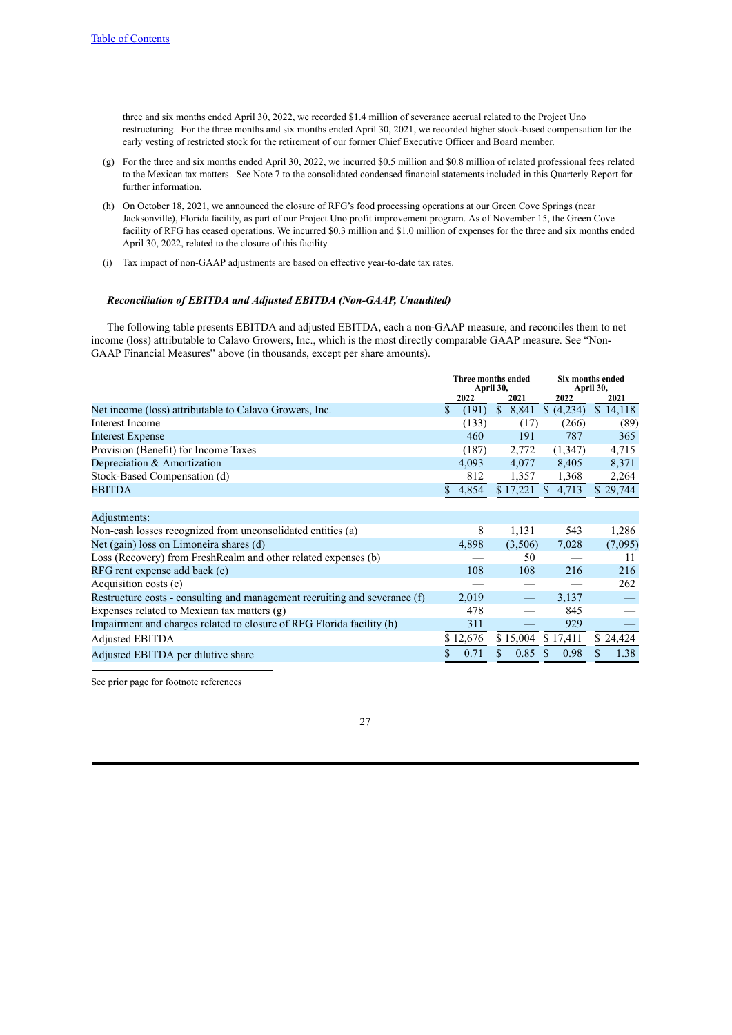three and six months ended April 30, 2022, we recorded $1.4 million of severance accrual related to the Project Uno restructuring. For the three months and six months ended April 30, 2021, we recorded higher stock-based compensation for the early vesting of restricted stock for the retirement of our former Chief Executive Officer and Board member.

(g) For the three and six months ended April 30, 2022, we incurred $0.5 million and $0.8 million of related professional fees related to the Mexican tax matters. See Note 7 to the consolidated condensed financial statements included in this Quarterly Report for further information.

(h) On October 18, 2021, we announced the closure of RFG's food processing operations at our Green Cove Springs (near Jacksonville), Florida facility, as part of our Project Uno profit improvement program. As of November 15, the Green Cove facility of RFG has ceased operations. We incurred $0.3 million and $1.0 million of expenses for the three and six months ended April 30, 2022, related to the closure of this facility.

(i) Tax impact of non-GAAP adjustments are based on effective year-to-date tax rates.

***Reconciliation of EBITDA and Adjusted EBITDA (Non-GAAP, Unaudited)***

The following table presents EBITDA and adjusted EBITDA, each a non-GAAP measure, and reconciles them to net income (loss) attributable to Calavo Growers, Inc., which is the most directly comparable GAAP measure. See "Non-GAAP Financial Measures" above (in thousands, except per share amounts).

| | Three months ended April 30, | | Six months ended April 30, | |
|---|---|---|---|---|
| | 2022 | 2021 | 2022 | 2021 |
| Net income (loss) attributable to Calavo Growers, Inc. | $ (191) | $ 8,841 | $ (4,234) | $ 14,118 |
| Interest Income | (133) | (17) | (266) | (89) |
| Interest Expense | 460 | 191 | 787 | 365 |
| Provision (Benefit) for Income Taxes | (187) | 2,772 | (1,347) | 4,715 |
| Depreciation & Amortization | 4,093 | 4,077 | 8,405 | 8,371 |
| Stock-Based Compensation (d) | 812 | 1,357 | 1,368 | 2,264 |
| EBITDA | $ 4,854 | $ 17,221 | $ 4,713 | $ 29,744 |
| | | | | |
| Adjustments: | | | | |
| Non-cash losses recognized from unconsolidated entities (a) | 8 | 1,131 | 543 | 1,286 |
| Net (gain) loss on Limoneira shares (d) | 4,898 | (3,506) | 7,028 | (7,095) |
| Loss (Recovery) from FreshRealm and other related expenses (b) | — | 50 | — | 11 |
| RFG rent expense add back (e) | 108 | 108 | 216 | 216 |
| Acquisition costs (c) | — | — | — | 262 |
| Restructure costs - consulting and management recruiting and severance (f) | 2,019 | — | 3,137 | — |
| Expenses related to Mexican tax matters (g) | 478 | — | 845 | — |
| Impairment and charges related to closure of RFG Florida facility (h) | 311 | — | 929 | — |
| Adjusted EBITDA | $ 12,676 | $ 15,004 | $ 17,411 | $ 24,424 |
| Adjusted EBITDA per dilutive share | $ 0.71 | $ 0.85 | $ 0.98 | $ 1.38 |

See prior page for footnote references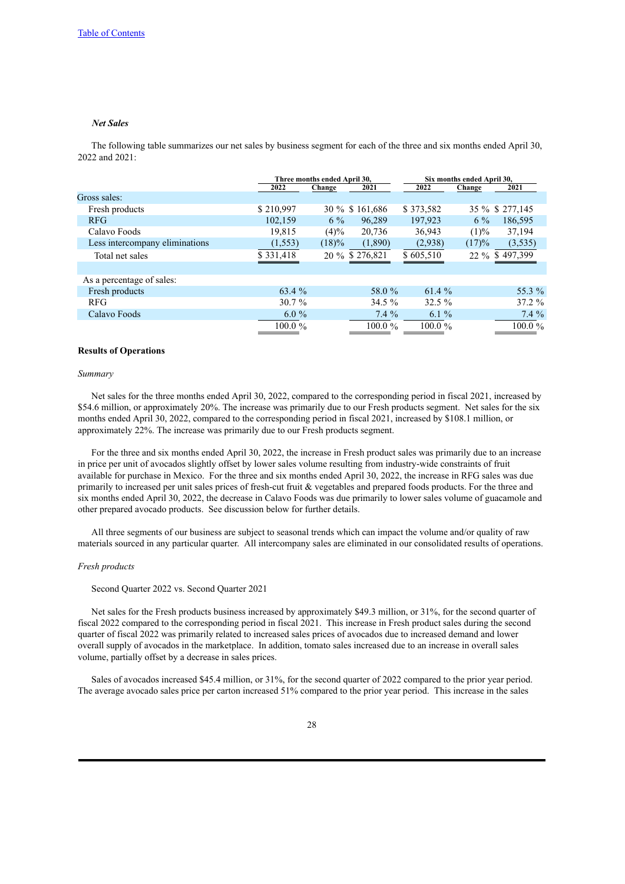*Net Sales*

The following table summarizes our net sales by business segment for each of the three and six months ended April 30, 2022 and 2021:

| | Three months ended April 30, | | | Six months ended April 30, | | |
|---|---|---|---|---|---|---|
| | 2022 | Change | 2021 | 2022 | Change | 2021 |
| Gross sales: | | | | | | |
| Fresh products | $ 210,997 | 30 % | $ 161,686 | $ 373,582 | 35 % | $ 277,145 |
| RFG | 102,159 | 6 % | 96,289 | 197,923 | 6 % | 186,595 |
| Calavo Foods | 19,815 | (4)% | 20,736 | 36,943 | (1)% | 37,194 |
| Less intercompany eliminations | (1,553) | (18)% | (1,890) | (2,938) | (17)% | (3,535) |
| Total net sales | $ 331,418 | 20 % | $ 276,821 | $ 605,510 | 22 % | $ 497,399 |
| | | | | | | |
| As a percentage of sales: | | | | | | |
| Fresh products | 63.4 % | | 58.0 % | 61.4 % | | 55.3 % |
| RFG | 30.7 % | | 34.5 % | 32.5 % | | 37.2 % |
| Calavo Foods | 6.0 % | | 7.4 % | 6.1 % | | 7.4 % |
| | 100.0 % | | 100.0 % | 100.0 % | | 100.0 % |

## Results of Operations

*Summary*

Net sales for the three months ended April 30, 2022, compared to the corresponding period in fiscal 2021, increased by $54.6 million, or approximately 20%. The increase was primarily due to our Fresh products segment. Net sales for the six months ended April 30, 2022, compared to the corresponding period in fiscal 2021, increased by $108.1 million, or approximately 22%. The increase was primarily due to our Fresh products segment.

For the three and six months ended April 30, 2022, the increase in Fresh product sales was primarily due to an increase in price per unit of avocados slightly offset by lower sales volume resulting from industry-wide constraints of fruit available for purchase in Mexico. For the three and six months ended April 30, 2022, the increase in RFG sales was due primarily to increased per unit sales prices of fresh-cut fruit & vegetables and prepared foods products. For the three and six months ended April 30, 2022, the decrease in Calavo Foods was due primarily to lower sales volume of guacamole and other prepared avocado products. See discussion below for further details.

All three segments of our business are subject to seasonal trends which can impact the volume and/or quality of raw materials sourced in any particular quarter. All intercompany sales are eliminated in our consolidated results of operations.

*Fresh products*

Second Quarter 2022 vs. Second Quarter 2021

Net sales for the Fresh products business increased by approximately $49.3 million, or 31%, for the second quarter of fiscal 2022 compared to the corresponding period in fiscal 2021. This increase in Fresh product sales during the second quarter of fiscal 2022 was primarily related to increased sales prices of avocados due to increased demand and lower overall supply of avocados in the marketplace. In addition, tomato sales increased due to an increase in overall sales volume, partially offset by a decrease in sales prices.

Sales of avocados increased $45.4 million, or 31%, for the second quarter of 2022 compared to the prior year period. The average avocado sales price per carton increased 51% compared to the prior year period. This increase in the sales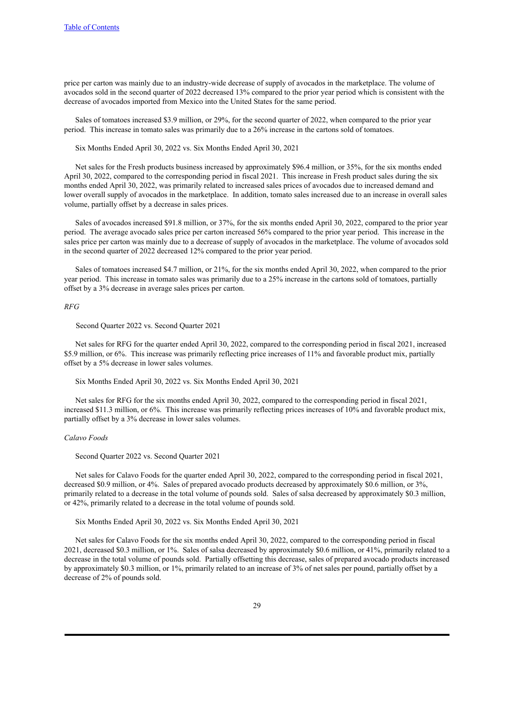price per carton was mainly due to an industry-wide decrease of supply of avocados in the marketplace. The volume of avocados sold in the second quarter of 2022 decreased 13% compared to the prior year period which is consistent with the decrease of avocados imported from Mexico into the United States for the same period.

Sales of tomatoes increased $3.9 million, or 29%, for the second quarter of 2022, when compared to the prior year period. This increase in tomato sales was primarily due to a 26% increase in the cartons sold of tomatoes.

Six Months Ended April 30, 2022 vs. Six Months Ended April 30, 2021

Net sales for the Fresh products business increased by approximately $96.4 million, or 35%, for the six months ended April 30, 2022, compared to the corresponding period in fiscal 2021. This increase in Fresh product sales during the six months ended April 30, 2022, was primarily related to increased sales prices of avocados due to increased demand and lower overall supply of avocados in the marketplace. In addition, tomato sales increased due to an increase in overall sales volume, partially offset by a decrease in sales prices.

Sales of avocados increased $91.8 million, or 37%, for the six months ended April 30, 2022, compared to the prior year period. The average avocado sales price per carton increased 56% compared to the prior year period. This increase in the sales price per carton was mainly due to a decrease of supply of avocados in the marketplace. The volume of avocados sold in the second quarter of 2022 decreased 12% compared to the prior year period.

Sales of tomatoes increased $4.7 million, or 21%, for the six months ended April 30, 2022, when compared to the prior year period. This increase in tomato sales was primarily due to a 25% increase in the cartons sold of tomatoes, partially offset by a 3% decrease in average sales prices per carton.

*RFG*

Second Quarter 2022 vs. Second Quarter 2021

Net sales for RFG for the quarter ended April 30, 2022, compared to the corresponding period in fiscal 2021, increased $5.9 million, or 6%. This increase was primarily reflecting price increases of 11% and favorable product mix, partially offset by a 5% decrease in lower sales volumes.

Six Months Ended April 30, 2022 vs. Six Months Ended April 30, 2021

Net sales for RFG for the six months ended April 30, 2022, compared to the corresponding period in fiscal 2021, increased $11.3 million, or 6%. This increase was primarily reflecting prices increases of 10% and favorable product mix, partially offset by a 3% decrease in lower sales volumes.

*Calavo Foods*

Second Quarter 2022 vs. Second Quarter 2021

Net sales for Calavo Foods for the quarter ended April 30, 2022, compared to the corresponding period in fiscal 2021, decreased $0.9 million, or 4%. Sales of prepared avocado products decreased by approximately $0.6 million, or 3%, primarily related to a decrease in the total volume of pounds sold. Sales of salsa decreased by approximately $0.3 million, or 42%, primarily related to a decrease in the total volume of pounds sold.

Six Months Ended April 30, 2022 vs. Six Months Ended April 30, 2021

Net sales for Calavo Foods for the six months ended April 30, 2022, compared to the corresponding period in fiscal 2021, decreased $0.3 million, or 1%. Sales of salsa decreased by approximately $0.6 million, or 41%, primarily related to a decrease in the total volume of pounds sold. Partially offsetting this decrease, sales of prepared avocado products increased by approximately $0.3 million, or 1%, primarily related to an increase of 3% of net sales per pound, partially offset by a decrease of 2% of pounds sold.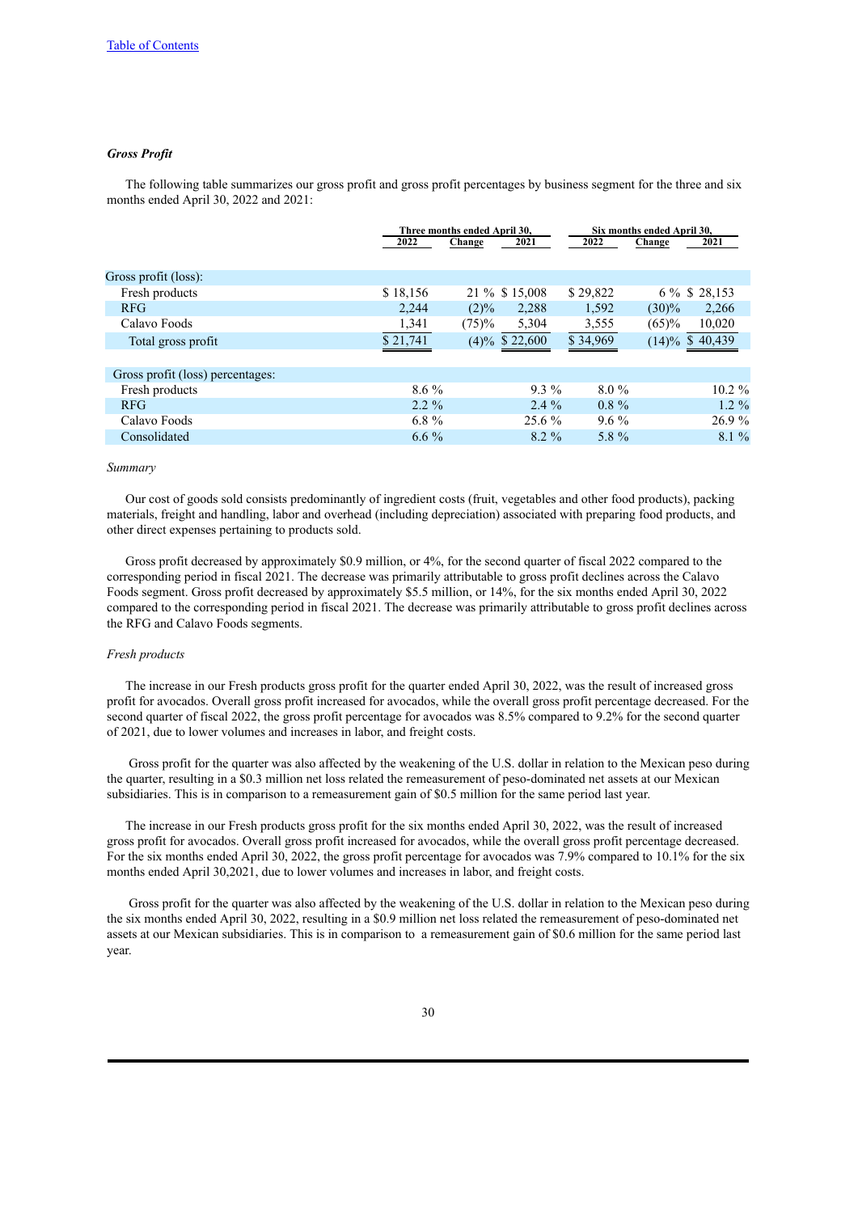[Table of Contents](#)

### *Gross Profit*

The following table summarizes our gross profit and gross profit percentages by business segment for the three and six months ended April 30, 2022 and 2021:

| | Three months ended April 30, | | | Six months ended April 30, | | |
|---|---|---|---|---|---|---|
| | 2022 | Change | 2021 | 2022 | Change | 2021 |
| Gross profit (loss): | | | | | | |
| Fresh products | $ 18,156 | 21 % | $ 15,008 | $ 29,822 | 6 % | $ 28,153 |
| RFG | 2,244 | (2)% | 2,288 | 1,592 | (30)% | 2,266 |
| Calavo Foods | 1,341 | (75)% | 5,304 | 3,555 | (65)% | 10,020 |
| Total gross profit | $ 21,741 | (4)% | $ 22,600 | $ 34,969 | (14)% | $ 40,439 |
| | | | | | | |
| Gross profit (loss) percentages: | | | | | | |
| Fresh products | 8.6 % | | 9.3 % | 8.0 % | | 10.2 % |
| RFG | 2.2 % | | 2.4 % | 0.8 % | | 1.2 % |
| Calavo Foods | 6.8 % | | 25.6 % | 9.6 % | | 26.9 % |
| Consolidated | 6.6 % | | 8.2 % | 5.8 % | | 8.1 % |

*Summary*

Our cost of goods sold consists predominantly of ingredient costs (fruit, vegetables and other food products), packing materials, freight and handling, labor and overhead (including depreciation) associated with preparing food products, and other direct expenses pertaining to products sold.

Gross profit decreased by approximately $0.9 million, or 4%, for the second quarter of fiscal 2022 compared to the corresponding period in fiscal 2021. The decrease was primarily attributable to gross profit declines across the Calavo Foods segment. Gross profit decreased by approximately $5.5 million, or 14%, for the six months ended April 30, 2022 compared to the corresponding period in fiscal 2021. The decrease was primarily attributable to gross profit declines across the RFG and Calavo Foods segments.

*Fresh products*

The increase in our Fresh products gross profit for the quarter ended April 30, 2022, was the result of increased gross profit for avocados. Overall gross profit increased for avocados, while the overall gross profit percentage decreased. For the second quarter of fiscal 2022, the gross profit percentage for avocados was 8.5% compared to 9.2% for the second quarter of 2021, due to lower volumes and increases in labor, and freight costs.

Gross profit for the quarter was also affected by the weakening of the U.S. dollar in relation to the Mexican peso during the quarter, resulting in a $0.3 million net loss related the remeasurement of peso-dominated net assets at our Mexican subsidiaries. This is in comparison to a remeasurement gain of $0.5 million for the same period last year.

The increase in our Fresh products gross profit for the six months ended April 30, 2022, was the result of increased gross profit for avocados. Overall gross profit increased for avocados, while the overall gross profit percentage decreased. For the six months ended April 30, 2022, the gross profit percentage for avocados was 7.9% compared to 10.1% for the six months ended April 30,2021, due to lower volumes and increases in labor, and freight costs.

Gross profit for the quarter was also affected by the weakening of the U.S. dollar in relation to the Mexican peso during the six months ended April 30, 2022, resulting in a $0.9 million net loss related the remeasurement of peso-dominated net assets at our Mexican subsidiaries. This is in comparison to a remeasurement gain of $0.6 million for the same period last year.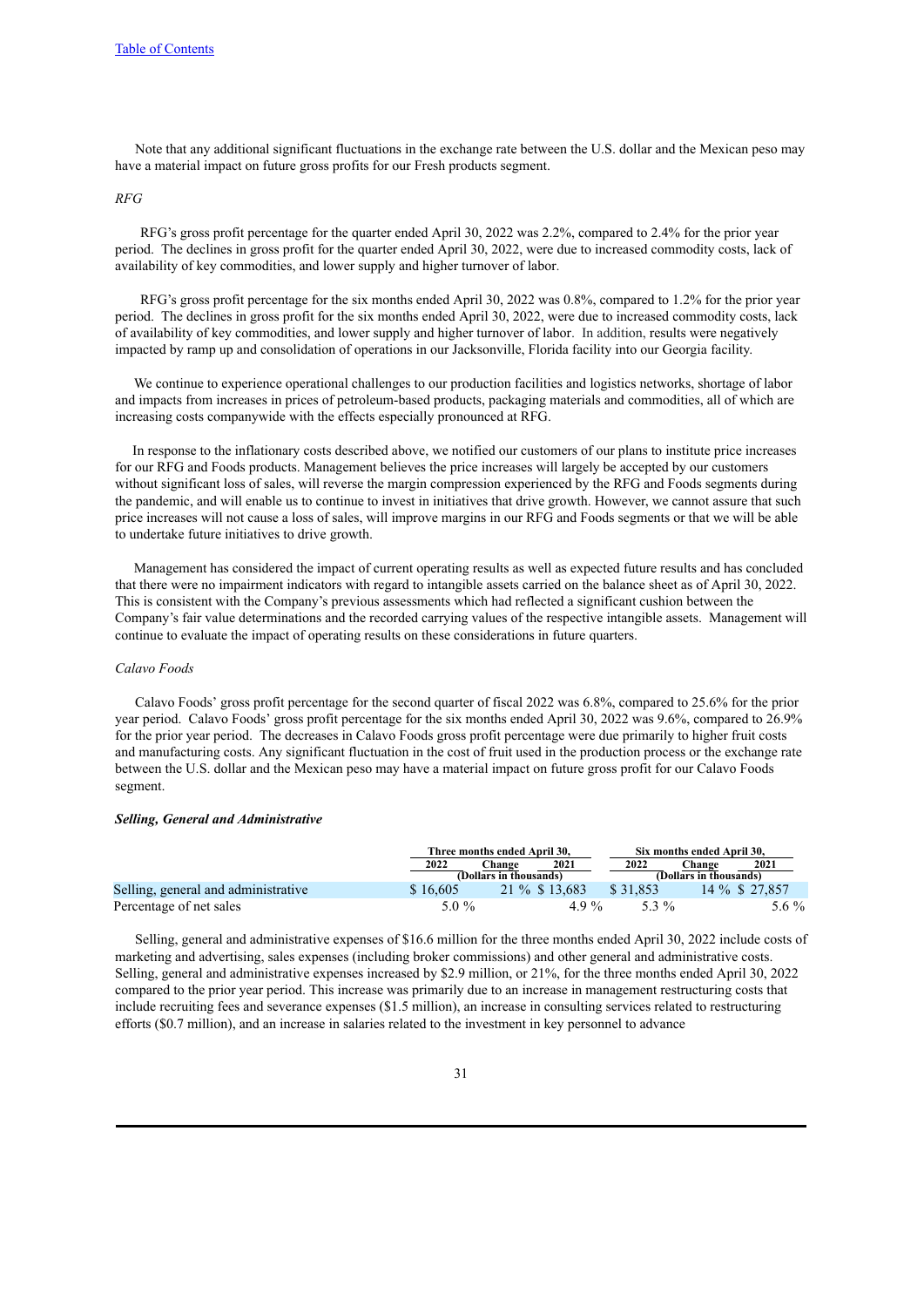Note that any additional significant fluctuations in the exchange rate between the U.S. dollar and the Mexican peso may have a material impact on future gross profits for our Fresh products segment.

*RFG*

RFG's gross profit percentage for the quarter ended April 30, 2022 was 2.2%, compared to 2.4% for the prior year period. The declines in gross profit for the quarter ended April 30, 2022, were due to increased commodity costs, lack of availability of key commodities, and lower supply and higher turnover of labor.

RFG's gross profit percentage for the six months ended April 30, 2022 was 0.8%, compared to 1.2% for the prior year period. The declines in gross profit for the six months ended April 30, 2022, were due to increased commodity costs, lack of availability of key commodities, and lower supply and higher turnover of labor. In addition, results were negatively impacted by ramp up and consolidation of operations in our Jacksonville, Florida facility into our Georgia facility.

We continue to experience operational challenges to our production facilities and logistics networks, shortage of labor and impacts from increases in prices of petroleum-based products, packaging materials and commodities, all of which are increasing costs companywide with the effects especially pronounced at RFG.

In response to the inflationary costs described above, we notified our customers of our plans to institute price increases for our RFG and Foods products. Management believes the price increases will largely be accepted by our customers without significant loss of sales, will reverse the margin compression experienced by the RFG and Foods segments during the pandemic, and will enable us to continue to invest in initiatives that drive growth. However, we cannot assure that such price increases will not cause a loss of sales, will improve margins in our RFG and Foods segments or that we will be able to undertake future initiatives to drive growth.

Management has considered the impact of current operating results as well as expected future results and has concluded that there were no impairment indicators with regard to intangible assets carried on the balance sheet as of April 30, 2022. This is consistent with the Company's previous assessments which had reflected a significant cushion between the Company's fair value determinations and the recorded carrying values of the respective intangible assets. Management will continue to evaluate the impact of operating results on these considerations in future quarters.

*Calavo Foods*

Calavo Foods' gross profit percentage for the second quarter of fiscal 2022 was 6.8%, compared to 25.6% for the prior year period. Calavo Foods' gross profit percentage for the six months ended April 30, 2022 was 9.6%, compared to 26.9% for the prior year period. The decreases in Calavo Foods gross profit percentage were due primarily to higher fruit costs and manufacturing costs. Any significant fluctuation in the cost of fruit used in the production process or the exchange rate between the U.S. dollar and the Mexican peso may have a material impact on future gross profit for our Calavo Foods segment.

***Selling, General and Administrative***

| | Three months ended April 30, | | | Six months ended April 30, | | |
|---|---|---|---|---|---|---|
| | 2022 | Change | 2021 | 2022 | Change | 2021 |
| | (Dollars in thousands) | | | (Dollars in thousands) | | |
| Selling, general and administrative | $ 16,605 | 21 % | $ 13,683 | $ 31,853 | 14 % | $ 27,857 |
| Percentage of net sales | 5.0 % | | 4.9 % | 5.3 % | | 5.6 % |

Selling, general and administrative expenses of $16.6 million for the three months ended April 30, 2022 include costs of marketing and advertising, sales expenses (including broker commissions) and other general and administrative costs. Selling, general and administrative expenses increased by $2.9 million, or 21%, for the three months ended April 30, 2022 compared to the prior year period. This increase was primarily due to an increase in management restructuring costs that include recruiting fees and severance expenses ($1.5 million), an increase in consulting services related to restructuring efforts ($0.7 million), and an increase in salaries related to the investment in key personnel to advance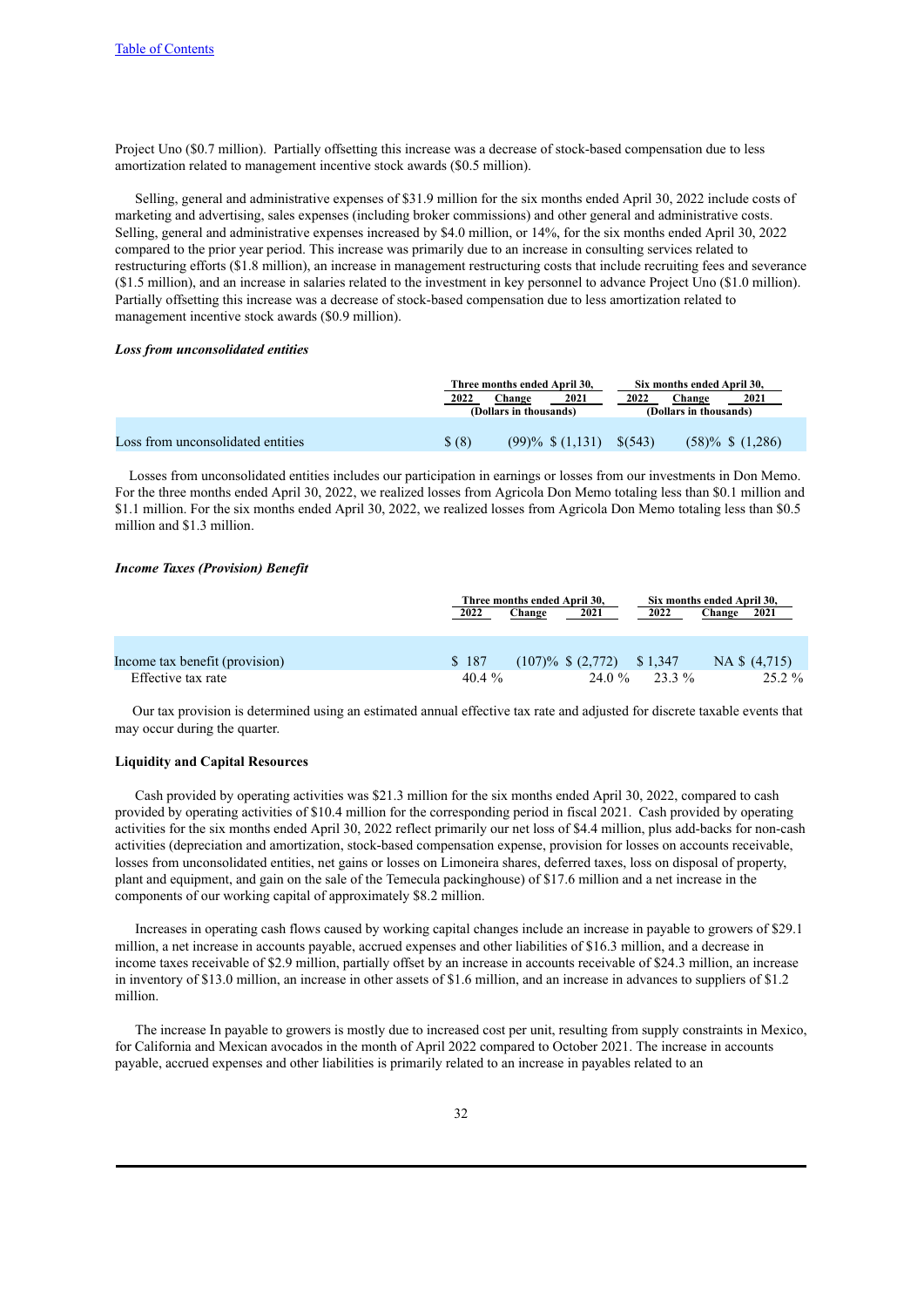Project Uno ($0.7 million). Partially offsetting this increase was a decrease of stock-based compensation due to less amortization related to management incentive stock awards ($0.5 million).

Selling, general and administrative expenses of $31.9 million for the six months ended April 30, 2022 include costs of marketing and advertising, sales expenses (including broker commissions) and other general and administrative costs. Selling, general and administrative expenses increased by $4.0 million, or 14%, for the six months ended April 30, 2022 compared to the prior year period. This increase was primarily due to an increase in consulting services related to restructuring efforts ($1.8 million), an increase in management restructuring costs that include recruiting fees and severance ($1.5 million), and an increase in salaries related to the investment in key personnel to advance Project Uno ($1.0 million). Partially offsetting this increase was a decrease of stock-based compensation due to less amortization related to management incentive stock awards ($0.9 million).

***Loss from unconsolidated entities***

| | Three months ended April 30, | | | Six months ended April 30, | | |
|---|---|---|---|---|---|---|
| | 2022 | Change | 2021 | 2022 | Change | 2021 |
| | (Dollars in thousands) | | | (Dollars in thousands) | | |
| Loss from unconsolidated entities | $ (8) | (99)% | $ (1,131) | $(543) | (58)% | $ (1,286) |

Losses from unconsolidated entities includes our participation in earnings or losses from our investments in Don Memo. For the three months ended April 30, 2022, we realized losses from Agricola Don Memo totaling less than $0.1 million and $1.1 million. For the six months ended April 30, 2022, we realized losses from Agricola Don Memo totaling less than $0.5 million and $1.3 million.

***Income Taxes (Provision) Benefit***

| | Three months ended April 30, | | | Six months ended April 30, | | |
|---|---|---|---|---|---|---|
| | 2022 | Change | 2021 | 2022 | Change | 2021 |
| Income tax benefit (provision) | $ 187 | (107)% | $ (2,772) | $ 1,347 | NA | $ (4,715) |
| Effective tax rate | 40.4 % | | 24.0 % | 23.3 % | | 25.2 % |

Our tax provision is determined using an estimated annual effective tax rate and adjusted for discrete taxable events that may occur during the quarter.

**Liquidity and Capital Resources**

Cash provided by operating activities was $21.3 million for the six months ended April 30, 2022, compared to cash provided by operating activities of $10.4 million for the corresponding period in fiscal 2021. Cash provided by operating activities for the six months ended April 30, 2022 reflect primarily our net loss of $4.4 million, plus add-backs for non-cash activities (depreciation and amortization, stock-based compensation expense, provision for losses on accounts receivable, losses from unconsolidated entities, net gains or losses on Limoneira shares, deferred taxes, loss on disposal of property, plant and equipment, and gain on the sale of the Temecula packinghouse) of $17.6 million and a net increase in the components of our working capital of approximately $8.2 million.

Increases in operating cash flows caused by working capital changes include an increase in payable to growers of $29.1 million, a net increase in accounts payable, accrued expenses and other liabilities of $16.3 million, and a decrease in income taxes receivable of $2.9 million, partially offset by an increase in accounts receivable of $24.3 million, an increase in inventory of $13.0 million, an increase in other assets of $1.6 million, and an increase in advances to suppliers of $1.2 million.

The increase In payable to growers is mostly due to increased cost per unit, resulting from supply constraints in Mexico, for California and Mexican avocados in the month of April 2022 compared to October 2021. The increase in accounts payable, accrued expenses and other liabilities is primarily related to an increase in payables related to an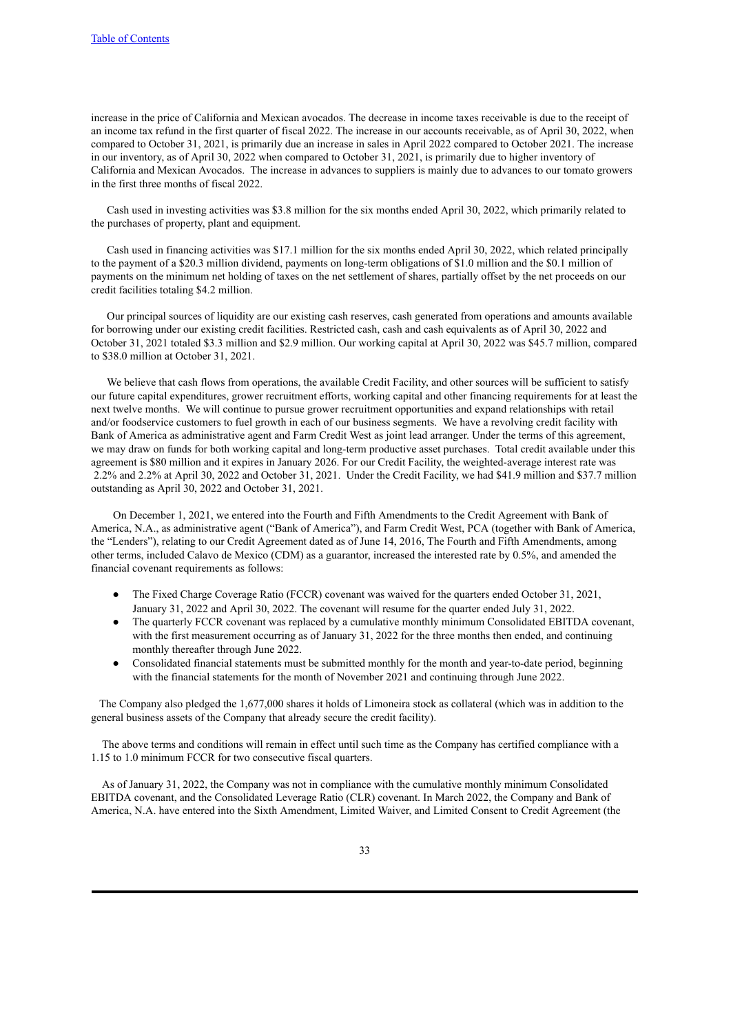increase in the price of California and Mexican avocados. The decrease in income taxes receivable is due to the receipt of an income tax refund in the first quarter of fiscal 2022. The increase in our accounts receivable, as of April 30, 2022, when compared to October 31, 2021, is primarily due an increase in sales in April 2022 compared to October 2021. The increase in our inventory, as of April 30, 2022 when compared to October 31, 2021, is primarily due to higher inventory of California and Mexican Avocados. The increase in advances to suppliers is mainly due to advances to our tomato growers in the first three months of fiscal 2022.

Cash used in investing activities was $3.8 million for the six months ended April 30, 2022, which primarily related to the purchases of property, plant and equipment.

Cash used in financing activities was $17.1 million for the six months ended April 30, 2022, which related principally to the payment of a $20.3 million dividend, payments on long-term obligations of $1.0 million and the $0.1 million of payments on the minimum net holding of taxes on the net settlement of shares, partially offset by the net proceeds on our credit facilities totaling $4.2 million.

Our principal sources of liquidity are our existing cash reserves, cash generated from operations and amounts available for borrowing under our existing credit facilities. Restricted cash, cash and cash equivalents as of April 30, 2022 and October 31, 2021 totaled $3.3 million and $2.9 million. Our working capital at April 30, 2022 was $45.7 million, compared to $38.0 million at October 31, 2021.

We believe that cash flows from operations, the available Credit Facility, and other sources will be sufficient to satisfy our future capital expenditures, grower recruitment efforts, working capital and other financing requirements for at least the next twelve months. We will continue to pursue grower recruitment opportunities and expand relationships with retail and/or foodservice customers to fuel growth in each of our business segments. We have a revolving credit facility with Bank of America as administrative agent and Farm Credit West as joint lead arranger. Under the terms of this agreement, we may draw on funds for both working capital and long-term productive asset purchases. Total credit available under this agreement is $80 million and it expires in January 2026. For our Credit Facility, the weighted-average interest rate was 2.2% and 2.2% at April 30, 2022 and October 31, 2021. Under the Credit Facility, we had $41.9 million and $37.7 million outstanding as April 30, 2022 and October 31, 2021.

On December 1, 2021, we entered into the Fourth and Fifth Amendments to the Credit Agreement with Bank of America, N.A., as administrative agent ("Bank of America"), and Farm Credit West, PCA (together with Bank of America, the "Lenders"), relating to our Credit Agreement dated as of June 14, 2016, The Fourth and Fifth Amendments, among other terms, included Calavo de Mexico (CDM) as a guarantor, increased the interested rate by 0.5%, and amended the financial covenant requirements as follows:

- The Fixed Charge Coverage Ratio (FCCR) covenant was waived for the quarters ended October 31, 2021, January 31, 2022 and April 30, 2022. The covenant will resume for the quarter ended July 31, 2022.
- The quarterly FCCR covenant was replaced by a cumulative monthly minimum Consolidated EBITDA covenant, with the first measurement occurring as of January 31, 2022 for the three months then ended, and continuing monthly thereafter through June 2022.
- Consolidated financial statements must be submitted monthly for the month and year-to-date period, beginning with the financial statements for the month of November 2021 and continuing through June 2022.

The Company also pledged the 1,677,000 shares it holds of Limoneira stock as collateral (which was in addition to the general business assets of the Company that already secure the credit facility).

The above terms and conditions will remain in effect until such time as the Company has certified compliance with a 1.15 to 1.0 minimum FCCR for two consecutive fiscal quarters.

As of January 31, 2022, the Company was not in compliance with the cumulative monthly minimum Consolidated EBITDA covenant, and the Consolidated Leverage Ratio (CLR) covenant. In March 2022, the Company and Bank of America, N.A. have entered into the Sixth Amendment, Limited Waiver, and Limited Consent to Credit Agreement (the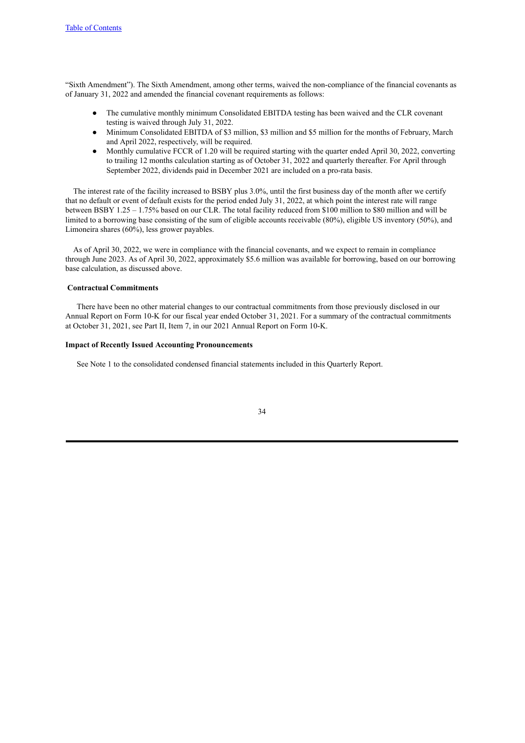"Sixth Amendment"). The Sixth Amendment, among other terms, waived the non-compliance of the financial covenants as of January 31, 2022 and amended the financial covenant requirements as follows:

- The cumulative monthly minimum Consolidated EBITDA testing has been waived and the CLR covenant testing is waived through July 31, 2022.
- Minimum Consolidated EBITDA of $3 million, $3 million and $5 million for the months of February, March and April 2022, respectively, will be required.
- Monthly cumulative FCCR of 1.20 will be required starting with the quarter ended April 30, 2022, converting to trailing 12 months calculation starting as of October 31, 2022 and quarterly thereafter. For April through September 2022, dividends paid in December 2021 are included on a pro-rata basis.

The interest rate of the facility increased to BSBY plus 3.0%, until the first business day of the month after we certify that no default or event of default exists for the period ended July 31, 2022, at which point the interest rate will range between BSBY 1.25 – 1.75% based on our CLR. The total facility reduced from $100 million to $80 million and will be limited to a borrowing base consisting of the sum of eligible accounts receivable (80%), eligible US inventory (50%), and Limoneira shares (60%), less grower payables.

As of April 30, 2022, we were in compliance with the financial covenants, and we expect to remain in compliance through June 2023. As of April 30, 2022, approximately $5.6 million was available for borrowing, based on our borrowing base calculation, as discussed above.

### Contractual Commitments

There have been no other material changes to our contractual commitments from those previously disclosed in our Annual Report on Form 10-K for our fiscal year ended October 31, 2021. For a summary of the contractual commitments at October 31, 2021, see Part II, Item 7, in our 2021 Annual Report on Form 10-K.

### Impact of Recently Issued Accounting Pronouncements

See Note 1 to the consolidated condensed financial statements included in this Quarterly Report.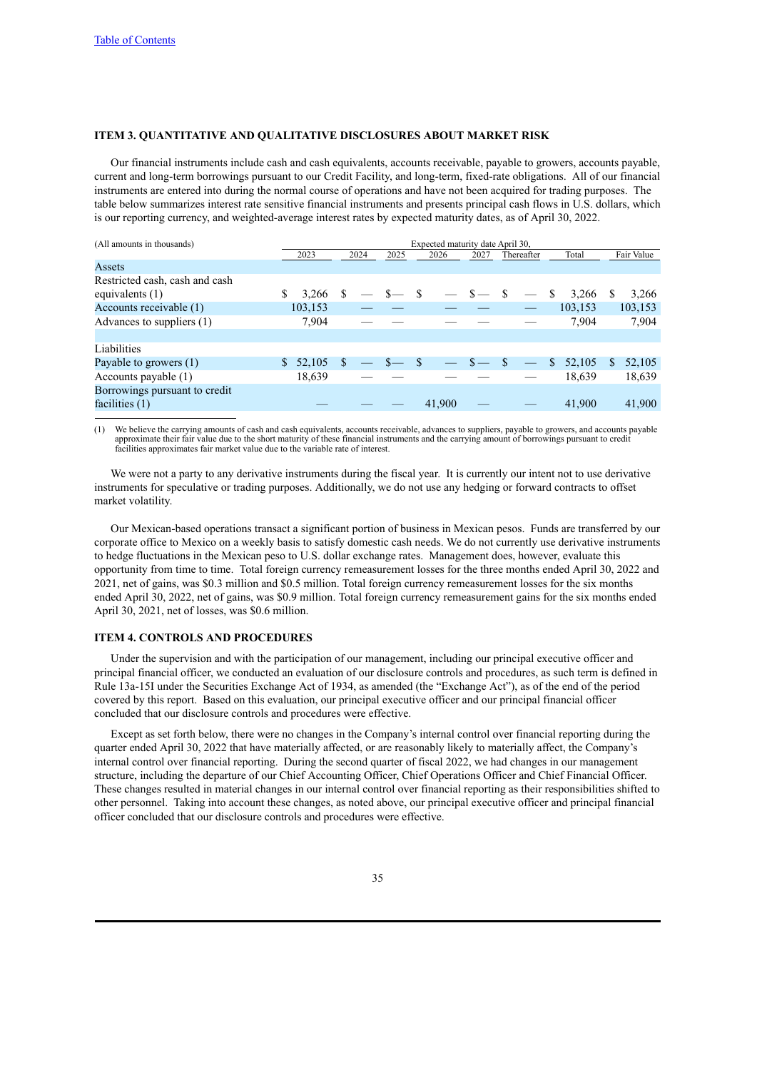[Table of Contents](#)

### ITEM 3. QUANTITATIVE AND QUALITATIVE DISCLOSURES ABOUT MARKET RISK

Our financial instruments include cash and cash equivalents, accounts receivable, payable to growers, accounts payable, current and long-term borrowings pursuant to our Credit Facility, and long-term, fixed-rate obligations. All of our financial instruments are entered into during the normal course of operations and have not been acquired for trading purposes. The table below summarizes interest rate sensitive financial instruments and presents principal cash flows in U.S. dollars, which is our reporting currency, and weighted-average interest rates by expected maturity dates, as of April 30, 2022.

| (All amounts in thousands) | Expected maturity date April 30, | | | | | | | |
|---|---|---|---|---|---|---|---|---|
| | 2023 | 2024 | 2025 | 2026 | 2027 | Thereafter | Total | Fair Value |
| Assets | | | | | | | | |
| Restricted cash, cash and cash equivalents (1) | $ 3,266 | $ — | $— | $ — | $— | $ — | $ 3,266 | $ 3,266 |
| Accounts receivable (1) | 103,153 | — | — | — | — | — | 103,153 | 103,153 |
| Advances to suppliers (1) | 7,904 | — | — | — | — | — | 7,904 | 7,904 |
| | | | | | | | | |
| Liabilities | | | | | | | | |
| Payable to growers (1) | $ 52,105 | $ — | $— | $ — | $— | $ — | $ 52,105 | $ 52,105 |
| Accounts payable (1) | 18,639 | — | — | — | — | — | 18,639 | 18,639 |
| Borrowings pursuant to credit facilities (1) | — | — | — | 41,900 | — | — | 41,900 | 41,900 |

(1) We believe the carrying amounts of cash and cash equivalents, accounts receivable, advances to suppliers, payable to growers, and accounts payable approximate their fair value due to the short maturity of these financial instruments and the carrying amount of borrowings pursuant to credit facilities approximates fair market value due to the variable rate of interest.

We were not a party to any derivative instruments during the fiscal year. It is currently our intent not to use derivative instruments for speculative or trading purposes. Additionally, we do not use any hedging or forward contracts to offset market volatility.

Our Mexican-based operations transact a significant portion of business in Mexican pesos. Funds are transferred by our corporate office to Mexico on a weekly basis to satisfy domestic cash needs. We do not currently use derivative instruments to hedge fluctuations in the Mexican peso to U.S. dollar exchange rates. Management does, however, evaluate this opportunity from time to time. Total foreign currency remeasurement losses for the three months ended April 30, 2022 and 2021, net of gains, was $0.3 million and $0.5 million. Total foreign currency remeasurement losses for the six months ended April 30, 2022, net of gains, was $0.9 million. Total foreign currency remeasurement gains for the six months ended April 30, 2021, net of losses, was $0.6 million.

### ITEM 4. CONTROLS AND PROCEDURES

Under the supervision and with the participation of our management, including our principal executive officer and principal financial officer, we conducted an evaluation of our disclosure controls and procedures, as such term is defined in Rule 13a-15I under the Securities Exchange Act of 1934, as amended (the "Exchange Act"), as of the end of the period covered by this report. Based on this evaluation, our principal executive officer and our principal financial officer concluded that our disclosure controls and procedures were effective.

Except as set forth below, there were no changes in the Company's internal control over financial reporting during the quarter ended April 30, 2022 that have materially affected, or are reasonably likely to materially affect, the Company's internal control over financial reporting. During the second quarter of fiscal 2022, we had changes in our management structure, including the departure of our Chief Accounting Officer, Chief Operations Officer and Chief Financial Officer. These changes resulted in material changes in our internal control over financial reporting as their responsibilities shifted to other personnel. Taking into account these changes, as noted above, our principal executive officer and principal financial officer concluded that our disclosure controls and procedures were effective.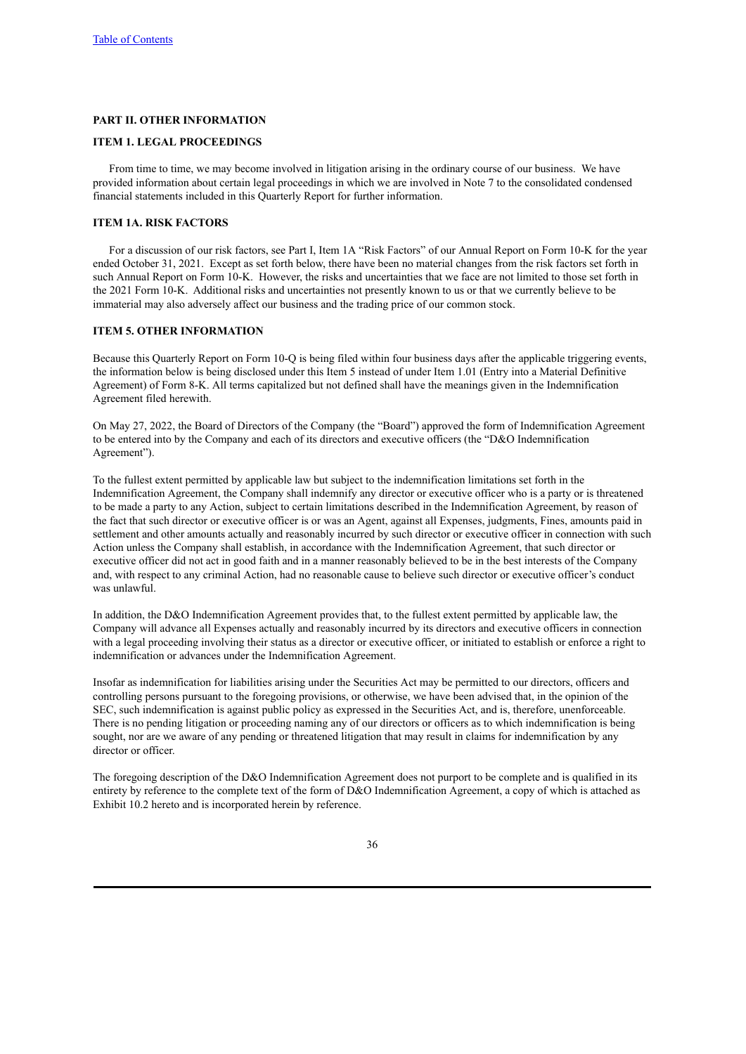## PART II. OTHER INFORMATION

### ITEM 1. LEGAL PROCEEDINGS

From time to time, we may become involved in litigation arising in the ordinary course of our business. We have provided information about certain legal proceedings in which we are involved in Note 7 to the consolidated condensed financial statements included in this Quarterly Report for further information.

### ITEM 1A. RISK FACTORS

For a discussion of our risk factors, see Part I, Item 1A "Risk Factors" of our Annual Report on Form 10-K for the year ended October 31, 2021. Except as set forth below, there have been no material changes from the risk factors set forth in such Annual Report on Form 10-K. However, the risks and uncertainties that we face are not limited to those set forth in the 2021 Form 10-K. Additional risks and uncertainties not presently known to us or that we currently believe to be immaterial may also adversely affect our business and the trading price of our common stock.

### ITEM 5. OTHER INFORMATION

Because this Quarterly Report on Form 10-Q is being filed within four business days after the applicable triggering events, the information below is being disclosed under this Item 5 instead of under Item 1.01 (Entry into a Material Definitive Agreement) of Form 8-K. All terms capitalized but not defined shall have the meanings given in the Indemnification Agreement filed herewith.

On May 27, 2022, the Board of Directors of the Company (the "Board") approved the form of Indemnification Agreement to be entered into by the Company and each of its directors and executive officers (the "D&O Indemnification Agreement").

To the fullest extent permitted by applicable law but subject to the indemnification limitations set forth in the Indemnification Agreement, the Company shall indemnify any director or executive officer who is a party or is threatened to be made a party to any Action, subject to certain limitations described in the Indemnification Agreement, by reason of the fact that such director or executive officer is or was an Agent, against all Expenses, judgments, Fines, amounts paid in settlement and other amounts actually and reasonably incurred by such director or executive officer in connection with such Action unless the Company shall establish, in accordance with the Indemnification Agreement, that such director or executive officer did not act in good faith and in a manner reasonably believed to be in the best interests of the Company and, with respect to any criminal Action, had no reasonable cause to believe such director or executive officer's conduct was unlawful.

In addition, the D&O Indemnification Agreement provides that, to the fullest extent permitted by applicable law, the Company will advance all Expenses actually and reasonably incurred by its directors and executive officers in connection with a legal proceeding involving their status as a director or executive officer, or initiated to establish or enforce a right to indemnification or advances under the Indemnification Agreement.

Insofar as indemnification for liabilities arising under the Securities Act may be permitted to our directors, officers and controlling persons pursuant to the foregoing provisions, or otherwise, we have been advised that, in the opinion of the SEC, such indemnification is against public policy as expressed in the Securities Act, and is, therefore, unenforceable. There is no pending litigation or proceeding naming any of our directors or officers as to which indemnification is being sought, nor are we aware of any pending or threatened litigation that may result in claims for indemnification by any director or officer.

The foregoing description of the D&O Indemnification Agreement does not purport to be complete and is qualified in its entirety by reference to the complete text of the form of D&O Indemnification Agreement, a copy of which is attached as Exhibit 10.2 hereto and is incorporated herein by reference.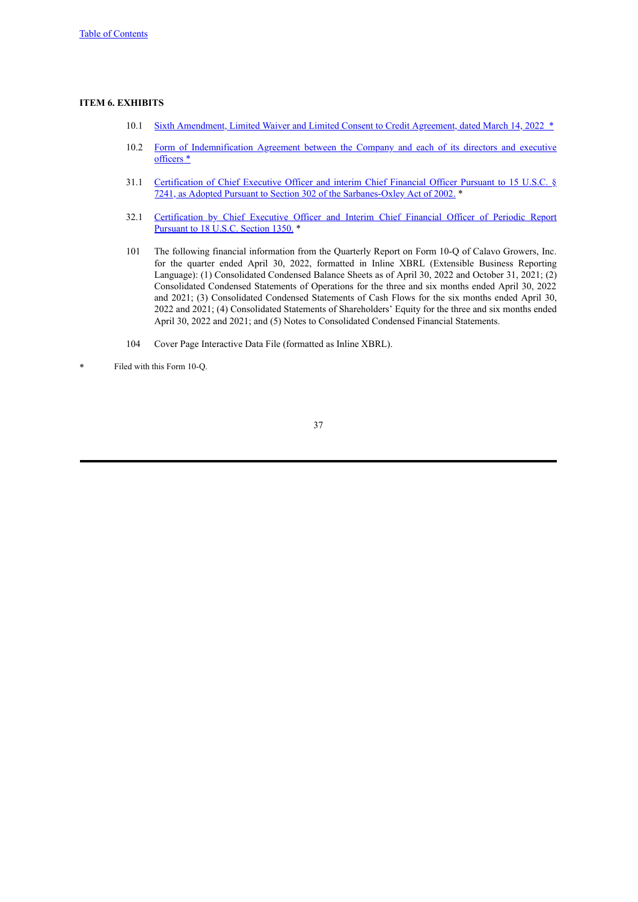**ITEM 6. EXHIBITS**

| | |
|---|---|
| 10.1 | Sixth Amendment, Limited Waiver and Limited Consent to Credit Agreement, dated March 14, 2022 * |
| 10.2 | Form of Indemnification Agreement between the Company and each of its directors and executive officers * |
| 31.1 | Certification of Chief Executive Officer and interim Chief Financial Officer Pursuant to 15 U.S.C. § 7241, as Adopted Pursuant to Section 302 of the Sarbanes-Oxley Act of 2002. * |
| 32.1 | Certification by Chief Executive Officer and Interim Chief Financial Officer of Periodic Report Pursuant to 18 U.S.C. Section 1350. * |
| 101 | The following financial information from the Quarterly Report on Form 10-Q of Calavo Growers, Inc. for the quarter ended April 30, 2022, formatted in Inline XBRL (Extensible Business Reporting Language): (1) Consolidated Condensed Balance Sheets as of April 30, 2022 and October 31, 2021; (2) Consolidated Condensed Statements of Operations for the three and six months ended April 30, 2022 and 2021; (3) Consolidated Condensed Statements of Cash Flows for the six months ended April 30, 2022 and 2021; (4) Consolidated Statements of Shareholders' Equity for the three and six months ended April 30, 2022 and 2021; and (5) Notes to Consolidated Condensed Financial Statements. |
| 104 | Cover Page Interactive Data File (formatted as Inline XBRL). |

\* Filed with this Form 10-Q.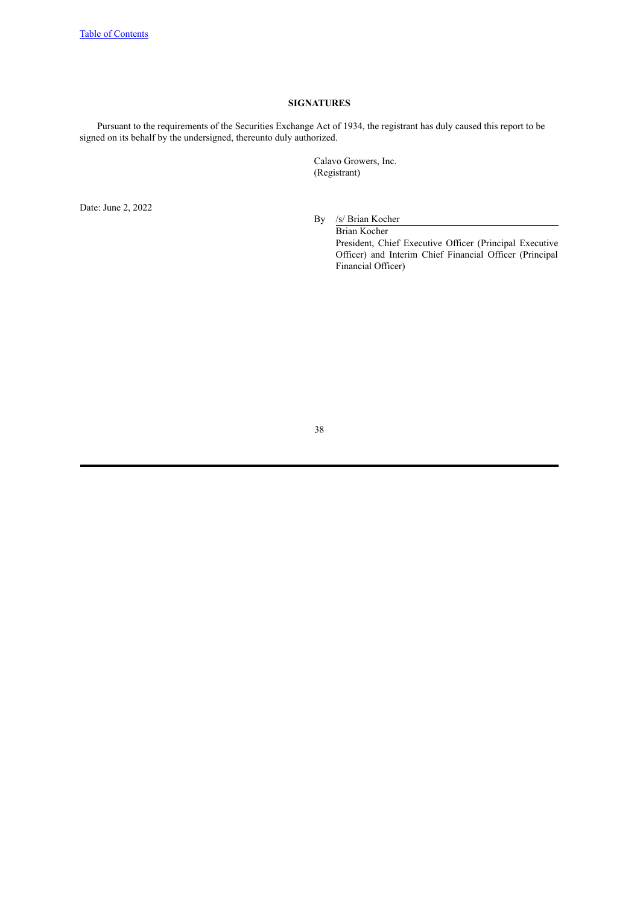## SIGNATURES

Pursuant to the requirements of the Securities Exchange Act of 1934, the registrant has duly caused this report to be signed on its behalf by the undersigned, thereunto duly authorized.

Calavo Growers, Inc.
(Registrant)

Date: June 2, 2022

By /s/ Brian Kocher
Brian Kocher
President, Chief Executive Officer (Principal Executive Officer) and Interim Chief Financial Officer (Principal Financial Officer)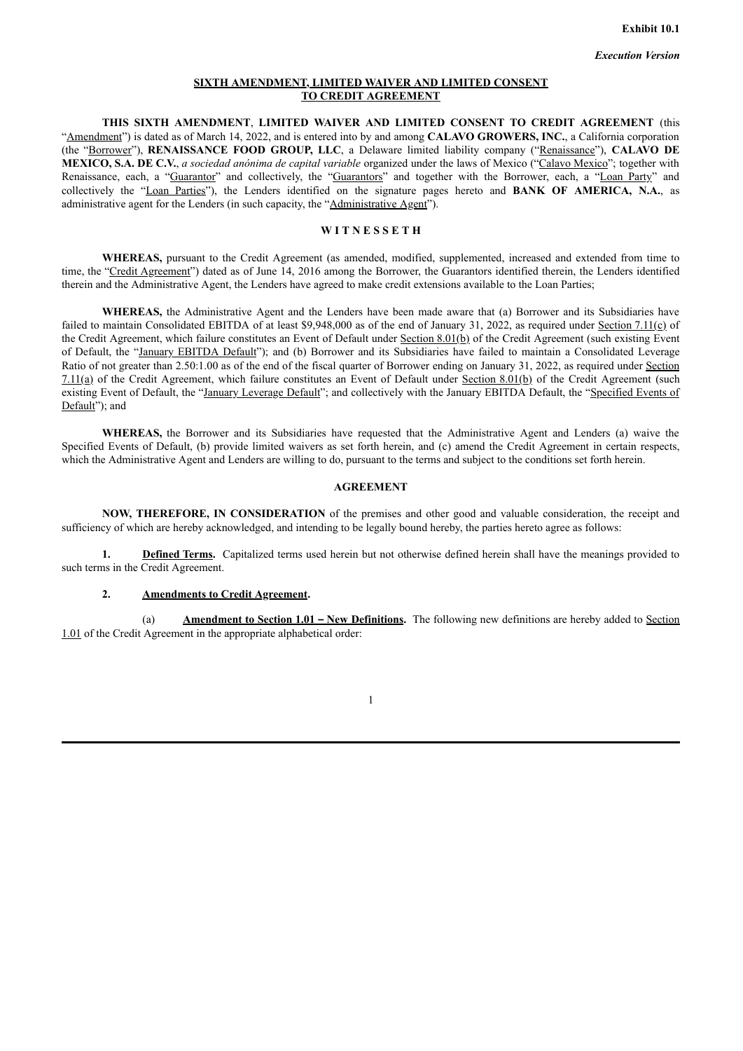**Exhibit 10.1**

***Execution Version***

**SIXTH AMENDMENT, LIMITED WAIVER AND LIMITED CONSENT TO CREDIT AGREEMENT**

**THIS SIXTH AMENDMENT**, **LIMITED WAIVER AND LIMITED CONSENT TO CREDIT AGREEMENT** (this "Amendment") is dated as of March 14, 2022, and is entered into by and among **CALAVO GROWERS, INC.**, a California corporation (the "Borrower"), **RENAISSANCE FOOD GROUP, LLC**, a Delaware limited liability company ("Renaissance"), **CALAVO DE MEXICO, S.A. DE C.V.**, *a sociedad anónima de capital variable* organized under the laws of Mexico ("Calavo Mexico"; together with Renaissance, each, a "Guarantor" and collectively, the "Guarantors" and together with the Borrower, each, a "Loan Party" and collectively the "Loan Parties"), the Lenders identified on the signature pages hereto and **BANK OF AMERICA, N.A.**, as administrative agent for the Lenders (in such capacity, the "Administrative Agent").

**W I T N E S S E T H**

**WHEREAS,** pursuant to the Credit Agreement (as amended, modified, supplemented, increased and extended from time to time, the "Credit Agreement") dated as of June 14, 2016 among the Borrower, the Guarantors identified therein, the Lenders identified therein and the Administrative Agent, the Lenders have agreed to make credit extensions available to the Loan Parties;

**WHEREAS,** the Administrative Agent and the Lenders have been made aware that (a) Borrower and its Subsidiaries have failed to maintain Consolidated EBITDA of at least $9,948,000 as of the end of January 31, 2022, as required under Section 7.11(c) of the Credit Agreement, which failure constitutes an Event of Default under Section 8.01(b) of the Credit Agreement (such existing Event of Default, the "January EBITDA Default"); and (b) Borrower and its Subsidiaries have failed to maintain a Consolidated Leverage Ratio of not greater than 2.50:1.00 as of the end of the fiscal quarter of Borrower ending on January 31, 2022, as required under Section 7.11(a) of the Credit Agreement, which failure constitutes an Event of Default under Section 8.01(b) of the Credit Agreement (such existing Event of Default, the "January Leverage Default"; and collectively with the January EBITDA Default, the "Specified Events of Default"); and

**WHEREAS,** the Borrower and its Subsidiaries have requested that the Administrative Agent and Lenders (a) waive the Specified Events of Default, (b) provide limited waivers as set forth herein, and (c) amend the Credit Agreement in certain respects, which the Administrative Agent and Lenders are willing to do, pursuant to the terms and subject to the conditions set forth herein.

**AGREEMENT**

**NOW, THEREFORE, IN CONSIDERATION** of the premises and other good and valuable consideration, the receipt and sufficiency of which are hereby acknowledged, and intending to be legally bound hereby, the parties hereto agree as follows:

**1. Defined Terms.** Capitalized terms used herein but not otherwise defined herein shall have the meanings provided to such terms in the Credit Agreement.

**2. Amendments to Credit Agreement.**

(a) **Amendment to Section 1.01 – New Definitions.** The following new definitions are hereby added to Section 1.01 of the Credit Agreement in the appropriate alphabetical order: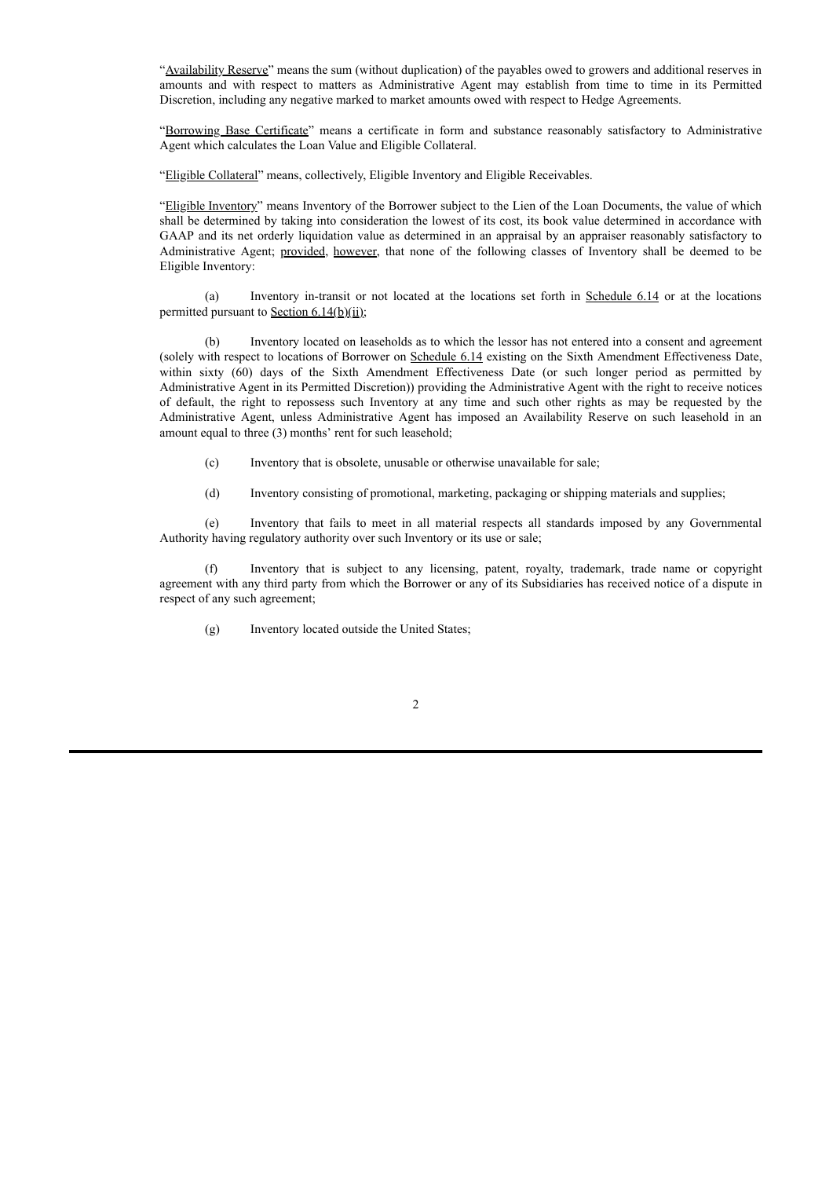"Availability Reserve" means the sum (without duplication) of the payables owed to growers and additional reserves in amounts and with respect to matters as Administrative Agent may establish from time to time in its Permitted Discretion, including any negative marked to market amounts owed with respect to Hedge Agreements.

"Borrowing Base Certificate" means a certificate in form and substance reasonably satisfactory to Administrative Agent which calculates the Loan Value and Eligible Collateral.

"Eligible Collateral" means, collectively, Eligible Inventory and Eligible Receivables.

"Eligible Inventory" means Inventory of the Borrower subject to the Lien of the Loan Documents, the value of which shall be determined by taking into consideration the lowest of its cost, its book value determined in accordance with GAAP and its net orderly liquidation value as determined in an appraisal by an appraiser reasonably satisfactory to Administrative Agent; provided, however, that none of the following classes of Inventory shall be deemed to be Eligible Inventory:

(a) Inventory in-transit or not located at the locations set forth in Schedule 6.14 or at the locations permitted pursuant to Section 6.14(b)(ii);

(b) Inventory located on leaseholds as to which the lessor has not entered into a consent and agreement (solely with respect to locations of Borrower on Schedule 6.14 existing on the Sixth Amendment Effectiveness Date, within sixty (60) days of the Sixth Amendment Effectiveness Date (or such longer period as permitted by Administrative Agent in its Permitted Discretion)) providing the Administrative Agent with the right to receive notices of default, the right to repossess such Inventory at any time and such other rights as may be requested by the Administrative Agent, unless Administrative Agent has imposed an Availability Reserve on such leasehold in an amount equal to three (3) months' rent for such leasehold;

(c) Inventory that is obsolete, unusable or otherwise unavailable for sale;

(d) Inventory consisting of promotional, marketing, packaging or shipping materials and supplies;

(e) Inventory that fails to meet in all material respects all standards imposed by any Governmental Authority having regulatory authority over such Inventory or its use or sale;

(f) Inventory that is subject to any licensing, patent, royalty, trademark, trade name or copyright agreement with any third party from which the Borrower or any of its Subsidiaries has received notice of a dispute in respect of any such agreement;

(g) Inventory located outside the United States;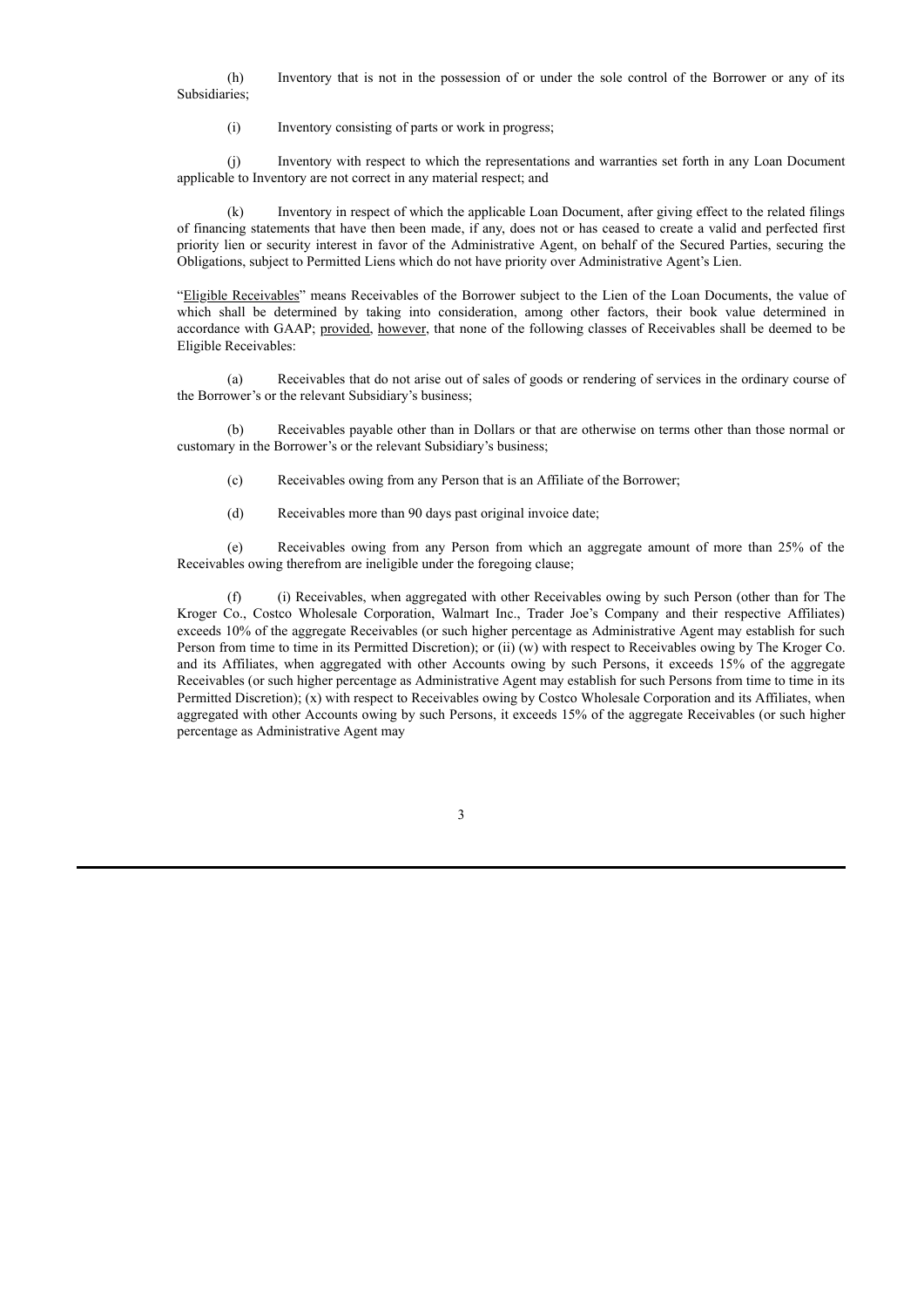(h) Inventory that is not in the possession of or under the sole control of the Borrower or any of its Subsidiaries;

(i) Inventory consisting of parts or work in progress;

(j) Inventory with respect to which the representations and warranties set forth in any Loan Document applicable to Inventory are not correct in any material respect; and

(k) Inventory in respect of which the applicable Loan Document, after giving effect to the related filings of financing statements that have then been made, if any, does not or has ceased to create a valid and perfected first priority lien or security interest in favor of the Administrative Agent, on behalf of the Secured Parties, securing the Obligations, subject to Permitted Liens which do not have priority over Administrative Agent's Lien.

"Eligible Receivables" means Receivables of the Borrower subject to the Lien of the Loan Documents, the value of which shall be determined by taking into consideration, among other factors, their book value determined in accordance with GAAP; provided, however, that none of the following classes of Receivables shall be deemed to be Eligible Receivables:

(a) Receivables that do not arise out of sales of goods or rendering of services in the ordinary course of the Borrower's or the relevant Subsidiary's business;

(b) Receivables payable other than in Dollars or that are otherwise on terms other than those normal or customary in the Borrower's or the relevant Subsidiary's business;

(c) Receivables owing from any Person that is an Affiliate of the Borrower;

(d) Receivables more than 90 days past original invoice date;

(e) Receivables owing from any Person from which an aggregate amount of more than 25% of the Receivables owing therefrom are ineligible under the foregoing clause;

(f) (i) Receivables, when aggregated with other Receivables owing by such Person (other than for The Kroger Co., Costco Wholesale Corporation, Walmart Inc., Trader Joe's Company and their respective Affiliates) exceeds 10% of the aggregate Receivables (or such higher percentage as Administrative Agent may establish for such Person from time to time in its Permitted Discretion); or (ii) (w) with respect to Receivables owing by The Kroger Co. and its Affiliates, when aggregated with other Accounts owing by such Persons, it exceeds 15% of the aggregate Receivables (or such higher percentage as Administrative Agent may establish for such Persons from time to time in its Permitted Discretion); (x) with respect to Receivables owing by Costco Wholesale Corporation and its Affiliates, when aggregated with other Accounts owing by such Persons, it exceeds 15% of the aggregate Receivables (or such higher percentage as Administrative Agent may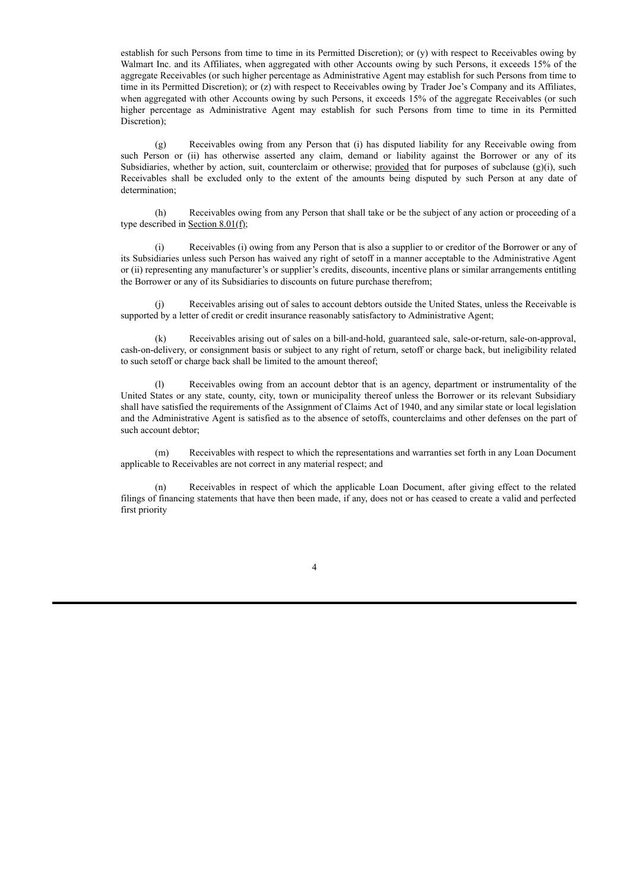establish for such Persons from time to time in its Permitted Discretion); or (y) with respect to Receivables owing by Walmart Inc. and its Affiliates, when aggregated with other Accounts owing by such Persons, it exceeds 15% of the aggregate Receivables (or such higher percentage as Administrative Agent may establish for such Persons from time to time in its Permitted Discretion); or (z) with respect to Receivables owing by Trader Joe's Company and its Affiliates, when aggregated with other Accounts owing by such Persons, it exceeds 15% of the aggregate Receivables (or such higher percentage as Administrative Agent may establish for such Persons from time to time in its Permitted Discretion);

(g) Receivables owing from any Person that (i) has disputed liability for any Receivable owing from such Person or (ii) has otherwise asserted any claim, demand or liability against the Borrower or any of its Subsidiaries, whether by action, suit, counterclaim or otherwise; provided that for purposes of subclause (g)(i), such Receivables shall be excluded only to the extent of the amounts being disputed by such Person at any date of determination;

(h) Receivables owing from any Person that shall take or be the subject of any action or proceeding of a type described in Section 8.01(f);

(i) Receivables (i) owing from any Person that is also a supplier to or creditor of the Borrower or any of its Subsidiaries unless such Person has waived any right of setoff in a manner acceptable to the Administrative Agent or (ii) representing any manufacturer's or supplier's credits, discounts, incentive plans or similar arrangements entitling the Borrower or any of its Subsidiaries to discounts on future purchase therefrom;

(j) Receivables arising out of sales to account debtors outside the United States, unless the Receivable is supported by a letter of credit or credit insurance reasonably satisfactory to Administrative Agent;

(k) Receivables arising out of sales on a bill-and-hold, guaranteed sale, sale-or-return, sale-on-approval, cash-on-delivery, or consignment basis or subject to any right of return, setoff or charge back, but ineligibility related to such setoff or charge back shall be limited to the amount thereof;

(l) Receivables owing from an account debtor that is an agency, department or instrumentality of the United States or any state, county, city, town or municipality thereof unless the Borrower or its relevant Subsidiary shall have satisfied the requirements of the Assignment of Claims Act of 1940, and any similar state or local legislation and the Administrative Agent is satisfied as to the absence of setoffs, counterclaims and other defenses on the part of such account debtor;

(m) Receivables with respect to which the representations and warranties set forth in any Loan Document applicable to Receivables are not correct in any material respect; and

(n) Receivables in respect of which the applicable Loan Document, after giving effect to the related filings of financing statements that have then been made, if any, does not or has ceased to create a valid and perfected first priority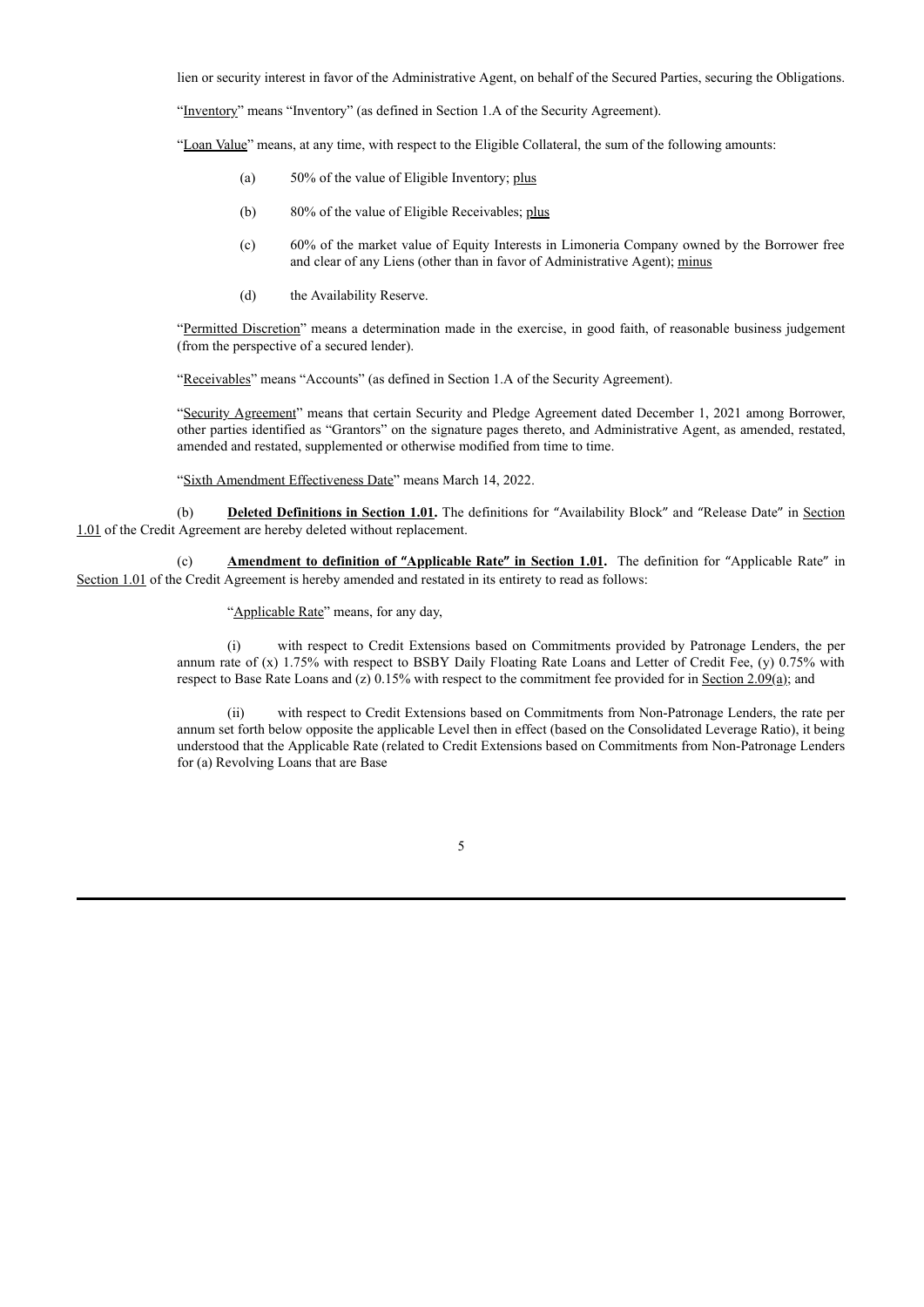lien or security interest in favor of the Administrative Agent, on behalf of the Secured Parties, securing the Obligations.

"Inventory" means "Inventory" (as defined in Section 1.A of the Security Agreement).

"Loan Value" means, at any time, with respect to the Eligible Collateral, the sum of the following amounts:

(a) 50% of the value of Eligible Inventory; plus

(b) 80% of the value of Eligible Receivables; plus

(c) 60% of the market value of Equity Interests in Limoneria Company owned by the Borrower free and clear of any Liens (other than in favor of Administrative Agent); minus

(d) the Availability Reserve.

"Permitted Discretion" means a determination made in the exercise, in good faith, of reasonable business judgement (from the perspective of a secured lender).

"Receivables" means "Accounts" (as defined in Section 1.A of the Security Agreement).

"Security Agreement" means that certain Security and Pledge Agreement dated December 1, 2021 among Borrower, other parties identified as "Grantors" on the signature pages thereto, and Administrative Agent, as amended, restated, amended and restated, supplemented or otherwise modified from time to time.

"Sixth Amendment Effectiveness Date" means March 14, 2022.

(b) **Deleted Definitions in Section 1.01.** The definitions for "Availability Block" and "Release Date" in Section 1.01 of the Credit Agreement are hereby deleted without replacement.

(c) **Amendment to definition of "Applicable Rate" in Section 1.01.** The definition for "Applicable Rate" in Section 1.01 of the Credit Agreement is hereby amended and restated in its entirety to read as follows:

"Applicable Rate" means, for any day,

(i) with respect to Credit Extensions based on Commitments provided by Patronage Lenders, the per annum rate of (x) 1.75% with respect to BSBY Daily Floating Rate Loans and Letter of Credit Fee, (y) 0.75% with respect to Base Rate Loans and (z) 0.15% with respect to the commitment fee provided for in Section 2.09(a); and

(ii) with respect to Credit Extensions based on Commitments from Non-Patronage Lenders, the rate per annum set forth below opposite the applicable Level then in effect (based on the Consolidated Leverage Ratio), it being understood that the Applicable Rate (related to Credit Extensions based on Commitments from Non-Patronage Lenders for (a) Revolving Loans that are Base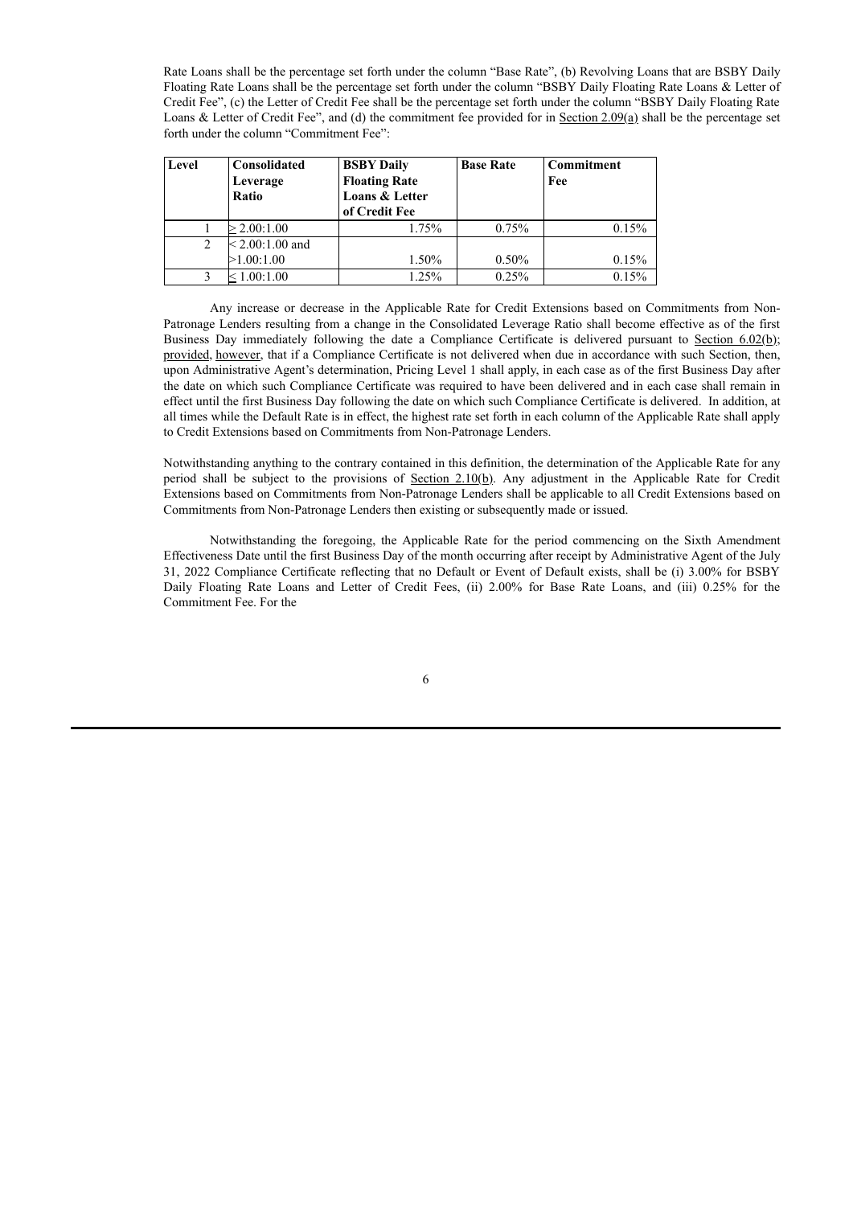Rate Loans shall be the percentage set forth under the column "Base Rate", (b) Revolving Loans that are BSBY Daily Floating Rate Loans shall be the percentage set forth under the column "BSBY Daily Floating Rate Loans & Letter of Credit Fee", (c) the Letter of Credit Fee shall be the percentage set forth under the column "BSBY Daily Floating Rate Loans & Letter of Credit Fee", and (d) the commitment fee provided for in Section 2.09(a) shall be the percentage set forth under the column "Commitment Fee":

| Level | Consolidated Leverage Ratio | BSBY Daily Floating Rate Loans & Letter of Credit Fee | Base Rate | Commitment Fee |
|---|---|---|---|---|
| 1 | ≥ 2.00:1.00 | 1.75% | 0.75% | 0.15% |
| 2 | < 2.00:1.00 and >1.00:1.00 | 1.50% | 0.50% | 0.15% |
| 3 | ≤ 1.00:1.00 | 1.25% | 0.25% | 0.15% |

Any increase or decrease in the Applicable Rate for Credit Extensions based on Commitments from Non-Patronage Lenders resulting from a change in the Consolidated Leverage Ratio shall become effective as of the first Business Day immediately following the date a Compliance Certificate is delivered pursuant to Section 6.02(b); provided, however, that if a Compliance Certificate is not delivered when due in accordance with such Section, then, upon Administrative Agent's determination, Pricing Level 1 shall apply, in each case as of the first Business Day after the date on which such Compliance Certificate was required to have been delivered and in each case shall remain in effect until the first Business Day following the date on which such Compliance Certificate is delivered. In addition, at all times while the Default Rate is in effect, the highest rate set forth in each column of the Applicable Rate shall apply to Credit Extensions based on Commitments from Non-Patronage Lenders.

Notwithstanding anything to the contrary contained in this definition, the determination of the Applicable Rate for any period shall be subject to the provisions of Section 2.10(b). Any adjustment in the Applicable Rate for Credit Extensions based on Commitments from Non-Patronage Lenders shall be applicable to all Credit Extensions based on Commitments from Non-Patronage Lenders then existing or subsequently made or issued.

Notwithstanding the foregoing, the Applicable Rate for the period commencing on the Sixth Amendment Effectiveness Date until the first Business Day of the month occurring after receipt by Administrative Agent of the July 31, 2022 Compliance Certificate reflecting that no Default or Event of Default exists, shall be (i) 3.00% for BSBY Daily Floating Rate Loans and Letter of Credit Fees, (ii) 2.00% for Base Rate Loans, and (iii) 0.25% for the Commitment Fee. For the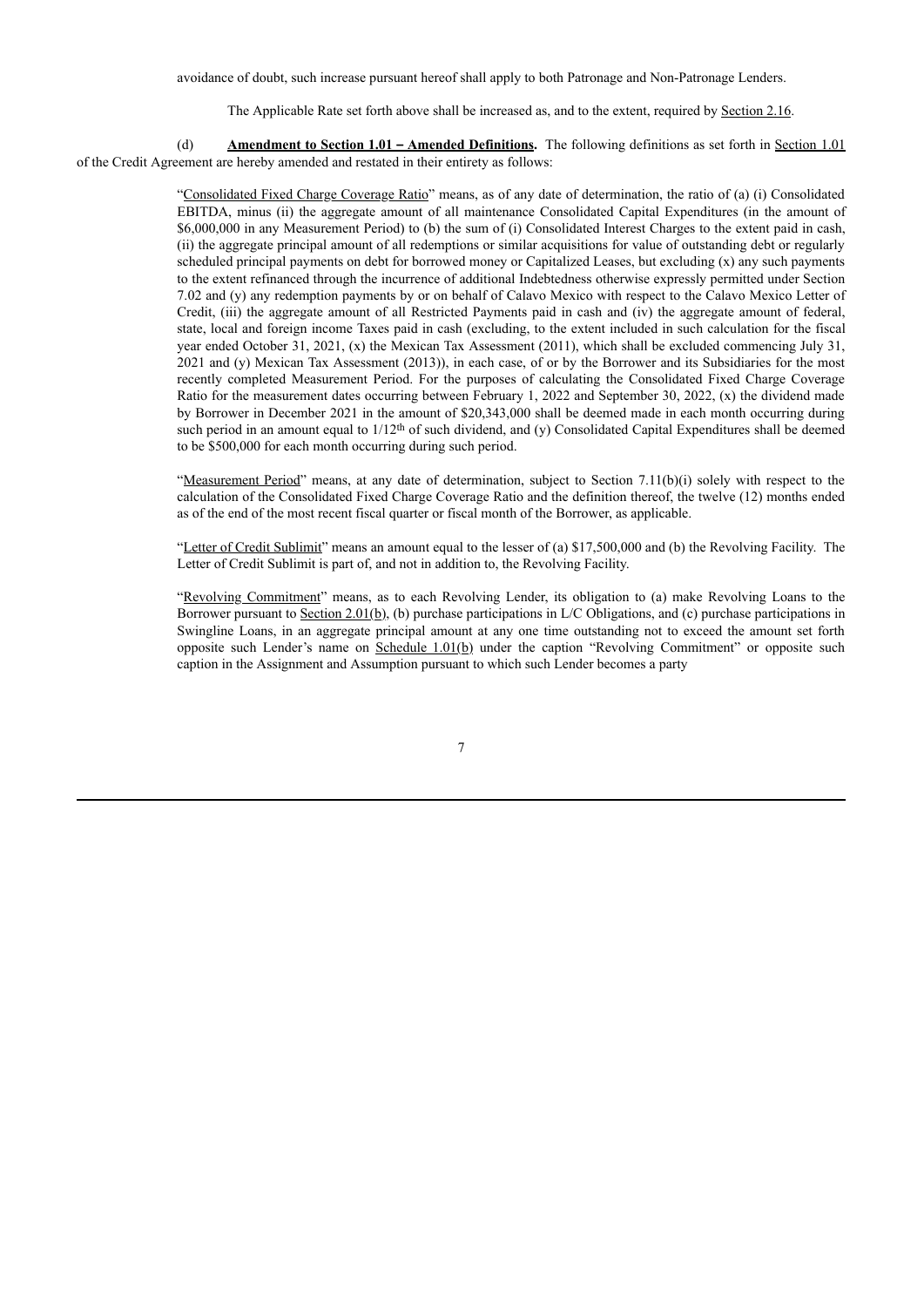avoidance of doubt, such increase pursuant hereof shall apply to both Patronage and Non-Patronage Lenders.

The Applicable Rate set forth above shall be increased as, and to the extent, required by Section 2.16.

(d) **Amendment to Section 1.01 – Amended Definitions.** The following definitions as set forth in Section 1.01 of the Credit Agreement are hereby amended and restated in their entirety as follows:

"Consolidated Fixed Charge Coverage Ratio" means, as of any date of determination, the ratio of (a) (i) Consolidated EBITDA, minus (ii) the aggregate amount of all maintenance Consolidated Capital Expenditures (in the amount of $6,000,000 in any Measurement Period) to (b) the sum of (i) Consolidated Interest Charges to the extent paid in cash, (ii) the aggregate principal amount of all redemptions or similar acquisitions for value of outstanding debt or regularly scheduled principal payments on debt for borrowed money or Capitalized Leases, but excluding (x) any such payments to the extent refinanced through the incurrence of additional Indebtedness otherwise expressly permitted under Section 7.02 and (y) any redemption payments by or on behalf of Calavo Mexico with respect to the Calavo Mexico Letter of Credit, (iii) the aggregate amount of all Restricted Payments paid in cash and (iv) the aggregate amount of federal, state, local and foreign income Taxes paid in cash (excluding, to the extent included in such calculation for the fiscal year ended October 31, 2021, (x) the Mexican Tax Assessment (2011), which shall be excluded commencing July 31, 2021 and (y) Mexican Tax Assessment (2013)), in each case, of or by the Borrower and its Subsidiaries for the most recently completed Measurement Period. For the purposes of calculating the Consolidated Fixed Charge Coverage Ratio for the measurement dates occurring between February 1, 2022 and September 30, 2022, (x) the dividend made by Borrower in December 2021 in the amount of $20,343,000 shall be deemed made in each month occurring during such period in an amount equal to 1/12th of such dividend, and (y) Consolidated Capital Expenditures shall be deemed to be $500,000 for each month occurring during such period.

"Measurement Period" means, at any date of determination, subject to Section 7.11(b)(i) solely with respect to the calculation of the Consolidated Fixed Charge Coverage Ratio and the definition thereof, the twelve (12) months ended as of the end of the most recent fiscal quarter or fiscal month of the Borrower, as applicable.

"Letter of Credit Sublimit" means an amount equal to the lesser of (a) $17,500,000 and (b) the Revolving Facility. The Letter of Credit Sublimit is part of, and not in addition to, the Revolving Facility.

"Revolving Commitment" means, as to each Revolving Lender, its obligation to (a) make Revolving Loans to the Borrower pursuant to Section 2.01(b), (b) purchase participations in L/C Obligations, and (c) purchase participations in Swingline Loans, in an aggregate principal amount at any one time outstanding not to exceed the amount set forth opposite such Lender's name on Schedule 1.01(b) under the caption "Revolving Commitment" or opposite such caption in the Assignment and Assumption pursuant to which such Lender becomes a party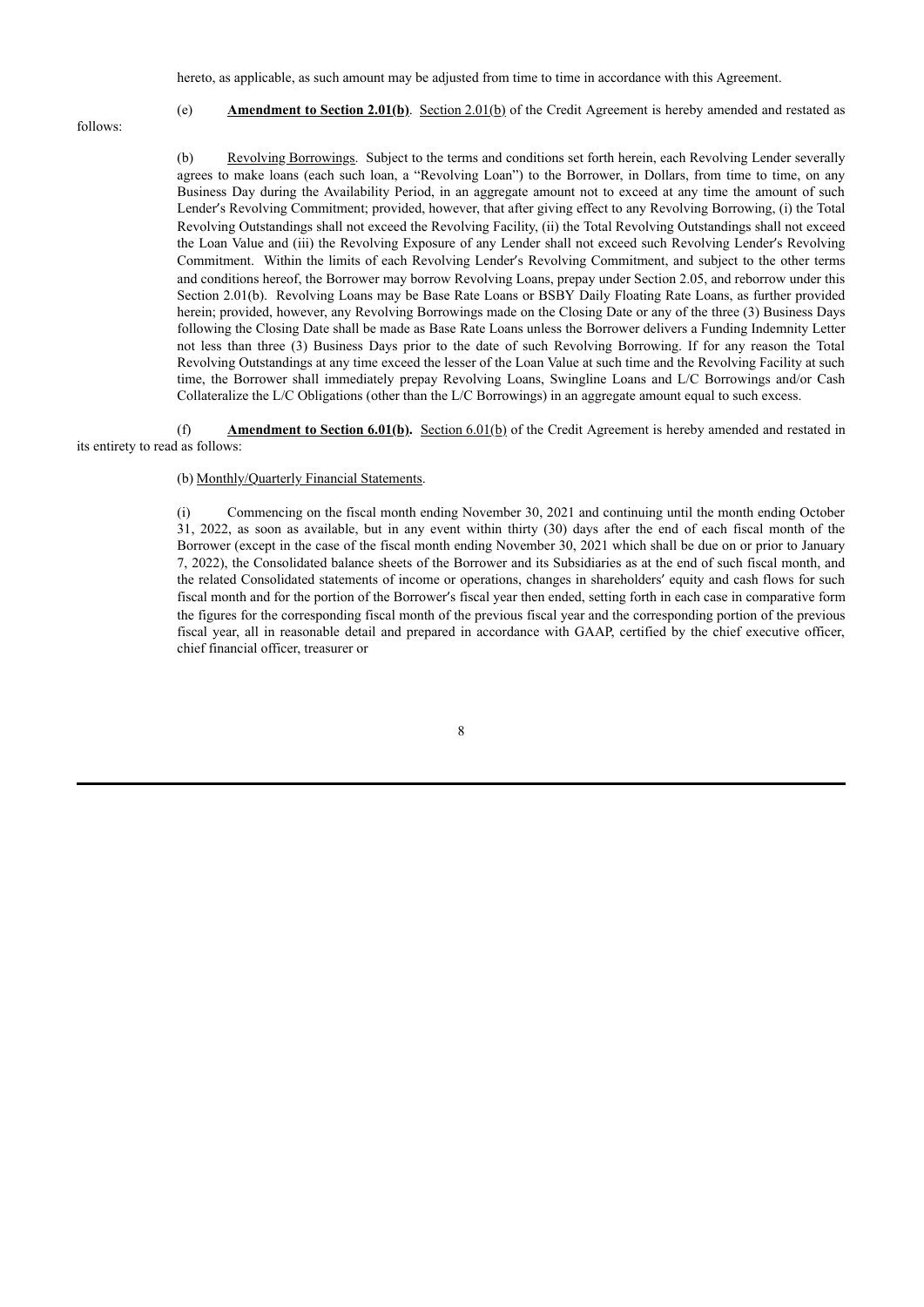hereto, as applicable, as such amount may be adjusted from time to time in accordance with this Agreement.

(e) **Amendment to Section 2.01(b)**. Section 2.01(b) of the Credit Agreement is hereby amended and restated as follows:

(b) Revolving Borrowings. Subject to the terms and conditions set forth herein, each Revolving Lender severally agrees to make loans (each such loan, a "Revolving Loan") to the Borrower, in Dollars, from time to time, on any Business Day during the Availability Period, in an aggregate amount not to exceed at any time the amount of such Lender's Revolving Commitment; provided, however, that after giving effect to any Revolving Borrowing, (i) the Total Revolving Outstandings shall not exceed the Revolving Facility, (ii) the Total Revolving Outstandings shall not exceed the Loan Value and (iii) the Revolving Exposure of any Lender shall not exceed such Revolving Lender's Revolving Commitment. Within the limits of each Revolving Lender's Revolving Commitment, and subject to the other terms and conditions hereof, the Borrower may borrow Revolving Loans, prepay under Section 2.05, and reborrow under this Section 2.01(b). Revolving Loans may be Base Rate Loans or BSBY Daily Floating Rate Loans, as further provided herein; provided, however, any Revolving Borrowings made on the Closing Date or any of the three (3) Business Days following the Closing Date shall be made as Base Rate Loans unless the Borrower delivers a Funding Indemnity Letter not less than three (3) Business Days prior to the date of such Revolving Borrowing. If for any reason the Total Revolving Outstandings at any time exceed the lesser of the Loan Value at such time and the Revolving Facility at such time, the Borrower shall immediately prepay Revolving Loans, Swingline Loans and L/C Borrowings and/or Cash Collateralize the L/C Obligations (other than the L/C Borrowings) in an aggregate amount equal to such excess.

(f) **Amendment to Section 6.01(b).** Section 6.01(b) of the Credit Agreement is hereby amended and restated in its entirety to read as follows:

(b) Monthly/Quarterly Financial Statements.

(i) Commencing on the fiscal month ending November 30, 2021 and continuing until the month ending October 31, 2022, as soon as available, but in any event within thirty (30) days after the end of each fiscal month of the Borrower (except in the case of the fiscal month ending November 30, 2021 which shall be due on or prior to January 7, 2022), the Consolidated balance sheets of the Borrower and its Subsidiaries as at the end of such fiscal month, and the related Consolidated statements of income or operations, changes in shareholders' equity and cash flows for such fiscal month and for the portion of the Borrower's fiscal year then ended, setting forth in each case in comparative form the figures for the corresponding fiscal month of the previous fiscal year and the corresponding portion of the previous fiscal year, all in reasonable detail and prepared in accordance with GAAP, certified by the chief executive officer, chief financial officer, treasurer or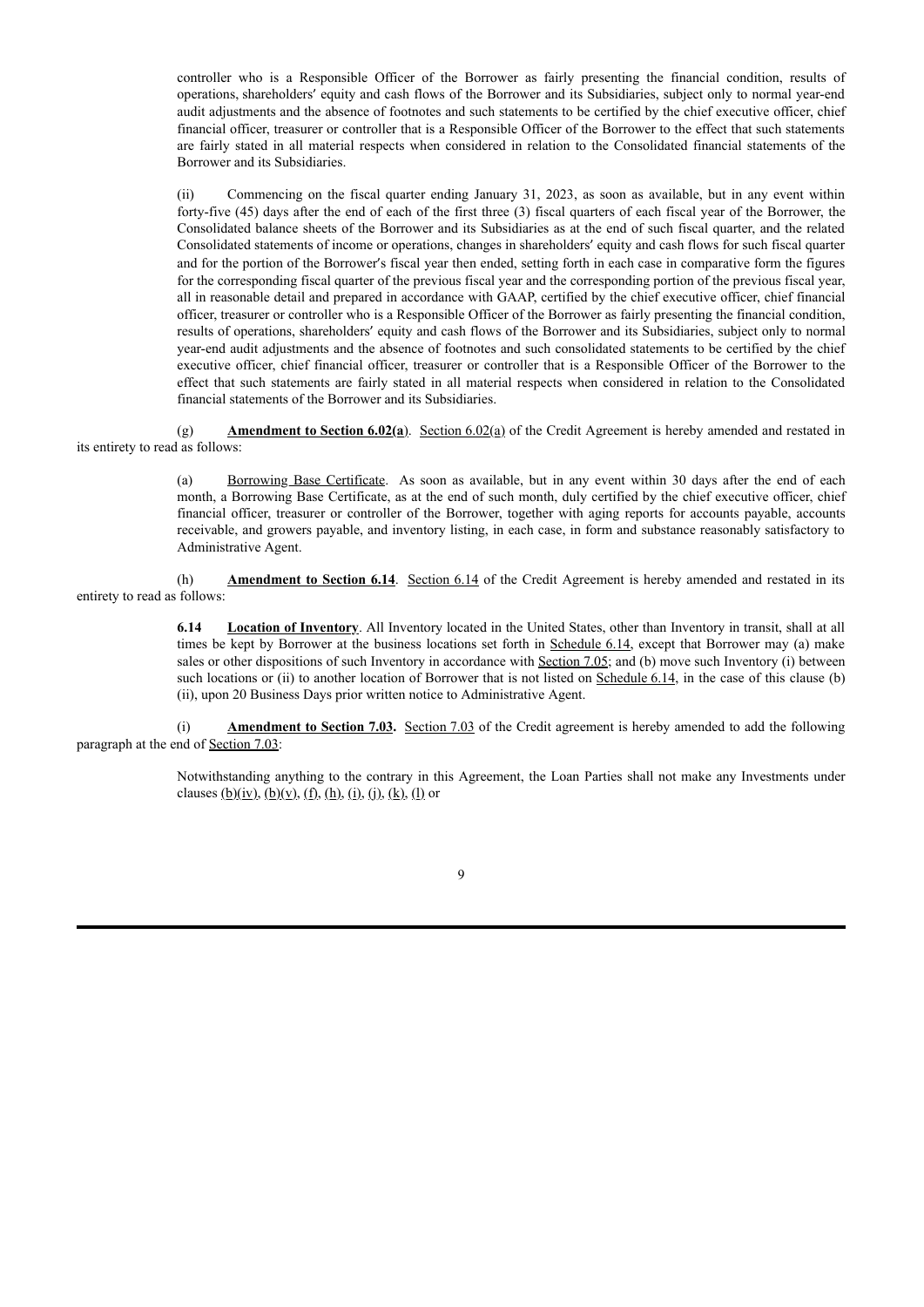controller who is a Responsible Officer of the Borrower as fairly presenting the financial condition, results of operations, shareholders′ equity and cash flows of the Borrower and its Subsidiaries, subject only to normal year-end audit adjustments and the absence of footnotes and such statements to be certified by the chief executive officer, chief financial officer, treasurer or controller that is a Responsible Officer of the Borrower to the effect that such statements are fairly stated in all material respects when considered in relation to the Consolidated financial statements of the Borrower and its Subsidiaries.

(ii) Commencing on the fiscal quarter ending January 31, 2023, as soon as available, but in any event within forty-five (45) days after the end of each of the first three (3) fiscal quarters of each fiscal year of the Borrower, the Consolidated balance sheets of the Borrower and its Subsidiaries as at the end of such fiscal quarter, and the related Consolidated statements of income or operations, changes in shareholders′ equity and cash flows for such fiscal quarter and for the portion of the Borrower′s fiscal year then ended, setting forth in each case in comparative form the figures for the corresponding fiscal quarter of the previous fiscal year and the corresponding portion of the previous fiscal year, all in reasonable detail and prepared in accordance with GAAP, certified by the chief executive officer, chief financial officer, treasurer or controller who is a Responsible Officer of the Borrower as fairly presenting the financial condition, results of operations, shareholders′ equity and cash flows of the Borrower and its Subsidiaries, subject only to normal year-end audit adjustments and the absence of footnotes and such consolidated statements to be certified by the chief executive officer, chief financial officer, treasurer or controller that is a Responsible Officer of the Borrower to the effect that such statements are fairly stated in all material respects when considered in relation to the Consolidated financial statements of the Borrower and its Subsidiaries.

(g) **Amendment to Section 6.02(a)**. Section 6.02(a) of the Credit Agreement is hereby amended and restated in its entirety to read as follows:

(a) Borrowing Base Certificate. As soon as available, but in any event within 30 days after the end of each month, a Borrowing Base Certificate, as at the end of such month, duly certified by the chief executive officer, chief financial officer, treasurer or controller of the Borrower, together with aging reports for accounts payable, accounts receivable, and growers payable, and inventory listing, in each case, in form and substance reasonably satisfactory to Administrative Agent.

(h) **Amendment to Section 6.14**. Section 6.14 of the Credit Agreement is hereby amended and restated in its entirety to read as follows:

**6.14 Location of Inventory**. All Inventory located in the United States, other than Inventory in transit, shall at all times be kept by Borrower at the business locations set forth in Schedule 6.14, except that Borrower may (a) make sales or other dispositions of such Inventory in accordance with Section 7.05; and (b) move such Inventory (i) between such locations or (ii) to another location of Borrower that is not listed on Schedule 6.14, in the case of this clause (b)(ii), upon 20 Business Days prior written notice to Administrative Agent.

(i) **Amendment to Section 7.03.** Section 7.03 of the Credit agreement is hereby amended to add the following paragraph at the end of Section 7.03:

Notwithstanding anything to the contrary in this Agreement, the Loan Parties shall not make any Investments under clauses (b)(iv), (b)(v), (f), (h), (i), (j), (k), (l) or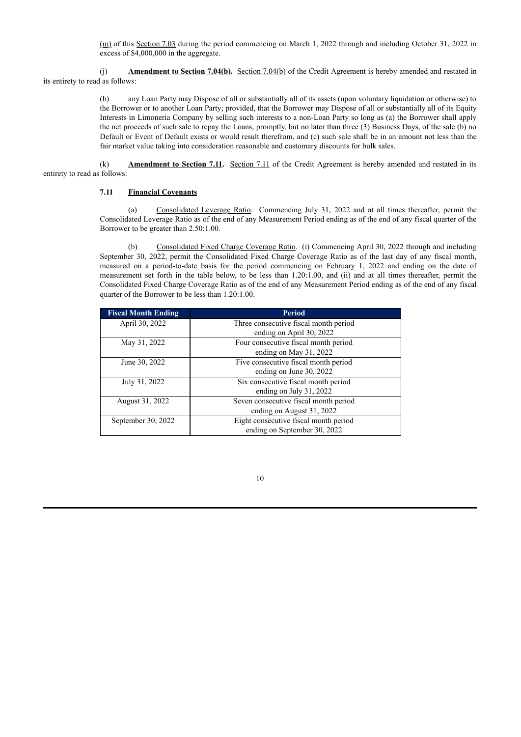(m) of this Section 7.03 during the period commencing on March 1, 2022 through and including October 31, 2022 in excess of $4,000,000 in the aggregate.

(j) **Amendment to Section 7.04(b).** Section 7.04(b) of the Credit Agreement is hereby amended and restated in its entirety to read as follows:

(b) any Loan Party may Dispose of all or substantially all of its assets (upon voluntary liquidation or otherwise) to the Borrower or to another Loan Party; provided, that the Borrower may Dispose of all or substantially all of its Equity Interests in Limoneria Company by selling such interests to a non-Loan Party so long as (a) the Borrower shall apply the net proceeds of such sale to repay the Loans, promptly, but no later than three (3) Business Days, of the sale (b) no Default or Event of Default exists or would result therefrom, and (c) such sale shall be in an amount not less than the fair market value taking into consideration reasonable and customary discounts for bulk sales.

(k) **Amendment to Section 7.11.** Section 7.11 of the Credit Agreement is hereby amended and restated in its entirety to read as follows:

**7.11 Financial Covenants**

(a) Consolidated Leverage Ratio. Commencing July 31, 2022 and at all times thereafter, permit the Consolidated Leverage Ratio as of the end of any Measurement Period ending as of the end of any fiscal quarter of the Borrower to be greater than 2.50:1.00.

(b) Consolidated Fixed Charge Coverage Ratio. (i) Commencing April 30, 2022 through and including September 30, 2022, permit the Consolidated Fixed Charge Coverage Ratio as of the last day of any fiscal month, measured on a period-to-date basis for the period commencing on February 1, 2022 and ending on the date of measurement set forth in the table below, to be less than 1.20:1.00, and (ii) and at all times thereafter, permit the Consolidated Fixed Charge Coverage Ratio as of the end of any Measurement Period ending as of the end of any fiscal quarter of the Borrower to be less than 1.20:1.00.

| Fiscal Month Ending | Period |
|---|---|
| April 30, 2022 | Three consecutive fiscal month period ending on April 30, 2022 |
| May 31, 2022 | Four consecutive fiscal month period ending on May 31, 2022 |
| June 30, 2022 | Five consecutive fiscal month period ending on June 30, 2022 |
| July 31, 2022 | Six consecutive fiscal month period ending on July 31, 2022 |
| August 31, 2022 | Seven consecutive fiscal month period ending on August 31, 2022 |
| September 30, 2022 | Eight consecutive fiscal month period ending on September 30, 2022 |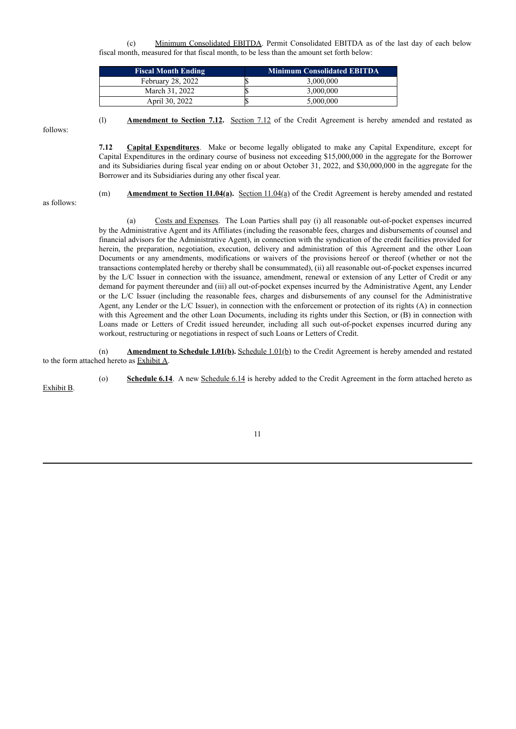(c) Minimum Consolidated EBITDA. Permit Consolidated EBITDA as of the last day of each below fiscal month, measured for that fiscal month, to be less than the amount set forth below:

| Fiscal Month Ending | Minimum Consolidated EBITDA |
| --- | --- |
| February 28, 2022 | $ 3,000,000 |
| March 31, 2022 | $ 3,000,000 |
| April 30, 2022 | $ 5,000,000 |

(l) **Amendment to Section 7.12.** Section 7.12 of the Credit Agreement is hereby amended and restated as follows:

**7.12 Capital Expenditures**. Make or become legally obligated to make any Capital Expenditure, except for Capital Expenditures in the ordinary course of business not exceeding $15,000,000 in the aggregate for the Borrower and its Subsidiaries during fiscal year ending on or about October 31, 2022, and $30,000,000 in the aggregate for the Borrower and its Subsidiaries during any other fiscal year.

(m) **Amendment to Section 11.04(a).** Section 11.04(a) of the Credit Agreement is hereby amended and restated as follows:

(a) Costs and Expenses. The Loan Parties shall pay (i) all reasonable out-of-pocket expenses incurred by the Administrative Agent and its Affiliates (including the reasonable fees, charges and disbursements of counsel and financial advisors for the Administrative Agent), in connection with the syndication of the credit facilities provided for herein, the preparation, negotiation, execution, delivery and administration of this Agreement and the other Loan Documents or any amendments, modifications or waivers of the provisions hereof or thereof (whether or not the transactions contemplated hereby or thereby shall be consummated), (ii) all reasonable out-of-pocket expenses incurred by the L/C Issuer in connection with the issuance, amendment, renewal or extension of any Letter of Credit or any demand for payment thereunder and (iii) all out-of-pocket expenses incurred by the Administrative Agent, any Lender or the L/C Issuer (including the reasonable fees, charges and disbursements of any counsel for the Administrative Agent, any Lender or the L/C Issuer), in connection with the enforcement or protection of its rights (A) in connection with this Agreement and the other Loan Documents, including its rights under this Section, or (B) in connection with Loans made or Letters of Credit issued hereunder, including all such out-of-pocket expenses incurred during any workout, restructuring or negotiations in respect of such Loans or Letters of Credit.

(n) **Amendment to Schedule 1.01(b).** Schedule 1.01(b) to the Credit Agreement is hereby amended and restated to the form attached hereto as Exhibit A.

(o) **Schedule 6.14**. A new Schedule 6.14 is hereby added to the Credit Agreement in the form attached hereto as Exhibit B.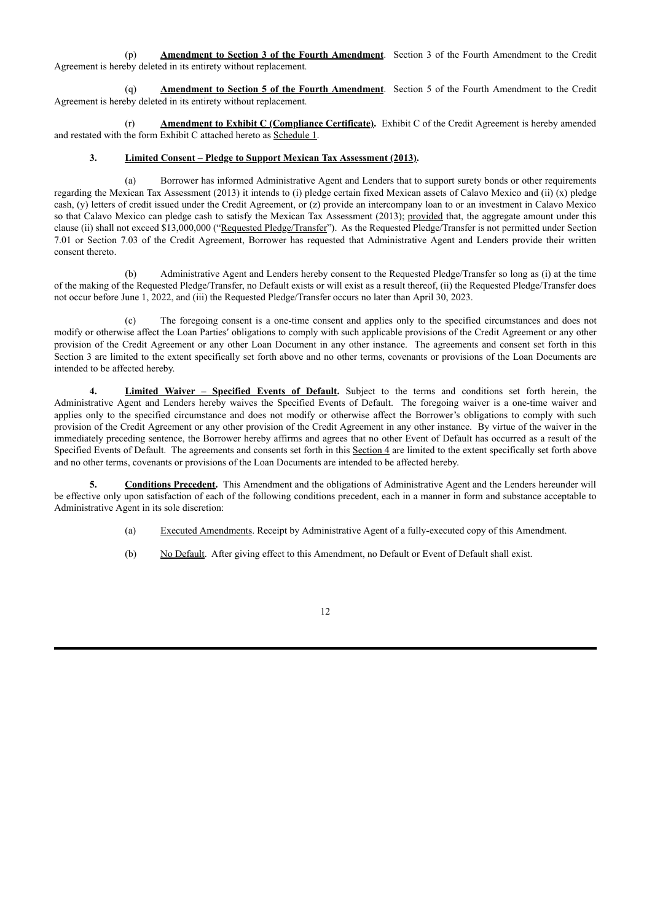(p) **Amendment to Section 3 of the Fourth Amendment**. Section 3 of the Fourth Amendment to the Credit Agreement is hereby deleted in its entirety without replacement.

(q) **Amendment to Section 5 of the Fourth Amendment**. Section 5 of the Fourth Amendment to the Credit Agreement is hereby deleted in its entirety without replacement.

(r) **Amendment to Exhibit C (Compliance Certificate).** Exhibit C of the Credit Agreement is hereby amended and restated with the form Exhibit C attached hereto as Schedule 1.

**3. Limited Consent – Pledge to Support Mexican Tax Assessment (2013).**

(a) Borrower has informed Administrative Agent and Lenders that to support surety bonds or other requirements regarding the Mexican Tax Assessment (2013) it intends to (i) pledge certain fixed Mexican assets of Calavo Mexico and (ii) (x) pledge cash, (y) letters of credit issued under the Credit Agreement, or (z) provide an intercompany loan to or an investment in Calavo Mexico so that Calavo Mexico can pledge cash to satisfy the Mexican Tax Assessment (2013); provided that, the aggregate amount under this clause (ii) shall not exceed $13,000,000 ("Requested Pledge/Transfer"). As the Requested Pledge/Transfer is not permitted under Section 7.01 or Section 7.03 of the Credit Agreement, Borrower has requested that Administrative Agent and Lenders provide their written consent thereto.

(b) Administrative Agent and Lenders hereby consent to the Requested Pledge/Transfer so long as (i) at the time of the making of the Requested Pledge/Transfer, no Default exists or will exist as a result thereof, (ii) the Requested Pledge/Transfer does not occur before June 1, 2022, and (iii) the Requested Pledge/Transfer occurs no later than April 30, 2023.

(c) The foregoing consent is a one-time consent and applies only to the specified circumstances and does not modify or otherwise affect the Loan Parties′ obligations to comply with such applicable provisions of the Credit Agreement or any other provision of the Credit Agreement or any other Loan Document in any other instance. The agreements and consent set forth in this Section 3 are limited to the extent specifically set forth above and no other terms, covenants or provisions of the Loan Documents are intended to be affected hereby.

**4. Limited Waiver – Specified Events of Default.** Subject to the terms and conditions set forth herein, the Administrative Agent and Lenders hereby waives the Specified Events of Default. The foregoing waiver is a one-time waiver and applies only to the specified circumstance and does not modify or otherwise affect the Borrower's obligations to comply with such provision of the Credit Agreement or any other provision of the Credit Agreement in any other instance. By virtue of the waiver in the immediately preceding sentence, the Borrower hereby affirms and agrees that no other Event of Default has occurred as a result of the Specified Events of Default. The agreements and consents set forth in this Section 4 are limited to the extent specifically set forth above and no other terms, covenants or provisions of the Loan Documents are intended to be affected hereby.

**5. Conditions Precedent.** This Amendment and the obligations of Administrative Agent and the Lenders hereunder will be effective only upon satisfaction of each of the following conditions precedent, each in a manner in form and substance acceptable to Administrative Agent in its sole discretion:

(a) Executed Amendments. Receipt by Administrative Agent of a fully-executed copy of this Amendment.

(b) No Default. After giving effect to this Amendment, no Default or Event of Default shall exist.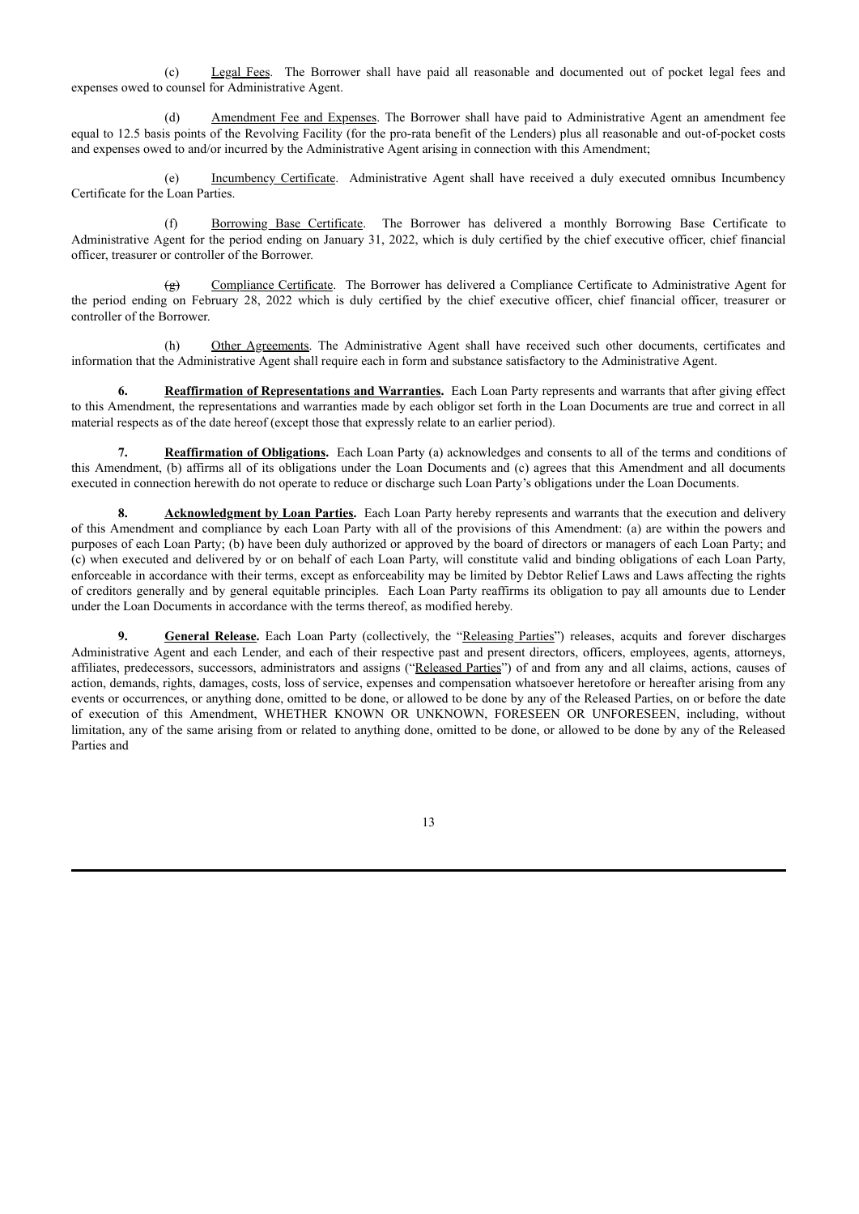(c) Legal Fees. The Borrower shall have paid all reasonable and documented out of pocket legal fees and expenses owed to counsel for Administrative Agent.

(d) Amendment Fee and Expenses. The Borrower shall have paid to Administrative Agent an amendment fee equal to 12.5 basis points of the Revolving Facility (for the pro-rata benefit of the Lenders) plus all reasonable and out-of-pocket costs and expenses owed to and/or incurred by the Administrative Agent arising in connection with this Amendment;

(e) Incumbency Certificate. Administrative Agent shall have received a duly executed omnibus Incumbency Certificate for the Loan Parties.

(f) Borrowing Base Certificate. The Borrower has delivered a monthly Borrowing Base Certificate to Administrative Agent for the period ending on January 31, 2022, which is duly certified by the chief executive officer, chief financial officer, treasurer or controller of the Borrower.

(g) Compliance Certificate. The Borrower has delivered a Compliance Certificate to Administrative Agent for the period ending on February 28, 2022 which is duly certified by the chief executive officer, chief financial officer, treasurer or controller of the Borrower.

(h) Other Agreements. The Administrative Agent shall have received such other documents, certificates and information that the Administrative Agent shall require each in form and substance satisfactory to the Administrative Agent.

**6. Reaffirmation of Representations and Warranties.** Each Loan Party represents and warrants that after giving effect to this Amendment, the representations and warranties made by each obligor set forth in the Loan Documents are true and correct in all material respects as of the date hereof (except those that expressly relate to an earlier period).

**7. Reaffirmation of Obligations.** Each Loan Party (a) acknowledges and consents to all of the terms and conditions of this Amendment, (b) affirms all of its obligations under the Loan Documents and (c) agrees that this Amendment and all documents executed in connection herewith do not operate to reduce or discharge such Loan Party's obligations under the Loan Documents.

**8. Acknowledgment by Loan Parties.** Each Loan Party hereby represents and warrants that the execution and delivery of this Amendment and compliance by each Loan Party with all of the provisions of this Amendment: (a) are within the powers and purposes of each Loan Party; (b) have been duly authorized or approved by the board of directors or managers of each Loan Party; and (c) when executed and delivered by or on behalf of each Loan Party, will constitute valid and binding obligations of each Loan Party, enforceable in accordance with their terms, except as enforceability may be limited by Debtor Relief Laws and Laws affecting the rights of creditors generally and by general equitable principles. Each Loan Party reaffirms its obligation to pay all amounts due to Lender under the Loan Documents in accordance with the terms thereof, as modified hereby.

**9. General Release.** Each Loan Party (collectively, the "Releasing Parties") releases, acquits and forever discharges Administrative Agent and each Lender, and each of their respective past and present directors, officers, employees, agents, attorneys, affiliates, predecessors, successors, administrators and assigns ("Released Parties") of and from any and all claims, actions, causes of action, demands, rights, damages, costs, loss of service, expenses and compensation whatsoever heretofore or hereafter arising from any events or occurrences, or anything done, omitted to be done, or allowed to be done by any of the Released Parties, on or before the date of execution of this Amendment, WHETHER KNOWN OR UNKNOWN, FORESEEN OR UNFORESEEN, including, without limitation, any of the same arising from or related to anything done, omitted to be done, or allowed to be done by any of the Released Parties and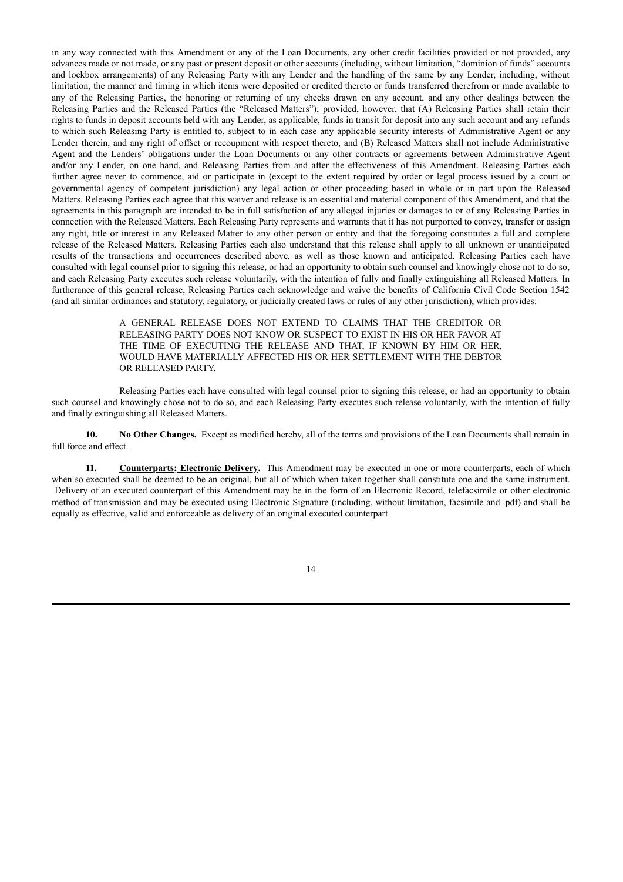in any way connected with this Amendment or any of the Loan Documents, any other credit facilities provided or not provided, any advances made or not made, or any past or present deposit or other accounts (including, without limitation, "dominion of funds" accounts and lockbox arrangements) of any Releasing Party with any Lender and the handling of the same by any Lender, including, without limitation, the manner and timing in which items were deposited or credited thereto or funds transferred therefrom or made available to any of the Releasing Parties, the honoring or returning of any checks drawn on any account, and any other dealings between the Releasing Parties and the Released Parties (the "Released Matters"); provided, however, that (A) Releasing Parties shall retain their rights to funds in deposit accounts held with any Lender, as applicable, funds in transit for deposit into any such account and any refunds to which such Releasing Party is entitled to, subject to in each case any applicable security interests of Administrative Agent or any Lender therein, and any right of offset or recoupment with respect thereto, and (B) Released Matters shall not include Administrative Agent and the Lenders' obligations under the Loan Documents or any other contracts or agreements between Administrative Agent and/or any Lender, on one hand, and Releasing Parties from and after the effectiveness of this Amendment. Releasing Parties each further agree never to commence, aid or participate in (except to the extent required by order or legal process issued by a court or governmental agency of competent jurisdiction) any legal action or other proceeding based in whole or in part upon the Released Matters. Releasing Parties each agree that this waiver and release is an essential and material component of this Amendment, and that the agreements in this paragraph are intended to be in full satisfaction of any alleged injuries or damages to or of any Releasing Parties in connection with the Released Matters. Each Releasing Party represents and warrants that it has not purported to convey, transfer or assign any right, title or interest in any Released Matter to any other person or entity and that the foregoing constitutes a full and complete release of the Released Matters. Releasing Parties each also understand that this release shall apply to all unknown or unanticipated results of the transactions and occurrences described above, as well as those known and anticipated. Releasing Parties each have consulted with legal counsel prior to signing this release, or had an opportunity to obtain such counsel and knowingly chose not to do so, and each Releasing Party executes such release voluntarily, with the intention of fully and finally extinguishing all Released Matters. In furtherance of this general release, Releasing Parties each acknowledge and waive the benefits of California Civil Code Section 1542 (and all similar ordinances and statutory, regulatory, or judicially created laws or rules of any other jurisdiction), which provides:

> A GENERAL RELEASE DOES NOT EXTEND TO CLAIMS THAT THE CREDITOR OR RELEASING PARTY DOES NOT KNOW OR SUSPECT TO EXIST IN HIS OR HER FAVOR AT THE TIME OF EXECUTING THE RELEASE AND THAT, IF KNOWN BY HIM OR HER, WOULD HAVE MATERIALLY AFFECTED HIS OR HER SETTLEMENT WITH THE DEBTOR OR RELEASED PARTY.

Releasing Parties each have consulted with legal counsel prior to signing this release, or had an opportunity to obtain such counsel and knowingly chose not to do so, and each Releasing Party executes such release voluntarily, with the intention of fully and finally extinguishing all Released Matters.

**10. No Other Changes.** Except as modified hereby, all of the terms and provisions of the Loan Documents shall remain in full force and effect.

**11. Counterparts; Electronic Delivery.** This Amendment may be executed in one or more counterparts, each of which when so executed shall be deemed to be an original, but all of which when taken together shall constitute one and the same instrument. Delivery of an executed counterpart of this Amendment may be in the form of an Electronic Record, telefacsimile or other electronic method of transmission and may be executed using Electronic Signature (including, without limitation, facsimile and .pdf) and shall be equally as effective, valid and enforceable as delivery of an original executed counterpart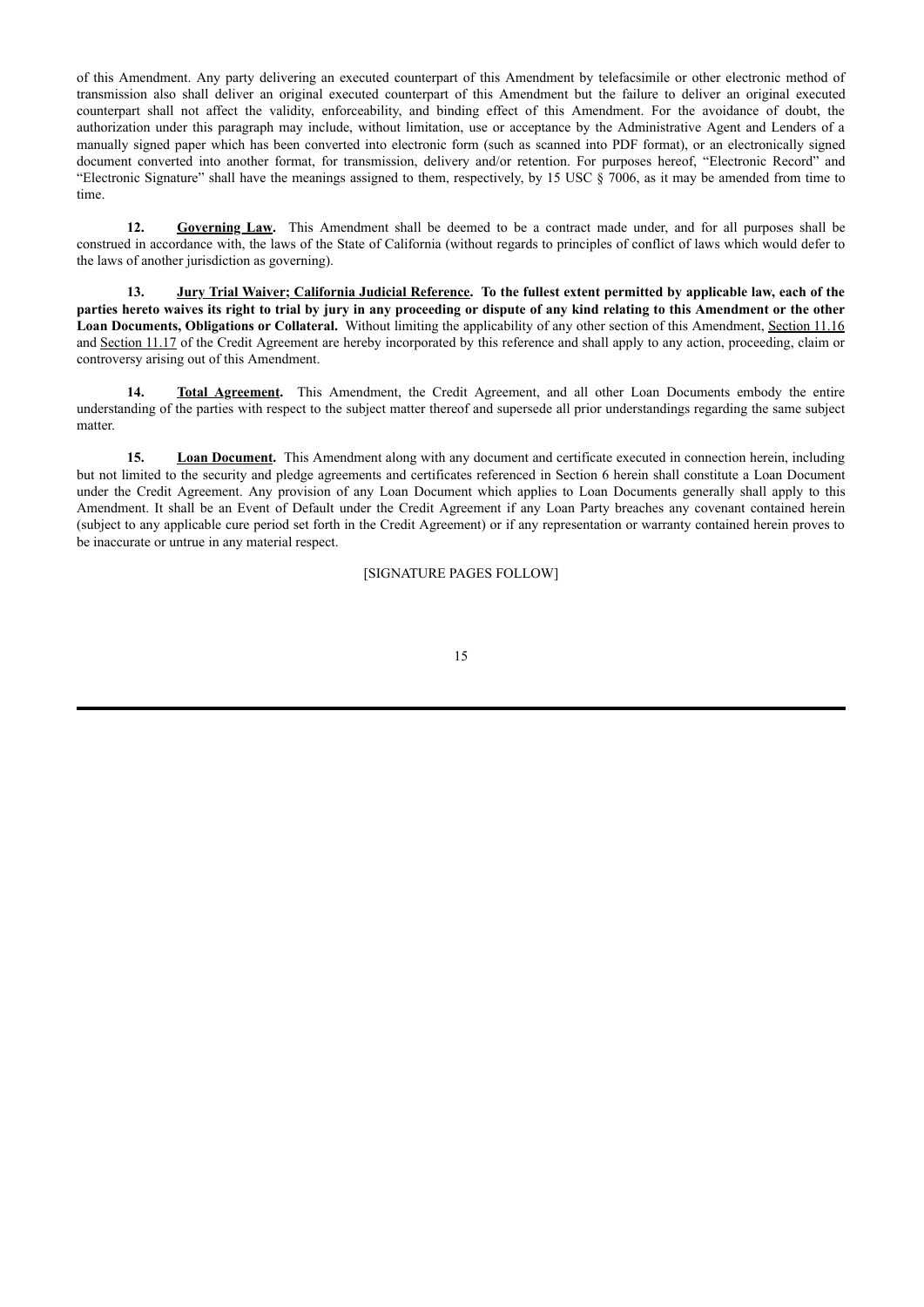of this Amendment. Any party delivering an executed counterpart of this Amendment by telefacsimile or other electronic method of transmission also shall deliver an original executed counterpart of this Amendment but the failure to deliver an original executed counterpart shall not affect the validity, enforceability, and binding effect of this Amendment. For the avoidance of doubt, the authorization under this paragraph may include, without limitation, use or acceptance by the Administrative Agent and Lenders of a manually signed paper which has been converted into electronic form (such as scanned into PDF format), or an electronically signed document converted into another format, for transmission, delivery and/or retention. For purposes hereof, "Electronic Record" and "Electronic Signature" shall have the meanings assigned to them, respectively, by 15 USC § 7006, as it may be amended from time to time.

**12. Governing Law.** This Amendment shall be deemed to be a contract made under, and for all purposes shall be construed in accordance with, the laws of the State of California (without regards to principles of conflict of laws which would defer to the laws of another jurisdiction as governing).

**13. Jury Trial Waiver; California Judicial Reference. To the fullest extent permitted by applicable law, each of the parties hereto waives its right to trial by jury in any proceeding or dispute of any kind relating to this Amendment or the other Loan Documents, Obligations or Collateral.** Without limiting the applicability of any other section of this Amendment, Section 11.16 and Section 11.17 of the Credit Agreement are hereby incorporated by this reference and shall apply to any action, proceeding, claim or controversy arising out of this Amendment.

**14. Total Agreement.** This Amendment, the Credit Agreement, and all other Loan Documents embody the entire understanding of the parties with respect to the subject matter thereof and supersede all prior understandings regarding the same subject matter.

**15. Loan Document.** This Amendment along with any document and certificate executed in connection herein, including but not limited to the security and pledge agreements and certificates referenced in Section 6 herein shall constitute a Loan Document under the Credit Agreement. Any provision of any Loan Document which applies to Loan Documents generally shall apply to this Amendment. It shall be an Event of Default under the Credit Agreement if any Loan Party breaches any covenant contained herein (subject to any applicable cure period set forth in the Credit Agreement) or if any representation or warranty contained herein proves to be inaccurate or untrue in any material respect.

[SIGNATURE PAGES FOLLOW]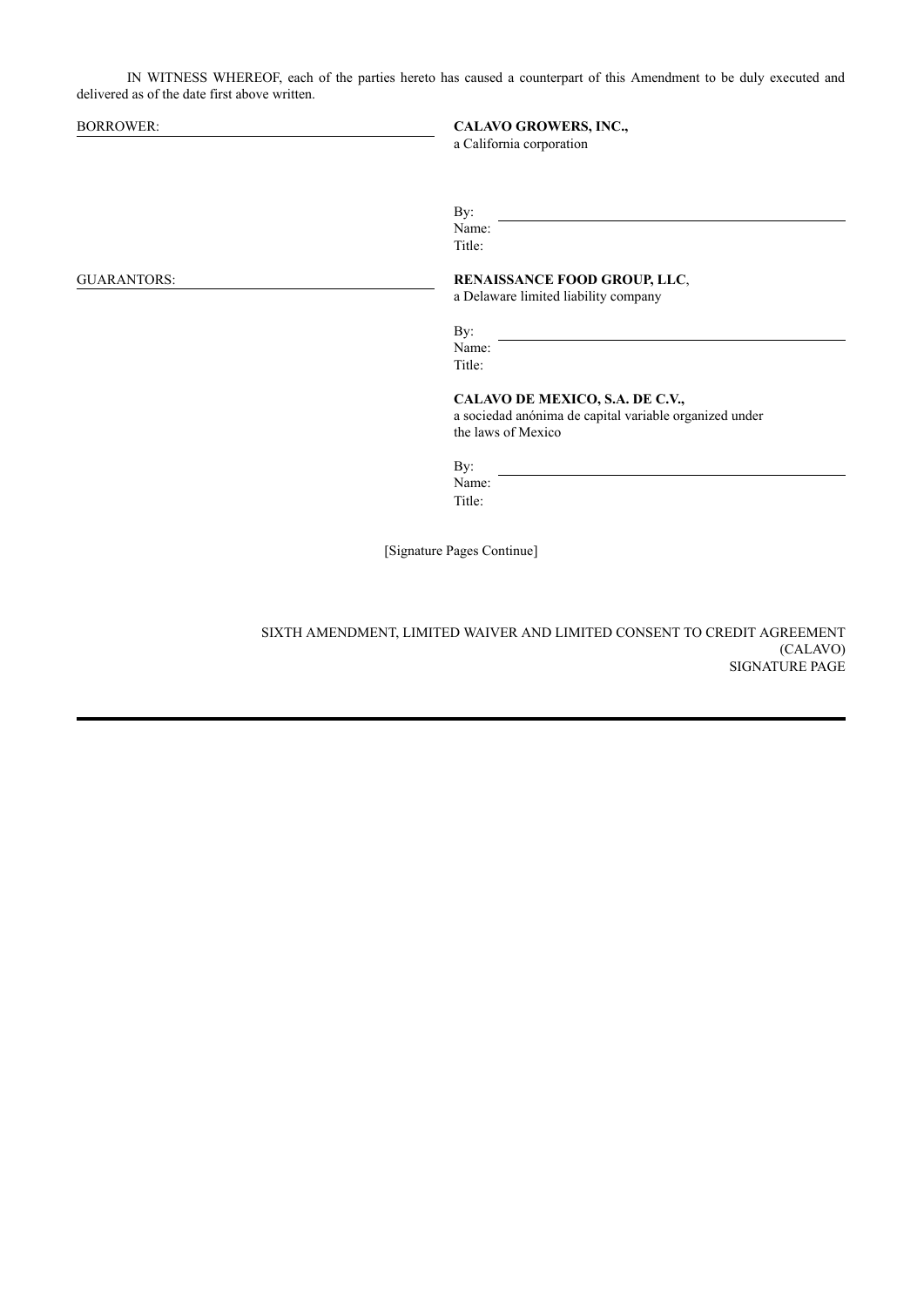IN WITNESS WHEREOF, each of the parties hereto has caused a counterpart of this Amendment to be duly executed and delivered as of the date first above written.

BORROWER:

**CALAVO GROWERS, INC.,**
a California corporation

By: \_\_\_\_\_\_\_\_\_\_\_\_\_\_\_\_\_\_\_\_\_\_\_\_\_\_\_\_
Name:
Title:

GUARANTORS:

**RENAISSANCE FOOD GROUP, LLC**,
a Delaware limited liability company

By: \_\_\_\_\_\_\_\_\_\_\_\_\_\_\_\_\_\_\_\_\_\_\_\_\_\_\_\_
Name:
Title:

**CALAVO DE MEXICO, S.A. DE C.V.,**
a sociedad anónima de capital variable organized under the laws of Mexico

By: \_\_\_\_\_\_\_\_\_\_\_\_\_\_\_\_\_\_\_\_\_\_\_\_\_\_\_\_
Name:
Title:

[Signature Pages Continue]

SIXTH AMENDMENT, LIMITED WAIVER AND LIMITED CONSENT TO CREDIT AGREEMENT
(CALAVO)
SIGNATURE PAGE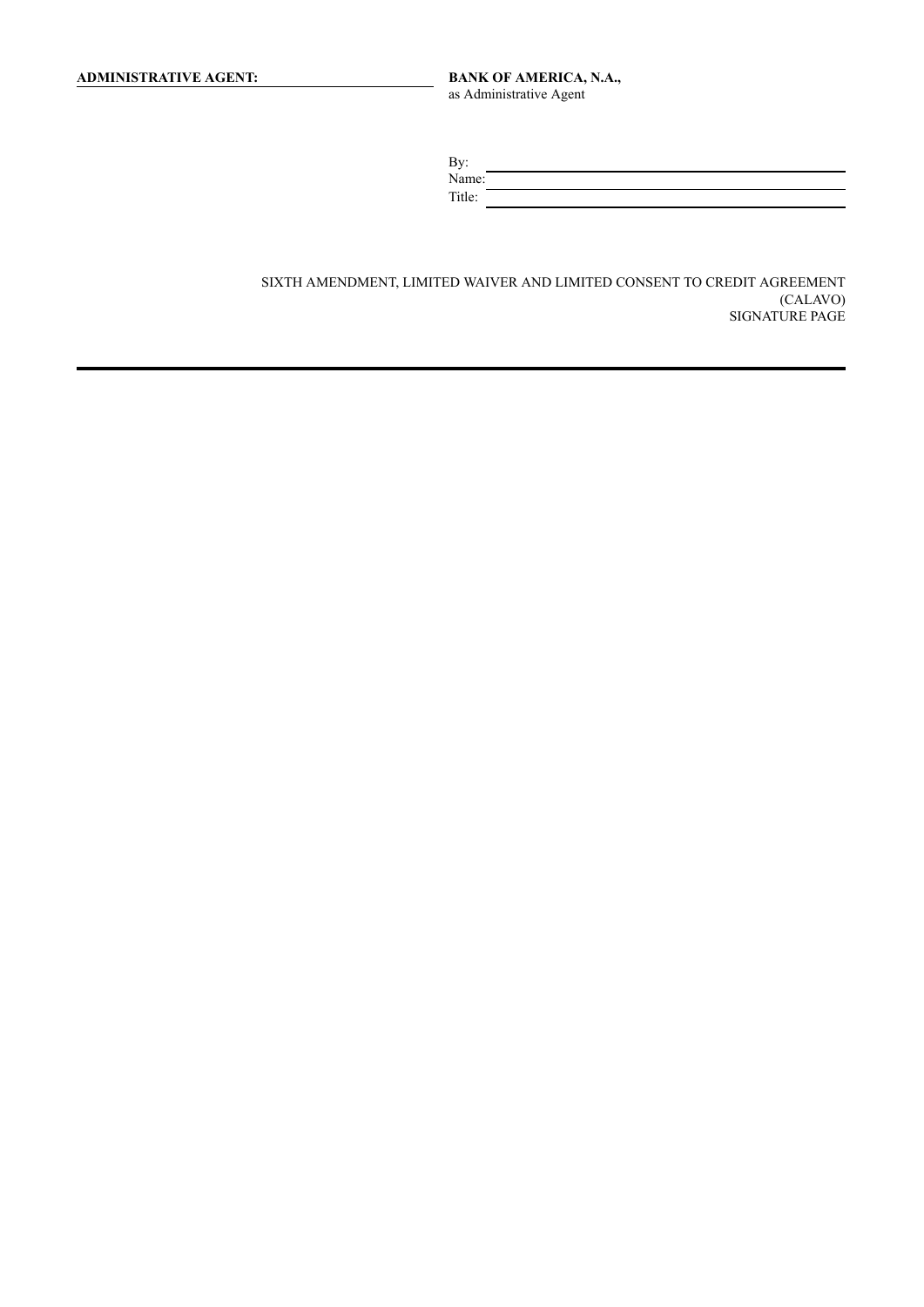**ADMINISTRATIVE AGENT:** **BANK OF AMERICA, N.A.,**
as Administrative Agent

By: \_\_\_\_\_\_\_\_\_\_\_\_\_\_\_\_\_\_\_\_\_\_\_\_\_\_\_\_\_\_\_\_\_\_
Name: \_\_\_\_\_\_\_\_\_\_\_\_\_\_\_\_\_\_\_\_\_\_\_\_\_\_\_\_\_\_\_\_
Title: \_\_\_\_\_\_\_\_\_\_\_\_\_\_\_\_\_\_\_\_\_\_\_\_\_\_\_\_\_\_\_\_\_

SIXTH AMENDMENT, LIMITED WAIVER AND LIMITED CONSENT TO CREDIT AGREEMENT
(CALAVO)
SIGNATURE PAGE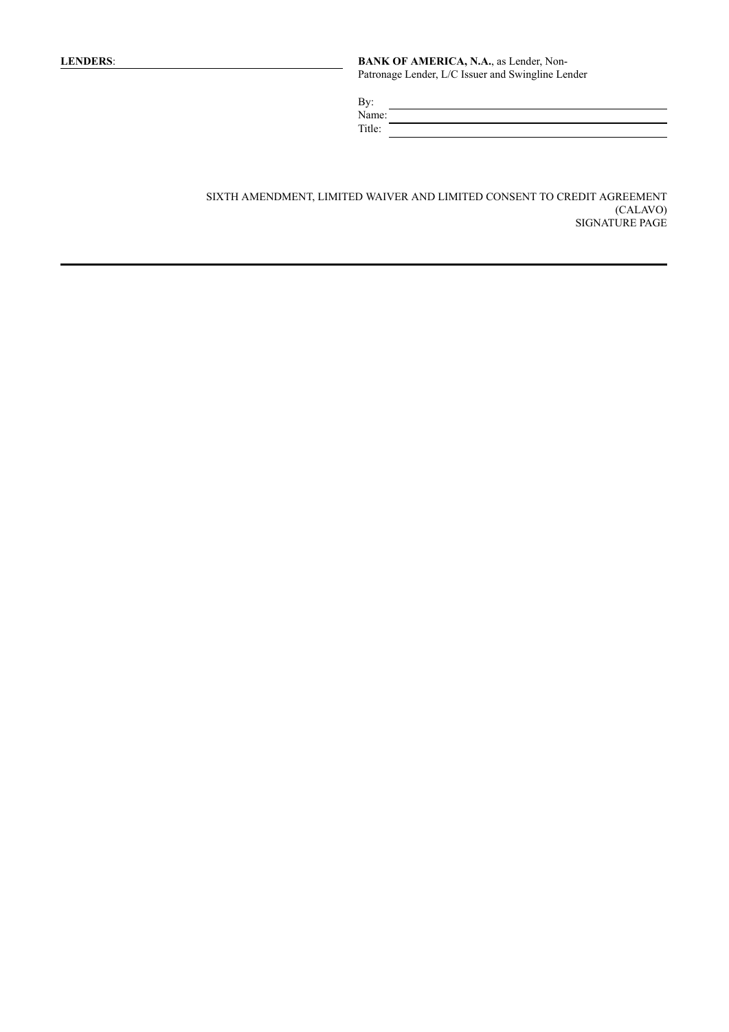**LENDERS**: \_\_\_\_\_\_\_\_\_\_\_\_\_\_\_\_\_\_\_\_\_\_\_\_\_\_\_\_\_\_\_\_\_\_\_\_\_\_\_\_

**BANK OF AMERICA, N.A.**, as Lender, Non-Patronage Lender, L/C Issuer and Swingline Lender

By: \_\_\_\_\_\_\_\_\_\_\_\_\_\_\_\_\_\_\_\_\_\_\_\_\_\_\_\_\_\_\_\_\_\_\_\_\_\_\_\_

Name: \_\_\_\_\_\_\_\_\_\_\_\_\_\_\_\_\_\_\_\_\_\_\_\_\_\_\_\_\_\_\_\_\_\_\_\_\_\_\_\_

Title: \_\_\_\_\_\_\_\_\_\_\_\_\_\_\_\_\_\_\_\_\_\_\_\_\_\_\_\_\_\_\_\_\_\_\_\_\_\_\_\_

SIXTH AMENDMENT, LIMITED WAIVER AND LIMITED CONSENT TO CREDIT AGREEMENT
(CALAVO)
SIGNATURE PAGE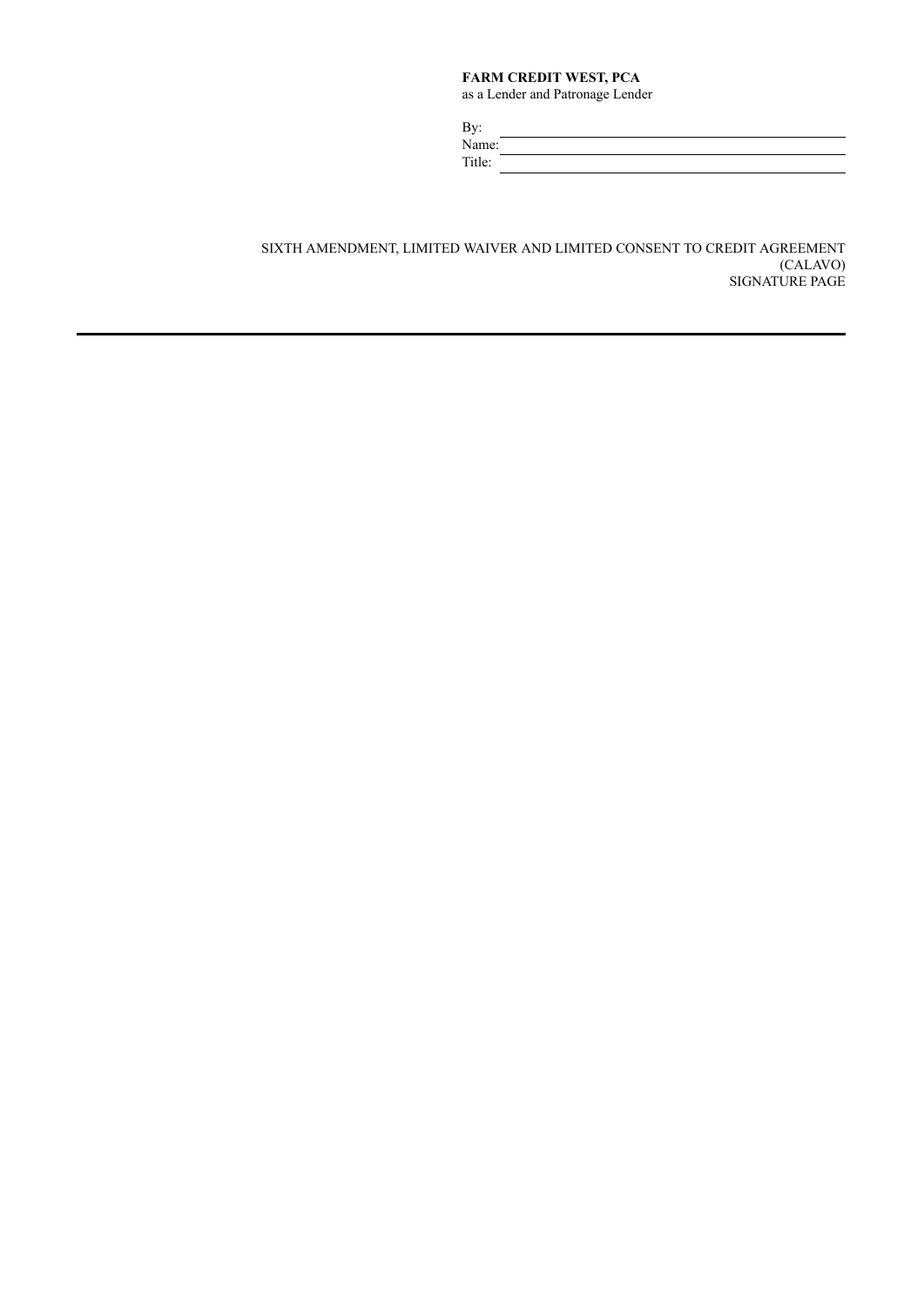**FARM CREDIT WEST, PCA**
as a Lender and Patronage Lender

By: \_\_\_\_\_\_\_\_\_\_\_\_\_\_\_\_\_\_\_\_\_\_\_\_\_\_\_\_\_\_
Name: \_\_\_\_\_\_\_\_\_\_\_\_\_\_\_\_\_\_\_\_\_\_\_\_\_\_\_\_\_\_
Title: \_\_\_\_\_\_\_\_\_\_\_\_\_\_\_\_\_\_\_\_\_\_\_\_\_\_\_\_\_\_

SIXTH AMENDMENT, LIMITED WAIVER AND LIMITED CONSENT TO CREDIT AGREEMENT
(CALAVO)
SIGNATURE PAGE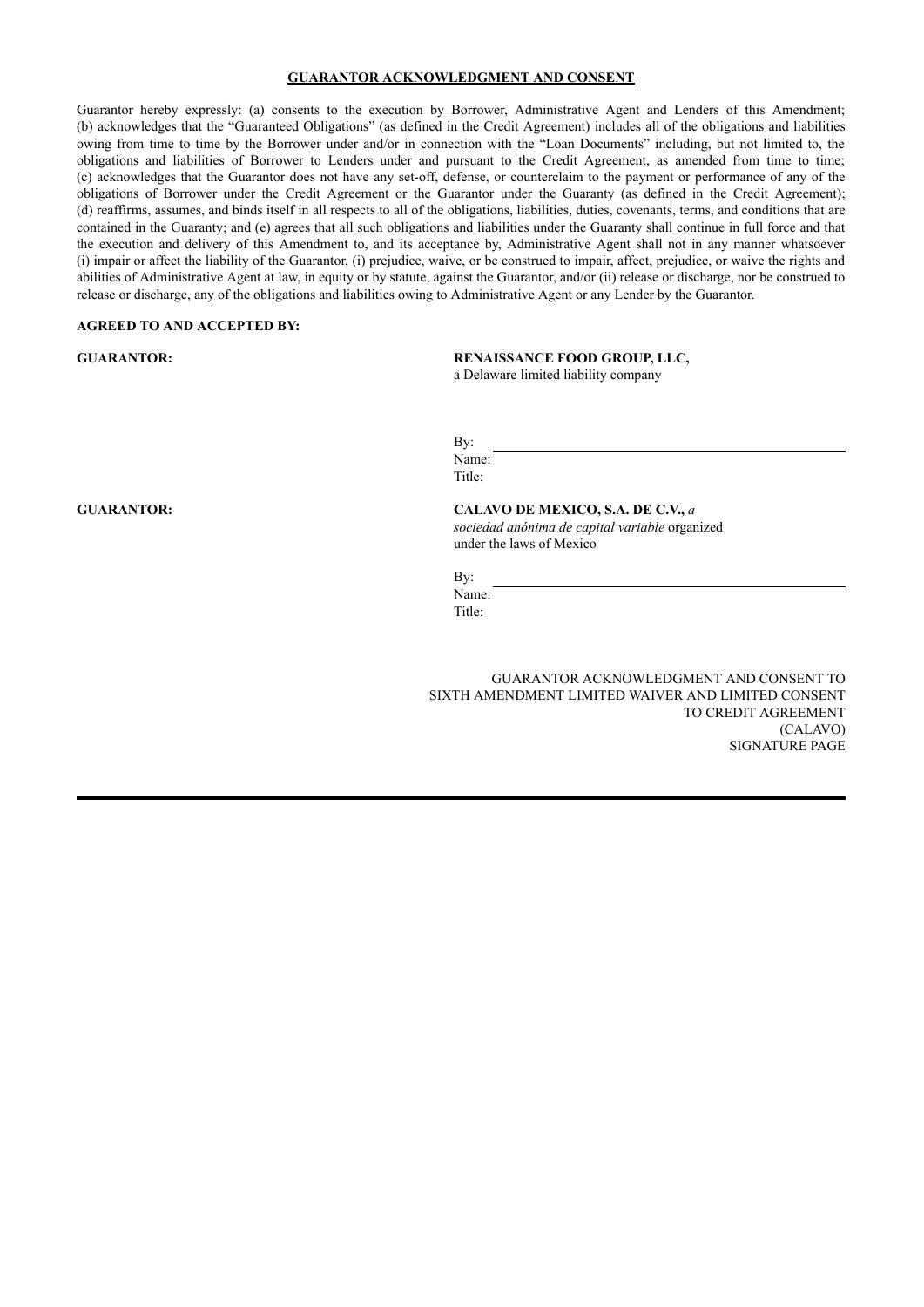**GUARANTOR ACKNOWLEDGMENT AND CONSENT**

Guarantor hereby expressly: (a) consents to the execution by Borrower, Administrative Agent and Lenders of this Amendment; (b) acknowledges that the "Guaranteed Obligations" (as defined in the Credit Agreement) includes all of the obligations and liabilities owing from time to time by the Borrower under and/or in connection with the "Loan Documents" including, but not limited to, the obligations and liabilities of Borrower to Lenders under and pursuant to the Credit Agreement, as amended from time to time; (c) acknowledges that the Guarantor does not have any set-off, defense, or counterclaim to the payment or performance of any of the obligations of Borrower under the Credit Agreement or the Guarantor under the Guaranty (as defined in the Credit Agreement); (d) reaffirms, assumes, and binds itself in all respects to all of the obligations, liabilities, duties, covenants, terms, and conditions that are contained in the Guaranty; and (e) agrees that all such obligations and liabilities under the Guaranty shall continue in full force and that the execution and delivery of this Amendment to, and its acceptance by, Administrative Agent shall not in any manner whatsoever (i) impair or affect the liability of the Guarantor, (i) prejudice, waive, or be construed to impair, affect, prejudice, or waive the rights and abilities of Administrative Agent at law, in equity or by statute, against the Guarantor, and/or (ii) release or discharge, nor be construed to release or discharge, any of the obligations and liabilities owing to Administrative Agent or any Lender by the Guarantor.

**AGREED TO AND ACCEPTED BY:**

**GUARANTOR:**

**RENAISSANCE FOOD GROUP, LLC,**
a Delaware limited liability company

By: \_\_\_\_\_\_\_\_\_\_\_\_\_\_\_\_\_\_\_\_\_\_\_\_
Name:
Title:

**GUARANTOR:**

**CALAVO DE MEXICO, S.A. DE C.V.,** *a sociedad anónima de capital variable* organized under the laws of Mexico

By: \_\_\_\_\_\_\_\_\_\_\_\_\_\_\_\_\_\_\_\_\_\_\_\_
Name:
Title:

GUARANTOR ACKNOWLEDGMENT AND CONSENT TO
SIXTH AMENDMENT LIMITED WAIVER AND LIMITED CONSENT
TO CREDIT AGREEMENT
(CALAVO)
SIGNATURE PAGE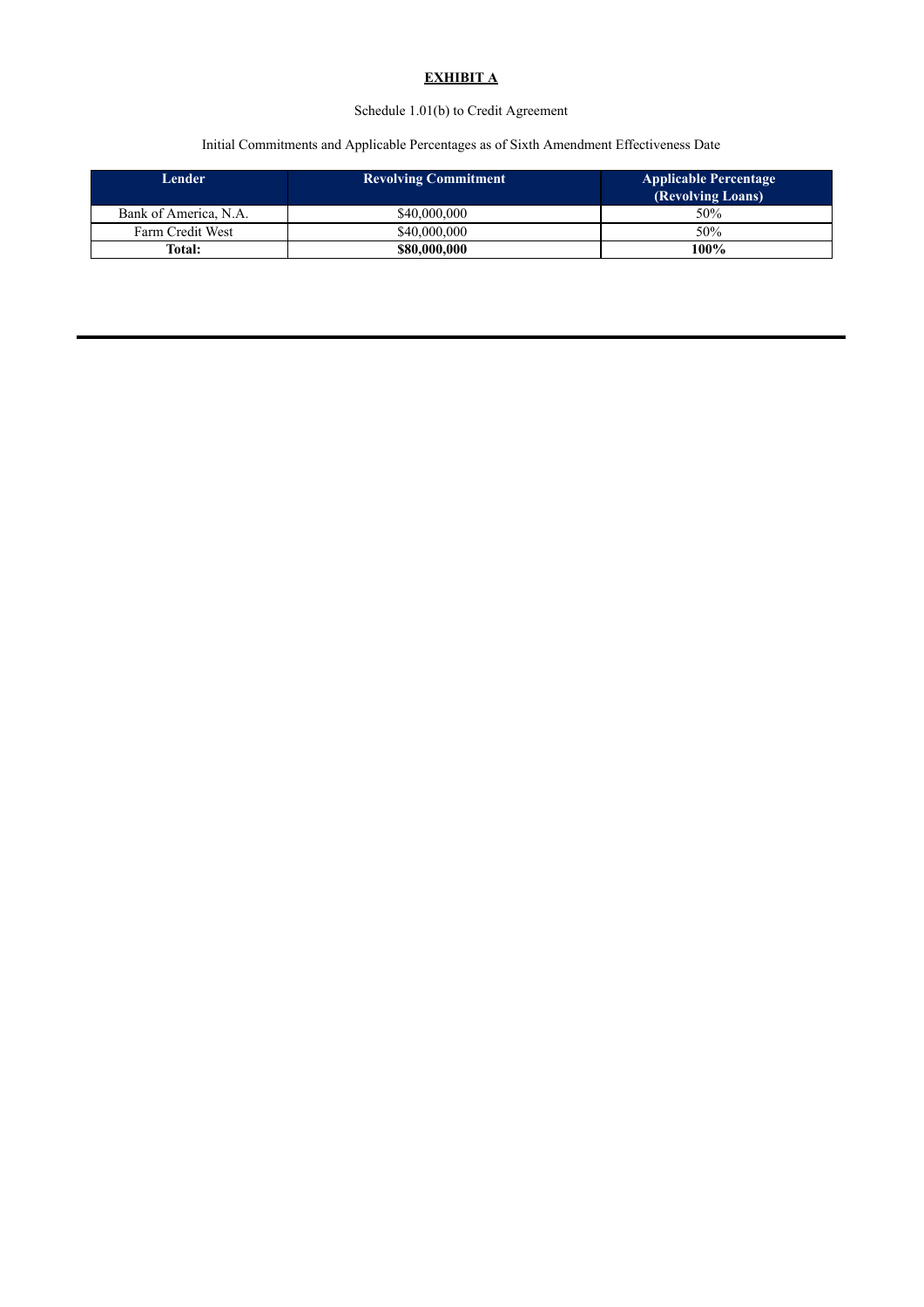**EXHIBIT A**

Schedule 1.01(b) to Credit Agreement

Initial Commitments and Applicable Percentages as of Sixth Amendment Effectiveness Date

| Lender | Revolving Commitment | Applicable Percentage (Revolving Loans) |
| --- | --- | --- |
| Bank of America, N.A. | $40,000,000 | 50% |
| Farm Credit West | $40,000,000 | 50% |
| **Total:** | **$80,000,000** | **100%** |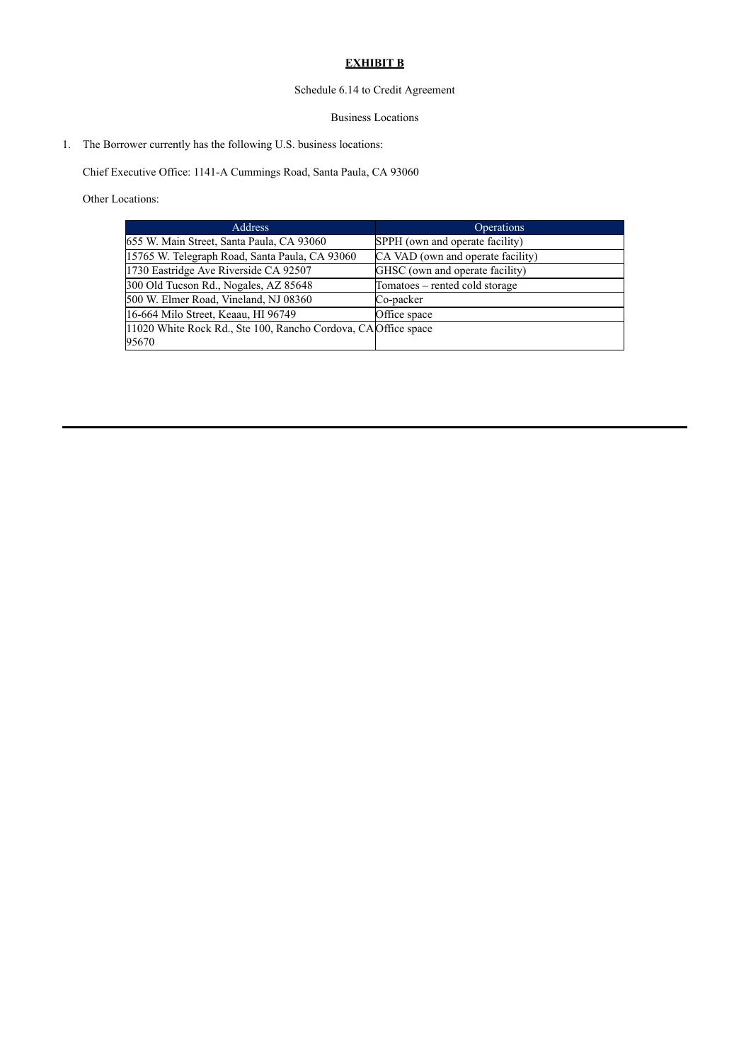**EXHIBIT B**

Schedule 6.14 to Credit Agreement

Business Locations

1. The Borrower currently has the following U.S. business locations:

   Chief Executive Office: 1141-A Cummings Road, Santa Paula, CA 93060

   Other Locations:

| Address | Operations |
| --- | --- |
| 655 W. Main Street, Santa Paula, CA 93060 | SPPH (own and operate facility) |
| 15765 W. Telegraph Road, Santa Paula, CA 93060 | CA VAD (own and operate facility) |
| 1730 Eastridge Ave Riverside CA 92507 | GHSC (own and operate facility) |
| 300 Old Tucson Rd., Nogales, AZ 85648 | Tomatoes – rented cold storage |
| 500 W. Elmer Road, Vineland, NJ 08360 | Co-packer |
| 16-664 Milo Street, Keaau, HI 96749 | Office space |
| 11020 White Rock Rd., Ste 100, Rancho Cordova, CA 95670 | Office space |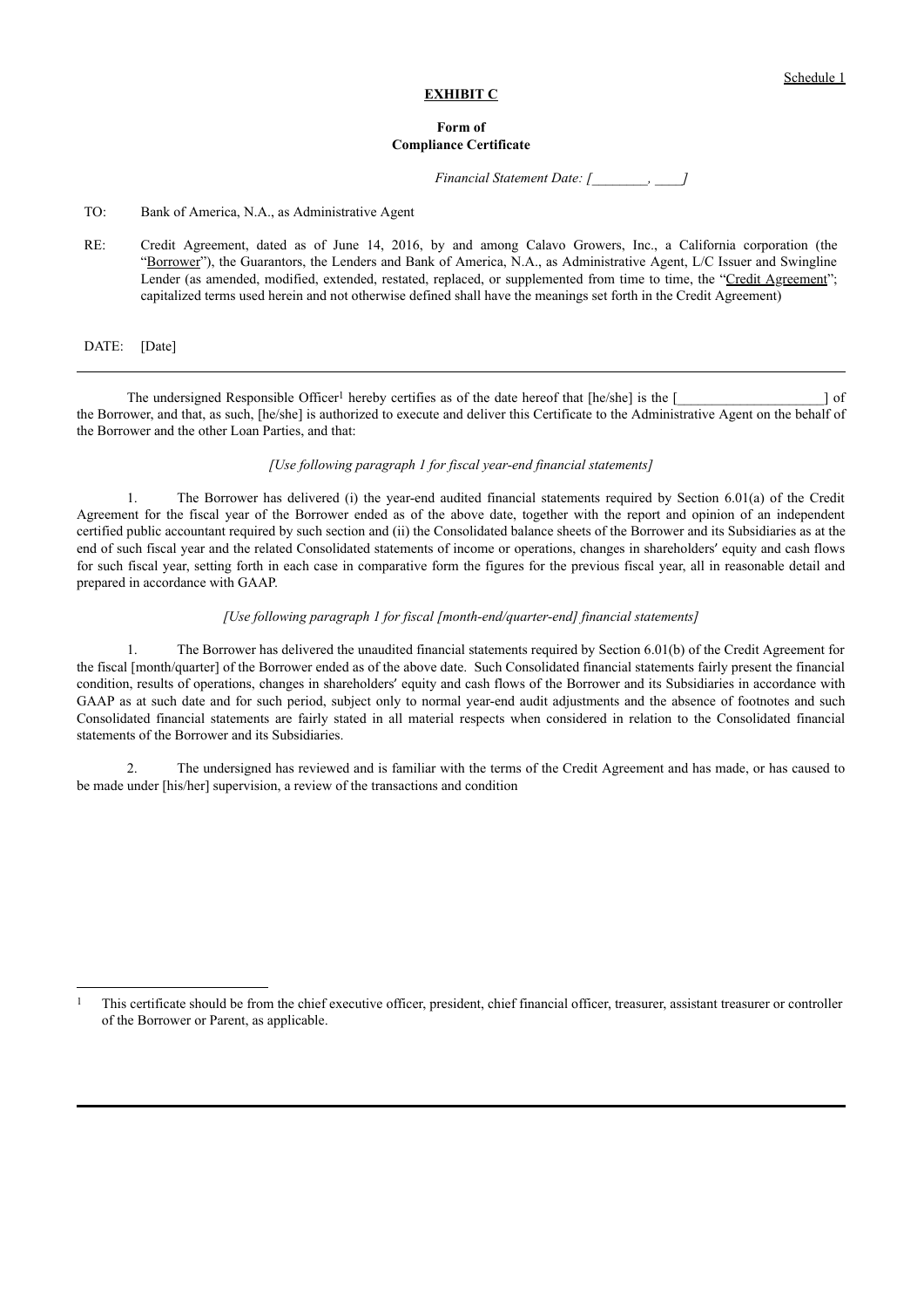Schedule 1

**EXHIBIT C**

**Form of**
**Compliance Certificate**

*Financial Statement Date: [________, ____]*

TO: Bank of America, N.A., as Administrative Agent

RE: Credit Agreement, dated as of June 14, 2016, by and among Calavo Growers, Inc., a California corporation (the "Borrower"), the Guarantors, the Lenders and Bank of America, N.A., as Administrative Agent, L/C Issuer and Swingline Lender (as amended, modified, extended, restated, replaced, or supplemented from time to time, the "Credit Agreement"; capitalized terms used herein and not otherwise defined shall have the meanings set forth in the Credit Agreement)

DATE: [Date]

---

The undersigned Responsible Officer[1] hereby certifies as of the date hereof that [he/she] is the [_____________________] of the Borrower, and that, as such, [he/she] is authorized to execute and deliver this Certificate to the Administrative Agent on the behalf of the Borrower and the other Loan Parties, and that:

*[Use following paragraph 1 for fiscal year-end financial statements]*

1. The Borrower has delivered (i) the year-end audited financial statements required by Section 6.01(a) of the Credit Agreement for the fiscal year of the Borrower ended as of the above date, together with the report and opinion of an independent certified public accountant required by such section and (ii) the Consolidated balance sheets of the Borrower and its Subsidiaries as at the end of such fiscal year and the related Consolidated statements of income or operations, changes in shareholders′ equity and cash flows for such fiscal year, setting forth in each case in comparative form the figures for the previous fiscal year, all in reasonable detail and prepared in accordance with GAAP.

*[Use following paragraph 1 for fiscal [month-end/quarter-end] financial statements]*

1. The Borrower has delivered the unaudited financial statements required by Section 6.01(b) of the Credit Agreement for the fiscal [month/quarter] of the Borrower ended as of the above date. Such Consolidated financial statements fairly present the financial condition, results of operations, changes in shareholders′ equity and cash flows of the Borrower and its Subsidiaries in accordance with GAAP as at such date and for such period, subject only to normal year-end audit adjustments and the absence of footnotes and such Consolidated financial statements are fairly stated in all material respects when considered in relation to the Consolidated financial statements of the Borrower and its Subsidiaries.

2. The undersigned has reviewed and is familiar with the terms of the Credit Agreement and has made, or has caused to be made under [his/her] supervision, a review of the transactions and condition

---

[1] This certificate should be from the chief executive officer, president, chief financial officer, treasurer, assistant treasurer or controller of the Borrower or Parent, as applicable.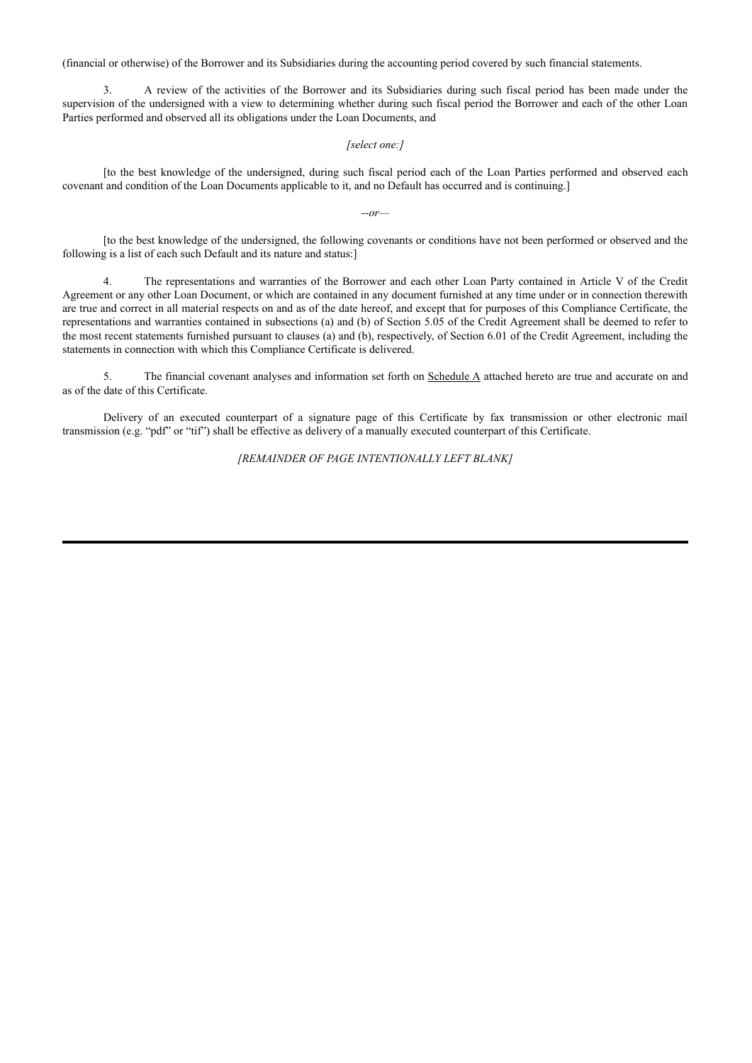(financial or otherwise) of the Borrower and its Subsidiaries during the accounting period covered by such financial statements.

3. A review of the activities of the Borrower and its Subsidiaries during such fiscal period has been made under the supervision of the undersigned with a view to determining whether during such fiscal period the Borrower and each of the other Loan Parties performed and observed all its obligations under the Loan Documents, and

*[select one:]*

[to the best knowledge of the undersigned, during such fiscal period each of the Loan Parties performed and observed each covenant and condition of the Loan Documents applicable to it, and no Default has occurred and is continuing.]

*--or—*

[to the best knowledge of the undersigned, the following covenants or conditions have not been performed or observed and the following is a list of each such Default and its nature and status:]

4. The representations and warranties of the Borrower and each other Loan Party contained in Article V of the Credit Agreement or any other Loan Document, or which are contained in any document furnished at any time under or in connection therewith are true and correct in all material respects on and as of the date hereof, and except that for purposes of this Compliance Certificate, the representations and warranties contained in subsections (a) and (b) of Section 5.05 of the Credit Agreement shall be deemed to refer to the most recent statements furnished pursuant to clauses (a) and (b), respectively, of Section 6.01 of the Credit Agreement, including the statements in connection with which this Compliance Certificate is delivered.

5. The financial covenant analyses and information set forth on Schedule A attached hereto are true and accurate on and as of the date of this Certificate.

Delivery of an executed counterpart of a signature page of this Certificate by fax transmission or other electronic mail transmission (e.g. "pdf" or "tif") shall be effective as delivery of a manually executed counterpart of this Certificate.

*[REMAINDER OF PAGE INTENTIONALLY LEFT BLANK]*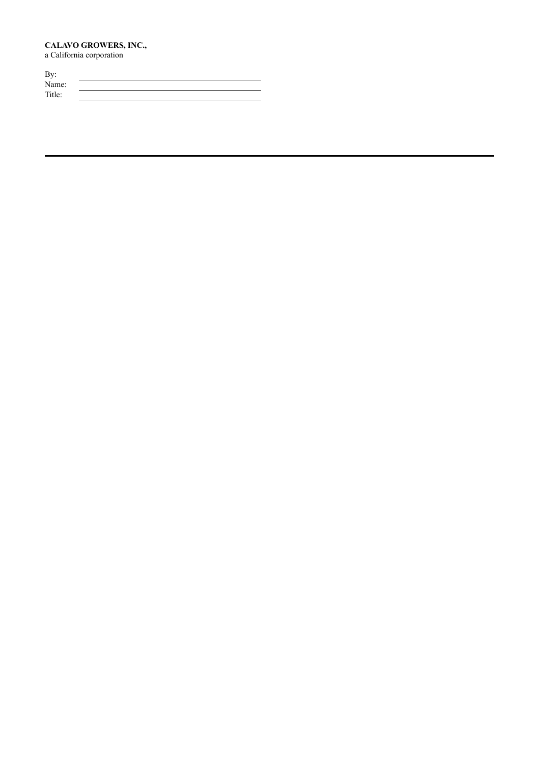**CALAVO GROWERS, INC.,**
a California corporation

By: \_\_\_\_\_\_\_\_\_\_\_\_\_\_\_\_\_\_\_\_\_\_\_\_\_\_\_\_\_\_
Name: \_\_\_\_\_\_\_\_\_\_\_\_\_\_\_\_\_\_\_\_\_\_\_\_\_\_\_\_\_\_
Title: \_\_\_\_\_\_\_\_\_\_\_\_\_\_\_\_\_\_\_\_\_\_\_\_\_\_\_\_\_\_

---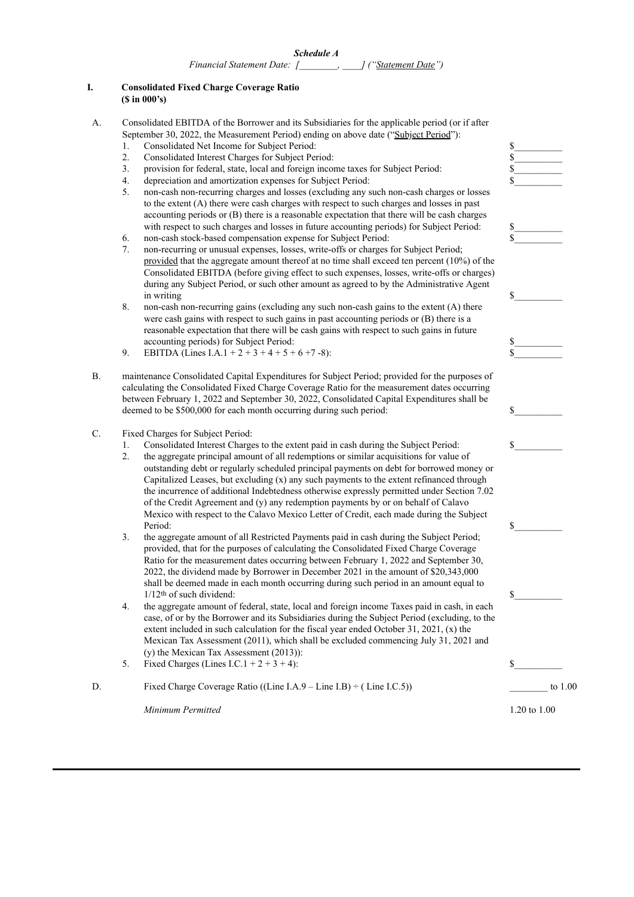***Schedule A***

*Financial Statement Date: [________, ____] ("Statement Date")*

**I. Consolidated Fixed Charge Coverage Ratio**
**($ in 000's)**

A. Consolidated EBITDA of the Borrower and its Subsidiaries for the applicable period (or if after September 30, 2022, the Measurement Period) ending on above date ("Subject Period"):

1. Consolidated Net Income for Subject Period: $__________
2. Consolidated Interest Charges for Subject Period: $__________
3. provision for federal, state, local and foreign income taxes for Subject Period: $__________
4. depreciation and amortization expenses for Subject Period: $__________
5. non-cash non-recurring charges and losses (excluding any such non-cash charges or losses to the extent (A) there were cash charges with respect to such charges and losses in past accounting periods or (B) there is a reasonable expectation that there will be cash charges with respect to such charges and losses in future accounting periods) for Subject Period: $__________
6. non-cash stock-based compensation expense for Subject Period: $__________
7. non-recurring or unusual expenses, losses, write-offs or charges for Subject Period; provided that the aggregate amount thereof at no time shall exceed ten percent (10%) of the Consolidated EBITDA (before giving effect to such expenses, losses, write-offs or charges) during any Subject Period, or such other amount as agreed to by the Administrative Agent in writing $__________
8. non-cash non-recurring gains (excluding any such non-cash gains to the extent (A) there were cash gains with respect to such gains in past accounting periods or (B) there is a reasonable expectation that there will be cash gains with respect to such gains in future accounting periods) for Subject Period: $__________
9. EBITDA (Lines I.A.1 + 2 + 3 + 4 + 5 + 6 +7 -8): $__________

B. maintenance Consolidated Capital Expenditures for Subject Period; provided for the purposes of calculating the Consolidated Fixed Charge Coverage Ratio for the measurement dates occurring between February 1, 2022 and September 30, 2022, Consolidated Capital Expenditures shall be deemed to be $500,000 for each month occurring during such period: $__________

C. Fixed Charges for Subject Period:

1. Consolidated Interest Charges to the extent paid in cash during the Subject Period: $__________
2. the aggregate principal amount of all redemptions or similar acquisitions for value of outstanding debt or regularly scheduled principal payments on debt for borrowed money or Capitalized Leases, but excluding (x) any such payments to the extent refinanced through the incurrence of additional Indebtedness otherwise expressly permitted under Section 7.02 of the Credit Agreement and (y) any redemption payments by or on behalf of Calavo Mexico with respect to the Calavo Mexico Letter of Credit, each made during the Subject Period: $__________
3. the aggregate amount of all Restricted Payments paid in cash during the Subject Period; provided, that for the purposes of calculating the Consolidated Fixed Charge Coverage Ratio for the measurement dates occurring between February 1, 2022 and September 30, 2022, the dividend made by Borrower in December 2021 in the amount of $20,343,000 shall be deemed made in each month occurring during such period in an amount equal to 1/12th of such dividend: $__________
4. the aggregate amount of federal, state, local and foreign income Taxes paid in cash, in each case, of or by the Borrower and its Subsidiaries during the Subject Period (excluding, to the extent included in such calculation for the fiscal year ended October 31, 2021, (x) the Mexican Tax Assessment (2011), which shall be excluded commencing July 31, 2021 and (y) the Mexican Tax Assessment (2013)):
5. Fixed Charges (Lines I.C.1 + 2 + 3 + 4): $__________

D. Fixed Charge Coverage Ratio ((Line I.A.9 – Line I.B) ÷ ( Line I.C.5)) ________ to 1.00

*Minimum Permitted* 1.20 to 1.00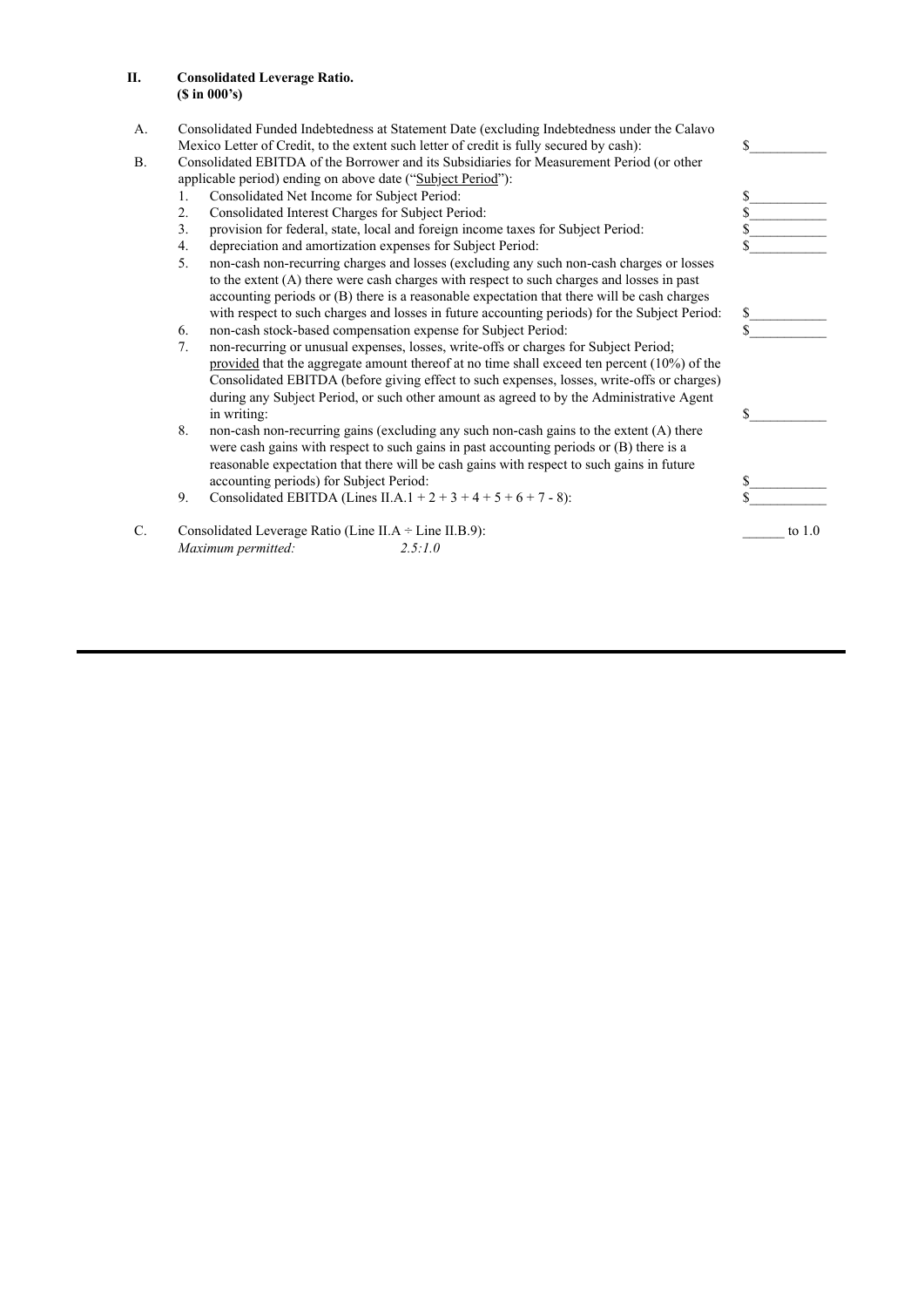**II. Consolidated Leverage Ratio.**
**($ in 000's)**

A. Consolidated Funded Indebtedness at Statement Date (excluding Indebtedness under the Calavo Mexico Letter of Credit, to the extent such letter of credit is fully secured by cash): $___________

B. Consolidated EBITDA of the Borrower and its Subsidiaries for Measurement Period (or other applicable period) ending on above date ("Subject Period"):

1. Consolidated Net Income for Subject Period: $___________
2. Consolidated Interest Charges for Subject Period: $___________
3. provision for federal, state, local and foreign income taxes for Subject Period: $___________
4. depreciation and amortization expenses for Subject Period: $___________
5. non-cash non-recurring charges and losses (excluding any such non-cash charges or losses to the extent (A) there were cash charges with respect to such charges and losses in past accounting periods or (B) there is a reasonable expectation that there will be cash charges with respect to such charges and losses in future accounting periods) for the Subject Period: $___________
6. non-cash stock-based compensation expense for Subject Period: $___________
7. non-recurring or unusual expenses, losses, write-offs or charges for Subject Period; provided that the aggregate amount thereof at no time shall exceed ten percent (10%) of the Consolidated EBITDA (before giving effect to such expenses, losses, write-offs or charges) during any Subject Period, or such other amount as agreed to by the Administrative Agent in writing: $___________
8. non-cash non-recurring gains (excluding any such non-cash gains to the extent (A) there were cash gains with respect to such gains in past accounting periods or (B) there is a reasonable expectation that there will be cash gains with respect to such gains in future accounting periods) for Subject Period: $___________
9. Consolidated EBITDA (Lines II.A.1 + 2 + 3 + 4 + 5 + 6 + 7 - 8): $___________

C. Consolidated Leverage Ratio (Line II.A ÷ Line II.B.9): ______ to 1.0
*Maximum permitted:* *2.5:1.0*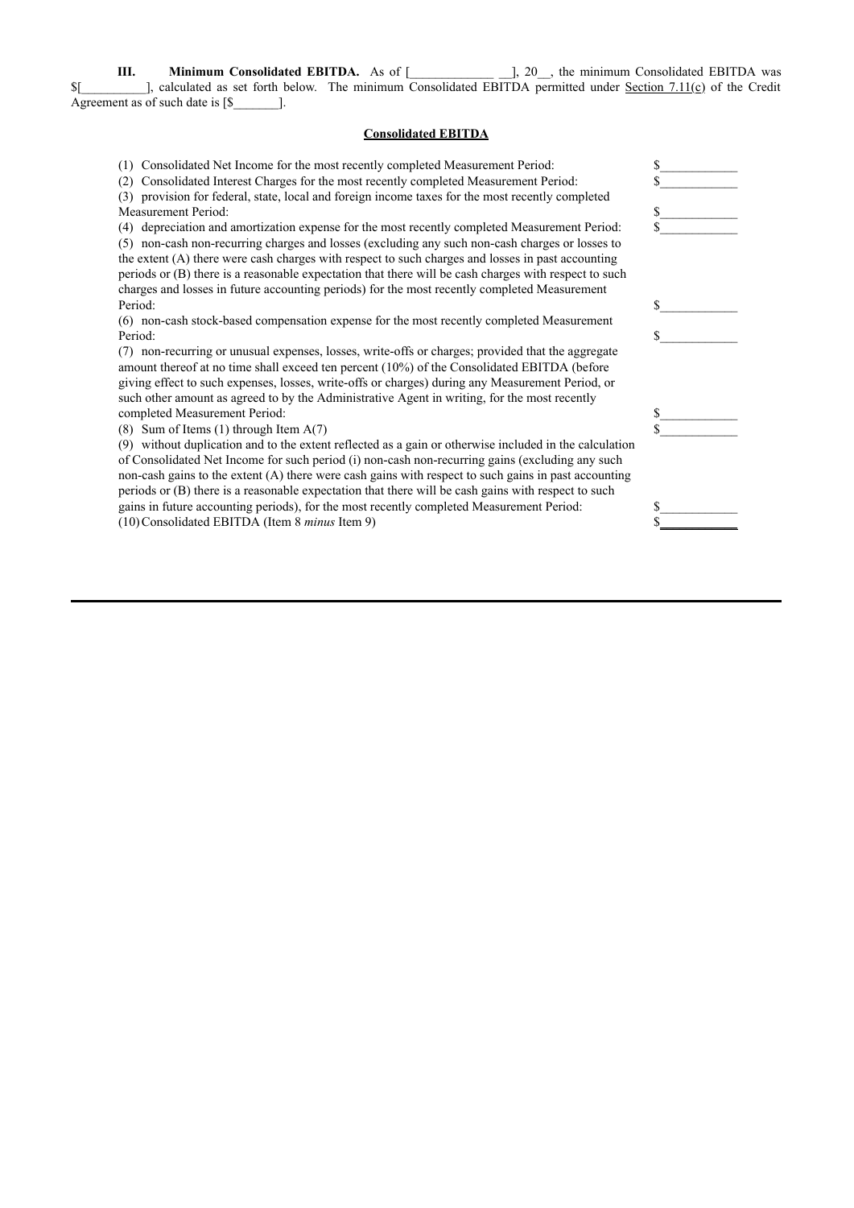**III. Minimum Consolidated EBITDA.** As of [_____________ __], 20__, the minimum Consolidated EBITDA was $[__________], calculated as set forth below. The minimum Consolidated EBITDA permitted under Section 7.11(c) of the Credit Agreement as of such date is [$_______].

**Consolidated EBITDA**

| | |
|---|---|
| (1) Consolidated Net Income for the most recently completed Measurement Period: | $____________ |
| (2) Consolidated Interest Charges for the most recently completed Measurement Period: | $____________ |
| (3) provision for federal, state, local and foreign income taxes for the most recently completed Measurement Period: | $____________ |
| (4) depreciation and amortization expense for the most recently completed Measurement Period: | $____________ |
| (5) non-cash non-recurring charges and losses (excluding any such non-cash charges or losses to the extent (A) there were cash charges with respect to such charges and losses in past accounting periods or (B) there is a reasonable expectation that there will be cash charges with respect to such charges and losses in future accounting periods) for the most recently completed Measurement Period: | $____________ |
| (6) non-cash stock-based compensation expense for the most recently completed Measurement Period: | $____________ |
| (7) non-recurring or unusual expenses, losses, write-offs or charges; provided that the aggregate amount thereof at no time shall exceed ten percent (10%) of the Consolidated EBITDA (before giving effect to such expenses, losses, write-offs or charges) during any Measurement Period, or such other amount as agreed to by the Administrative Agent in writing, for the most recently completed Measurement Period: | $____________ |
| (8) Sum of Items (1) through Item A(7) | $____________ |
| (9) without duplication and to the extent reflected as a gain or otherwise included in the calculation of Consolidated Net Income for such period (i) non-cash non-recurring gains (excluding any such non-cash gains to the extent (A) there were cash gains with respect to such gains in past accounting periods or (B) there is a reasonable expectation that there will be cash gains with respect to such gains in future accounting periods), for the most recently completed Measurement Period: | $____________ |
| (10) Consolidated EBITDA (Item 8 *minus* Item 9) | $____________ |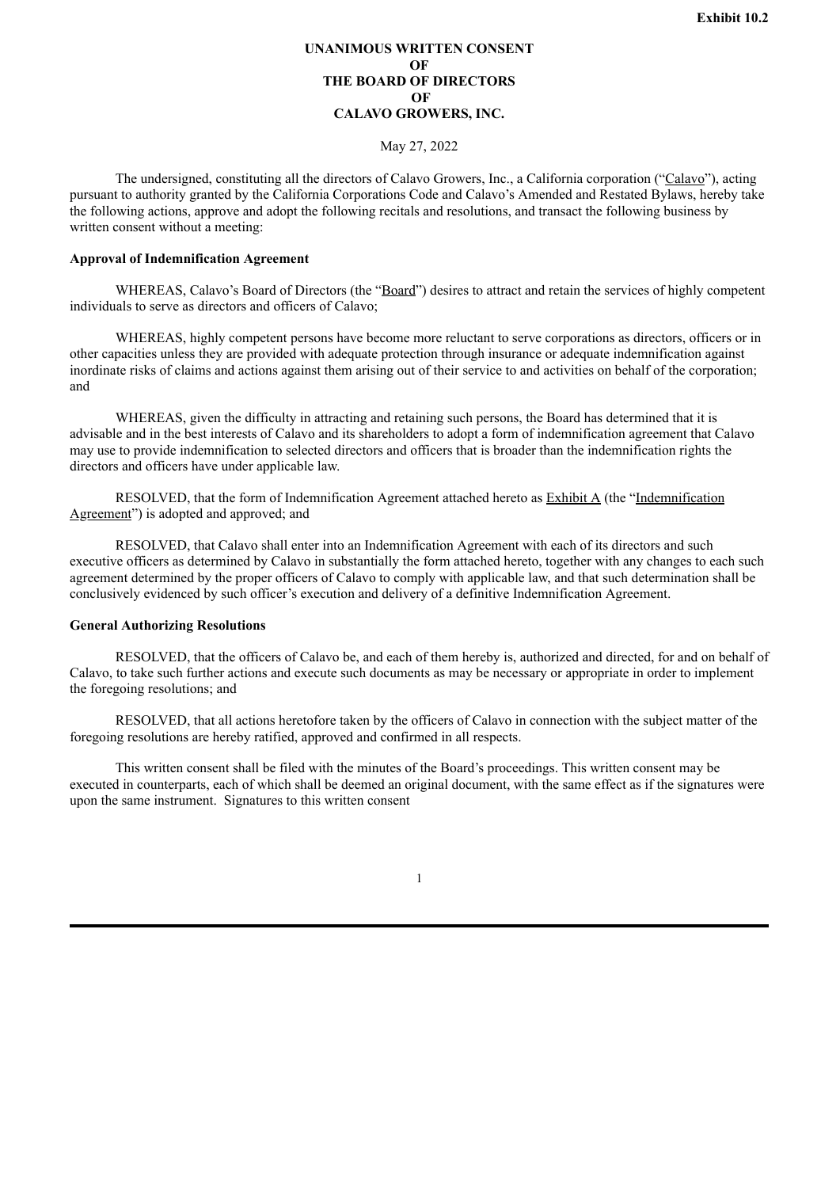**Exhibit 10.2**

**UNANIMOUS WRITTEN CONSENT**
**OF**
**THE BOARD OF DIRECTORS**
**OF**
**CALAVO GROWERS, INC.**

May 27, 2022

The undersigned, constituting all the directors of Calavo Growers, Inc., a California corporation ("Calavo"), acting pursuant to authority granted by the California Corporations Code and Calavo's Amended and Restated Bylaws, hereby take the following actions, approve and adopt the following recitals and resolutions, and transact the following business by written consent without a meeting:

**Approval of Indemnification Agreement**

WHEREAS, Calavo's Board of Directors (the "Board") desires to attract and retain the services of highly competent individuals to serve as directors and officers of Calavo;

WHEREAS, highly competent persons have become more reluctant to serve corporations as directors, officers or in other capacities unless they are provided with adequate protection through insurance or adequate indemnification against inordinate risks of claims and actions against them arising out of their service to and activities on behalf of the corporation; and

WHEREAS, given the difficulty in attracting and retaining such persons, the Board has determined that it is advisable and in the best interests of Calavo and its shareholders to adopt a form of indemnification agreement that Calavo may use to provide indemnification to selected directors and officers that is broader than the indemnification rights the directors and officers have under applicable law.

RESOLVED, that the form of Indemnification Agreement attached hereto as Exhibit A (the "Indemnification Agreement") is adopted and approved; and

RESOLVED, that Calavo shall enter into an Indemnification Agreement with each of its directors and such executive officers as determined by Calavo in substantially the form attached hereto, together with any changes to each such agreement determined by the proper officers of Calavo to comply with applicable law, and that such determination shall be conclusively evidenced by such officer's execution and delivery of a definitive Indemnification Agreement.

**General Authorizing Resolutions**

RESOLVED, that the officers of Calavo be, and each of them hereby is, authorized and directed, for and on behalf of Calavo, to take such further actions and execute such documents as may be necessary or appropriate in order to implement the foregoing resolutions; and

RESOLVED, that all actions heretofore taken by the officers of Calavo in connection with the subject matter of the foregoing resolutions are hereby ratified, approved and confirmed in all respects.

This written consent shall be filed with the minutes of the Board's proceedings. This written consent may be executed in counterparts, each of which shall be deemed an original document, with the same effect as if the signatures were upon the same instrument. Signatures to this written consent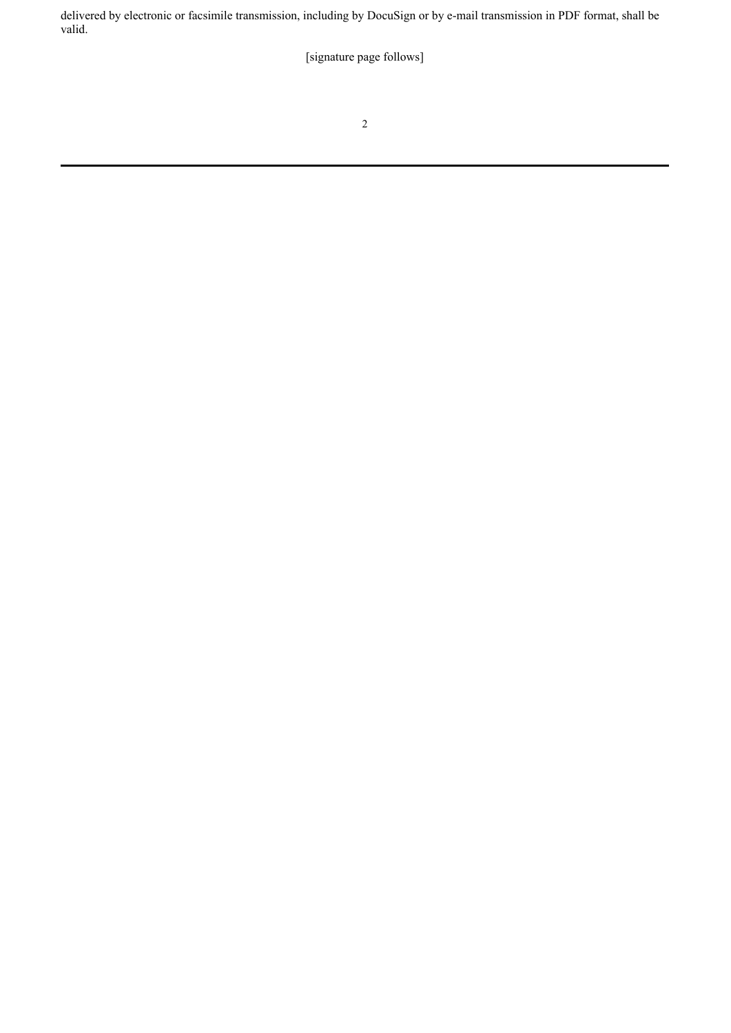delivered by electronic or facsimile transmission, including by DocuSign or by e-mail transmission in PDF format, shall be valid.

[signature page follows]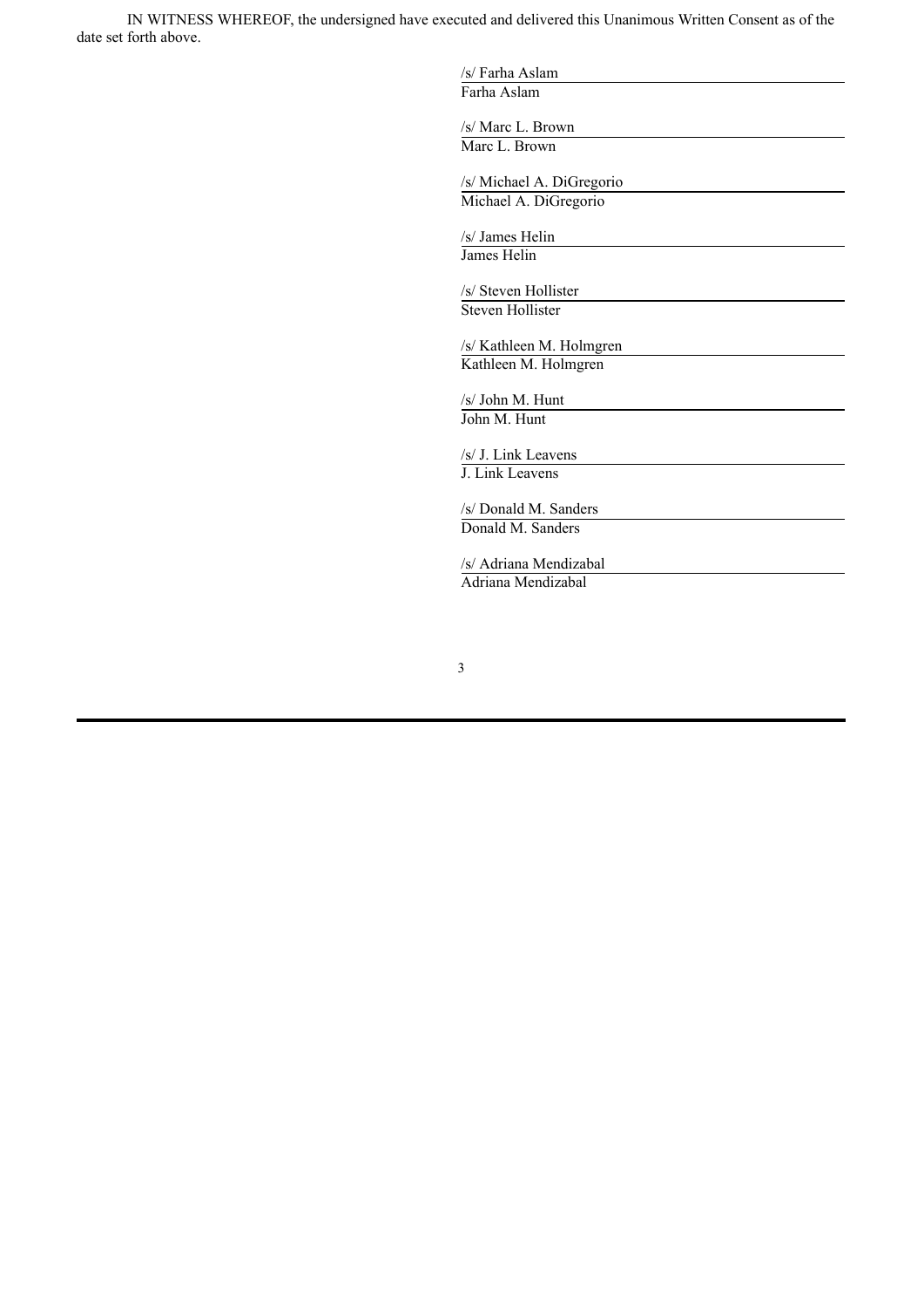IN WITNESS WHEREOF, the undersigned have executed and delivered this Unanimous Written Consent as of the date set forth above.

/s/ Farha Aslam
Farha Aslam

/s/ Marc L. Brown
Marc L. Brown

/s/ Michael A. DiGregorio
Michael A. DiGregorio

/s/ James Helin
James Helin

/s/ Steven Hollister
Steven Hollister

/s/ Kathleen M. Holmgren
Kathleen M. Holmgren

/s/ John M. Hunt
John M. Hunt

/s/ J. Link Leavens
J. Link Leavens

/s/ Donald M. Sanders
Donald M. Sanders

/s/ Adriana Mendizabal
Adriana Mendizabal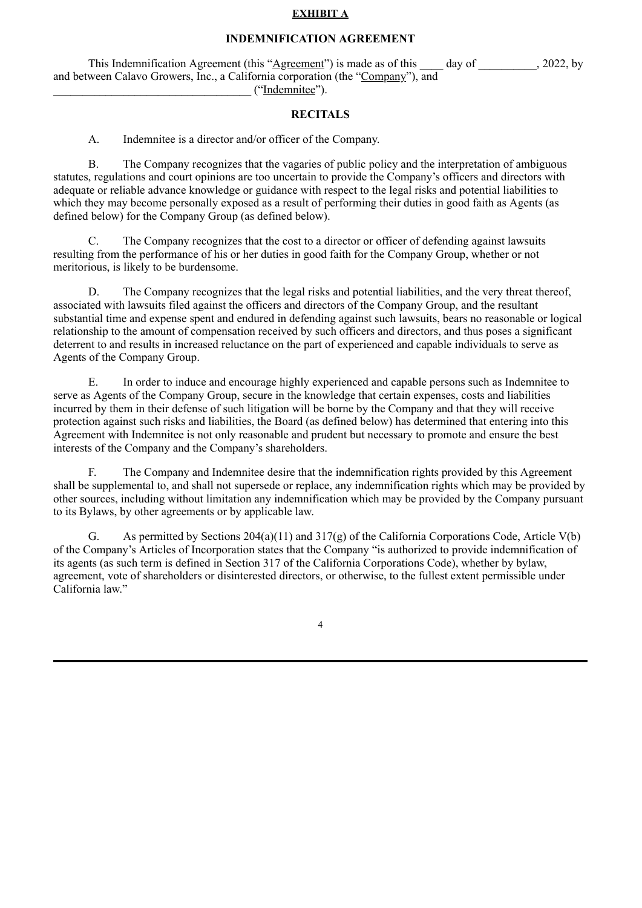**EXHIBIT A**

**INDEMNIFICATION AGREEMENT**

This Indemnification Agreement (this "Agreement") is made as of this ____ day of __________, 2022, by and between Calavo Growers, Inc., a California corporation (the "Company"), and __________________________________ ("Indemnitee").

**RECITALS**

A. Indemnitee is a director and/or officer of the Company.

B. The Company recognizes that the vagaries of public policy and the interpretation of ambiguous statutes, regulations and court opinions are too uncertain to provide the Company's officers and directors with adequate or reliable advance knowledge or guidance with respect to the legal risks and potential liabilities to which they may become personally exposed as a result of performing their duties in good faith as Agents (as defined below) for the Company Group (as defined below).

C. The Company recognizes that the cost to a director or officer of defending against lawsuits resulting from the performance of his or her duties in good faith for the Company Group, whether or not meritorious, is likely to be burdensome.

D. The Company recognizes that the legal risks and potential liabilities, and the very threat thereof, associated with lawsuits filed against the officers and directors of the Company Group, and the resultant substantial time and expense spent and endured in defending against such lawsuits, bears no reasonable or logical relationship to the amount of compensation received by such officers and directors, and thus poses a significant deterrent to and results in increased reluctance on the part of experienced and capable individuals to serve as Agents of the Company Group.

E. In order to induce and encourage highly experienced and capable persons such as Indemnitee to serve as Agents of the Company Group, secure in the knowledge that certain expenses, costs and liabilities incurred by them in their defense of such litigation will be borne by the Company and that they will receive protection against such risks and liabilities, the Board (as defined below) has determined that entering into this Agreement with Indemnitee is not only reasonable and prudent but necessary to promote and ensure the best interests of the Company and the Company's shareholders.

F. The Company and Indemnitee desire that the indemnification rights provided by this Agreement shall be supplemental to, and shall not supersede or replace, any indemnification rights which may be provided by other sources, including without limitation any indemnification which may be provided by the Company pursuant to its Bylaws, by other agreements or by applicable law.

G. As permitted by Sections 204(a)(11) and 317(g) of the California Corporations Code, Article V(b) of the Company's Articles of Incorporation states that the Company "is authorized to provide indemnification of its agents (as such term is defined in Section 317 of the California Corporations Code), whether by bylaw, agreement, vote of shareholders or disinterested directors, or otherwise, to the fullest extent permissible under California law."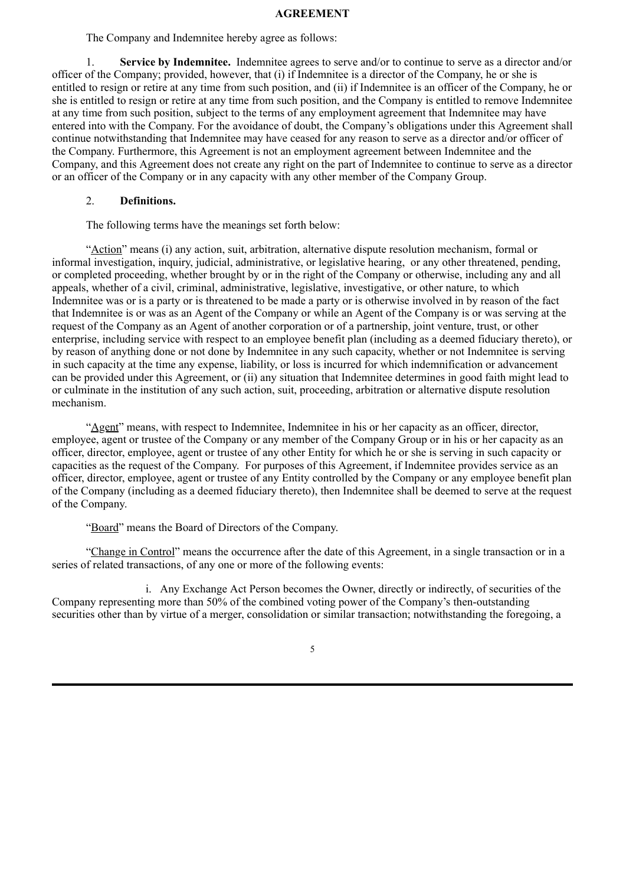**AGREEMENT**

The Company and Indemnitee hereby agree as follows:

1. **Service by Indemnitee.** Indemnitee agrees to serve and/or to continue to serve as a director and/or officer of the Company; provided, however, that (i) if Indemnitee is a director of the Company, he or she is entitled to resign or retire at any time from such position, and (ii) if Indemnitee is an officer of the Company, he or she is entitled to resign or retire at any time from such position, and the Company is entitled to remove Indemnitee at any time from such position, subject to the terms of any employment agreement that Indemnitee may have entered into with the Company. For the avoidance of doubt, the Company's obligations under this Agreement shall continue notwithstanding that Indemnitee may have ceased for any reason to serve as a director and/or officer of the Company. Furthermore, this Agreement is not an employment agreement between Indemnitee and the Company, and this Agreement does not create any right on the part of Indemnitee to continue to serve as a director or an officer of the Company or in any capacity with any other member of the Company Group.

2. **Definitions.**

The following terms have the meanings set forth below:

"Action" means (i) any action, suit, arbitration, alternative dispute resolution mechanism, formal or informal investigation, inquiry, judicial, administrative, or legislative hearing, or any other threatened, pending, or completed proceeding, whether brought by or in the right of the Company or otherwise, including any and all appeals, whether of a civil, criminal, administrative, legislative, investigative, or other nature, to which Indemnitee was or is a party or is threatened to be made a party or is otherwise involved in by reason of the fact that Indemnitee is or was an Agent of the Company or while an Agent of the Company is or was serving at the request of the Company as an Agent of another corporation or of a partnership, joint venture, trust, or other enterprise, including service with respect to an employee benefit plan (including as a deemed fiduciary thereto), or by reason of anything done or not done by Indemnitee in any such capacity, whether or not Indemnitee is serving in such capacity at the time any expense, liability, or loss is incurred for which indemnification or advancement can be provided under this Agreement, or (ii) any situation that Indemnitee determines in good faith might lead to or culminate in the institution of any such action, suit, proceeding, arbitration or alternative dispute resolution mechanism.

"Agent" means, with respect to Indemnitee, Indemnitee in his or her capacity as an officer, director, employee, agent or trustee of the Company or any member of the Company Group or in his or her capacity as an officer, director, employee, agent or trustee of any other Entity for which he or she is serving in such capacity or capacities as the request of the Company. For purposes of this Agreement, if Indemnitee provides service as an officer, director, employee, agent or trustee of any Entity controlled by the Company or any employee benefit plan of the Company (including as a deemed fiduciary thereto), then Indemnitee shall be deemed to serve at the request of the Company.

"Board" means the Board of Directors of the Company.

"Change in Control" means the occurrence after the date of this Agreement, in a single transaction or in a series of related transactions, of any one or more of the following events:

i. Any Exchange Act Person becomes the Owner, directly or indirectly, of securities of the Company representing more than 50% of the combined voting power of the Company's then-outstanding securities other than by virtue of a merger, consolidation or similar transaction; notwithstanding the foregoing, a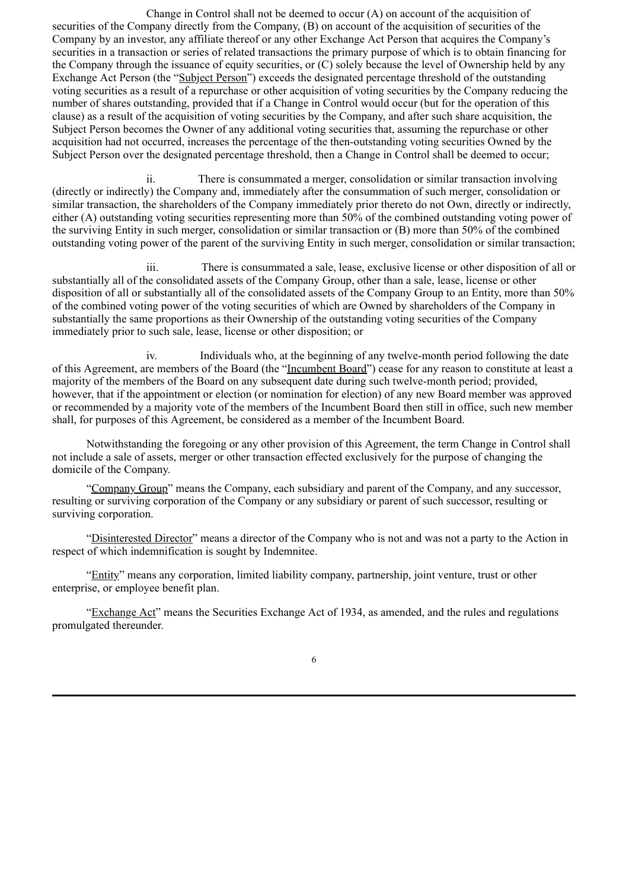Change in Control shall not be deemed to occur (A) on account of the acquisition of securities of the Company directly from the Company, (B) on account of the acquisition of securities of the Company by an investor, any affiliate thereof or any other Exchange Act Person that acquires the Company's securities in a transaction or series of related transactions the primary purpose of which is to obtain financing for the Company through the issuance of equity securities, or (C) solely because the level of Ownership held by any Exchange Act Person (the "Subject Person") exceeds the designated percentage threshold of the outstanding voting securities as a result of a repurchase or other acquisition of voting securities by the Company reducing the number of shares outstanding, provided that if a Change in Control would occur (but for the operation of this clause) as a result of the acquisition of voting securities by the Company, and after such share acquisition, the Subject Person becomes the Owner of any additional voting securities that, assuming the repurchase or other acquisition had not occurred, increases the percentage of the then-outstanding voting securities Owned by the Subject Person over the designated percentage threshold, then a Change in Control shall be deemed to occur;

ii. There is consummated a merger, consolidation or similar transaction involving (directly or indirectly) the Company and, immediately after the consummation of such merger, consolidation or similar transaction, the shareholders of the Company immediately prior thereto do not Own, directly or indirectly, either (A) outstanding voting securities representing more than 50% of the combined outstanding voting power of the surviving Entity in such merger, consolidation or similar transaction or (B) more than 50% of the combined outstanding voting power of the parent of the surviving Entity in such merger, consolidation or similar transaction;

iii. There is consummated a sale, lease, exclusive license or other disposition of all or substantially all of the consolidated assets of the Company Group, other than a sale, lease, license or other disposition of all or substantially all of the consolidated assets of the Company Group to an Entity, more than 50% of the combined voting power of the voting securities of which are Owned by shareholders of the Company in substantially the same proportions as their Ownership of the outstanding voting securities of the Company immediately prior to such sale, lease, license or other disposition; or

iv. Individuals who, at the beginning of any twelve-month period following the date of this Agreement, are members of the Board (the "Incumbent Board") cease for any reason to constitute at least a majority of the members of the Board on any subsequent date during such twelve-month period; provided, however, that if the appointment or election (or nomination for election) of any new Board member was approved or recommended by a majority vote of the members of the Incumbent Board then still in office, such new member shall, for purposes of this Agreement, be considered as a member of the Incumbent Board.

Notwithstanding the foregoing or any other provision of this Agreement, the term Change in Control shall not include a sale of assets, merger or other transaction effected exclusively for the purpose of changing the domicile of the Company.

"Company Group" means the Company, each subsidiary and parent of the Company, and any successor, resulting or surviving corporation of the Company or any subsidiary or parent of such successor, resulting or surviving corporation.

"Disinterested Director" means a director of the Company who is not and was not a party to the Action in respect of which indemnification is sought by Indemnitee.

"Entity" means any corporation, limited liability company, partnership, joint venture, trust or other enterprise, or employee benefit plan.

"Exchange Act" means the Securities Exchange Act of 1934, as amended, and the rules and regulations promulgated thereunder.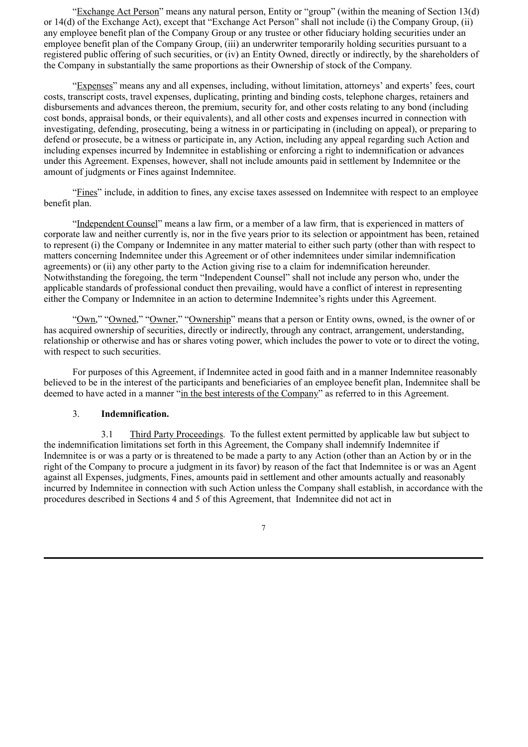"Exchange Act Person" means any natural person, Entity or "group" (within the meaning of Section 13(d) or 14(d) of the Exchange Act), except that "Exchange Act Person" shall not include (i) the Company Group, (ii) any employee benefit plan of the Company Group or any trustee or other fiduciary holding securities under an employee benefit plan of the Company Group, (iii) an underwriter temporarily holding securities pursuant to a registered public offering of such securities, or (iv) an Entity Owned, directly or indirectly, by the shareholders of the Company in substantially the same proportions as their Ownership of stock of the Company.

"Expenses" means any and all expenses, including, without limitation, attorneys' and experts' fees, court costs, transcript costs, travel expenses, duplicating, printing and binding costs, telephone charges, retainers and disbursements and advances thereon, the premium, security for, and other costs relating to any bond (including cost bonds, appraisal bonds, or their equivalents), and all other costs and expenses incurred in connection with investigating, defending, prosecuting, being a witness in or participating in (including on appeal), or preparing to defend or prosecute, be a witness or participate in, any Action, including any appeal regarding such Action and including expenses incurred by Indemnitee in establishing or enforcing a right to indemnification or advances under this Agreement. Expenses, however, shall not include amounts paid in settlement by Indemnitee or the amount of judgments or Fines against Indemnitee.

"Fines" include, in addition to fines, any excise taxes assessed on Indemnitee with respect to an employee benefit plan.

"Independent Counsel" means a law firm, or a member of a law firm, that is experienced in matters of corporate law and neither currently is, nor in the five years prior to its selection or appointment has been, retained to represent (i) the Company or Indemnitee in any matter material to either such party (other than with respect to matters concerning Indemnitee under this Agreement or of other indemnitees under similar indemnification agreements) or (ii) any other party to the Action giving rise to a claim for indemnification hereunder. Notwithstanding the foregoing, the term "Independent Counsel" shall not include any person who, under the applicable standards of professional conduct then prevailing, would have a conflict of interest in representing either the Company or Indemnitee in an action to determine Indemnitee's rights under this Agreement.

"Own," "Owned," "Owner," "Ownership" means that a person or Entity owns, owned, is the owner of or has acquired ownership of securities, directly or indirectly, through any contract, arrangement, understanding, relationship or otherwise and has or shares voting power, which includes the power to vote or to direct the voting, with respect to such securities.

For purposes of this Agreement, if Indemnitee acted in good faith and in a manner Indemnitee reasonably believed to be in the interest of the participants and beneficiaries of an employee benefit plan, Indemnitee shall be deemed to have acted in a manner "in the best interests of the Company" as referred to in this Agreement.

3. **Indemnification.**

3.1 Third Party Proceedings. To the fullest extent permitted by applicable law but subject to the indemnification limitations set forth in this Agreement, the Company shall indemnify Indemnitee if Indemnitee is or was a party or is threatened to be made a party to any Action (other than an Action by or in the right of the Company to procure a judgment in its favor) by reason of the fact that Indemnitee is or was an Agent against all Expenses, judgments, Fines, amounts paid in settlement and other amounts actually and reasonably incurred by Indemnitee in connection with such Action unless the Company shall establish, in accordance with the procedures described in Sections 4 and 5 of this Agreement, that Indemnitee did not act in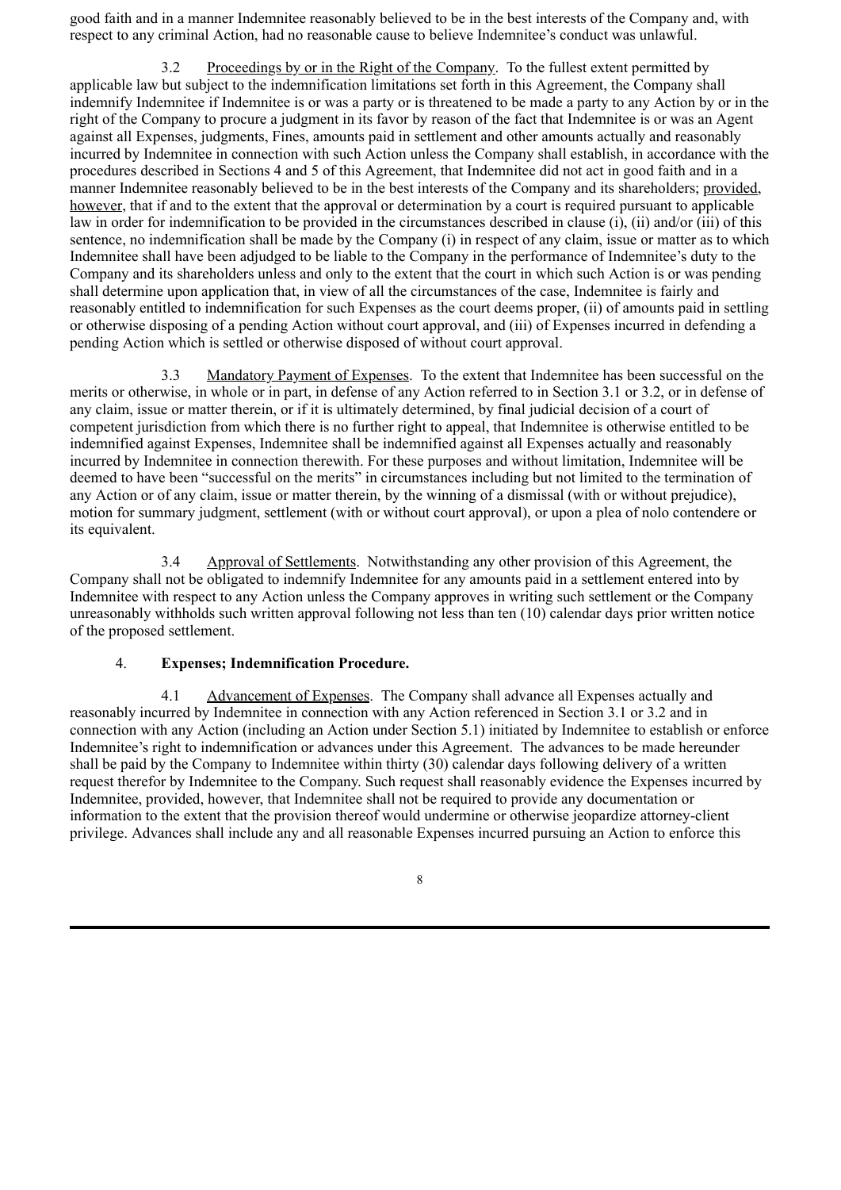good faith and in a manner Indemnitee reasonably believed to be in the best interests of the Company and, with respect to any criminal Action, had no reasonable cause to believe Indemnitee's conduct was unlawful.

3.2 Proceedings by or in the Right of the Company. To the fullest extent permitted by applicable law but subject to the indemnification limitations set forth in this Agreement, the Company shall indemnify Indemnitee if Indemnitee is or was a party or is threatened to be made a party to any Action by or in the right of the Company to procure a judgment in its favor by reason of the fact that Indemnitee is or was an Agent against all Expenses, judgments, Fines, amounts paid in settlement and other amounts actually and reasonably incurred by Indemnitee in connection with such Action unless the Company shall establish, in accordance with the procedures described in Sections 4 and 5 of this Agreement, that Indemnitee did not act in good faith and in a manner Indemnitee reasonably believed to be in the best interests of the Company and its shareholders; provided, however, that if and to the extent that the approval or determination by a court is required pursuant to applicable law in order for indemnification to be provided in the circumstances described in clause (i), (ii) and/or (iii) of this sentence, no indemnification shall be made by the Company (i) in respect of any claim, issue or matter as to which Indemnitee shall have been adjudged to be liable to the Company in the performance of Indemnitee's duty to the Company and its shareholders unless and only to the extent that the court in which such Action is or was pending shall determine upon application that, in view of all the circumstances of the case, Indemnitee is fairly and reasonably entitled to indemnification for such Expenses as the court deems proper, (ii) of amounts paid in settling or otherwise disposing of a pending Action without court approval, and (iii) of Expenses incurred in defending a pending Action which is settled or otherwise disposed of without court approval.

3.3 Mandatory Payment of Expenses. To the extent that Indemnitee has been successful on the merits or otherwise, in whole or in part, in defense of any Action referred to in Section 3.1 or 3.2, or in defense of any claim, issue or matter therein, or if it is ultimately determined, by final judicial decision of a court of competent jurisdiction from which there is no further right to appeal, that Indemnitee is otherwise entitled to be indemnified against Expenses, Indemnitee shall be indemnified against all Expenses actually and reasonably incurred by Indemnitee in connection therewith. For these purposes and without limitation, Indemnitee will be deemed to have been "successful on the merits" in circumstances including but not limited to the termination of any Action or of any claim, issue or matter therein, by the winning of a dismissal (with or without prejudice), motion for summary judgment, settlement (with or without court approval), or upon a plea of nolo contendere or its equivalent.

3.4 Approval of Settlements. Notwithstanding any other provision of this Agreement, the Company shall not be obligated to indemnify Indemnitee for any amounts paid in a settlement entered into by Indemnitee with respect to any Action unless the Company approves in writing such settlement or the Company unreasonably withholds such written approval following not less than ten (10) calendar days prior written notice of the proposed settlement.

4. **Expenses; Indemnification Procedure.**

4.1 Advancement of Expenses. The Company shall advance all Expenses actually and reasonably incurred by Indemnitee in connection with any Action referenced in Section 3.1 or 3.2 and in connection with any Action (including an Action under Section 5.1) initiated by Indemnitee to establish or enforce Indemnitee's right to indemnification or advances under this Agreement. The advances to be made hereunder shall be paid by the Company to Indemnitee within thirty (30) calendar days following delivery of a written request therefor by Indemnitee to the Company. Such request shall reasonably evidence the Expenses incurred by Indemnitee, provided, however, that Indemnitee shall not be required to provide any documentation or information to the extent that the provision thereof would undermine or otherwise jeopardize attorney-client privilege. Advances shall include any and all reasonable Expenses incurred pursuing an Action to enforce this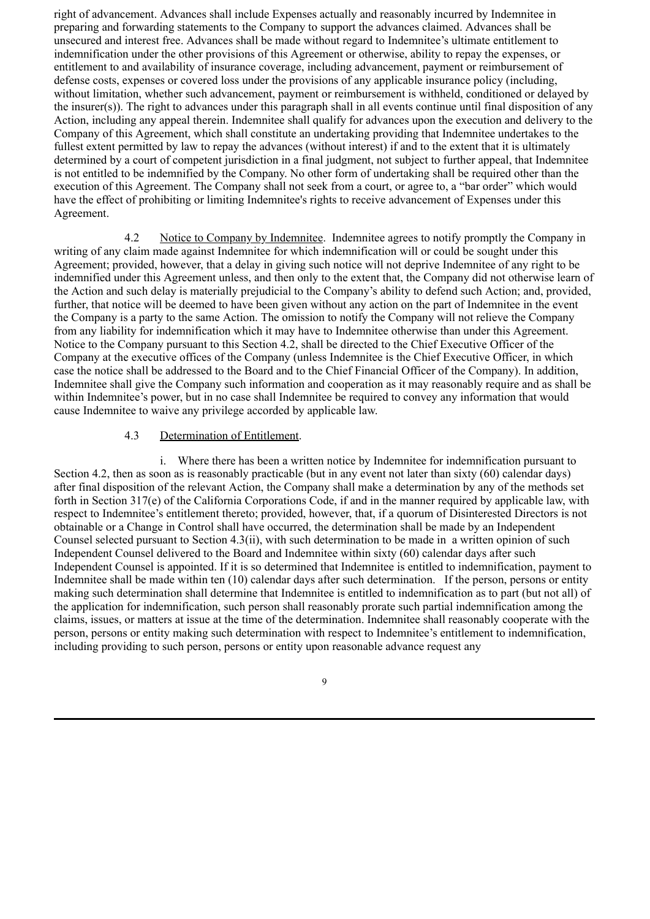right of advancement. Advances shall include Expenses actually and reasonably incurred by Indemnitee in preparing and forwarding statements to the Company to support the advances claimed. Advances shall be unsecured and interest free. Advances shall be made without regard to Indemnitee's ultimate entitlement to indemnification under the other provisions of this Agreement or otherwise, ability to repay the expenses, or entitlement to and availability of insurance coverage, including advancement, payment or reimbursement of defense costs, expenses or covered loss under the provisions of any applicable insurance policy (including, without limitation, whether such advancement, payment or reimbursement is withheld, conditioned or delayed by the insurer(s)). The right to advances under this paragraph shall in all events continue until final disposition of any Action, including any appeal therein. Indemnitee shall qualify for advances upon the execution and delivery to the Company of this Agreement, which shall constitute an undertaking providing that Indemnitee undertakes to the fullest extent permitted by law to repay the advances (without interest) if and to the extent that it is ultimately determined by a court of competent jurisdiction in a final judgment, not subject to further appeal, that Indemnitee is not entitled to be indemnified by the Company. No other form of undertaking shall be required other than the execution of this Agreement. The Company shall not seek from a court, or agree to, a "bar order" which would have the effect of prohibiting or limiting Indemnitee's rights to receive advancement of Expenses under this Agreement.

4.2 Notice to Company by Indemnitee. Indemnitee agrees to notify promptly the Company in writing of any claim made against Indemnitee for which indemnification will or could be sought under this Agreement; provided, however, that a delay in giving such notice will not deprive Indemnitee of any right to be indemnified under this Agreement unless, and then only to the extent that, the Company did not otherwise learn of the Action and such delay is materially prejudicial to the Company's ability to defend such Action; and, provided, further, that notice will be deemed to have been given without any action on the part of Indemnitee in the event the Company is a party to the same Action. The omission to notify the Company will not relieve the Company from any liability for indemnification which it may have to Indemnitee otherwise than under this Agreement. Notice to the Company pursuant to this Section 4.2, shall be directed to the Chief Executive Officer of the Company at the executive offices of the Company (unless Indemnitee is the Chief Executive Officer, in which case the notice shall be addressed to the Board and to the Chief Financial Officer of the Company). In addition, Indemnitee shall give the Company such information and cooperation as it may reasonably require and as shall be within Indemnitee's power, but in no case shall Indemnitee be required to convey any information that would cause Indemnitee to waive any privilege accorded by applicable law.

4.3 Determination of Entitlement.

i. Where there has been a written notice by Indemnitee for indemnification pursuant to Section 4.2, then as soon as is reasonably practicable (but in any event not later than sixty (60) calendar days) after final disposition of the relevant Action, the Company shall make a determination by any of the methods set forth in Section 317(e) of the California Corporations Code, if and in the manner required by applicable law, with respect to Indemnitee's entitlement thereto; provided, however, that, if a quorum of Disinterested Directors is not obtainable or a Change in Control shall have occurred, the determination shall be made by an Independent Counsel selected pursuant to Section 4.3(ii), with such determination to be made in a written opinion of such Independent Counsel delivered to the Board and Indemnitee within sixty (60) calendar days after such Independent Counsel is appointed. If it is so determined that Indemnitee is entitled to indemnification, payment to Indemnitee shall be made within ten (10) calendar days after such determination. If the person, persons or entity making such determination shall determine that Indemnitee is entitled to indemnification as to part (but not all) of the application for indemnification, such person shall reasonably prorate such partial indemnification among the claims, issues, or matters at issue at the time of the determination. Indemnitee shall reasonably cooperate with the person, persons or entity making such determination with respect to Indemnitee's entitlement to indemnification, including providing to such person, persons or entity upon reasonable advance request any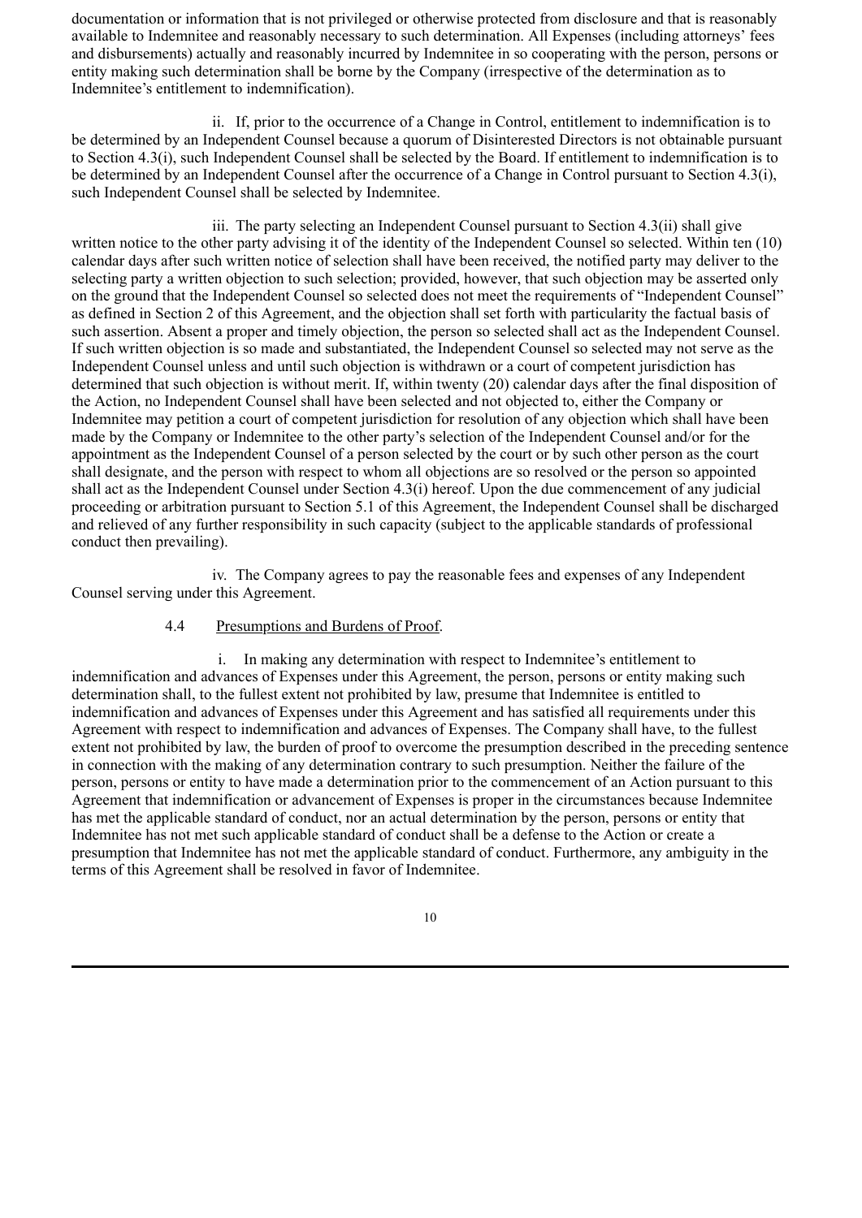documentation or information that is not privileged or otherwise protected from disclosure and that is reasonably available to Indemnitee and reasonably necessary to such determination. All Expenses (including attorneys' fees and disbursements) actually and reasonably incurred by Indemnitee in so cooperating with the person, persons or entity making such determination shall be borne by the Company (irrespective of the determination as to Indemnitee's entitlement to indemnification).

ii. If, prior to the occurrence of a Change in Control, entitlement to indemnification is to be determined by an Independent Counsel because a quorum of Disinterested Directors is not obtainable pursuant to Section 4.3(i), such Independent Counsel shall be selected by the Board. If entitlement to indemnification is to be determined by an Independent Counsel after the occurrence of a Change in Control pursuant to Section 4.3(i), such Independent Counsel shall be selected by Indemnitee.

iii. The party selecting an Independent Counsel pursuant to Section 4.3(ii) shall give written notice to the other party advising it of the identity of the Independent Counsel so selected. Within ten (10) calendar days after such written notice of selection shall have been received, the notified party may deliver to the selecting party a written objection to such selection; provided, however, that such objection may be asserted only on the ground that the Independent Counsel so selected does not meet the requirements of "Independent Counsel" as defined in Section 2 of this Agreement, and the objection shall set forth with particularity the factual basis of such assertion. Absent a proper and timely objection, the person so selected shall act as the Independent Counsel. If such written objection is so made and substantiated, the Independent Counsel so selected may not serve as the Independent Counsel unless and until such objection is withdrawn or a court of competent jurisdiction has determined that such objection is without merit. If, within twenty (20) calendar days after the final disposition of the Action, no Independent Counsel shall have been selected and not objected to, either the Company or Indemnitee may petition a court of competent jurisdiction for resolution of any objection which shall have been made by the Company or Indemnitee to the other party's selection of the Independent Counsel and/or for the appointment as the Independent Counsel of a person selected by the court or by such other person as the court shall designate, and the person with respect to whom all objections are so resolved or the person so appointed shall act as the Independent Counsel under Section 4.3(i) hereof. Upon the due commencement of any judicial proceeding or arbitration pursuant to Section 5.1 of this Agreement, the Independent Counsel shall be discharged and relieved of any further responsibility in such capacity (subject to the applicable standards of professional conduct then prevailing).

iv. The Company agrees to pay the reasonable fees and expenses of any Independent Counsel serving under this Agreement.

4.4 <u>Presumptions and Burdens of Proof</u>.

i. In making any determination with respect to Indemnitee's entitlement to indemnification and advances of Expenses under this Agreement, the person, persons or entity making such determination shall, to the fullest extent not prohibited by law, presume that Indemnitee is entitled to indemnification and advances of Expenses under this Agreement and has satisfied all requirements under this Agreement with respect to indemnification and advances of Expenses. The Company shall have, to the fullest extent not prohibited by law, the burden of proof to overcome the presumption described in the preceding sentence in connection with the making of any determination contrary to such presumption. Neither the failure of the person, persons or entity to have made a determination prior to the commencement of an Action pursuant to this Agreement that indemnification or advancement of Expenses is proper in the circumstances because Indemnitee has met the applicable standard of conduct, nor an actual determination by the person, persons or entity that Indemnitee has not met such applicable standard of conduct shall be a defense to the Action or create a presumption that Indemnitee has not met the applicable standard of conduct. Furthermore, any ambiguity in the terms of this Agreement shall be resolved in favor of Indemnitee.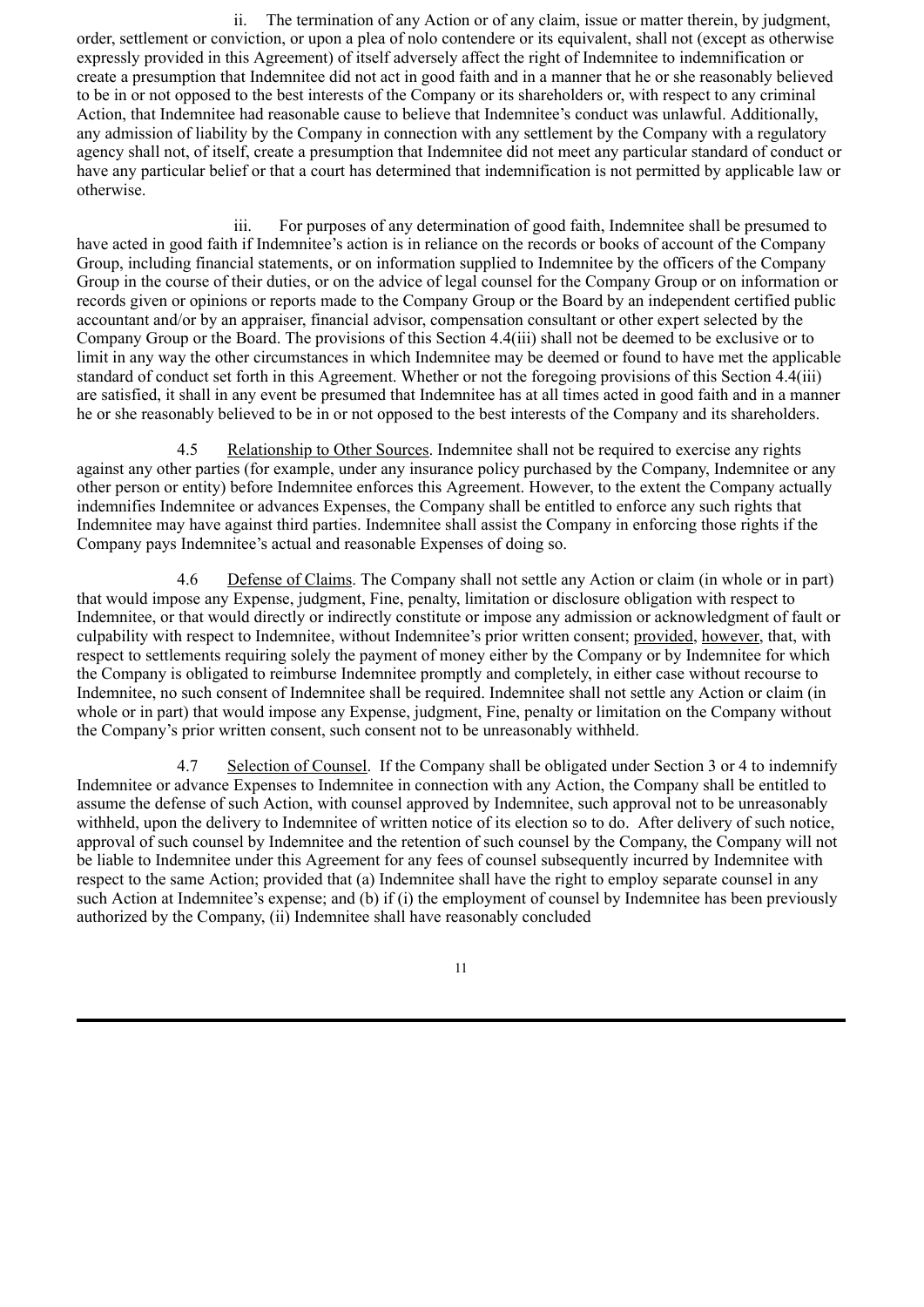ii. The termination of any Action or of any claim, issue or matter therein, by judgment, order, settlement or conviction, or upon a plea of nolo contendere or its equivalent, shall not (except as otherwise expressly provided in this Agreement) of itself adversely affect the right of Indemnitee to indemnification or create a presumption that Indemnitee did not act in good faith and in a manner that he or she reasonably believed to be in or not opposed to the best interests of the Company or its shareholders or, with respect to any criminal Action, that Indemnitee had reasonable cause to believe that Indemnitee's conduct was unlawful. Additionally, any admission of liability by the Company in connection with any settlement by the Company with a regulatory agency shall not, of itself, create a presumption that Indemnitee did not meet any particular standard of conduct or have any particular belief or that a court has determined that indemnification is not permitted by applicable law or otherwise.

iii. For purposes of any determination of good faith, Indemnitee shall be presumed to have acted in good faith if Indemnitee's action is in reliance on the records or books of account of the Company Group, including financial statements, or on information supplied to Indemnitee by the officers of the Company Group in the course of their duties, or on the advice of legal counsel for the Company Group or on information or records given or opinions or reports made to the Company Group or the Board by an independent certified public accountant and/or by an appraiser, financial advisor, compensation consultant or other expert selected by the Company Group or the Board. The provisions of this Section 4.4(iii) shall not be deemed to be exclusive or to limit in any way the other circumstances in which Indemnitee may be deemed or found to have met the applicable standard of conduct set forth in this Agreement. Whether or not the foregoing provisions of this Section 4.4(iii) are satisfied, it shall in any event be presumed that Indemnitee has at all times acted in good faith and in a manner he or she reasonably believed to be in or not opposed to the best interests of the Company and its shareholders.

4.5 Relationship to Other Sources. Indemnitee shall not be required to exercise any rights against any other parties (for example, under any insurance policy purchased by the Company, Indemnitee or any other person or entity) before Indemnitee enforces this Agreement. However, to the extent the Company actually indemnifies Indemnitee or advances Expenses, the Company shall be entitled to enforce any such rights that Indemnitee may have against third parties. Indemnitee shall assist the Company in enforcing those rights if the Company pays Indemnitee's actual and reasonable Expenses of doing so.

4.6 Defense of Claims. The Company shall not settle any Action or claim (in whole or in part) that would impose any Expense, judgment, Fine, penalty, limitation or disclosure obligation with respect to Indemnitee, or that would directly or indirectly constitute or impose any admission or acknowledgment of fault or culpability with respect to Indemnitee, without Indemnitee's prior written consent; provided, however, that, with respect to settlements requiring solely the payment of money either by the Company or by Indemnitee for which the Company is obligated to reimburse Indemnitee promptly and completely, in either case without recourse to Indemnitee, no such consent of Indemnitee shall be required. Indemnitee shall not settle any Action or claim (in whole or in part) that would impose any Expense, judgment, Fine, penalty or limitation on the Company without the Company's prior written consent, such consent not to be unreasonably withheld.

4.7 Selection of Counsel. If the Company shall be obligated under Section 3 or 4 to indemnify Indemnitee or advance Expenses to Indemnitee in connection with any Action, the Company shall be entitled to assume the defense of such Action, with counsel approved by Indemnitee, such approval not to be unreasonably withheld, upon the delivery to Indemnitee of written notice of its election so to do. After delivery of such notice, approval of such counsel by Indemnitee and the retention of such counsel by the Company, the Company will not be liable to Indemnitee under this Agreement for any fees of counsel subsequently incurred by Indemnitee with respect to the same Action; provided that (a) Indemnitee shall have the right to employ separate counsel in any such Action at Indemnitee's expense; and (b) if (i) the employment of counsel by Indemnitee has been previously authorized by the Company, (ii) Indemnitee shall have reasonably concluded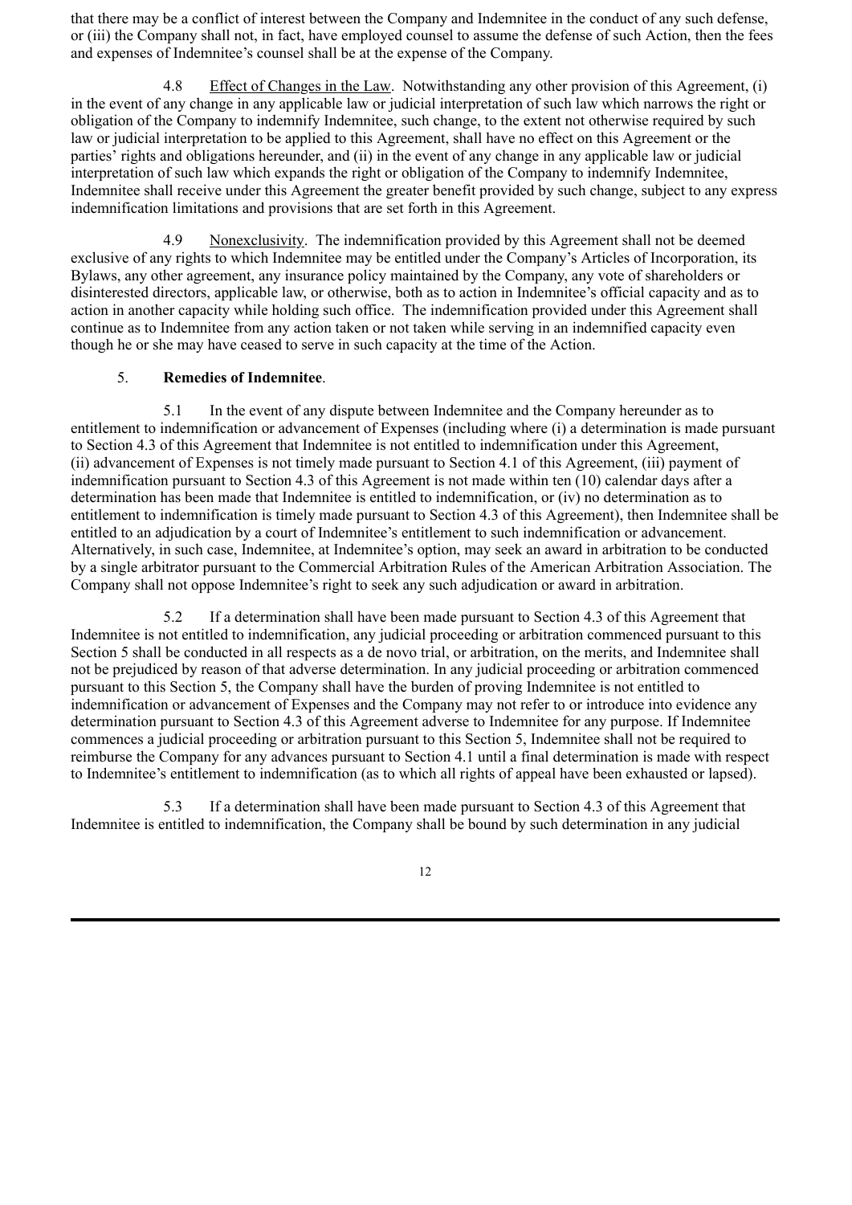that there may be a conflict of interest between the Company and Indemnitee in the conduct of any such defense, or (iii) the Company shall not, in fact, have employed counsel to assume the defense of such Action, then the fees and expenses of Indemnitee's counsel shall be at the expense of the Company.

4.8 Effect of Changes in the Law. Notwithstanding any other provision of this Agreement, (i) in the event of any change in any applicable law or judicial interpretation of such law which narrows the right or obligation of the Company to indemnify Indemnitee, such change, to the extent not otherwise required by such law or judicial interpretation to be applied to this Agreement, shall have no effect on this Agreement or the parties' rights and obligations hereunder, and (ii) in the event of any change in any applicable law or judicial interpretation of such law which expands the right or obligation of the Company to indemnify Indemnitee, Indemnitee shall receive under this Agreement the greater benefit provided by such change, subject to any express indemnification limitations and provisions that are set forth in this Agreement.

4.9 Nonexclusivity. The indemnification provided by this Agreement shall not be deemed exclusive of any rights to which Indemnitee may be entitled under the Company's Articles of Incorporation, its Bylaws, any other agreement, any insurance policy maintained by the Company, any vote of shareholders or disinterested directors, applicable law, or otherwise, both as to action in Indemnitee's official capacity and as to action in another capacity while holding such office. The indemnification provided under this Agreement shall continue as to Indemnitee from any action taken or not taken while serving in an indemnified capacity even though he or she may have ceased to serve in such capacity at the time of the Action.

5. **Remedies of Indemnitee**.

5.1 In the event of any dispute between Indemnitee and the Company hereunder as to entitlement to indemnification or advancement of Expenses (including where (i) a determination is made pursuant to Section 4.3 of this Agreement that Indemnitee is not entitled to indemnification under this Agreement, (ii) advancement of Expenses is not timely made pursuant to Section 4.1 of this Agreement, (iii) payment of indemnification pursuant to Section 4.3 of this Agreement is not made within ten (10) calendar days after a determination has been made that Indemnitee is entitled to indemnification, or (iv) no determination as to entitlement to indemnification is timely made pursuant to Section 4.3 of this Agreement), then Indemnitee shall be entitled to an adjudication by a court of Indemnitee's entitlement to such indemnification or advancement. Alternatively, in such case, Indemnitee, at Indemnitee's option, may seek an award in arbitration to be conducted by a single arbitrator pursuant to the Commercial Arbitration Rules of the American Arbitration Association. The Company shall not oppose Indemnitee's right to seek any such adjudication or award in arbitration.

5.2 If a determination shall have been made pursuant to Section 4.3 of this Agreement that Indemnitee is not entitled to indemnification, any judicial proceeding or arbitration commenced pursuant to this Section 5 shall be conducted in all respects as a de novo trial, or arbitration, on the merits, and Indemnitee shall not be prejudiced by reason of that adverse determination. In any judicial proceeding or arbitration commenced pursuant to this Section 5, the Company shall have the burden of proving Indemnitee is not entitled to indemnification or advancement of Expenses and the Company may not refer to or introduce into evidence any determination pursuant to Section 4.3 of this Agreement adverse to Indemnitee for any purpose. If Indemnitee commences a judicial proceeding or arbitration pursuant to this Section 5, Indemnitee shall not be required to reimburse the Company for any advances pursuant to Section 4.1 until a final determination is made with respect to Indemnitee's entitlement to indemnification (as to which all rights of appeal have been exhausted or lapsed).

5.3 If a determination shall have been made pursuant to Section 4.3 of this Agreement that Indemnitee is entitled to indemnification, the Company shall be bound by such determination in any judicial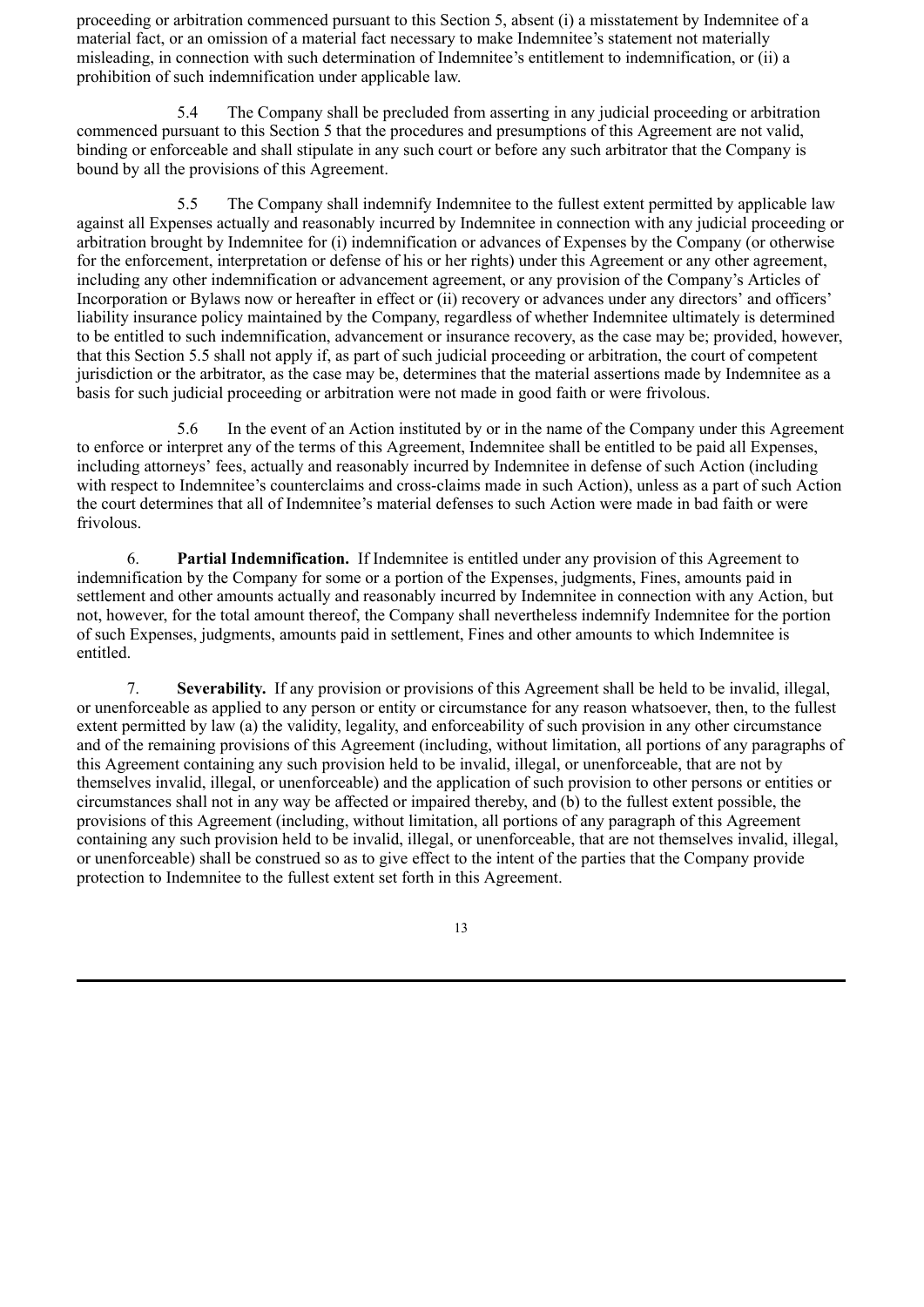proceeding or arbitration commenced pursuant to this Section 5, absent (i) a misstatement by Indemnitee of a material fact, or an omission of a material fact necessary to make Indemnitee's statement not materially misleading, in connection with such determination of Indemnitee's entitlement to indemnification, or (ii) a prohibition of such indemnification under applicable law.

5.4 The Company shall be precluded from asserting in any judicial proceeding or arbitration commenced pursuant to this Section 5 that the procedures and presumptions of this Agreement are not valid, binding or enforceable and shall stipulate in any such court or before any such arbitrator that the Company is bound by all the provisions of this Agreement.

5.5 The Company shall indemnify Indemnitee to the fullest extent permitted by applicable law against all Expenses actually and reasonably incurred by Indemnitee in connection with any judicial proceeding or arbitration brought by Indemnitee for (i) indemnification or advances of Expenses by the Company (or otherwise for the enforcement, interpretation or defense of his or her rights) under this Agreement or any other agreement, including any other indemnification or advancement agreement, or any provision of the Company's Articles of Incorporation or Bylaws now or hereafter in effect or (ii) recovery or advances under any directors' and officers' liability insurance policy maintained by the Company, regardless of whether Indemnitee ultimately is determined to be entitled to such indemnification, advancement or insurance recovery, as the case may be; provided, however, that this Section 5.5 shall not apply if, as part of such judicial proceeding or arbitration, the court of competent jurisdiction or the arbitrator, as the case may be, determines that the material assertions made by Indemnitee as a basis for such judicial proceeding or arbitration were not made in good faith or were frivolous.

5.6 In the event of an Action instituted by or in the name of the Company under this Agreement to enforce or interpret any of the terms of this Agreement, Indemnitee shall be entitled to be paid all Expenses, including attorneys' fees, actually and reasonably incurred by Indemnitee in defense of such Action (including with respect to Indemnitee's counterclaims and cross-claims made in such Action), unless as a part of such Action the court determines that all of Indemnitee's material defenses to such Action were made in bad faith or were frivolous.

6. **Partial Indemnification.** If Indemnitee is entitled under any provision of this Agreement to indemnification by the Company for some or a portion of the Expenses, judgments, Fines, amounts paid in settlement and other amounts actually and reasonably incurred by Indemnitee in connection with any Action, but not, however, for the total amount thereof, the Company shall nevertheless indemnify Indemnitee for the portion of such Expenses, judgments, amounts paid in settlement, Fines and other amounts to which Indemnitee is entitled.

7. **Severability.** If any provision or provisions of this Agreement shall be held to be invalid, illegal, or unenforceable as applied to any person or entity or circumstance for any reason whatsoever, then, to the fullest extent permitted by law (a) the validity, legality, and enforceability of such provision in any other circumstance and of the remaining provisions of this Agreement (including, without limitation, all portions of any paragraphs of this Agreement containing any such provision held to be invalid, illegal, or unenforceable, that are not by themselves invalid, illegal, or unenforceable) and the application of such provision to other persons or entities or circumstances shall not in any way be affected or impaired thereby, and (b) to the fullest extent possible, the provisions of this Agreement (including, without limitation, all portions of any paragraph of this Agreement containing any such provision held to be invalid, illegal, or unenforceable, that are not themselves invalid, illegal, or unenforceable) shall be construed so as to give effect to the intent of the parties that the Company provide protection to Indemnitee to the fullest extent set forth in this Agreement.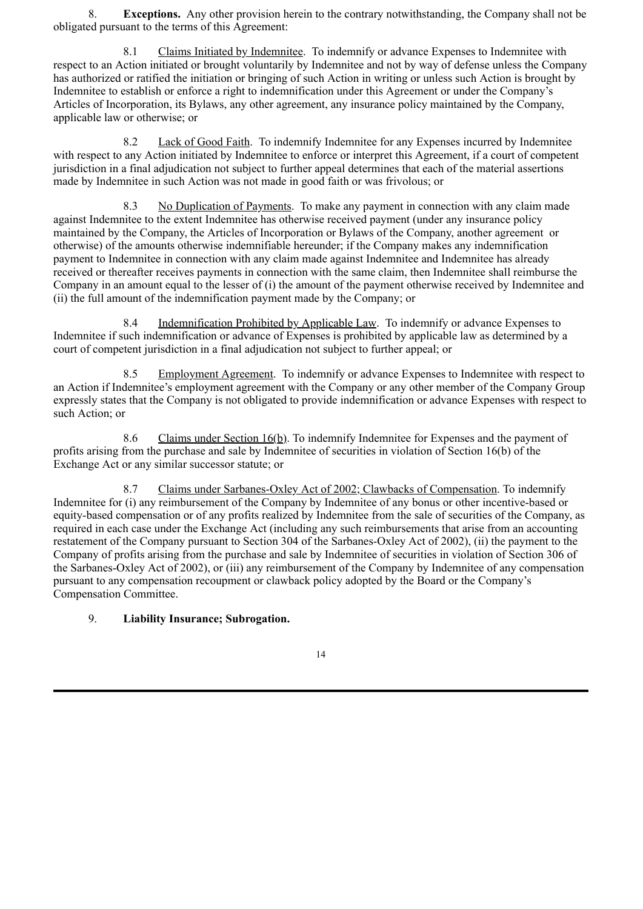8. **Exceptions.** Any other provision herein to the contrary notwithstanding, the Company shall not be obligated pursuant to the terms of this Agreement:

8.1 Claims Initiated by Indemnitee. To indemnify or advance Expenses to Indemnitee with respect to an Action initiated or brought voluntarily by Indemnitee and not by way of defense unless the Company has authorized or ratified the initiation or bringing of such Action in writing or unless such Action is brought by Indemnitee to establish or enforce a right to indemnification under this Agreement or under the Company's Articles of Incorporation, its Bylaws, any other agreement, any insurance policy maintained by the Company, applicable law or otherwise; or

8.2 Lack of Good Faith. To indemnify Indemnitee for any Expenses incurred by Indemnitee with respect to any Action initiated by Indemnitee to enforce or interpret this Agreement, if a court of competent jurisdiction in a final adjudication not subject to further appeal determines that each of the material assertions made by Indemnitee in such Action was not made in good faith or was frivolous; or

8.3 No Duplication of Payments. To make any payment in connection with any claim made against Indemnitee to the extent Indemnitee has otherwise received payment (under any insurance policy maintained by the Company, the Articles of Incorporation or Bylaws of the Company, another agreement or otherwise) of the amounts otherwise indemnifiable hereunder; if the Company makes any indemnification payment to Indemnitee in connection with any claim made against Indemnitee and Indemnitee has already received or thereafter receives payments in connection with the same claim, then Indemnitee shall reimburse the Company in an amount equal to the lesser of (i) the amount of the payment otherwise received by Indemnitee and (ii) the full amount of the indemnification payment made by the Company; or

8.4 Indemnification Prohibited by Applicable Law. To indemnify or advance Expenses to Indemnitee if such indemnification or advance of Expenses is prohibited by applicable law as determined by a court of competent jurisdiction in a final adjudication not subject to further appeal; or

8.5 Employment Agreement. To indemnify or advance Expenses to Indemnitee with respect to an Action if Indemnitee's employment agreement with the Company or any other member of the Company Group expressly states that the Company is not obligated to provide indemnification or advance Expenses with respect to such Action; or

8.6 Claims under Section 16(b). To indemnify Indemnitee for Expenses and the payment of profits arising from the purchase and sale by Indemnitee of securities in violation of Section 16(b) of the Exchange Act or any similar successor statute; or

8.7 Claims under Sarbanes-Oxley Act of 2002; Clawbacks of Compensation. To indemnify Indemnitee for (i) any reimbursement of the Company by Indemnitee of any bonus or other incentive-based or equity-based compensation or of any profits realized by Indemnitee from the sale of securities of the Company, as required in each case under the Exchange Act (including any such reimbursements that arise from an accounting restatement of the Company pursuant to Section 304 of the Sarbanes-Oxley Act of 2002), (ii) the payment to the Company of profits arising from the purchase and sale by Indemnitee of securities in violation of Section 306 of the Sarbanes-Oxley Act of 2002), or (iii) any reimbursement of the Company by Indemnitee of any compensation pursuant to any compensation recoupment or clawback policy adopted by the Board or the Company's Compensation Committee.

9. **Liability Insurance; Subrogation.**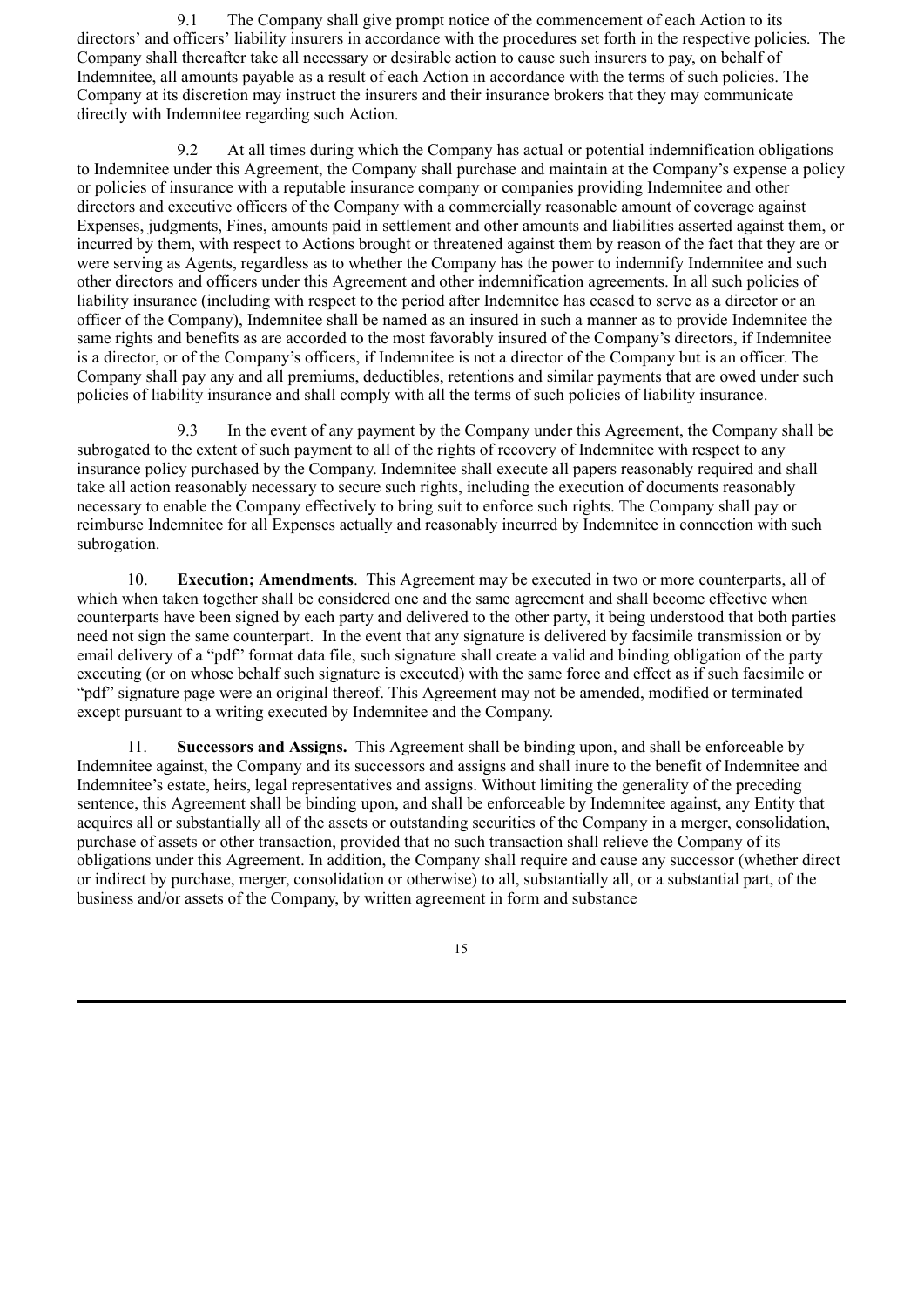9.1 The Company shall give prompt notice of the commencement of each Action to its directors' and officers' liability insurers in accordance with the procedures set forth in the respective policies. The Company shall thereafter take all necessary or desirable action to cause such insurers to pay, on behalf of Indemnitee, all amounts payable as a result of each Action in accordance with the terms of such policies. The Company at its discretion may instruct the insurers and their insurance brokers that they may communicate directly with Indemnitee regarding such Action.

9.2 At all times during which the Company has actual or potential indemnification obligations to Indemnitee under this Agreement, the Company shall purchase and maintain at the Company's expense a policy or policies of insurance with a reputable insurance company or companies providing Indemnitee and other directors and executive officers of the Company with a commercially reasonable amount of coverage against Expenses, judgments, Fines, amounts paid in settlement and other amounts and liabilities asserted against them, or incurred by them, with respect to Actions brought or threatened against them by reason of the fact that they are or were serving as Agents, regardless as to whether the Company has the power to indemnify Indemnitee and such other directors and officers under this Agreement and other indemnification agreements. In all such policies of liability insurance (including with respect to the period after Indemnitee has ceased to serve as a director or an officer of the Company), Indemnitee shall be named as an insured in such a manner as to provide Indemnitee the same rights and benefits as are accorded to the most favorably insured of the Company's directors, if Indemnitee is a director, or of the Company's officers, if Indemnitee is not a director of the Company but is an officer. The Company shall pay any and all premiums, deductibles, retentions and similar payments that are owed under such policies of liability insurance and shall comply with all the terms of such policies of liability insurance.

9.3 In the event of any payment by the Company under this Agreement, the Company shall be subrogated to the extent of such payment to all of the rights of recovery of Indemnitee with respect to any insurance policy purchased by the Company. Indemnitee shall execute all papers reasonably required and shall take all action reasonably necessary to secure such rights, including the execution of documents reasonably necessary to enable the Company effectively to bring suit to enforce such rights. The Company shall pay or reimburse Indemnitee for all Expenses actually and reasonably incurred by Indemnitee in connection with such subrogation.

10. **Execution; Amendments**. This Agreement may be executed in two or more counterparts, all of which when taken together shall be considered one and the same agreement and shall become effective when counterparts have been signed by each party and delivered to the other party, it being understood that both parties need not sign the same counterpart. In the event that any signature is delivered by facsimile transmission or by email delivery of a "pdf" format data file, such signature shall create a valid and binding obligation of the party executing (or on whose behalf such signature is executed) with the same force and effect as if such facsimile or "pdf" signature page were an original thereof. This Agreement may not be amended, modified or terminated except pursuant to a writing executed by Indemnitee and the Company.

11. **Successors and Assigns.** This Agreement shall be binding upon, and shall be enforceable by Indemnitee against, the Company and its successors and assigns and shall inure to the benefit of Indemnitee and Indemnitee's estate, heirs, legal representatives and assigns. Without limiting the generality of the preceding sentence, this Agreement shall be binding upon, and shall be enforceable by Indemnitee against, any Entity that acquires all or substantially all of the assets or outstanding securities of the Company in a merger, consolidation, purchase of assets or other transaction, provided that no such transaction shall relieve the Company of its obligations under this Agreement. In addition, the Company shall require and cause any successor (whether direct or indirect by purchase, merger, consolidation or otherwise) to all, substantially all, or a substantial part, of the business and/or assets of the Company, by written agreement in form and substance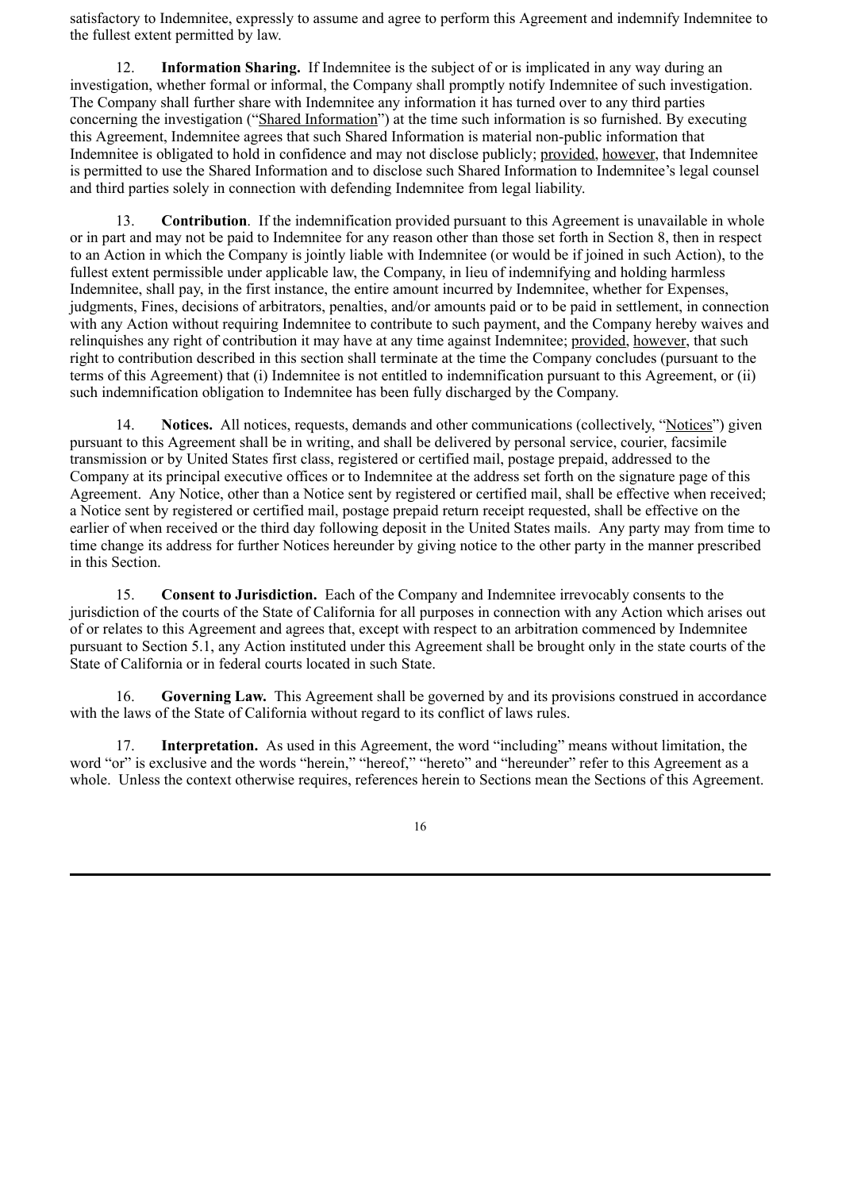satisfactory to Indemnitee, expressly to assume and agree to perform this Agreement and indemnify Indemnitee to the fullest extent permitted by law.

12. **Information Sharing.** If Indemnitee is the subject of or is implicated in any way during an investigation, whether formal or informal, the Company shall promptly notify Indemnitee of such investigation. The Company shall further share with Indemnitee any information it has turned over to any third parties concerning the investigation ("Shared Information") at the time such information is so furnished. By executing this Agreement, Indemnitee agrees that such Shared Information is material non-public information that Indemnitee is obligated to hold in confidence and may not disclose publicly; provided, however, that Indemnitee is permitted to use the Shared Information and to disclose such Shared Information to Indemnitee's legal counsel and third parties solely in connection with defending Indemnitee from legal liability.

13. **Contribution**. If the indemnification provided pursuant to this Agreement is unavailable in whole or in part and may not be paid to Indemnitee for any reason other than those set forth in Section 8, then in respect to an Action in which the Company is jointly liable with Indemnitee (or would be if joined in such Action), to the fullest extent permissible under applicable law, the Company, in lieu of indemnifying and holding harmless Indemnitee, shall pay, in the first instance, the entire amount incurred by Indemnitee, whether for Expenses, judgments, Fines, decisions of arbitrators, penalties, and/or amounts paid or to be paid in settlement, in connection with any Action without requiring Indemnitee to contribute to such payment, and the Company hereby waives and relinquishes any right of contribution it may have at any time against Indemnitee; provided, however, that such right to contribution described in this section shall terminate at the time the Company concludes (pursuant to the terms of this Agreement) that (i) Indemnitee is not entitled to indemnification pursuant to this Agreement, or (ii) such indemnification obligation to Indemnitee has been fully discharged by the Company.

14. **Notices.** All notices, requests, demands and other communications (collectively, "Notices") given pursuant to this Agreement shall be in writing, and shall be delivered by personal service, courier, facsimile transmission or by United States first class, registered or certified mail, postage prepaid, addressed to the Company at its principal executive offices or to Indemnitee at the address set forth on the signature page of this Agreement. Any Notice, other than a Notice sent by registered or certified mail, shall be effective when received; a Notice sent by registered or certified mail, postage prepaid return receipt requested, shall be effective on the earlier of when received or the third day following deposit in the United States mails. Any party may from time to time change its address for further Notices hereunder by giving notice to the other party in the manner prescribed in this Section.

15. **Consent to Jurisdiction.** Each of the Company and Indemnitee irrevocably consents to the jurisdiction of the courts of the State of California for all purposes in connection with any Action which arises out of or relates to this Agreement and agrees that, except with respect to an arbitration commenced by Indemnitee pursuant to Section 5.1, any Action instituted under this Agreement shall be brought only in the state courts of the State of California or in federal courts located in such State.

16. **Governing Law.** This Agreement shall be governed by and its provisions construed in accordance with the laws of the State of California without regard to its conflict of laws rules.

17. **Interpretation.** As used in this Agreement, the word "including" means without limitation, the word "or" is exclusive and the words "herein," "hereof," "hereto" and "hereunder" refer to this Agreement as a whole. Unless the context otherwise requires, references herein to Sections mean the Sections of this Agreement.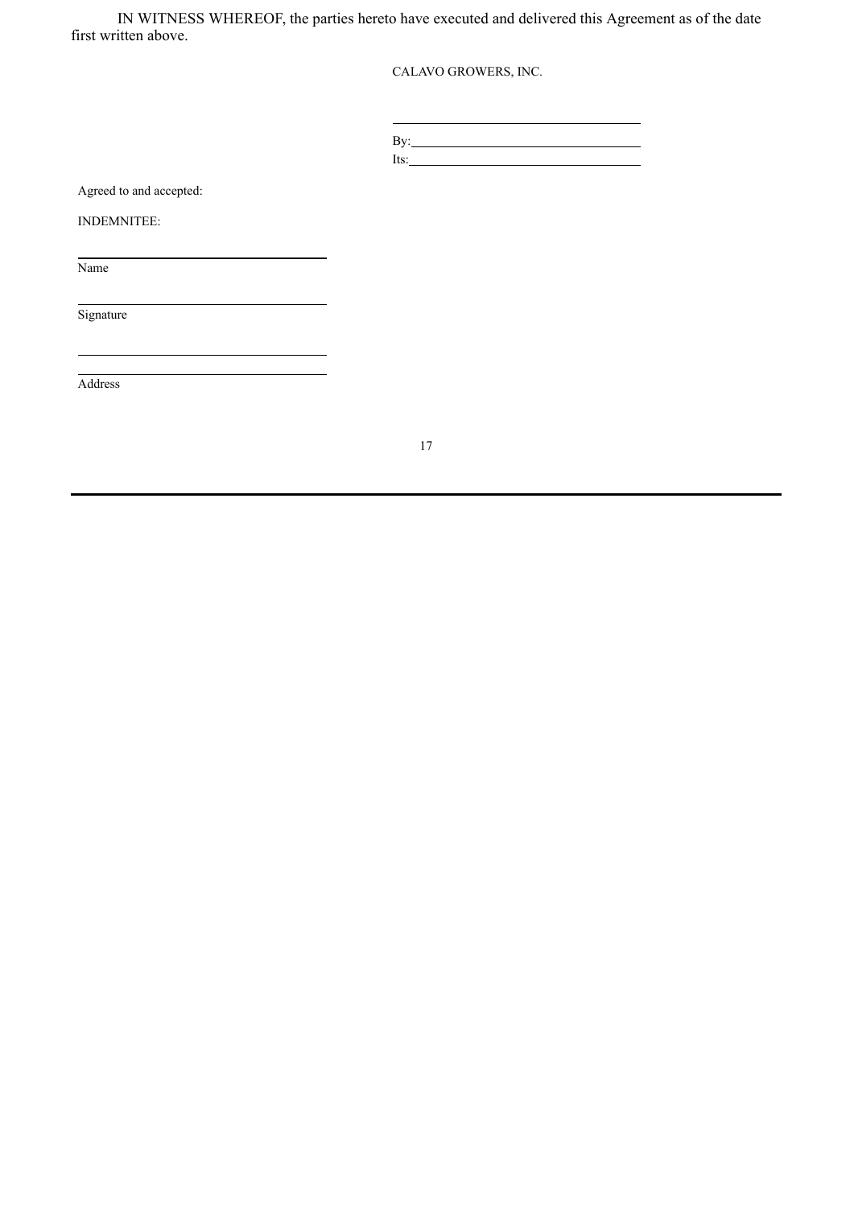IN WITNESS WHEREOF, the parties hereto have executed and delivered this Agreement as of the date first written above.

CALAVO GROWERS, INC.

\_\_\_\_\_\_\_\_\_\_\_\_\_\_\_\_\_\_\_\_\_\_\_\_\_\_\_\_\_\_\_\_

By:\_\_\_\_\_\_\_\_\_\_\_\_\_\_\_\_\_\_\_\_\_\_\_\_\_\_\_\_\_\_

Its:\_\_\_\_\_\_\_\_\_\_\_\_\_\_\_\_\_\_\_\_\_\_\_\_\_\_\_\_\_\_

Agreed to and accepted:

INDEMNITEE:

\_\_\_\_\_\_\_\_\_\_\_\_\_\_\_\_\_\_\_\_\_\_\_\_\_\_\_\_\_\_\_\_

Name

\_\_\_\_\_\_\_\_\_\_\_\_\_\_\_\_\_\_\_\_\_\_\_\_\_\_\_\_\_\_\_\_

Signature

\_\_\_\_\_\_\_\_\_\_\_\_\_\_\_\_\_\_\_\_\_\_\_\_\_\_\_\_\_\_\_\_

\_\_\_\_\_\_\_\_\_\_\_\_\_\_\_\_\_\_\_\_\_\_\_\_\_\_\_\_\_\_\_\_

Address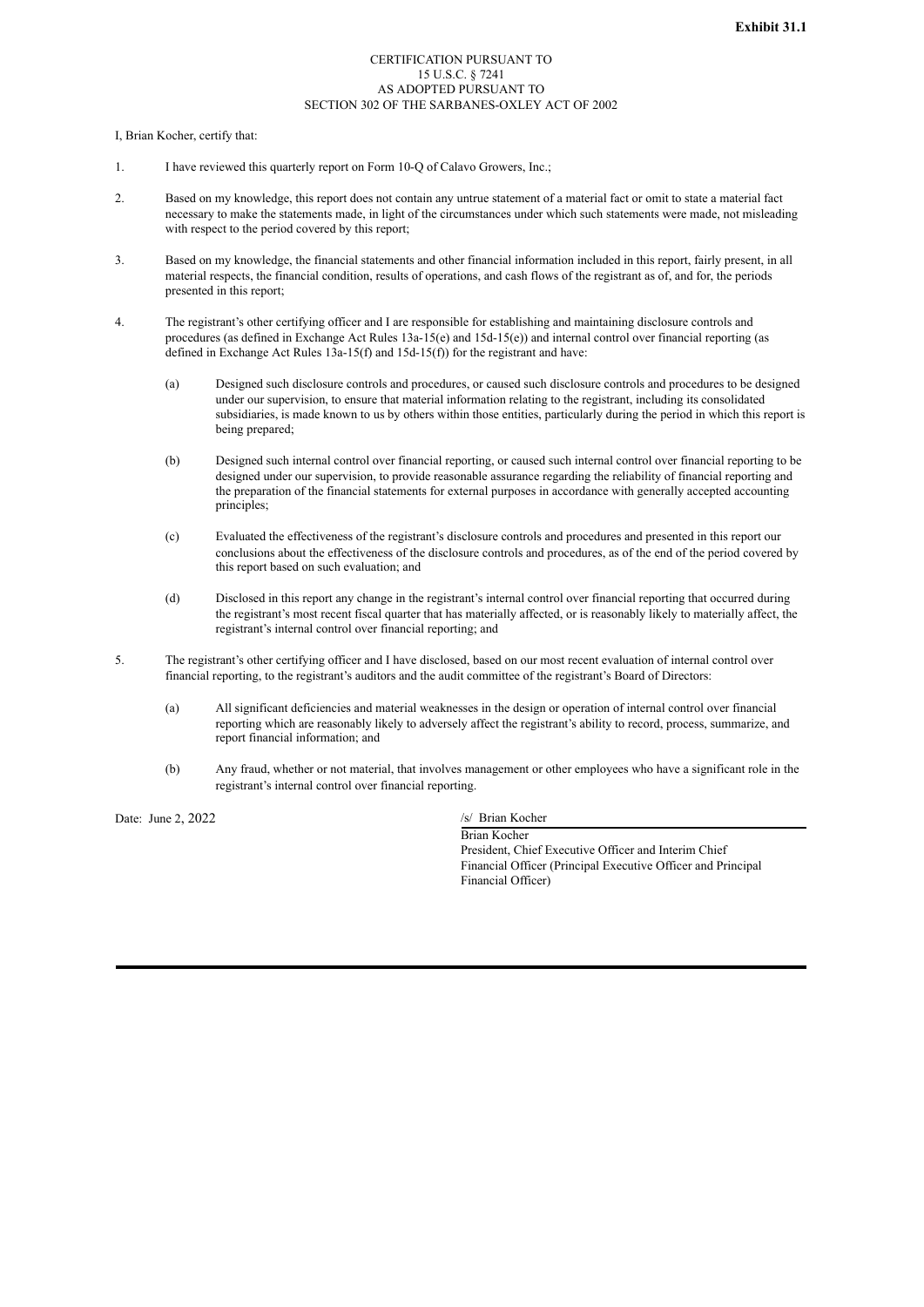**Exhibit 31.1**

CERTIFICATION PURSUANT TO
15 U.S.C. § 7241
AS ADOPTED PURSUANT TO
SECTION 302 OF THE SARBANES-OXLEY ACT OF 2002

I, Brian Kocher, certify that:

1. I have reviewed this quarterly report on Form 10-Q of Calavo Growers, Inc.;

2. Based on my knowledge, this report does not contain any untrue statement of a material fact or omit to state a material fact necessary to make the statements made, in light of the circumstances under which such statements were made, not misleading with respect to the period covered by this report;

3. Based on my knowledge, the financial statements and other financial information included in this report, fairly present, in all material respects, the financial condition, results of operations, and cash flows of the registrant as of, and for, the periods presented in this report;

4. The registrant's other certifying officer and I are responsible for establishing and maintaining disclosure controls and procedures (as defined in Exchange Act Rules 13a-15(e) and 15d-15(e)) and internal control over financial reporting (as defined in Exchange Act Rules 13a-15(f) and 15d-15(f)) for the registrant and have:

   (a) Designed such disclosure controls and procedures, or caused such disclosure controls and procedures to be designed under our supervision, to ensure that material information relating to the registrant, including its consolidated subsidiaries, is made known to us by others within those entities, particularly during the period in which this report is being prepared;

   (b) Designed such internal control over financial reporting, or caused such internal control over financial reporting to be designed under our supervision, to provide reasonable assurance regarding the reliability of financial reporting and the preparation of the financial statements for external purposes in accordance with generally accepted accounting principles;

   (c) Evaluated the effectiveness of the registrant's disclosure controls and procedures and presented in this report our conclusions about the effectiveness of the disclosure controls and procedures, as of the end of the period covered by this report based on such evaluation; and

   (d) Disclosed in this report any change in the registrant's internal control over financial reporting that occurred during the registrant's most recent fiscal quarter that has materially affected, or is reasonably likely to materially affect, the registrant's internal control over financial reporting; and

5. The registrant's other certifying officer and I have disclosed, based on our most recent evaluation of internal control over financial reporting, to the registrant's auditors and the audit committee of the registrant's Board of Directors:

   (a) All significant deficiencies and material weaknesses in the design or operation of internal control over financial reporting which are reasonably likely to adversely affect the registrant's ability to record, process, summarize, and report financial information; and

   (b) Any fraud, whether or not material, that involves management or other employees who have a significant role in the registrant's internal control over financial reporting.

Date: June 2, 2022

/s/ Brian Kocher

Brian Kocher
President, Chief Executive Officer and Interim Chief Financial Officer (Principal Executive Officer and Principal Financial Officer)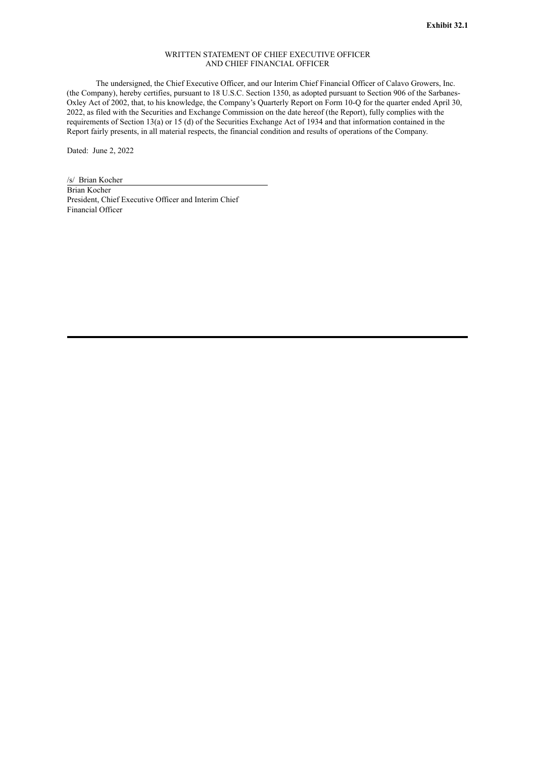**Exhibit 32.1**

WRITTEN STATEMENT OF CHIEF EXECUTIVE OFFICER
AND CHIEF FINANCIAL OFFICER

The undersigned, the Chief Executive Officer, and our Interim Chief Financial Officer of Calavo Growers, Inc. (the Company), hereby certifies, pursuant to 18 U.S.C. Section 1350, as adopted pursuant to Section 906 of the Sarbanes-Oxley Act of 2002, that, to his knowledge, the Company's Quarterly Report on Form 10-Q for the quarter ended April 30, 2022, as filed with the Securities and Exchange Commission on the date hereof (the Report), fully complies with the requirements of Section 13(a) or 15 (d) of the Securities Exchange Act of 1934 and that information contained in the Report fairly presents, in all material respects, the financial condition and results of operations of the Company.

Dated: June 2, 2022

/s/ Brian Kocher
Brian Kocher
President, Chief Executive Officer and Interim Chief Financial Officer